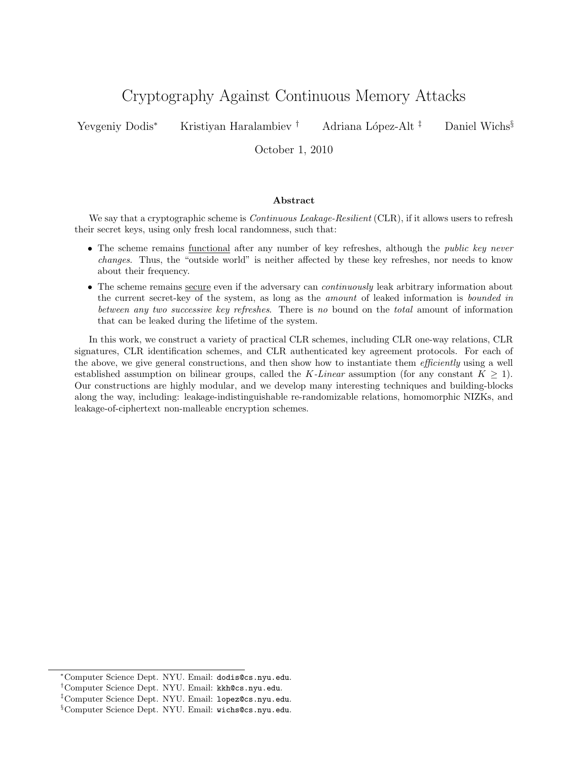# Cryptography Against Continuous Memory Attacks

Yevgeniy Dodis[*] Kristiyan Haralambiev[†] Adriana López-Alt[‡] Daniel Wichs[§]

October 1, 2010

### Abstract

We say that a cryptographic scheme is *Continuous Leakage-Resilient* (CLR), if it allows users to refresh their secret keys, using only fresh local randomness, such that:

- The scheme remains functional after any number of key refreshes, although the *public key never changes*. Thus, the "outside world" is neither affected by these key refreshes, nor needs to know about their frequency.
- The scheme remains secure even if the adversary can *continuously* leak arbitrary information about the current secret-key of the system, as long as the *amount* of leaked information is *bounded in between any two successive key refreshes*. There is *no* bound on the *total* amount of information that can be leaked during the lifetime of the system.

In this work, we construct a variety of practical CLR schemes, including CLR one-way relations, CLR signatures, CLR identification schemes, and CLR authenticated key agreement protocols. For each of the above, we give general constructions, and then show how to instantiate them *efficiently* using a well established assumption on bilinear groups, called the *K-Linear* assumption (for any constant $K \geq 1$). Our constructions are highly modular, and we develop many interesting techniques and building-blocks along the way, including: leakage-indistinguishable re-randomizable relations, homomorphic NIZKs, and leakage-of-ciphertext non-malleable encryption schemes.

---

[*] Computer Science Dept. NYU. Email: dodis@cs.nyu.edu.

[†] Computer Science Dept. NYU. Email: kkh@cs.nyu.edu.

[‡] Computer Science Dept. NYU. Email: lopez@cs.nyu.edu.

[§] Computer Science Dept. NYU. Email: wichs@cs.nyu.edu.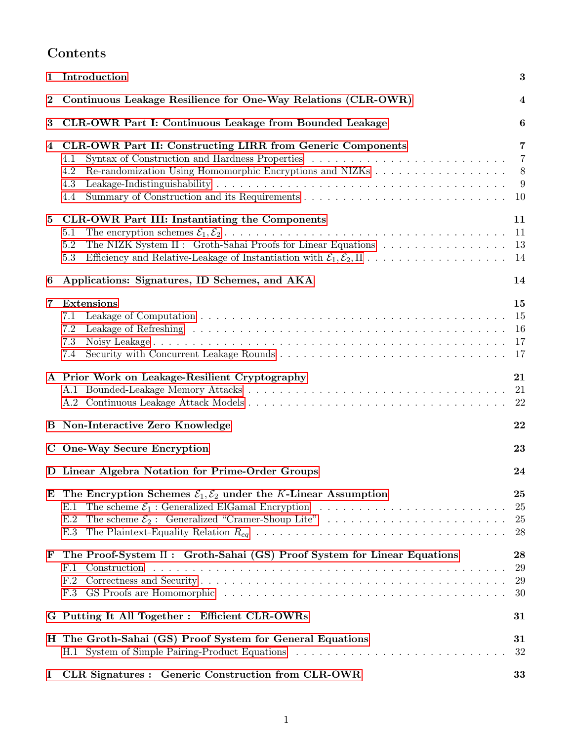# Contents

- **1 Introduction** — 3
- **2 Continuous Leakage Resilience for One-Way Relations (CLR-OWR)** — 4
- **3 CLR-OWR Part I: Continuous Leakage from Bounded Leakage** — 6
- **4 CLR-OWR Part II: Constructing LIRR from Generic Components** — 7
  - 4.1 Syntax of Construction and Hardness Properties — 7
  - 4.2 Re-randomization Using Homomorphic Encryptions and NIZKs — 8
  - 4.3 Leakage-Indistinguishability — 9
  - 4.4 Summary of Construction and its Requirements — 10
- **5 CLR-OWR Part III: Instantiating the Components** — 11
  - 5.1 The encryption schemes $\mathcal{E}_1, \mathcal{E}_2$ — 11
  - 5.2 The NIZK System $\Pi$ : Groth-Sahai Proofs for Linear Equations — 13
  - 5.3 Efficiency and Relative-Leakage of Instantiation with $\mathcal{E}_1, \mathcal{E}_2, \Pi$ — 14
- **6 Applications: Signatures, ID Schemes, and AKA** — 14
- **7 Extensions** — 15
  - 7.1 Leakage of Computation — 15
  - 7.2 Leakage of Refreshing — 16
  - 7.3 Noisy Leakage — 17
  - 7.4 Security with Concurrent Leakage Rounds — 17
- **A Prior Work on Leakage-Resilient Cryptography** — 21
  - A.1 Bounded-Leakage Memory Attacks — 21
  - A.2 Continuous Leakage Attack Models — 22
- **B Non-Interactive Zero Knowledge** — 22
- **C One-Way Secure Encryption** — 23
- **D Linear Algebra Notation for Prime-Order Groups** — 24
- **E The Encryption Schemes $\mathcal{E}_1, \mathcal{E}_2$ under the $K$-Linear Assumption** — 25
  - E.1 The scheme $\mathcal{E}_1$ : Generalized ElGamal Encryption — 25
  - E.2 The scheme $\mathcal{E}_2$ : Generalized "Cramer-Shoup Lite" — 25
  - E.3 The Plaintext-Equality Relation $R_{eq}$ — 28
- **F The Proof-System $\Pi$ : Groth-Sahai (GS) Proof System for Linear Equations** — 28
  - F.1 Construction — 29
  - F.2 Correctness and Security — 29
  - F.3 GS Proofs are Homomorphic — 30
- **G Putting It All Together : Efficient CLR-OWRs** — 31
- **H The Groth-Sahai (GS) Proof System for General Equations** — 31
  - H.1 System of Simple Pairing-Product Equations — 32
- **I CLR Signatures : Generic Construction from CLR-OWR** — 33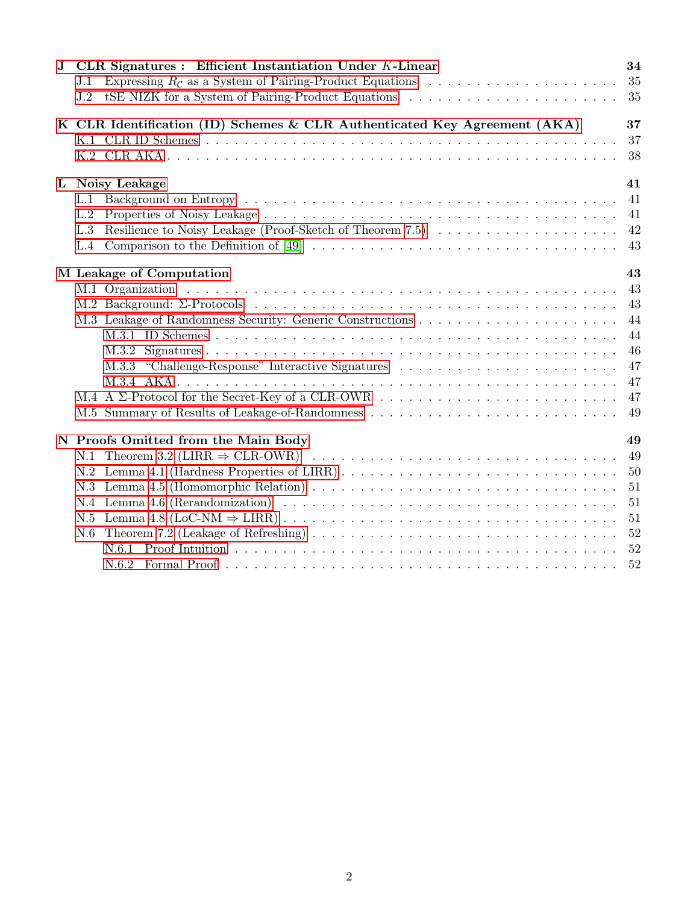**J CLR Signatures : Efficient Instantiation Under $K$-Linear** — 34
- J.1 Expressing $R_{\mathcal{C}}$ as a System of Pairing-Product Equations — 35
- J.2 tSE NIZK for a System of Pairing-Product Equations — 35

**K CLR Identification (ID) Schemes & CLR Authenticated Key Agreement (AKA)** — 37
- K.1 CLR ID Schemes — 37
- K.2 CLR AKA — 38

**L Noisy Leakage** — 41
- L.1 Background on Entropy — 41
- L.2 Properties of Noisy Leakage — 41
- L.3 Resilience to Noisy Leakage (Proof-Sketch of Theorem 7.5) — 42
- L.4 Comparison to the Definition of [49] — 43

**M Leakage of Computation** — 43
- M.1 Organization — 43
- M.2 Background: $\Sigma$-Protocols — 43
- M.3 Leakage of Randomness Security: Generic Constructions — 44
  - M.3.1 ID Schemes — 44
  - M.3.2 Signatures — 46
  - M.3.3 "Challenge-Response" Interactive Signatures — 47
  - M.3.4 AKA — 47
- M.4 A $\Sigma$-Protocol for the Secret-Key of a CLR-OWR — 47
- M.5 Summary of Results of Leakage-of-Randomness — 49

**N Proofs Omitted from the Main Body** — 49
- N.1 Theorem 3.2 (LIRR $\Rightarrow$ CLR-OWR) — 49
- N.2 Lemma 4.1 (Hardness Properties of LIRR) — 50
- N.3 Lemma 4.5 (Homomorphic Relation) — 51
- N.4 Lemma 4.6 (Rerandomization) — 51
- N.5 Lemma 4.8 (LoC-NM $\Rightarrow$ LIRR) — 51
- N.6 Theorem 7.2 (Leakage of Refreshing) — 52
  - N.6.1 Proof Intuition — 52
  - N.6.2 Formal Proof — 52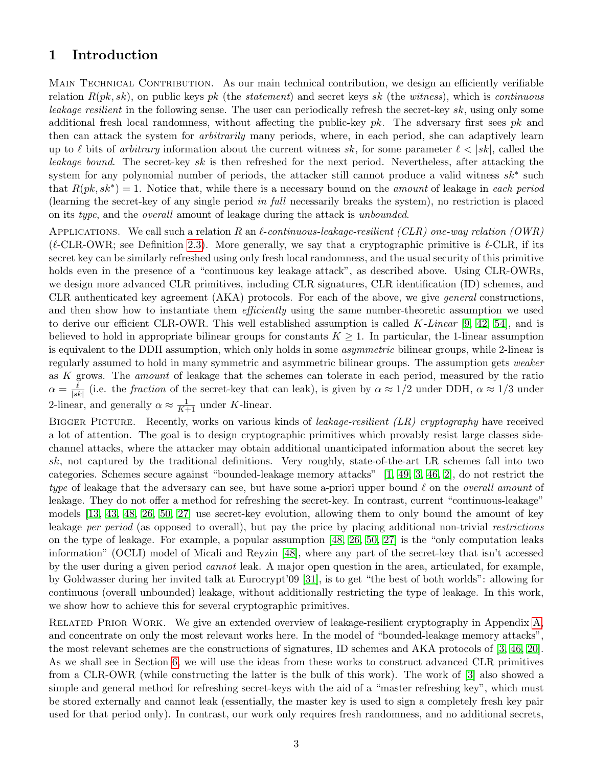# 1 Introduction

Main Technical Contribution. As our main technical contribution, we design an efficiently verifiable relation $R(pk, sk)$, on public keys $pk$ (the *statement*) and secret keys $sk$ (the *witness*), which is *continuous leakage resilient* in the following sense. The user can periodically refresh the secret-key $sk$, using only some additional fresh local randomness, without affecting the public-key $pk$. The adversary first sees $pk$ and then can attack the system for *arbitrarily* many periods, where, in each period, she can adaptively learn up to $\ell$ bits of *arbitrary* information about the current witness $sk$, for some parameter $\ell < |sk|$, called the *leakage bound*. The secret-key $sk$ is then refreshed for the next period. Nevertheless, after attacking the system for any polynomial number of periods, the attacker still cannot produce a valid witness $sk^*$ such that $R(pk, sk^*) = 1$. Notice that, while there is a necessary bound on the *amount* of leakage in *each period* (learning the secret-key of any single period *in full* necessarily breaks the system), no restriction is placed on its *type*, and the *overall* amount of leakage during the attack is *unbounded*.

Applications. We call such a relation $R$ an $\ell$*-continuous-leakage-resilient (CLR) one-way relation (OWR)* ($\ell$-CLR-OWR; see Definition 2.3). More generally, we say that a cryptographic primitive is $\ell$-CLR, if its secret key can be similarly refreshed using only fresh local randomness, and the usual security of this primitive holds even in the presence of a "continuous key leakage attack", as described above. Using CLR-OWRs, we design more advanced CLR primitives, including CLR signatures, CLR identification (ID) schemes, and CLR authenticated key agreement (AKA) protocols. For each of the above, we give *general* constructions, and then show how to instantiate them *efficiently* using the same number-theoretic assumption we used to derive our efficient CLR-OWR. This well established assumption is called $K$*-Linear* [9, 42, 54], and is believed to hold in appropriate bilinear groups for constants $K \geq 1$. In particular, the 1-linear assumption is equivalent to the DDH assumption, which only holds in some *asymmetric* bilinear groups, while 2-linear is regularly assumed to hold in many symmetric and asymmetric bilinear groups. The assumption gets *weaker* as $K$ grows. The *amount* of leakage that the schemes can tolerate in each period, measured by the ratio $\alpha = \frac{\ell}{|sk|}$ (i.e. the *fraction* of the secret-key that can leak), is given by $\alpha \approx 1/2$ under DDH, $\alpha \approx 1/3$ under 2-linear, and generally $\alpha \approx \frac{1}{K+1}$ under $K$-linear.

Bigger Picture. Recently, works on various kinds of *leakage-resilient (LR) cryptography* have received a lot of attention. The goal is to design cryptographic primitives which provably resist large classes side-channel attacks, where the attacker may obtain additional unanticipated information about the secret key $sk$, not captured by the traditional definitions. Very roughly, state-of-the-art LR schemes fall into two categories. Schemes secure against "bounded-leakage memory attacks" [1, 49, 3, 46, 2], do not restrict the *type* of leakage that the adversary can see, but have some a-priori upper bound $\ell$ on the *overall amount* of leakage. They do not offer a method for refreshing the secret-key. In contrast, current "continuous-leakage" models [13, 43, 48, 26, 50, 27] use secret-key evolution, allowing them to only bound the amount of key leakage *per period* (as opposed to overall), but pay the price by placing additional non-trivial *restrictions* on the type of leakage. For example, a popular assumption [48, 26, 50, 27] is the "only computation leaks information" (OCLI) model of Micali and Reyzin [48], where any part of the secret-key that isn't accessed by the user during a given period *cannot* leak. A major open question in the area, articulated, for example, by Goldwasser during her invited talk at Eurocrypt'09 [31], is to get "the best of both worlds": allowing for continuous (overall unbounded) leakage, without additionally restricting the type of leakage. In this work, we show how to achieve this for several cryptographic primitives.

Related Prior Work. We give an extended overview of leakage-resilient cryptography in Appendix A, and concentrate on only the most relevant works here. In the model of "bounded-leakage memory attacks", the most relevant schemes are the constructions of signatures, ID schemes and AKA protocols of [3, 46, 20]. As we shall see in Section 6, we will use the ideas from these works to construct advanced CLR primitives from a CLR-OWR (while constructing the latter is the bulk of this work). The work of [3] also showed a simple and general method for refreshing secret-keys with the aid of a "master refreshing key", which must be stored externally and cannot leak (essentially, the master key is used to sign a completely fresh key pair used for that period only). In contrast, our work only requires fresh randomness, and no additional secrets,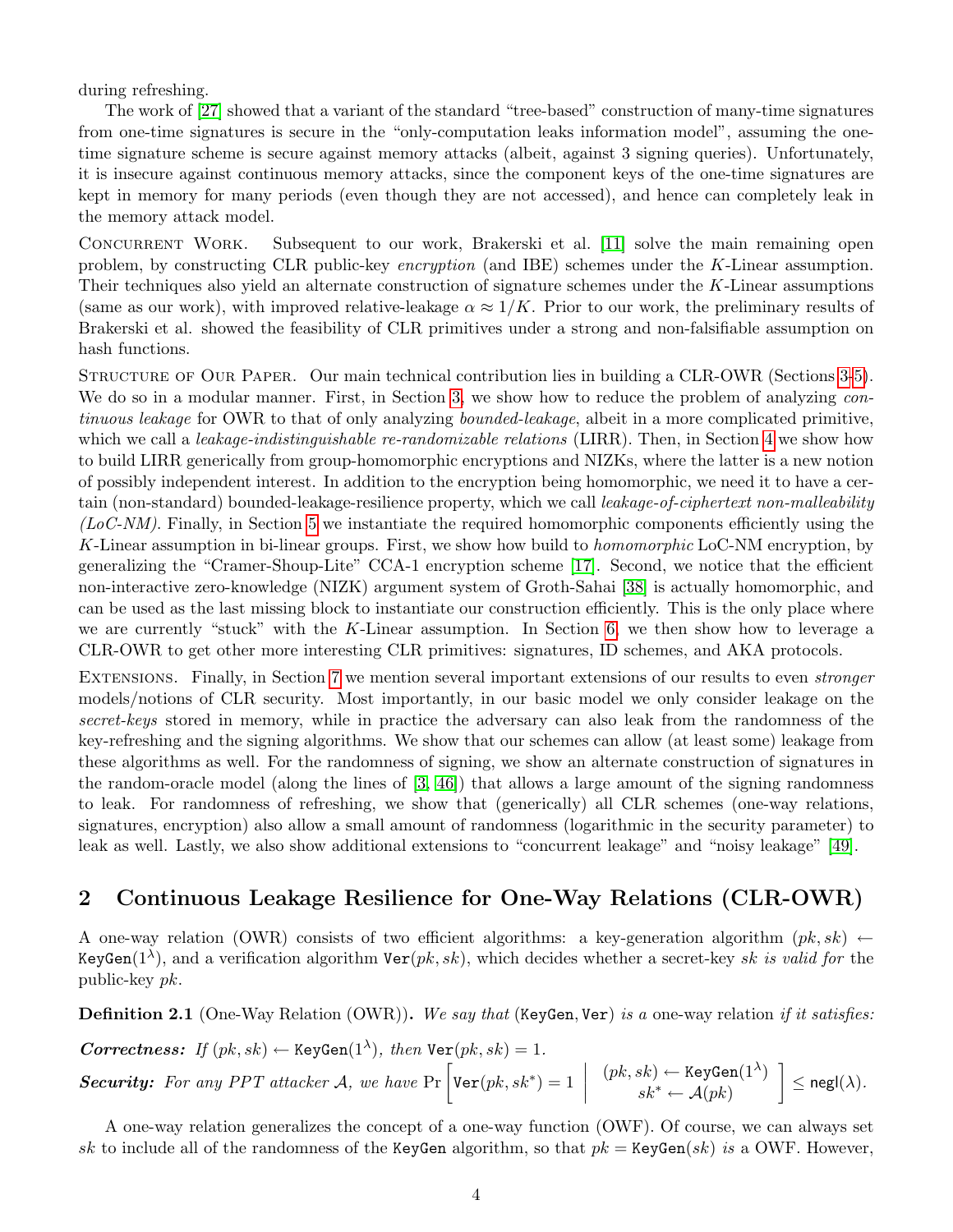during refreshing.

The work of [27] showed that a variant of the standard "tree-based" construction of many-time signatures from one-time signatures is secure in the "only-computation leaks information model", assuming the one-time signature scheme is secure against memory attacks (albeit, against 3 signing queries). Unfortunately, it is insecure against continuous memory attacks, since the component keys of the one-time signatures are kept in memory for many periods (even though they are not accessed), and hence can completely leak in the memory attack model.

Concurrent Work. Subsequent to our work, Brakerski et al. [11] solve the main remaining open problem, by constructing CLR public-key *encryption* (and IBE) schemes under the $K$-Linear assumption. Their techniques also yield an alternate construction of signature schemes under the $K$-Linear assumptions (same as our work), with improved relative-leakage $\alpha \approx 1/K$. Prior to our work, the preliminary results of Brakerski et al. showed the feasibility of CLR primitives under a strong and non-falsifiable assumption on hash functions.

Structure of Our Paper. Our main technical contribution lies in building a CLR-OWR (Sections 3-5). We do so in a modular manner. First, in Section 3, we show how to reduce the problem of analyzing *continuous leakage* for OWR to that of only analyzing *bounded-leakage*, albeit in a more complicated primitive, which we call a *leakage-indistinguishable re-randomizable relations* (LIRR). Then, in Section 4 we show how to build LIRR generically from group-homomorphic encryptions and NIZKs, where the latter is a new notion of possibly independent interest. In addition to the encryption being homomorphic, we need it to have a certain (non-standard) bounded-leakage-resilience property, which we call *leakage-of-ciphertext non-malleability (LoC-NM)*. Finally, in Section 5 we instantiate the required homomorphic components efficiently using the $K$-Linear assumption in bi-linear groups. First, we show how build to *homomorphic* LoC-NM encryption, by generalizing the "Cramer-Shoup-Lite" CCA-1 encryption scheme [17]. Second, we notice that the efficient non-interactive zero-knowledge (NIZK) argument system of Groth-Sahai [38] is actually homomorphic, and can be used as the last missing block to instantiate our construction efficiently. This is the only place where we are currently "stuck" with the $K$-Linear assumption. In Section 6, we then show how to leverage a CLR-OWR to get other more interesting CLR primitives: signatures, ID schemes, and AKA protocols.

Extensions. Finally, in Section 7 we mention several important extensions of our results to even *stronger* models/notions of CLR security. Most importantly, in our basic model we only consider leakage on the *secret-keys* stored in memory, while in practice the adversary can also leak from the randomness of the key-refreshing and the signing algorithms. We show that our schemes can allow (at least some) leakage from these algorithms as well. For the randomness of signing, we show an alternate construction of signatures in the random-oracle model (along the lines of [3, 46]) that allows a large amount of the signing randomness to leak. For randomness of refreshing, we show that (generically) all CLR schemes (one-way relations, signatures, encryption) also allow a small amount of randomness (logarithmic in the security parameter) to leak as well. Lastly, we also show additional extensions to "concurrent leakage" and "noisy leakage" [49].

## 2 Continuous Leakage Resilience for One-Way Relations (CLR-OWR)

A one-way relation (OWR) consists of two efficient algorithms: a key-generation algorithm $(pk, sk) \leftarrow \mathtt{KeyGen}(1^\lambda)$, and a verification algorithm $\mathtt{Ver}(pk, sk)$, which decides whether a secret-key $sk$ *is valid for* the public-key $pk$.

**Definition 2.1** (One-Way Relation (OWR))**.** *We say that* $(\mathtt{KeyGen}, \mathtt{Ver})$ *is a* one-way relation *if it satisfies:*

***Correctness:*** *If* $(pk, sk) \leftarrow \mathtt{KeyGen}(1^\lambda)$*, then* $\mathtt{Ver}(pk, sk) = 1$.

***Security:*** *For any PPT attacker* $\mathcal{A}$*, we have* $\Pr\left[\mathtt{Ver}(pk, sk^*) = 1 \;\middle|\; \begin{array}{c}(pk, sk) \leftarrow \mathtt{KeyGen}(1^\lambda)\\ sk^* \leftarrow \mathcal{A}(pk)\end{array}\right] \leq \mathsf{negl}(\lambda)$.

A one-way relation generalizes the concept of a one-way function (OWF). Of course, we can always set $sk$ to include all of the randomness of the $\mathtt{KeyGen}$ algorithm, so that $pk = \mathtt{KeyGen}(sk)$ *is* a OWF. However,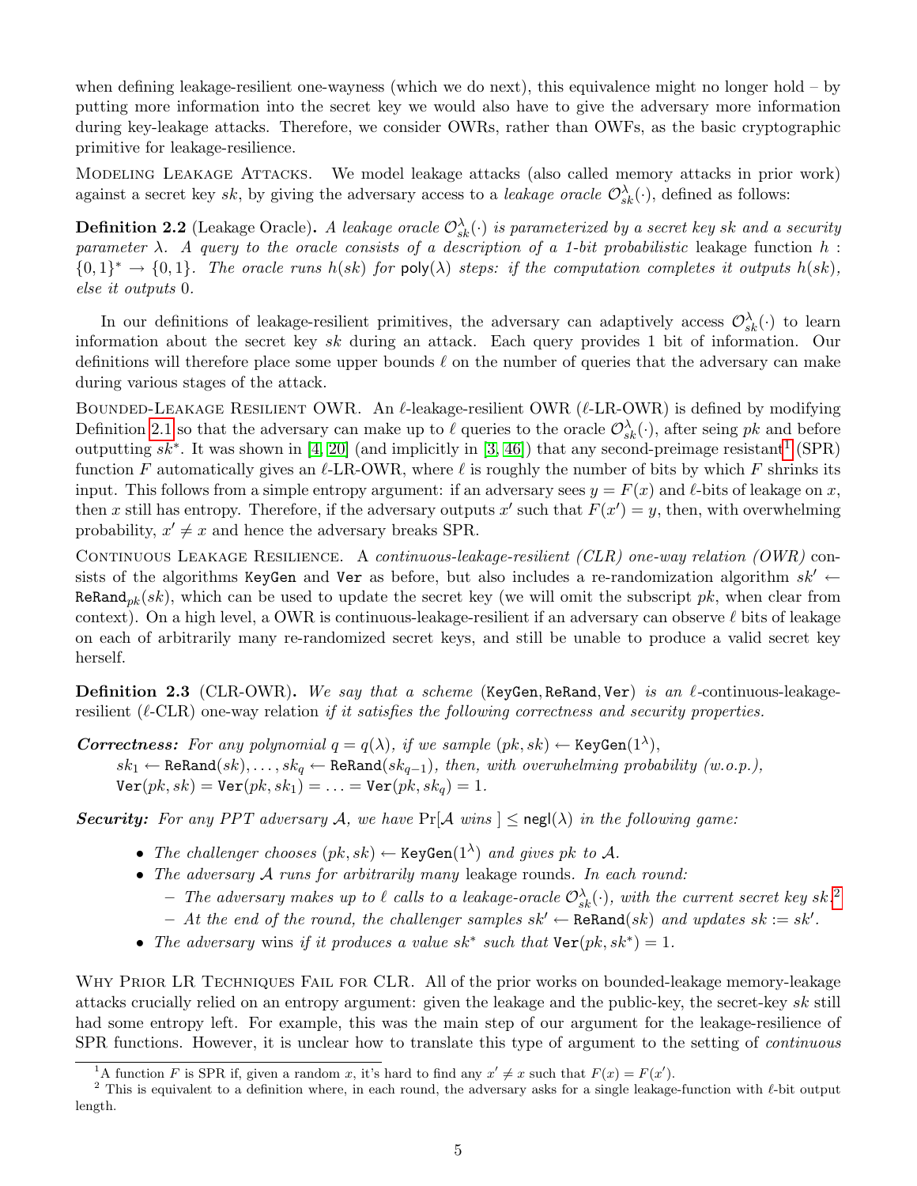when defining leakage-resilient one-wayness (which we do next), this equivalence might no longer hold – by putting more information into the secret key we would also have to give the adversary more information during key-leakage attacks. Therefore, we consider OWRs, rather than OWFs, as the basic cryptographic primitive for leakage-resilience.

Modeling Leakage Attacks. We model leakage attacks (also called memory attacks in prior work) against a secret key $sk$, by giving the adversary access to a *leakage oracle* $\mathcal{O}^{\lambda}_{sk}(\cdot)$, defined as follows:

**Definition 2.2** (Leakage Oracle)**.** *A leakage oracle $\mathcal{O}^{\lambda}_{sk}(\cdot)$ is parameterized by a secret key $sk$ and a security parameter $\lambda$. A query to the oracle consists of a description of a 1-bit probabilistic* leakage function *$h : \{0,1\}^* \to \{0,1\}$. The oracle runs $h(sk)$ for $\mathsf{poly}(\lambda)$ steps: if the computation completes it outputs $h(sk)$, else it outputs 0.*

In our definitions of leakage-resilient primitives, the adversary can adaptively access $\mathcal{O}^{\lambda}_{sk}(\cdot)$ to learn information about the secret key $sk$ during an attack. Each query provides 1 bit of information. Our definitions will therefore place some upper bounds $\ell$ on the number of queries that the adversary can make during various stages of the attack.

Bounded-Leakage Resilient OWR. An $\ell$-leakage-resilient OWR ($\ell$-LR-OWR) is defined by modifying Definition 2.1 so that the adversary can make up to $\ell$ queries to the oracle $\mathcal{O}^{\lambda}_{sk}(\cdot)$, after seing $pk$ and before outputting $sk^*$. It was shown in [4, 20] (and implicitly in [3, 46]) that any second-preimage resistant[1] (SPR) function $F$ automatically gives an $\ell$-LR-OWR, where $\ell$ is roughly the number of bits by which $F$ shrinks its input. This follows from a simple entropy argument: if an adversary sees $y = F(x)$ and $\ell$-bits of leakage on $x$, then $x$ still has entropy. Therefore, if the adversary outputs $x'$ such that $F(x') = y$, then, with overwhelming probability, $x' \neq x$ and hence the adversary breaks SPR.

Continuous Leakage Resilience. A *continuous-leakage-resilient (CLR) one-way relation (OWR)* consists of the algorithms KeyGen and Ver as before, but also includes a re-randomization algorithm $sk' \leftarrow \mathtt{ReRand}_{pk}(sk)$, which can be used to update the secret key (we will omit the subscript $pk$, when clear from context). On a high level, a OWR is continuous-leakage-resilient if an adversary can observe $\ell$ bits of leakage on each of arbitrarily many re-randomized secret keys, and still be unable to produce a valid secret key herself.

**Definition 2.3** (CLR-OWR)**.** *We say that a scheme* (KeyGen, ReRand, Ver) *is an $\ell$-continuous-leakage-resilient ($\ell$-CLR) one-way relation if it satisfies the following correctness and security properties.*

***Correctness:*** *For any polynomial $q = q(\lambda)$, if we sample $(pk, sk) \leftarrow \mathtt{KeyGen}(1^{\lambda})$, $sk_1 \leftarrow \mathtt{ReRand}(sk), \ldots, sk_q \leftarrow \mathtt{ReRand}(sk_{q-1})$, then, with overwhelming probability (w.o.p.), $\mathtt{Ver}(pk, sk) = \mathtt{Ver}(pk, sk_1) = \ldots = \mathtt{Ver}(pk, sk_q) = 1$.*

***Security:*** *For any PPT adversary $\mathcal{A}$, we have $\Pr[\mathcal{A} \text{ wins }] \leq \mathsf{negl}(\lambda)$ in the following game:*

- *The challenger chooses $(pk, sk) \leftarrow \mathtt{KeyGen}(1^{\lambda})$ and gives $pk$ to $\mathcal{A}$.*
- *The adversary $\mathcal{A}$ runs for arbitrarily many* leakage rounds*. In each round:*
  - *The adversary makes up to $\ell$ calls to a leakage-oracle $\mathcal{O}^{\lambda}_{sk}(\cdot)$, with the current secret key $sk$.*[2]
  - *At the end of the round, the challenger samples $sk' \leftarrow \mathtt{ReRand}(sk)$ and updates $sk := sk'$.*
- *The adversary* wins *if it produces a value $sk^*$ such that $\mathtt{Ver}(pk, sk^*) = 1$.*

Why Prior LR Techniques Fail for CLR. All of the prior works on bounded-leakage memory-leakage attacks crucially relied on an entropy argument: given the leakage and the public-key, the secret-key $sk$ still had some entropy left. For example, this was the main step of our argument for the leakage-resilience of SPR functions. However, it is unclear how to translate this type of argument to the setting of *continuous*

[1] A function $F$ is SPR if, given a random $x$, it's hard to find any $x' \neq x$ such that $F(x) = F(x')$.

[2] This is equivalent to a definition where, in each round, the adversary asks for a single leakage-function with $\ell$-bit output length.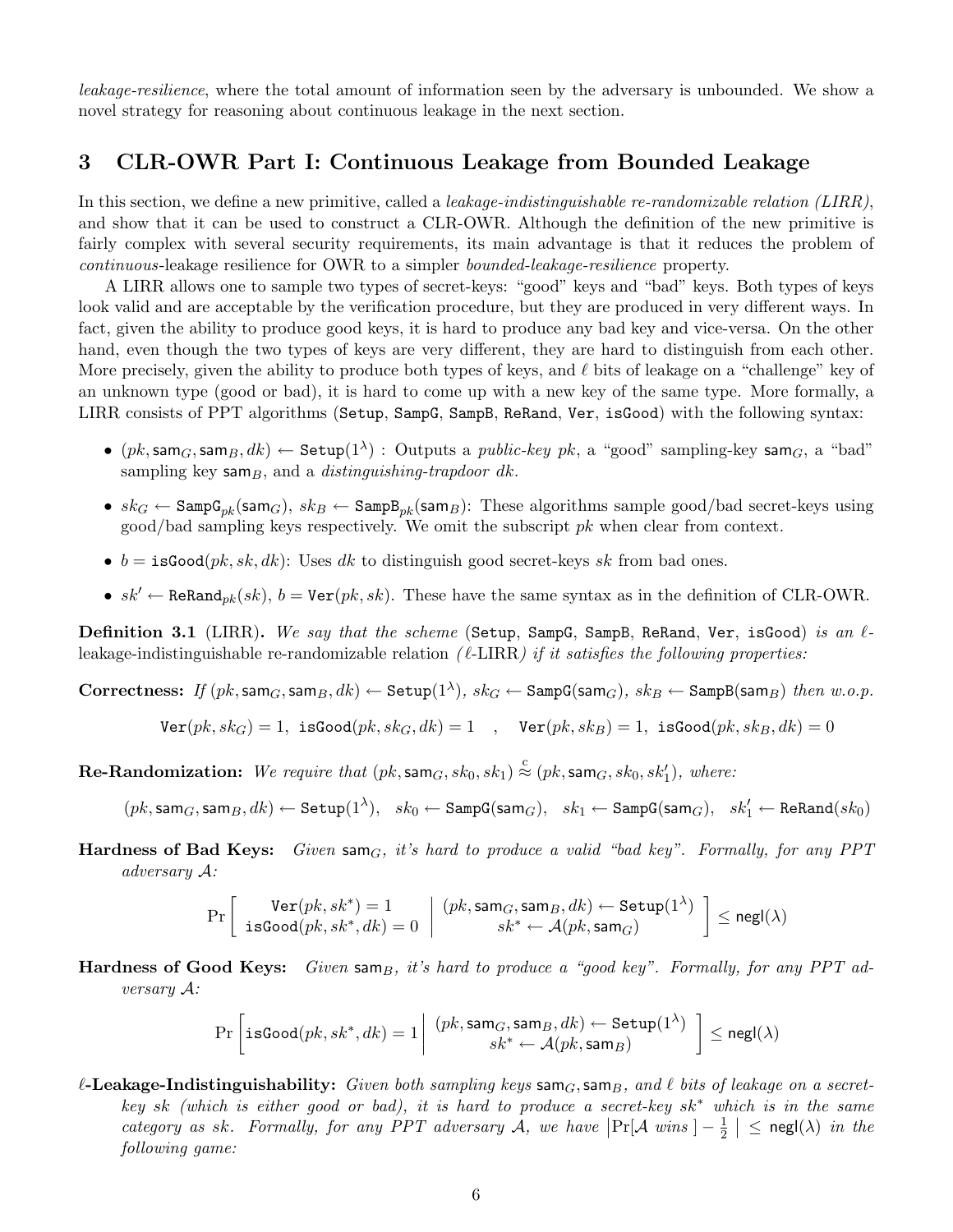*leakage-resilience*, where the total amount of information seen by the adversary is unbounded. We show a novel strategy for reasoning about continuous leakage in the next section.

## 3 CLR-OWR Part I: Continuous Leakage from Bounded Leakage

In this section, we define a new primitive, called a *leakage-indistinguishable re-randomizable relation (LIRR)*, and show that it can be used to construct a CLR-OWR. Although the definition of the new primitive is fairly complex with several security requirements, its main advantage is that it reduces the problem of *continuous*-leakage resilience for OWR to a simpler *bounded-leakage-resilience* property.

A LIRR allows one to sample two types of secret-keys: "good" keys and "bad" keys. Both types of keys look valid and are acceptable by the verification procedure, but they are produced in very different ways. In fact, given the ability to produce good keys, it is hard to produce any bad key and vice-versa. On the other hand, even though the two types of keys are very different, they are hard to distinguish from each other. More precisely, given the ability to produce both types of keys, and $\ell$ bits of leakage on a "challenge" key of an unknown type (good or bad), it is hard to come up with a new key of the same type. More formally, a LIRR consists of PPT algorithms ($\mathtt{Setup}$, $\mathtt{SampG}$, $\mathtt{SampB}$, $\mathtt{ReRand}$, $\mathtt{Ver}$, $\mathtt{isGood}$) with the following syntax:

- $(pk, \mathsf{sam}_G, \mathsf{sam}_B, dk) \leftarrow \mathtt{Setup}(1^\lambda)$ : Outputs a *public-key* $pk$, a "good" sampling-key $\mathsf{sam}_G$, a "bad" sampling key $\mathsf{sam}_B$, and a *distinguishing-trapdoor* $dk$.
- $sk_G \leftarrow \mathtt{SampG}_{pk}(\mathsf{sam}_G)$, $sk_B \leftarrow \mathtt{SampB}_{pk}(\mathsf{sam}_B)$: These algorithms sample good/bad secret-keys using good/bad sampling keys respectively. We omit the subscript $pk$ when clear from context.
- $b = \mathtt{isGood}(pk, sk, dk)$: Uses $dk$ to distinguish good secret-keys $sk$ from bad ones.
- $sk' \leftarrow \mathtt{ReRand}_{pk}(sk)$, $b = \mathtt{Ver}(pk, sk)$. These have the same syntax as in the definition of CLR-OWR.

**Definition 3.1** (LIRR)**.** *We say that the scheme* ($\mathtt{Setup}$, $\mathtt{SampG}$, $\mathtt{SampB}$, $\mathtt{ReRand}$, $\mathtt{Ver}$, $\mathtt{isGood}$) *is an $\ell$-leakage-indistinguishable re-randomizable relation ($\ell$-LIRR) if it satisfies the following properties:*

**Correctness:** *If $(pk, \mathsf{sam}_G, \mathsf{sam}_B, dk) \leftarrow \mathtt{Setup}(1^\lambda)$, $sk_G \leftarrow \mathtt{SampG}(\mathsf{sam}_G)$, $sk_B \leftarrow \mathtt{SampB}(\mathsf{sam}_B)$ then w.o.p.*

$$\mathtt{Ver}(pk, sk_G) = 1,\ \mathtt{isGood}(pk, sk_G, dk) = 1 \quad , \quad \mathtt{Ver}(pk, sk_B) = 1,\ \mathtt{isGood}(pk, sk_B, dk) = 0$$

**Re-Randomization:** *We require that $(pk, \mathsf{sam}_G, sk_0, sk_1) \stackrel{c}{\approx} (pk, \mathsf{sam}_G, sk_0, sk_1')$, where:*

$$(pk, \mathsf{sam}_G, \mathsf{sam}_B, dk) \leftarrow \mathtt{Setup}(1^\lambda), \quad sk_0 \leftarrow \mathtt{SampG}(\mathsf{sam}_G), \quad sk_1 \leftarrow \mathtt{SampG}(\mathsf{sam}_G), \quad sk_1' \leftarrow \mathtt{ReRand}(sk_0)$$

**Hardness of Bad Keys:** *Given $\mathsf{sam}_G$, it's hard to produce a valid "bad key". Formally, for any PPT adversary $\mathcal{A}$:*

$$\Pr\left[ \begin{array}{c} \mathtt{Ver}(pk, sk^*) = 1 \\ \mathtt{isGood}(pk, sk^*, dk) = 0 \end{array} \middle| \begin{array}{c} (pk, \mathsf{sam}_G, \mathsf{sam}_B, dk) \leftarrow \mathtt{Setup}(1^\lambda) \\ sk^* \leftarrow \mathcal{A}(pk, \mathsf{sam}_G) \end{array} \right] \leq \mathsf{negl}(\lambda)$$

**Hardness of Good Keys:** *Given $\mathsf{sam}_B$, it's hard to produce a "good key". Formally, for any PPT adversary $\mathcal{A}$:*

$$\Pr\left[ \mathtt{isGood}(pk, sk^*, dk) = 1 \middle| \begin{array}{c} (pk, \mathsf{sam}_G, \mathsf{sam}_B, dk) \leftarrow \mathtt{Setup}(1^\lambda) \\ sk^* \leftarrow \mathcal{A}(pk, \mathsf{sam}_B) \end{array} \right] \leq \mathsf{negl}(\lambda)$$

**$\ell$-Leakage-Indistinguishability:** *Given both sampling keys $\mathsf{sam}_G, \mathsf{sam}_B$, and $\ell$ bits of leakage on a secret-key $sk$ (which is either good or bad), it is hard to produce a secret-key $sk^*$ which is in the same category as $sk$. Formally, for any PPT adversary $\mathcal{A}$, we have $\left|\Pr[\mathcal{A} \text{ wins}] - \frac{1}{2}\right| \leq \mathsf{negl}(\lambda)$ in the following game:*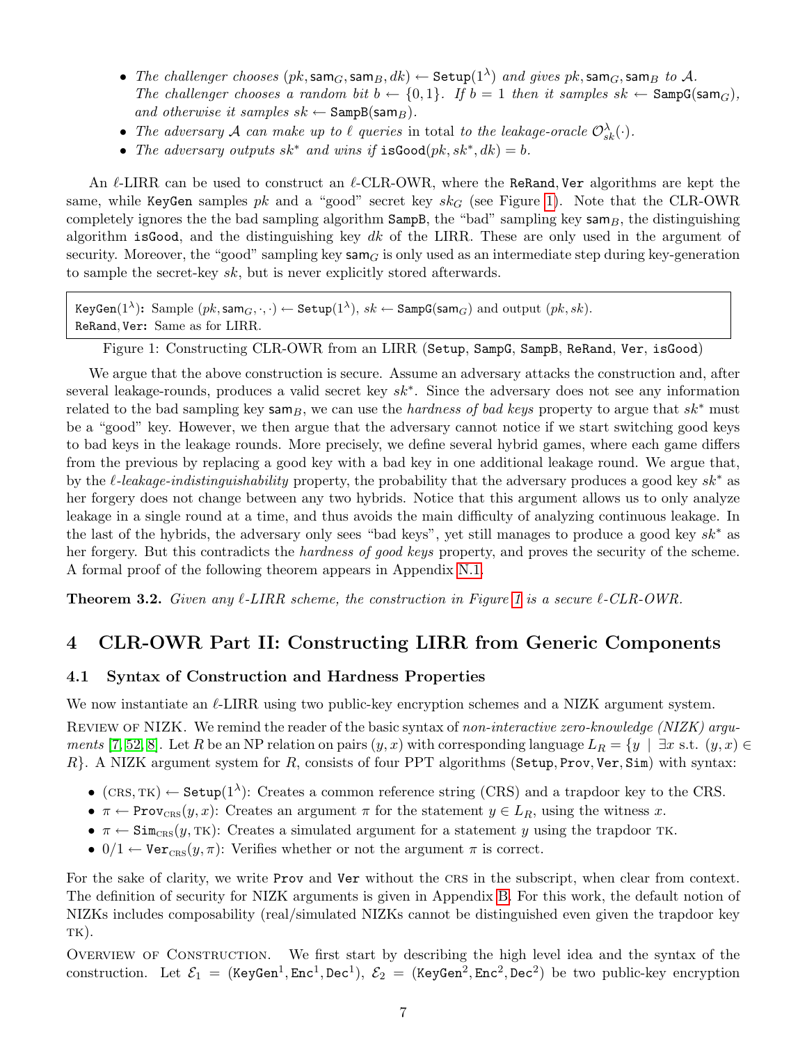- *The challenger chooses* $(pk, \mathsf{sam}_G, \mathsf{sam}_B, dk) \leftarrow \mathtt{Setup}(1^\lambda)$ *and gives* $pk, \mathsf{sam}_G, \mathsf{sam}_B$ *to* $\mathcal{A}$. *The challenger chooses a random bit* $b \leftarrow \{0,1\}$. *If* $b = 1$ *then it samples* $sk \leftarrow \mathtt{SampG}(\mathsf{sam}_G)$, *and otherwise it samples* $sk \leftarrow \mathtt{SampB}(\mathsf{sam}_B)$.
- *The adversary* $\mathcal{A}$ *can make up to* $\ell$ *queries* in total *to the leakage-oracle* $\mathcal{O}^\lambda_{sk}(\cdot)$.
- *The adversary outputs* $sk^*$ *and wins if* $\mathtt{isGood}(pk, sk^*, dk) = b$.

An $\ell$-LIRR can be used to construct an $\ell$-CLR-OWR, where the ReRand, Ver algorithms are kept the same, while KeyGen samples $pk$ and a "good" secret key $sk_G$ (see Figure 1). Note that the CLR-OWR completely ignores the the bad sampling algorithm SampB, the "bad" sampling key $\mathsf{sam}_B$, the distinguishing algorithm isGood, and the distinguishing key $dk$ of the LIRR. These are only used in the argument of security. Moreover, the "good" sampling key $\mathsf{sam}_G$ is only used as an intermediate step during key-generation to sample the secret-key $sk$, but is never explicitly stored afterwards.

```
KeyGen(1^λ): Sample (pk, sam_G, ·, ·) ← Setup(1^λ), sk ← SampG(sam_G) and output (pk, sk).
ReRand, Ver: Same as for LIRR.
```

Figure 1: Constructing CLR-OWR from an LIRR (Setup, SampG, SampB, ReRand, Ver, isGood)

We argue that the above construction is secure. Assume an adversary attacks the construction and, after several leakage-rounds, produces a valid secret key $sk^*$. Since the adversary does not see any information related to the bad sampling key $\mathsf{sam}_B$, we can use the *hardness of bad keys* property to argue that $sk^*$ must be a "good" key. However, we then argue that the adversary cannot notice if we start switching good keys to bad keys in the leakage rounds. More precisely, we define several hybrid games, where each game differs from the previous by replacing a good key with a bad key in one additional leakage round. We argue that, by the *$\ell$-leakage-indistinguishability* property, the probability that the adversary produces a good key $sk^*$ as her forgery does not change between any two hybrids. Notice that this argument allows us to only analyze leakage in a single round at a time, and thus avoids the main difficulty of analyzing continuous leakage. In the last of the hybrids, the adversary only sees "bad keys", yet still manages to produce a good key $sk^*$ as her forgery. But this contradicts the *hardness of good keys* property, and proves the security of the scheme. A formal proof of the following theorem appears in Appendix N.1.

**Theorem 3.2.** *Given any $\ell$-LIRR scheme, the construction in Figure 1 is a secure $\ell$-CLR-OWR.*

# 4 CLR-OWR Part II: Constructing LIRR from Generic Components

## 4.1 Syntax of Construction and Hardness Properties

We now instantiate an $\ell$-LIRR using two public-key encryption schemes and a NIZK argument system.

Review of NIZK. We remind the reader of the basic syntax of *non-interactive zero-knowledge (NIZK) arguments* [7, 52, 8]. Let $R$ be an NP relation on pairs $(y, x)$ with corresponding language $L_R = \{y \mid \exists x \text{ s.t. } (y, x) \in R\}$. A NIZK argument system for $R$, consists of four PPT algorithms (Setup, Prov, Ver, Sim) with syntax:

- $(\text{CRS}, \text{TK}) \leftarrow \mathtt{Setup}(1^\lambda)$: Creates a common reference string (CRS) and a trapdoor key to the CRS.
- $\pi \leftarrow \mathtt{Prov}_{\text{CRS}}(y, x)$: Creates an argument $\pi$ for the statement $y \in L_R$, using the witness $x$.
- $\pi \leftarrow \mathtt{Sim}_{\text{CRS}}(y, \text{TK})$: Creates a simulated argument for a statement $y$ using the trapdoor TK.
- $0/1 \leftarrow \mathtt{Ver}_{\text{CRS}}(y, \pi)$: Verifies whether or not the argument $\pi$ is correct.

For the sake of clarity, we write Prov and Ver without the CRS in the subscript, when clear from context. The definition of security for NIZK arguments is given in Appendix B. For this work, the default notion of NIZKs includes composability (real/simulated NIZKs cannot be distinguished even given the trapdoor key TK).

Overview of Construction. We first start by describing the high level idea and the syntax of the construction. Let $\mathcal{E}_1 = (\mathtt{KeyGen}^1, \mathtt{Enc}^1, \mathtt{Dec}^1)$, $\mathcal{E}_2 = (\mathtt{KeyGen}^2, \mathtt{Enc}^2, \mathtt{Dec}^2)$ be two public-key encryption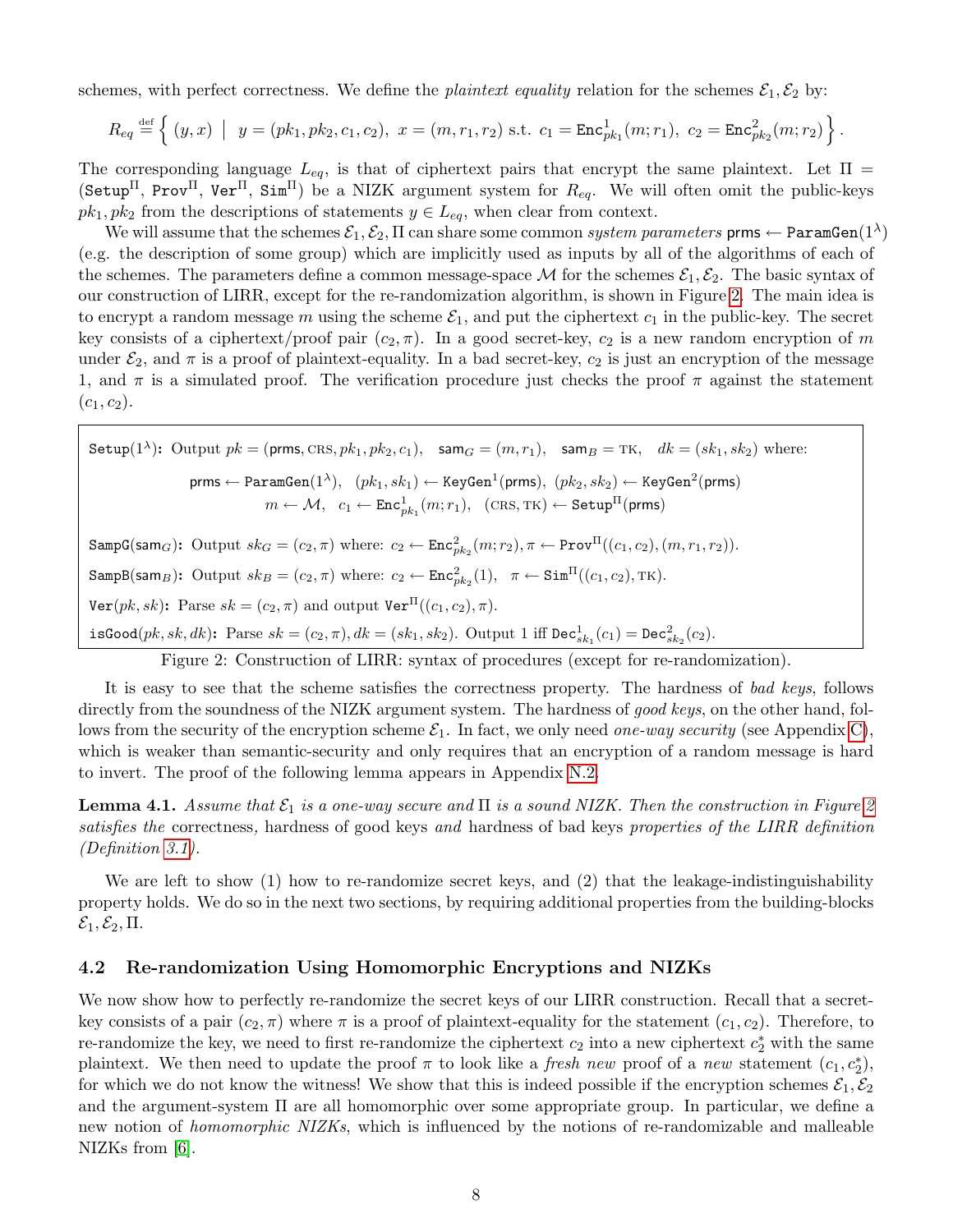schemes, with perfect correctness. We define the *plaintext equality* relation for the schemes $\mathcal{E}_1, \mathcal{E}_2$ by:

$$R_{eq} \stackrel{\text{def}}{=} \left\{ (y, x) \;\middle|\; y = (pk_1, pk_2, c_1, c_2),\ x = (m, r_1, r_2) \text{ s.t. } c_1 = \texttt{Enc}^1_{pk_1}(m; r_1),\ c_2 = \texttt{Enc}^2_{pk_2}(m; r_2) \right\}.$$

The corresponding language $L_{eq}$, is that of ciphertext pairs that encrypt the same plaintext. Let $\Pi = (\texttt{Setup}^\Pi, \texttt{Prov}^\Pi, \texttt{Ver}^\Pi, \texttt{Sim}^\Pi)$ be a NIZK argument system for $R_{eq}$. We will often omit the public-keys $pk_1, pk_2$ from the descriptions of statements $y \in L_{eq}$, when clear from context.

We will assume that the schemes $\mathcal{E}_1, \mathcal{E}_2, \Pi$ can share some common *system parameters* $\mathsf{prms} \leftarrow \texttt{ParamGen}(1^\lambda)$ (e.g. the description of some group) which are implicitly used as inputs by all of the algorithms of each of the schemes. The parameters define a common message-space $\mathcal{M}$ for the schemes $\mathcal{E}_1, \mathcal{E}_2$. The basic syntax of our construction of LIRR, except for the re-randomization algorithm, is shown in Figure 2. The main idea is to encrypt a random message $m$ using the scheme $\mathcal{E}_1$, and put the ciphertext $c_1$ in the public-key. The secret key consists of a ciphertext/proof pair $(c_2, \pi)$. In a good secret-key, $c_2$ is a new random encryption of $m$ under $\mathcal{E}_2$, and $\pi$ is a proof of plaintext-equality. In a bad secret-key, $c_2$ is just an encryption of the message 1, and $\pi$ is a simulated proof. The verification procedure just checks the proof $\pi$ against the statement $(c_1, c_2)$.

---

$\texttt{Setup}(1^\lambda)$**:** Output $pk = (\mathsf{prms}, \text{CRS}, pk_1, pk_2, c_1)$, $\mathsf{sam}_G = (m, r_1)$, $\mathsf{sam}_B = \text{TK}$, $dk = (sk_1, sk_2)$ where:

$$\mathsf{prms} \leftarrow \texttt{ParamGen}(1^\lambda),\ \ (pk_1, sk_1) \leftarrow \texttt{KeyGen}^1(\mathsf{prms}),\ \ (pk_2, sk_2) \leftarrow \texttt{KeyGen}^2(\mathsf{prms})$$
$$m \leftarrow \mathcal{M},\ \ c_1 \leftarrow \texttt{Enc}^1_{pk_1}(m; r_1),\ \ (\text{CRS}, \text{TK}) \leftarrow \texttt{Setup}^\Pi(\mathsf{prms})$$

$\texttt{SampG}(\mathsf{sam}_G)$**:** Output $sk_G = (c_2, \pi)$ where: $c_2 \leftarrow \texttt{Enc}^2_{pk_2}(m; r_2), \pi \leftarrow \texttt{Prov}^\Pi((c_1, c_2), (m, r_1, r_2))$.

$\texttt{SampB}(\mathsf{sam}_B)$**:** Output $sk_B = (c_2, \pi)$ where: $c_2 \leftarrow \texttt{Enc}^2_{pk_2}(1)$, $\pi \leftarrow \texttt{Sim}^\Pi((c_1, c_2), \text{TK})$.

$\texttt{Ver}(pk, sk)$**:** Parse $sk = (c_2, \pi)$ and output $\texttt{Ver}^\Pi((c_1, c_2), \pi)$.

$\texttt{isGood}(pk, sk, dk)$**:** Parse $sk = (c_2, \pi), dk = (sk_1, sk_2)$. Output 1 iff $\texttt{Dec}^1_{sk_1}(c_1) = \texttt{Dec}^2_{sk_2}(c_2)$.

---

Figure 2: Construction of LIRR: syntax of procedures (except for re-randomization).

It is easy to see that the scheme satisfies the correctness property. The hardness of *bad keys*, follows directly from the soundness of the NIZK argument system. The hardness of *good keys*, on the other hand, follows from the security of the encryption scheme $\mathcal{E}_1$. In fact, we only need *one-way security* (see Appendix C), which is weaker than semantic-security and only requires that an encryption of a random message is hard to invert. The proof of the following lemma appears in Appendix N.2.

**Lemma 4.1.** *Assume that $\mathcal{E}_1$ is a one-way secure and $\Pi$ is a sound NIZK. Then the construction in Figure 2 satisfies the* correctness*,* hardness of good keys *and* hardness of bad keys *properties of the LIRR definition (Definition 3.1).*

We are left to show (1) how to re-randomize secret keys, and (2) that the leakage-indistinguishability property holds. We do so in the next two sections, by requiring additional properties from the building-blocks $\mathcal{E}_1, \mathcal{E}_2, \Pi$.

### 4.2 Re-randomization Using Homomorphic Encryptions and NIZKs

We now show how to perfectly re-randomize the secret keys of our LIRR construction. Recall that a secret-key consists of a pair $(c_2, \pi)$ where $\pi$ is a proof of plaintext-equality for the statement $(c_1, c_2)$. Therefore, to re-randomize the key, we need to first re-randomize the ciphertext $c_2$ into a new ciphertext $c_2^*$ with the same plaintext. We then need to update the proof $\pi$ to look like a *fresh new* proof of a *new* statement $(c_1, c_2^*)$, for which we do not know the witness! We show that this is indeed possible if the encryption schemes $\mathcal{E}_1, \mathcal{E}_2$ and the argument-system $\Pi$ are all homomorphic over some appropriate group. In particular, we define a new notion of *homomorphic NIZKs*, which is influenced by the notions of re-randomizable and malleable NIZKs from [6].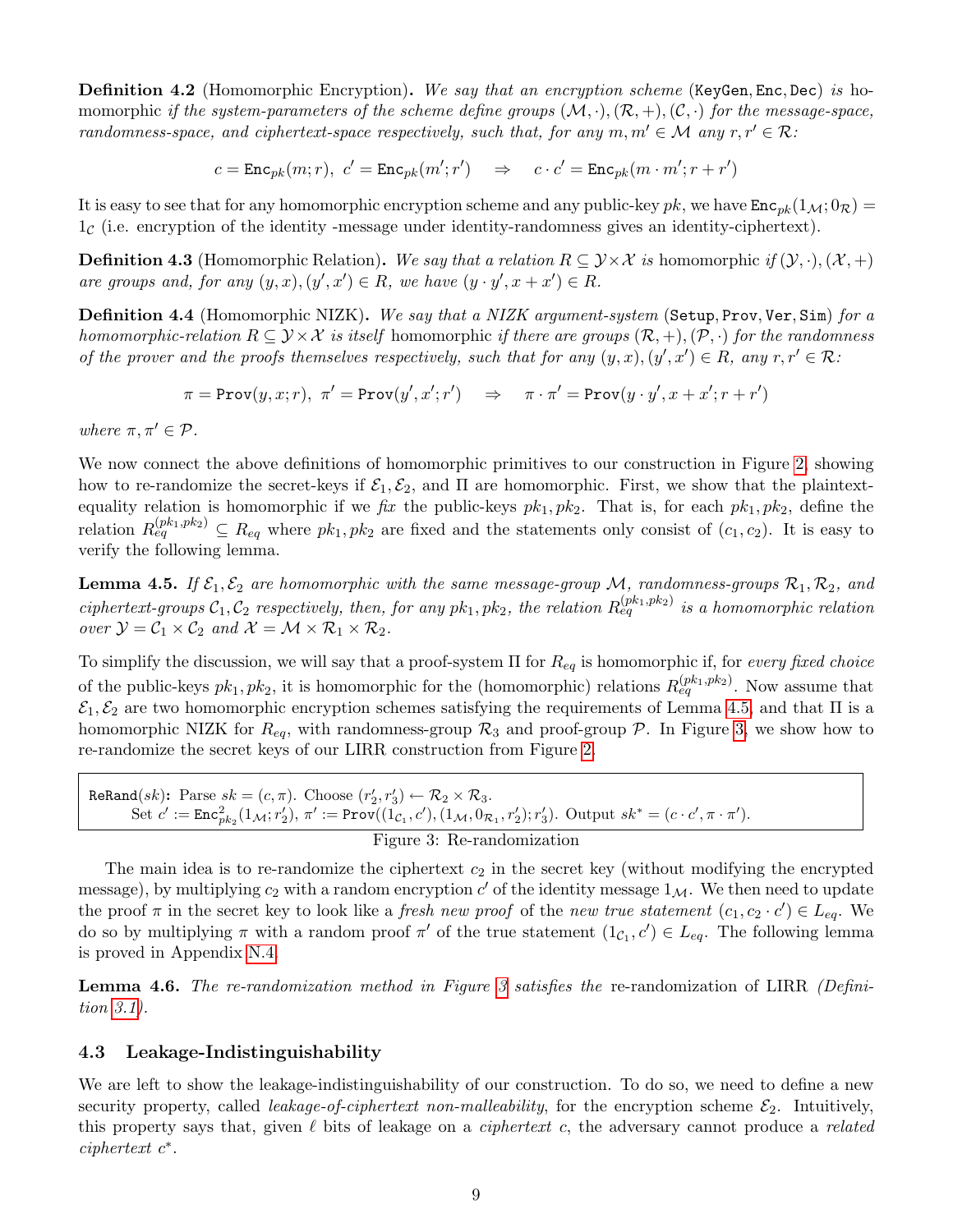**Definition 4.2** (Homomorphic Encryption)**.** *We say that an encryption scheme* (KeyGen, Enc, Dec) *is* homomorphic *if the system-parameters of the scheme define groups* $(\mathcal{M}, \cdot), (\mathcal{R}, +), (\mathcal{C}, \cdot)$ *for the message-space, randomness-space, and ciphertext-space respectively, such that, for any* $m, m' \in \mathcal{M}$ *any* $r, r' \in \mathcal{R}$*:*

$$c = \mathtt{Enc}_{pk}(m; r),\ c' = \mathtt{Enc}_{pk}(m'; r') \quad \Rightarrow \quad c \cdot c' = \mathtt{Enc}_{pk}(m \cdot m'; r + r')$$

It is easy to see that for any homomorphic encryption scheme and any public-key $pk$, we have $\mathtt{Enc}_{pk}(1_{\mathcal{M}}; 0_{\mathcal{R}}) = 1_{\mathcal{C}}$ (i.e. encryption of the identity -message under identity-randomness gives an identity-ciphertext).

**Definition 4.3** (Homomorphic Relation)**.** *We say that a relation* $R \subseteq \mathcal{Y} \times \mathcal{X}$ *is* homomorphic *if* $(\mathcal{Y}, \cdot), (\mathcal{X}, +)$ *are groups and, for any* $(y, x), (y', x') \in R$*, we have* $(y \cdot y', x + x') \in R$*.*

**Definition 4.4** (Homomorphic NIZK)**.** *We say that a NIZK argument-system* (Setup, Prov, Ver, Sim) *for a homomorphic-relation* $R \subseteq \mathcal{Y} \times \mathcal{X}$ *is itself* homomorphic *if there are groups* $(\mathcal{R}, +), (\mathcal{P}, \cdot)$ *for the randomness of the prover and the proofs themselves respectively, such that for any* $(y, x), (y', x') \in R$*, any* $r, r' \in \mathcal{R}$*:*

$$\pi = \mathtt{Prov}(y, x; r),\ \pi' = \mathtt{Prov}(y', x'; r') \quad \Rightarrow \quad \pi \cdot \pi' = \mathtt{Prov}(y \cdot y', x + x'; r + r')$$

*where* $\pi, \pi' \in \mathcal{P}$*.*

We now connect the above definitions of homomorphic primitives to our construction in Figure 2, showing how to re-randomize the secret-keys if $\mathcal{E}_1, \mathcal{E}_2$, and $\Pi$ are homomorphic. First, we show that the plaintext-equality relation is homomorphic if we *fix* the public-keys $pk_1, pk_2$. That is, for each $pk_1, pk_2$, define the relation $R_{eq}^{(pk_1, pk_2)} \subseteq R_{eq}$ where $pk_1, pk_2$ are fixed and the statements only consist of $(c_1, c_2)$. It is easy to verify the following lemma.

**Lemma 4.5.** *If* $\mathcal{E}_1, \mathcal{E}_2$ *are homomorphic with the same message-group* $\mathcal{M}$*, randomness-groups* $\mathcal{R}_1, \mathcal{R}_2$*, and ciphertext-groups* $\mathcal{C}_1, \mathcal{C}_2$ *respectively, then, for any* $pk_1, pk_2$*, the relation* $R_{eq}^{(pk_1, pk_2)}$ *is a homomorphic relation over* $\mathcal{Y} = \mathcal{C}_1 \times \mathcal{C}_2$ *and* $\mathcal{X} = \mathcal{M} \times \mathcal{R}_1 \times \mathcal{R}_2$*.*

To simplify the discussion, we will say that a proof-system $\Pi$ for $R_{eq}$ is homomorphic if, for *every fixed choice* of the public-keys $pk_1, pk_2$, it is homomorphic for the (homomorphic) relations $R_{eq}^{(pk_1, pk_2)}$. Now assume that $\mathcal{E}_1, \mathcal{E}_2$ are two homomorphic encryption schemes satisfying the requirements of Lemma 4.5, and that $\Pi$ is a homomorphic NIZK for $R_{eq}$, with randomness-group $\mathcal{R}_3$ and proof-group $\mathcal{P}$. In Figure 3, we show how to re-randomize the secret keys of our LIRR construction from Figure 2.

> ReRand($sk$): Parse $sk = (c, \pi)$. Choose $(r'_2, r'_3) \leftarrow \mathcal{R}_2 \times \mathcal{R}_3$.
> Set $c' := \mathtt{Enc}^2_{pk_2}(1_{\mathcal{M}}; r'_2)$, $\pi' := \mathtt{Prov}((1_{\mathcal{C}_1}, c'), (1_{\mathcal{M}}, 0_{\mathcal{R}_1}, r'_2); r'_3)$. Output $sk^* = (c \cdot c', \pi \cdot \pi')$.

Figure 3: Re-randomization

The main idea is to re-randomize the ciphertext $c_2$ in the secret key (without modifying the encrypted message), by multiplying $c_2$ with a random encryption $c'$ of the identity message $1_{\mathcal{M}}$. We then need to update the proof $\pi$ in the secret key to look like a *fresh new proof* of the *new true statement* $(c_1, c_2 \cdot c') \in L_{eq}$. We do so by multiplying $\pi$ with a random proof $\pi'$ of the true statement $(1_{\mathcal{C}_1}, c') \in L_{eq}$. The following lemma is proved in Appendix N.4.

**Lemma 4.6.** *The re-randomization method in Figure 3 satisfies the* re-randomization *of LIRR (Definition 3.1).*

### 4.3 Leakage-Indistinguishability

We are left to show the leakage-indistinguishability of our construction. To do so, we need to define a new security property, called *leakage-of-ciphertext non-malleability*, for the encryption scheme $\mathcal{E}_2$. Intuitively, this property says that, given $\ell$ bits of leakage on a *ciphertext* $c$, the adversary cannot produce a *related ciphertext* $c^*$.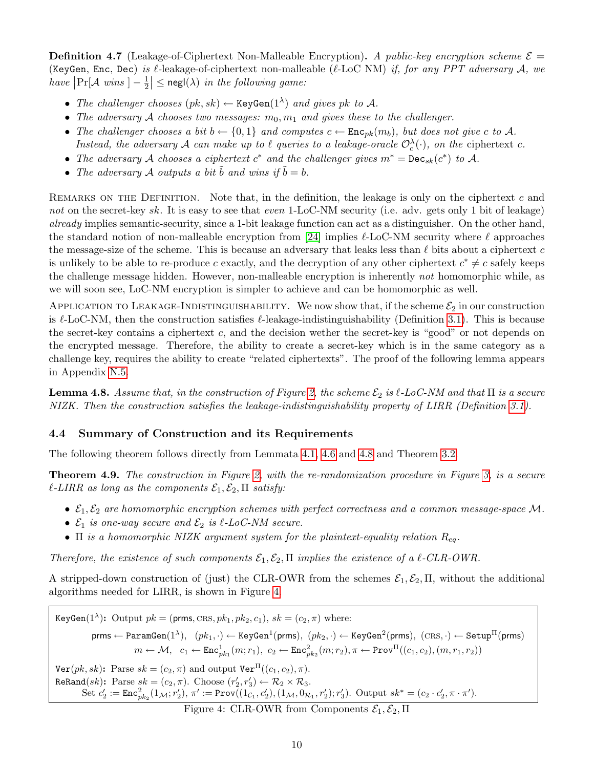**Definition 4.7** (Leakage-of-Ciphertext Non-Malleable Encryption)**.** *A public-key encryption scheme $\mathcal{E} = (\texttt{KeyGen}, \texttt{Enc}, \texttt{Dec})$ is $\ell$-leakage-of-ciphertext non-malleable ($\ell$-LoC NM) if, for any PPT adversary $\mathcal{A}$, we have $\left|\Pr[\mathcal{A} \text{ wins }] - \frac{1}{2}\right| \leq \mathsf{negl}(\lambda)$ in the following game:*

- *The challenger chooses $(pk, sk) \leftarrow \texttt{KeyGen}(1^\lambda)$ and gives $pk$ to $\mathcal{A}$.*
- *The adversary $\mathcal{A}$ chooses two messages: $m_0, m_1$ and gives these to the challenger.*
- *The challenger chooses a bit $b \leftarrow \{0,1\}$ and computes $c \leftarrow \texttt{Enc}_{pk}(m_b)$, but does not give $c$ to $\mathcal{A}$. Instead, the adversary $\mathcal{A}$ can make up to $\ell$ queries to a leakage-oracle $\mathcal{O}_c^\lambda(\cdot)$, on the* ciphertext *$c$.*
- *The adversary $\mathcal{A}$ chooses a ciphertext $c^*$ and the challenger gives $m^* = \texttt{Dec}_{sk}(c^*)$ to $\mathcal{A}$.*
- *The adversary $\mathcal{A}$ outputs a bit $\tilde{b}$ and wins if $\tilde{b} = b$.*

Remarks on the Definition. Note that, in the definition, the leakage is only on the ciphertext $c$ and *not* on the secret-key $sk$. It is easy to see that *even* 1-LoC-NM security (i.e. adv. gets only 1 bit of leakage) *already* implies semantic-security, since a 1-bit leakage function can act as a distinguisher. On the other hand, the standard notion of non-malleable encryption from [24] implies $\ell$-LoC-NM security where $\ell$ approaches the message-size of the scheme. This is because an adversary that leaks less than $\ell$ bits about a ciphertext $c$ is unlikely to be able to re-produce $c$ exactly, and the decryption of any other ciphertext $c^* \neq c$ safely keeps the challenge message hidden. However, non-malleable encryption is inherently *not* homomorphic while, as we will soon see, LoC-NM encryption is simpler to achieve and can be homomorphic as well.

Application to Leakage-Indistinguishability. We now show that, if the scheme $\mathcal{E}_2$ in our construction is $\ell$-LoC-NM, then the construction satisfies $\ell$-leakage-indistinguishability (Definition 3.1). This is because the secret-key contains a ciphertext $c$, and the decision wether the secret-key is "good" or not depends on the encrypted message. Therefore, the ability to create a secret-key which is in the same category as a challenge key, requires the ability to create "related ciphertexts". The proof of the following lemma appears in Appendix N.5.

**Lemma 4.8.** *Assume that, in the construction of Figure 2, the scheme $\mathcal{E}_2$ is $\ell$-LoC-NM and that $\Pi$ is a secure NIZK. Then the construction satisfies the leakage-indistinguishability property of LIRR (Definition 3.1).*

### 4.4 Summary of Construction and its Requirements

The following theorem follows directly from Lemmata 4.1, 4.6 and 4.8 and Theorem 3.2.

**Theorem 4.9.** *The construction in Figure 2, with the re-randomization procedure in Figure 3, is a secure $\ell$-LIRR as long as the components $\mathcal{E}_1, \mathcal{E}_2, \Pi$ satisfy:*

- *$\mathcal{E}_1, \mathcal{E}_2$ are homomorphic encryption schemes with perfect correctness and a common message-space $\mathcal{M}$.*
- *$\mathcal{E}_1$ is one-way secure and $\mathcal{E}_2$ is $\ell$-LoC-NM secure.*
- *$\Pi$ is a homomorphic NIZK argument system for the plaintext-equality relation $R_{eq}$.*

*Therefore, the existence of such components $\mathcal{E}_1, \mathcal{E}_2, \Pi$ implies the existence of a $\ell$-CLR-OWR.*

A stripped-down construction of (just) the CLR-OWR from the schemes $\mathcal{E}_1, \mathcal{E}_2, \Pi$, without the additional algorithms needed for LIRR, is shown in Figure 4.

$\texttt{KeyGen}(1^\lambda)$**:** Output $pk = (\mathsf{prms}, \textsc{crs}, pk_1, pk_2, c_1)$, $sk = (c_2, \pi)$ where:

$$\mathsf{prms} \leftarrow \texttt{ParamGen}(1^\lambda),\ \ (pk_1, \cdot) \leftarrow \texttt{KeyGen}^1(\mathsf{prms}),\ (pk_2, \cdot) \leftarrow \texttt{KeyGen}^2(\mathsf{prms}),\ (\textsc{crs}, \cdot) \leftarrow \texttt{Setup}^\Pi(\mathsf{prms})$$
$$m \leftarrow \mathcal{M},\ \ c_1 \leftarrow \texttt{Enc}^1_{pk_1}(m; r_1),\ c_2 \leftarrow \texttt{Enc}^2_{pk_2}(m; r_2), \pi \leftarrow \texttt{Prov}^\Pi((c_1, c_2), (m, r_1, r_2))$$

$\texttt{Ver}(pk, sk)$**:** Parse $sk = (c_2, \pi)$ and output $\texttt{Ver}^\Pi((c_1, c_2), \pi)$.
$\texttt{ReRand}(sk)$**:** Parse $sk = (c_2, \pi)$. Choose $(r_2', r_3') \leftarrow \mathcal{R}_2 \times \mathcal{R}_3$.
Set $c_2' := \texttt{Enc}^2_{pk_2}(1_\mathcal{M}; r_2')$, $\pi' := \texttt{Prov}((1_{\mathcal{C}_1}, c_2'), (1_\mathcal{M}, 0_{\mathcal{R}_1}, r_2'); r_3')$. Output $sk^* = (c_2 \cdot c_2', \pi \cdot \pi')$.

Figure 4: CLR-OWR from Components $\mathcal{E}_1, \mathcal{E}_2, \Pi$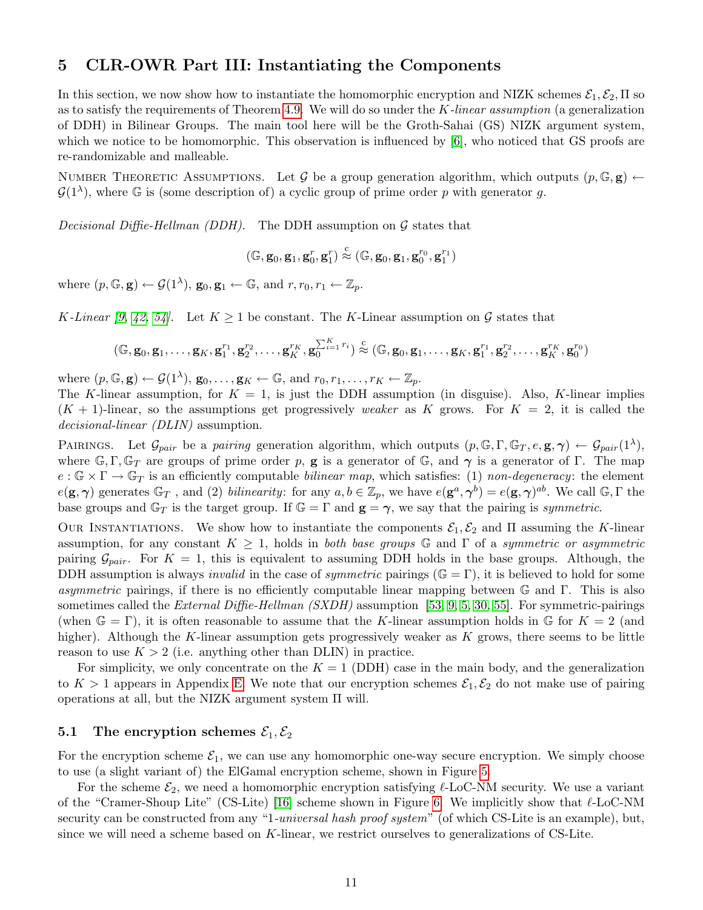# 5 CLR-OWR Part III: Instantiating the Components

In this section, we now show how to instantiate the homomorphic encryption and NIZK schemes $\mathcal{E}_1, \mathcal{E}_2, \Pi$ so as to satisfy the requirements of Theorem 4.9. We will do so under the *K-linear assumption* (a generalization of DDH) in Bilinear Groups. The main tool here will be the Groth-Sahai (GS) NIZK argument system, which we notice to be homomorphic. This observation is influenced by [6], who noticed that GS proofs are re-randomizable and malleable.

Number Theoretic Assumptions. Let $\mathcal{G}$ be a group generation algorithm, which outputs $(p, \mathbb{G}, \mathbf{g}) \leftarrow \mathcal{G}(1^\lambda)$, where $\mathbb{G}$ is (some description of) a cyclic group of prime order $p$ with generator $g$.

*Decisional Diffie-Hellman (DDH).* The DDH assumption on $\mathcal{G}$ states that

$$(\mathbb{G}, \mathbf{g}_0, \mathbf{g}_1, \mathbf{g}_0^r, \mathbf{g}_1^r) \overset{c}{\approx} (\mathbb{G}, \mathbf{g}_0, \mathbf{g}_1, \mathbf{g}_0^{r_0}, \mathbf{g}_1^{r_1})$$

where $(p, \mathbb{G}, \mathbf{g}) \leftarrow \mathcal{G}(1^\lambda)$, $\mathbf{g}_0, \mathbf{g}_1 \leftarrow \mathbb{G}$, and $r, r_0, r_1 \leftarrow \mathbb{Z}_p$.

*K-Linear [9, 42, 54].* Let $K \geq 1$ be constant. The $K$-Linear assumption on $\mathcal{G}$ states that

$$(\mathbb{G}, \mathbf{g}_0, \mathbf{g}_1, \ldots, \mathbf{g}_K, \mathbf{g}_1^{r_1}, \mathbf{g}_2^{r_2}, \ldots, \mathbf{g}_K^{r_K}, \mathbf{g}_0^{\sum_{i=1}^K r_i}) \overset{c}{\approx} (\mathbb{G}, \mathbf{g}_0, \mathbf{g}_1, \ldots, \mathbf{g}_K, \mathbf{g}_1^{r_1}, \mathbf{g}_2^{r_2}, \ldots, \mathbf{g}_K^{r_K}, \mathbf{g}_0^{r_0})$$

where $(p, \mathbb{G}, \mathbf{g}) \leftarrow \mathcal{G}(1^\lambda)$, $\mathbf{g}_0, \ldots, \mathbf{g}_K \leftarrow \mathbb{G}$, and $r_0, r_1, \ldots, r_K \leftarrow \mathbb{Z}_p$.
The $K$-linear assumption, for $K = 1$, is just the DDH assumption (in disguise). Also, $K$-linear implies $(K+1)$-linear, so the assumptions get progressively *weaker* as $K$ grows. For $K = 2$, it is called the *decisional-linear (DLIN)* assumption.

Pairings. Let $\mathcal{G}_{pair}$ be a *pairing* generation algorithm, which outputs $(p, \mathbb{G}, \Gamma, \mathbb{G}_T, e, \mathbf{g}, \boldsymbol{\gamma}) \leftarrow \mathcal{G}_{pair}(1^\lambda)$, where $\mathbb{G}, \Gamma, \mathbb{G}_T$ are groups of prime order $p$, $\mathbf{g}$ is a generator of $\mathbb{G}$, and $\boldsymbol{\gamma}$ is a generator of $\Gamma$. The map $e : \mathbb{G} \times \Gamma \to \mathbb{G}_T$ is an efficiently computable *bilinear map*, which satisfies: (1) *non-degeneracy*: the element $e(\mathbf{g}, \boldsymbol{\gamma})$ generates $\mathbb{G}_T$ , and (2) *bilinearity*: for any $a, b \in \mathbb{Z}_p$, we have $e(\mathbf{g}^a, \boldsymbol{\gamma}^b) = e(\mathbf{g}, \boldsymbol{\gamma})^{ab}$. We call $\mathbb{G}, \Gamma$ the base groups and $\mathbb{G}_T$ is the target group. If $\mathbb{G} = \Gamma$ and $\mathbf{g} = \boldsymbol{\gamma}$, we say that the pairing is *symmetric*.

Our Instantiations. We show how to instantiate the components $\mathcal{E}_1, \mathcal{E}_2$ and $\Pi$ assuming the $K$-linear assumption, for any constant $K \geq 1$, holds in *both base groups* $\mathbb{G}$ and $\Gamma$ of a *symmetric or asymmetric* pairing $\mathcal{G}_{pair}$. For $K = 1$, this is equivalent to assuming DDH holds in the base groups. Although, the DDH assumption is always *invalid* in the case of *symmetric* pairings ($\mathbb{G} = \Gamma$), it is believed to hold for some *asymmetric* pairings, if there is no efficiently computable linear mapping between $\mathbb{G}$ and $\Gamma$. This is also sometimes called the *External Diffie-Hellman (SXDH)* assumption [53, 9, 5, 30, 55]. For symmetric-pairings (when $\mathbb{G} = \Gamma$), it is often reasonable to assume that the $K$-linear assumption holds in $\mathbb{G}$ for $K = 2$ (and higher). Although the $K$-linear assumption gets progressively weaker as $K$ grows, there seems to be little reason to use $K > 2$ (i.e. anything other than DLIN) in practice.

For simplicity, we only concentrate on the $K = 1$ (DDH) case in the main body, and the generalization to $K > 1$ appears in Appendix E. We note that our encryption schemes $\mathcal{E}_1, \mathcal{E}_2$ do not make use of pairing operations at all, but the NIZK argument system $\Pi$ will.

## 5.1 The encryption schemes $\mathcal{E}_1, \mathcal{E}_2$

For the encryption scheme $\mathcal{E}_1$, we can use any homomorphic one-way secure encryption. We simply choose to use (a slight variant of) the ElGamal encryption scheme, shown in Figure 5.

For the scheme $\mathcal{E}_2$, we need a homomorphic encryption satisfying $\ell$-LoC-NM security. We use a variant of the "Cramer-Shoup Lite" (CS-Lite) [16] scheme shown in Figure 6. We implicitly show that $\ell$-LoC-NM security can be constructed from any "1-*universal hash proof system*" (of which CS-Lite is an example), but, since we will need a scheme based on $K$-linear, we restrict ourselves to generalizations of CS-Lite.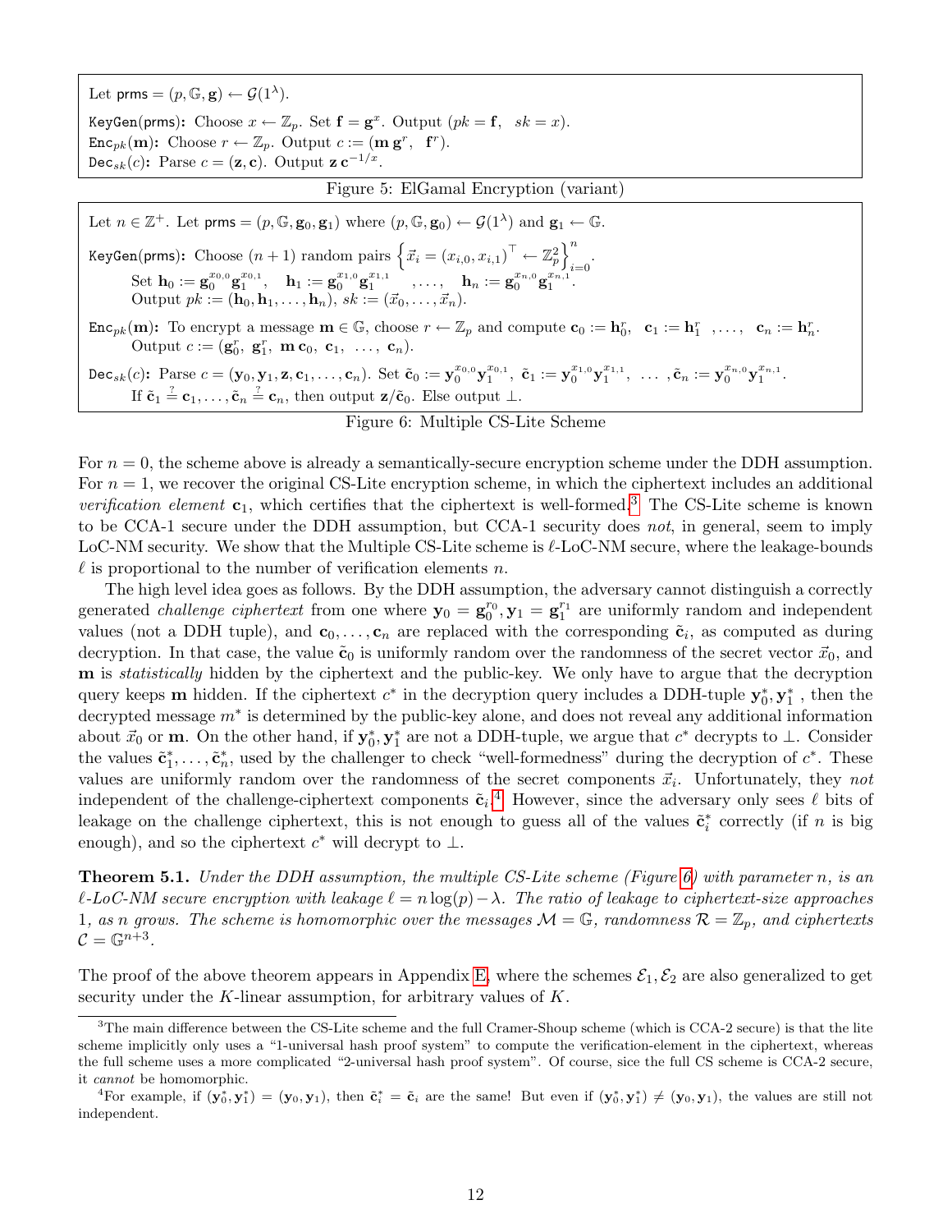Let $\mathsf{prms} = (p, \mathbb{G}, \mathbf{g}) \leftarrow \mathcal{G}(1^\lambda)$.

$\mathtt{KeyGen}(\mathsf{prms})$**:** Choose $x \leftarrow \mathbb{Z}_p$. Set $\mathbf{f} = \mathbf{g}^x$. Output $(pk = \mathbf{f}, \quad sk = x)$.

$\mathtt{Enc}_{pk}(\mathbf{m})$**:** Choose $r \leftarrow \mathbb{Z}_p$. Output $c := (\mathbf{m}\,\mathbf{g}^r, \quad \mathbf{f}^r)$.

$\mathtt{Dec}_{sk}(c)$**:** Parse $c = (\mathbf{z}, \mathbf{c})$. Output $\mathbf{z}\,\mathbf{c}^{-1/x}$.

Figure 5: ElGamal Encryption (variant)

Let $n \in \mathbb{Z}^+$. Let $\mathsf{prms} = (p, \mathbb{G}, \mathbf{g}_0, \mathbf{g}_1)$ where $(p, \mathbb{G}, \mathbf{g}_0) \leftarrow \mathcal{G}(1^\lambda)$ and $\mathbf{g}_1 \leftarrow \mathbb{G}$.

$\mathtt{KeyGen}(\mathsf{prms})$**:** Choose $(n+1)$ random pairs $\left\{ \vec{x}_i = (x_{i,0}, x_{i,1})^\top \leftarrow \mathbb{Z}_p^2 \right\}_{i=0}^{n}$.
Set $\mathbf{h}_0 := \mathbf{g}_0^{x_{0,0}} \mathbf{g}_1^{x_{0,1}}, \quad \mathbf{h}_1 := \mathbf{g}_0^{x_{1,0}} \mathbf{g}_1^{x_{1,1}} \quad , \ldots, \quad \mathbf{h}_n := \mathbf{g}_0^{x_{n,0}} \mathbf{g}_1^{x_{n,1}}$.
Output $pk := (\mathbf{h}_0, \mathbf{h}_1, \ldots, \mathbf{h}_n)$, $sk := (\vec{x}_0, \ldots, \vec{x}_n)$.

$\mathtt{Enc}_{pk}(\mathbf{m})$**:** To encrypt a message $\mathbf{m} \in \mathbb{G}$, choose $r \leftarrow \mathbb{Z}_p$ and compute $\mathbf{c}_0 := \mathbf{h}_0^r, \quad \mathbf{c}_1 := \mathbf{h}_1^r \quad , \ldots, \quad \mathbf{c}_n := \mathbf{h}_n^r$.
Output $c := (\mathbf{g}_0^r, \ \mathbf{g}_1^r, \ \mathbf{m}\,\mathbf{c}_0, \ \mathbf{c}_1, \ \ldots, \ \mathbf{c}_n)$.

$\mathtt{Dec}_{sk}(c)$**:** Parse $c = (\mathbf{y}_0, \mathbf{y}_1, \mathbf{z}, \mathbf{c}_1, \ldots, \mathbf{c}_n)$. Set $\tilde{\mathbf{c}}_0 := \mathbf{y}_0^{x_{0,0}} \mathbf{y}_1^{x_{0,1}}, \ \tilde{\mathbf{c}}_1 := \mathbf{y}_0^{x_{1,0}} \mathbf{y}_1^{x_{1,1}}, \ \ldots, \tilde{\mathbf{c}}_n := \mathbf{y}_0^{x_{n,0}} \mathbf{y}_1^{x_{n,1}}$.
If $\tilde{\mathbf{c}}_1 \stackrel{?}{=} \mathbf{c}_1, \ldots, \tilde{\mathbf{c}}_n \stackrel{?}{=} \mathbf{c}_n$, then output $\mathbf{z}/\tilde{\mathbf{c}}_0$. Else output $\perp$.

Figure 6: Multiple CS-Lite Scheme

For $n = 0$, the scheme above is already a semantically-secure encryption scheme under the DDH assumption. For $n = 1$, we recover the original CS-Lite encryption scheme, in which the ciphertext includes an additional *verification element* $\mathbf{c}_1$, which certifies that the ciphertext is well-formed.[3] The CS-Lite scheme is known to be CCA-1 secure under the DDH assumption, but CCA-1 security does *not*, in general, seem to imply LoC-NM security. We show that the Multiple CS-Lite scheme is $\ell$-LoC-NM secure, where the leakage-bounds $\ell$ is proportional to the number of verification elements $n$.

The high level idea goes as follows. By the DDH assumption, the adversary cannot distinguish a correctly generated *challenge ciphertext* from one where $\mathbf{y}_0 = \mathbf{g}_0^{r_0}, \mathbf{y}_1 = \mathbf{g}_1^{r_1}$ are uniformly random and independent values (not a DDH tuple), and $\mathbf{c}_0, \ldots, \mathbf{c}_n$ are replaced with the corresponding $\tilde{\mathbf{c}}_i$, as computed as during decryption. In that case, the value $\tilde{\mathbf{c}}_0$ is uniformly random over the randomness of the secret vector $\vec{x}_0$, and $\mathbf{m}$ is *statistically* hidden by the ciphertext and the public-key. We only have to argue that the decryption query keeps $\mathbf{m}$ hidden. If the ciphertext $c^*$ in the decryption query includes a DDH-tuple $\mathbf{y}_0^*, \mathbf{y}_1^*$ , then the decrypted message $m^*$ is determined by the public-key alone, and does not reveal any additional information about $\vec{x}_0$ or $\mathbf{m}$. On the other hand, if $\mathbf{y}_0^*, \mathbf{y}_1^*$ are not a DDH-tuple, we argue that $c^*$ decrypts to $\perp$. Consider the values $\tilde{\mathbf{c}}_1^*, \ldots, \tilde{\mathbf{c}}_n^*$, used by the challenger to check "well-formedness" during the decryption of $c^*$. These values are uniformly random over the randomness of the secret components $\vec{x}_i$. Unfortunately, they *not* independent of the challenge-ciphertext components $\tilde{\mathbf{c}}_i$.[4] However, since the adversary only sees $\ell$ bits of leakage on the challenge ciphertext, this is not enough to guess all of the values $\tilde{\mathbf{c}}_i^*$ correctly (if $n$ is big enough), and so the ciphertext $c^*$ will decrypt to $\perp$.

**Theorem 5.1.** *Under the DDH assumption, the multiple CS-Lite scheme (Figure 6) with parameter $n$, is an $\ell$-LoC-NM secure encryption with leakage $\ell = n\log(p) - \lambda$. The ratio of leakage to ciphertext-size approaches 1, as $n$ grows. The scheme is homomorphic over the messages $\mathcal{M} = \mathbb{G}$, randomness $\mathcal{R} = \mathbb{Z}_p$, and ciphertexts $\mathcal{C} = \mathbb{G}^{n+3}$.*

The proof of the above theorem appears in Appendix E, where the schemes $\mathcal{E}_1, \mathcal{E}_2$ are also generalized to get security under the $K$-linear assumption, for arbitrary values of $K$.

---

[3] The main difference between the CS-Lite scheme and the full Cramer-Shoup scheme (which is CCA-2 secure) is that the lite scheme implicitly only uses a "1-universal hash proof system" to compute the verification-element in the ciphertext, whereas the full scheme uses a more complicated "2-universal hash proof system". Of course, sice the full CS scheme is CCA-2 secure, it *cannot* be homomorphic.

[4] For example, if $(\mathbf{y}_0^*, \mathbf{y}_1^*) = (\mathbf{y}_0, \mathbf{y}_1)$, then $\tilde{\mathbf{c}}_i^* = \tilde{\mathbf{c}}_i$ are the same! But even if $(\mathbf{y}_0^*, \mathbf{y}_1^*) \neq (\mathbf{y}_0, \mathbf{y}_1)$, the values are still not independent.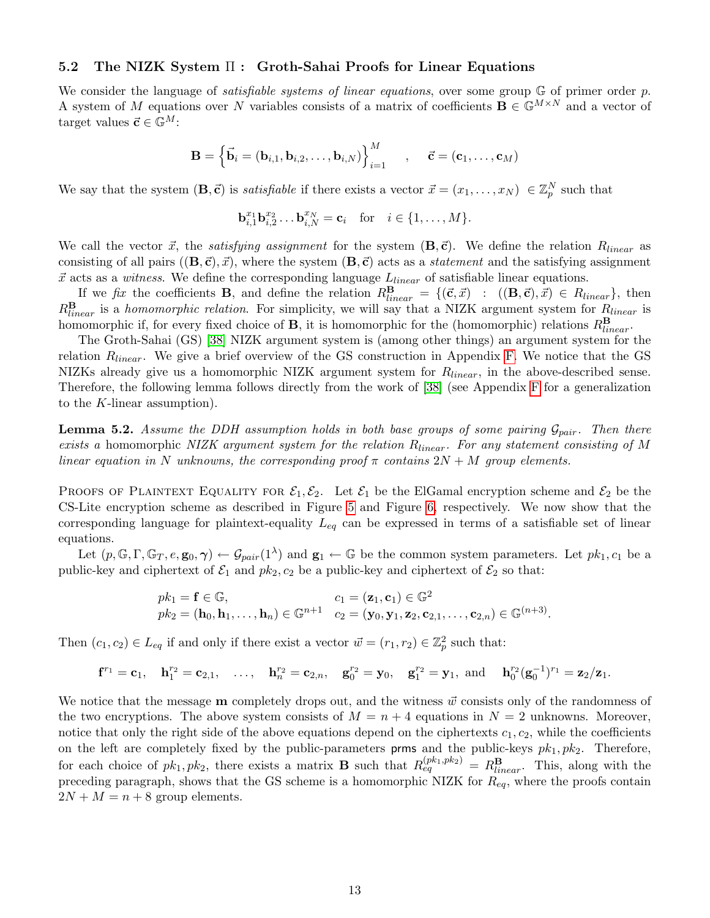### 5.2 The NIZK System $\Pi$ : Groth-Sahai Proofs for Linear Equations

We consider the language of *satisfiable systems of linear equations*, over some group $\mathbb{G}$ of primer order $p$. A system of $M$ equations over $N$ variables consists of a matrix of coefficients $\mathbf{B} \in \mathbb{G}^{M \times N}$ and a vector of target values $\vec{\mathbf{c}} \in \mathbb{G}^M$:

$$\mathbf{B} = \left\{ \vec{\mathbf{b}}_i = (\mathbf{b}_{i,1}, \mathbf{b}_{i,2}, \ldots, \mathbf{b}_{i,N}) \right\}_{i=1}^{M} \quad , \quad \vec{\mathbf{c}} = (\mathbf{c}_1, \ldots, \mathbf{c}_M)$$

We say that the system $(\mathbf{B}, \vec{\mathbf{c}})$ is *satisfiable* if there exists a vector $\vec{x} = (x_1, \ldots, x_N) \in \mathbb{Z}_p^N$ such that

$$\mathbf{b}_{i,1}^{x_1} \mathbf{b}_{i,2}^{x_2} \ldots \mathbf{b}_{i,N}^{x_N} = \mathbf{c}_i \quad \text{for} \quad i \in \{1, \ldots, M\}.$$

We call the vector $\vec{x}$, the *satisfying assignment* for the system $(\mathbf{B}, \vec{\mathbf{c}})$. We define the relation $R_{linear}$ as consisting of all pairs $((\mathbf{B}, \vec{\mathbf{c}}), \vec{x})$, where the system $(\mathbf{B}, \vec{\mathbf{c}})$ acts as a *statement* and the satisfying assignment $\vec{x}$ acts as a *witness*. We define the corresponding language $L_{linear}$ of satisfiable linear equations.

If we *fix* the coefficients $\mathbf{B}$, and define the relation $R^{\mathbf{B}}_{linear} = \{(\vec{\mathbf{c}}, \vec{x}) \ : \ ((\mathbf{B}, \vec{\mathbf{c}}), \vec{x}) \in R_{linear}\}$, then $R^{\mathbf{B}}_{linear}$ is a *homomorphic relation*. For simplicity, we will say that a NIZK argument system for $R_{linear}$ is homomorphic if, for every fixed choice of $\mathbf{B}$, it is homomorphic for the (homomorphic) relations $R^{\mathbf{B}}_{linear}$.

The Groth-Sahai (GS) [38] NIZK argument system is (among other things) an argument system for the relation $R_{linear}$. We give a brief overview of the GS construction in Appendix F. We notice that the GS NIZKs already give us a homomorphic NIZK argument system for $R_{linear}$, in the above-described sense. Therefore, the following lemma follows directly from the work of [38] (see Appendix F for a generalization to the $K$-linear assumption).

**Lemma 5.2.** *Assume the DDH assumption holds in both base groups of some pairing $\mathcal{G}_{pair}$. Then there exists a* homomorphic *NIZK argument system for the relation $R_{linear}$. For any statement consisting of $M$ linear equation in $N$ unknowns, the corresponding proof $\pi$ contains $2N + M$ group elements.*

Proofs of Plaintext Equality for $\mathcal{E}_1, \mathcal{E}_2$. Let $\mathcal{E}_1$ be the ElGamal encryption scheme and $\mathcal{E}_2$ be the CS-Lite encryption scheme as described in Figure 5 and Figure 6, respectively. We now show that the corresponding language for plaintext-equality $L_{eq}$ can be expressed in terms of a satisfiable set of linear equations.

Let $(p, \mathbb{G}, \Gamma, \mathbb{G}_T, e, \mathbf{g}_0, \boldsymbol{\gamma}) \leftarrow \mathcal{G}_{pair}(1^\lambda)$ and $\mathbf{g}_1 \leftarrow \mathbb{G}$ be the common system parameters. Let $pk_1, c_1$ be a public-key and ciphertext of $\mathcal{E}_1$ and $pk_2, c_2$ be a public-key and ciphertext of $\mathcal{E}_2$ so that:

$$\begin{array}{ll} pk_1 = \mathbf{f} \in \mathbb{G}, & c_1 = (\mathbf{z}_1, \mathbf{c}_1) \in \mathbb{G}^2 \\ pk_2 = (\mathbf{h}_0, \mathbf{h}_1, \ldots, \mathbf{h}_n) \in \mathbb{G}^{n+1} & c_2 = (\mathbf{y}_0, \mathbf{y}_1, \mathbf{z}_2, \mathbf{c}_{2,1}, \ldots, \mathbf{c}_{2,n}) \in \mathbb{G}^{(n+3)}. \end{array}$$

Then $(c_1, c_2) \in L_{eq}$ if and only if there exist a vector $\vec{w} = (r_1, r_2) \in \mathbb{Z}_p^2$ such that:

$$\mathbf{f}^{r_1} = \mathbf{c}_1, \quad \mathbf{h}_1^{r_2} = \mathbf{c}_{2,1}, \quad \ldots, \quad \mathbf{h}_n^{r_2} = \mathbf{c}_{2,n}, \quad \mathbf{g}_0^{r_2} = \mathbf{y}_0, \quad \mathbf{g}_1^{r_2} = \mathbf{y}_1, \text{ and } \quad \mathbf{h}_0^{r_2}(\mathbf{g}_0^{-1})^{r_1} = \mathbf{z}_2/\mathbf{z}_1.$$

We notice that the message $\mathbf{m}$ completely drops out, and the witness $\vec{w}$ consists only of the randomness of the two encryptions. The above system consists of $M = n + 4$ equations in $N = 2$ unknowns. Moreover, notice that only the right side of the above equations depend on the ciphertexts $c_1, c_2$, while the coefficients on the left are completely fixed by the public-parameters prms and the public-keys $pk_1, pk_2$. Therefore, for each choice of $pk_1, pk_2$, there exists a matrix $\mathbf{B}$ such that $R^{(pk_1, pk_2)}_{eq} = R^{\mathbf{B}}_{linear}$. This, along with the preceding paragraph, shows that the GS scheme is a homomorphic NIZK for $R_{eq}$, where the proofs contain $2N + M = n + 8$ group elements.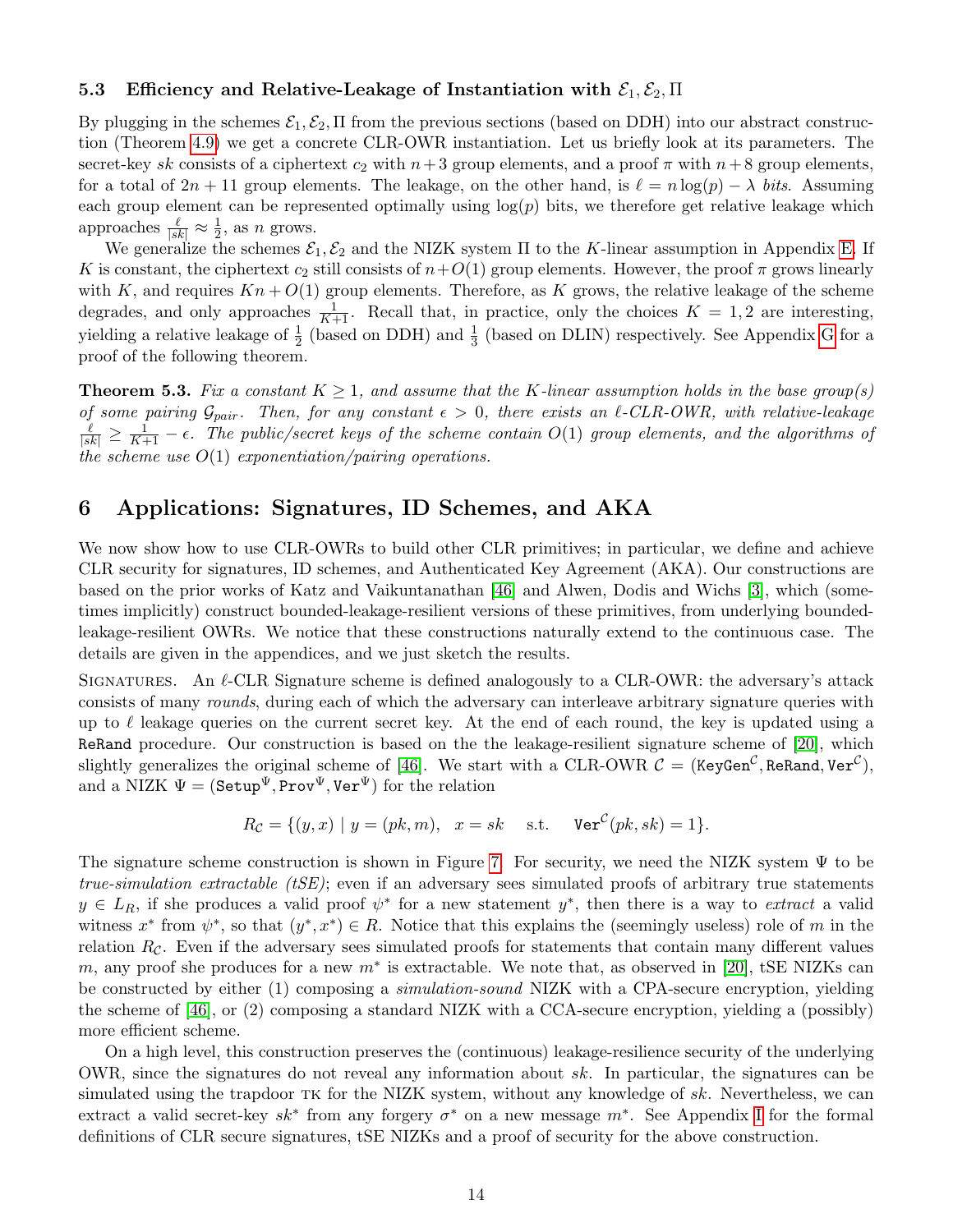### 5.3 Efficiency and Relative-Leakage of Instantiation with $\mathcal{E}_1, \mathcal{E}_2, \Pi$

By plugging in the schemes $\mathcal{E}_1, \mathcal{E}_2, \Pi$ from the previous sections (based on DDH) into our abstract construction (Theorem 4.9) we get a concrete CLR-OWR instantiation. Let us briefly look at its parameters. The secret-key $sk$ consists of a ciphertext $c_2$ with $n+3$ group elements, and a proof $\pi$ with $n+8$ group elements, for a total of $2n+11$ group elements. The leakage, on the other hand, is $\ell = n\log(p) - \lambda$ *bits*. Assuming each group element can be represented optimally using $\log(p)$ bits, we therefore get relative leakage which approaches $\frac{\ell}{|sk|} \approx \frac{1}{2}$, as $n$ grows.

We generalize the schemes $\mathcal{E}_1, \mathcal{E}_2$ and the NIZK system $\Pi$ to the $K$-linear assumption in Appendix E. If $K$ is constant, the ciphertext $c_2$ still consists of $n+O(1)$ group elements. However, the proof $\pi$ grows linearly with $K$, and requires $Kn + O(1)$ group elements. Therefore, as $K$ grows, the relative leakage of the scheme degrades, and only approaches $\frac{1}{K+1}$. Recall that, in practice, only the choices $K = 1, 2$ are interesting, yielding a relative leakage of $\frac{1}{2}$ (based on DDH) and $\frac{1}{3}$ (based on DLIN) respectively. See Appendix G for a proof of the following theorem.

**Theorem 5.3.** *Fix a constant $K \geq 1$, and assume that the $K$-linear assumption holds in the base group(s) of some pairing $\mathcal{G}_{pair}$. Then, for any constant $\epsilon > 0$, there exists an $\ell$-CLR-OWR, with relative-leakage $\frac{\ell}{|sk|} \geq \frac{1}{K+1} - \epsilon$. The public/secret keys of the scheme contain $O(1)$ group elements, and the algorithms of the scheme use $O(1)$ exponentiation/pairing operations.*

## 6 Applications: Signatures, ID Schemes, and AKA

We now show how to use CLR-OWRs to build other CLR primitives; in particular, we define and achieve CLR security for signatures, ID schemes, and Authenticated Key Agreement (AKA). Our constructions are based on the prior works of Katz and Vaikuntanathan [46] and Alwen, Dodis and Wichs [3], which (sometimes implicitly) construct bounded-leakage-resilient versions of these primitives, from underlying bounded-leakage-resilient OWRs. We notice that these constructions naturally extend to the continuous case. The details are given in the appendices, and we just sketch the results.

Signatures. An $\ell$-CLR Signature scheme is defined analogously to a CLR-OWR: the adversary's attack consists of many *rounds*, during each of which the adversary can interleave arbitrary signature queries with up to $\ell$ leakage queries on the current secret key. At the end of each round, the key is updated using a `ReRand` procedure. Our construction is based on the the leakage-resilient signature scheme of [20], which slightly generalizes the original scheme of [46]. We start with a CLR-OWR $\mathcal{C} = (\texttt{KeyGen}^{\mathcal{C}}, \texttt{ReRand}, \texttt{Ver}^{\mathcal{C}})$, and a NIZK $\Psi = (\texttt{Setup}^{\Psi}, \texttt{Prov}^{\Psi}, \texttt{Ver}^{\Psi})$ for the relation

$$R_{\mathcal{C}} = \{(y, x) \mid y = (pk, m), \quad x = sk \quad \text{s.t.} \quad \texttt{Ver}^{\mathcal{C}}(pk, sk) = 1\}.$$

The signature scheme construction is shown in Figure 7. For security, we need the NIZK system $\Psi$ to be *true-simulation extractable (tSE)*; even if an adversary sees simulated proofs of arbitrary true statements $y \in L_R$, if she produces a valid proof $\psi^*$ for a new statement $y^*$, then there is a way to *extract* a valid witness $x^*$ from $\psi^*$, so that $(y^*, x^*) \in R$. Notice that this explains the (seemingly useless) role of $m$ in the relation $R_{\mathcal{C}}$. Even if the adversary sees simulated proofs for statements that contain many different values $m$, any proof she produces for a new $m^*$ is extractable. We note that, as observed in [20], tSE NIZKs can be constructed by either (1) composing a *simulation-sound* NIZK with a CPA-secure encryption, yielding the scheme of [46], or (2) composing a standard NIZK with a CCA-secure encryption, yielding a (possibly) more efficient scheme.

On a high level, this construction preserves the (continuous) leakage-resilience security of the underlying OWR, since the signatures do not reveal any information about $sk$. In particular, the signatures can be simulated using the trapdoor TK for the NIZK system, without any knowledge of $sk$. Nevertheless, we can extract a valid secret-key $sk^*$ from any forgery $\sigma^*$ on a new message $m^*$. See Appendix I for the formal definitions of CLR secure signatures, tSE NIZKs and a proof of security for the above construction.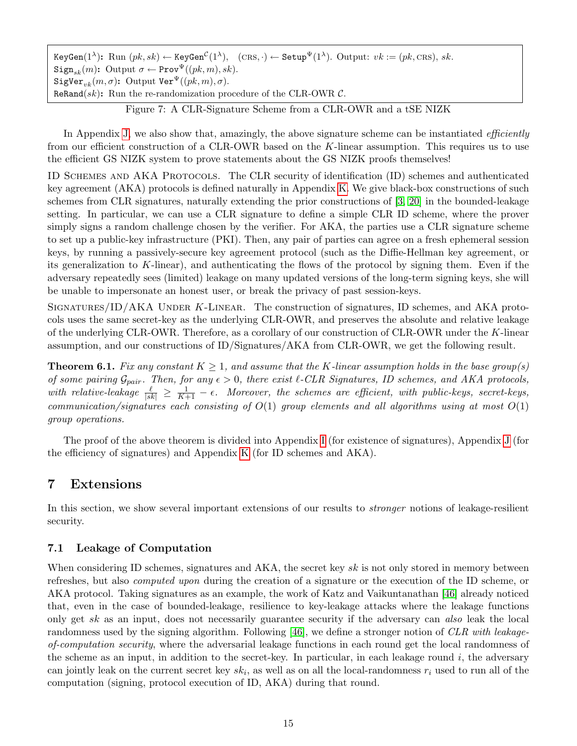```
KeyGen(1^λ): Run (pk, sk) ← KeyGen^C(1^λ),   (CRS, ·) ← Setup^Ψ(1^λ). Output: vk := (pk, CRS), sk.
Sign_sk(m): Output σ ← Prov^Ψ((pk, m), sk).
SigVer_vk(m, σ): Output Ver^Ψ((pk, m), σ).
ReRand(sk): Run the re-randomization procedure of the CLR-OWR C.
```

Figure 7: A CLR-Signature Scheme from a CLR-OWR and a tSE NIZK

In Appendix J, we also show that, amazingly, the above signature scheme can be instantiated *efficiently* from our efficient construction of a CLR-OWR based on the $K$-linear assumption. This requires us to use the efficient GS NIZK system to prove statements about the GS NIZK proofs themselves!

ID Schemes and AKA Protocols. The CLR security of identification (ID) schemes and authenticated key agreement (AKA) protocols is defined naturally in Appendix K. We give black-box constructions of such schemes from CLR signatures, naturally extending the prior constructions of [3, 20] in the bounded-leakage setting. In particular, we can use a CLR signature to define a simple CLR ID scheme, where the prover simply signs a random challenge chosen by the verifier. For AKA, the parties use a CLR signature scheme to set up a public-key infrastructure (PKI). Then, any pair of parties can agree on a fresh ephemeral session keys, by running a passively-secure key agreement protocol (such as the Diffie-Hellman key agreement, or its generalization to $K$-linear), and authenticating the flows of the protocol by signing them. Even if the adversary repeatedly sees (limited) leakage on many updated versions of the long-term signing keys, she will be unable to impersonate an honest user, or break the privacy of past session-keys.

Signatures/ID/AKA Under $K$-Linear. The construction of signatures, ID schemes, and AKA protocols uses the same secret-key as the underlying CLR-OWR, and preserves the absolute and relative leakage of the underlying CLR-OWR. Therefore, as a corollary of our construction of CLR-OWR under the $K$-linear assumption, and our constructions of ID/Signatures/AKA from CLR-OWR, we get the following result.

**Theorem 6.1.** *Fix any constant $K \geq 1$, and assume that the $K$-linear assumption holds in the base group(s) of some pairing $\mathcal{G}_{pair}$. Then, for any $\epsilon > 0$, there exist $\ell$-CLR Signatures, ID schemes, and AKA protocols, with relative-leakage $\frac{\ell}{|sk|} \geq \frac{1}{K+1} - \epsilon$. Moreover, the schemes are efficient, with public-keys, secret-keys, communication/signatures each consisting of $O(1)$ group elements and all algorithms using at most $O(1)$ group operations.*

The proof of the above theorem is divided into Appendix I (for existence of signatures), Appendix J (for the efficiency of signatures) and Appendix K (for ID schemes and AKA).

## 7 Extensions

In this section, we show several important extensions of our results to *stronger* notions of leakage-resilient security.

### 7.1 Leakage of Computation

When considering ID schemes, signatures and AKA, the secret key $sk$ is not only stored in memory between refreshes, but also *computed upon* during the creation of a signature or the execution of the ID scheme, or AKA protocol. Taking signatures as an example, the work of Katz and Vaikuntanathan [46] already noticed that, even in the case of bounded-leakage, resilience to key-leakage attacks where the leakage functions only get $sk$ as an input, does not necessarily guarantee security if the adversary can *also* leak the local randomness used by the signing algorithm. Following [46], we define a stronger notion of *CLR with leakage-of-computation security*, where the adversarial leakage functions in each round get the local randomness of the scheme as an input, in addition to the secret-key. In particular, in each leakage round $i$, the adversary can jointly leak on the current secret key $sk_i$, as well as on all the local-randomness $r_i$ used to run all of the computation (signing, protocol execution of ID, AKA) during that round.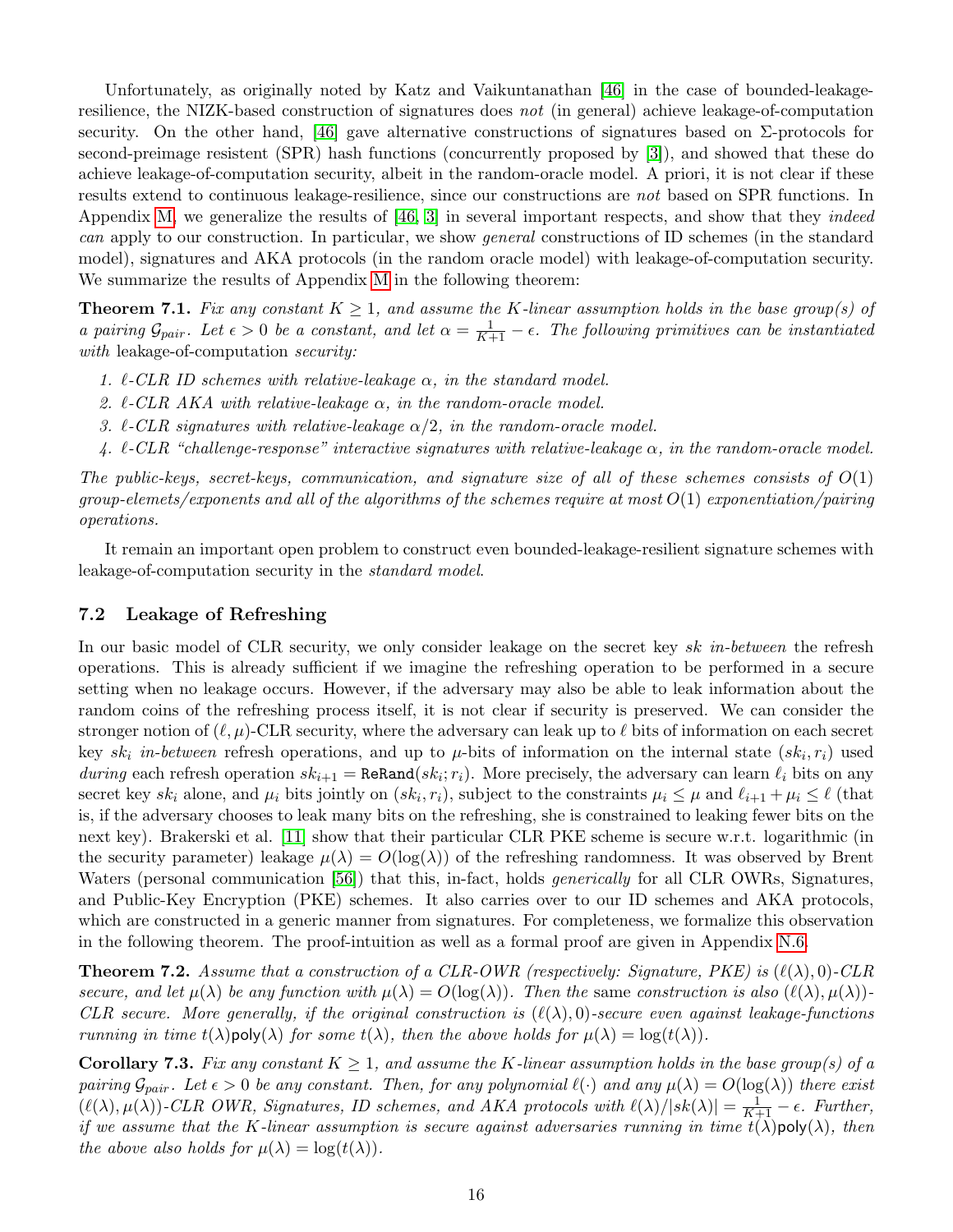Unfortunately, as originally noted by Katz and Vaikuntanathan [46] in the case of bounded-leakage-resilience, the NIZK-based construction of signatures does *not* (in general) achieve leakage-of-computation security. On the other hand, [46] gave alternative constructions of signatures based on $\Sigma$-protocols for second-preimage resistent (SPR) hash functions (concurrently proposed by [3]), and showed that these do achieve leakage-of-computation security, albeit in the random-oracle model. A priori, it is not clear if these results extend to continuous leakage-resilience, since our constructions are *not* based on SPR functions. In Appendix M, we generalize the results of [46, 3] in several important respects, and show that they *indeed can* apply to our construction. In particular, we show *general* constructions of ID schemes (in the standard model), signatures and AKA protocols (in the random oracle model) with leakage-of-computation security. We summarize the results of Appendix M in the following theorem:

**Theorem 7.1.** *Fix any constant $K \geq 1$, and assume the $K$-linear assumption holds in the base group(s) of a pairing $\mathcal{G}_{pair}$. Let $\epsilon > 0$ be a constant, and let $\alpha = \frac{1}{K+1} - \epsilon$. The following primitives can be instantiated with* leakage-of-computation *security:*

1. *$\ell$-CLR ID schemes with relative-leakage $\alpha$, in the standard model.*
2. *$\ell$-CLR AKA with relative-leakage $\alpha$, in the random-oracle model.*
3. *$\ell$-CLR signatures with relative-leakage $\alpha/2$, in the random-oracle model.*
4. *$\ell$-CLR "challenge-response" interactive signatures with relative-leakage $\alpha$, in the random-oracle model.*

*The public-keys, secret-keys, communication, and signature size of all of these schemes consists of $O(1)$ group-elemets/exponents and all of the algorithms of the schemes require at most $O(1)$ exponentiation/pairing operations.*

It remain an important open problem to construct even bounded-leakage-resilient signature schemes with leakage-of-computation security in the *standard model*.

### 7.2 Leakage of Refreshing

In our basic model of CLR security, we only consider leakage on the secret key $sk$ *in-between* the refresh operations. This is already sufficient if we imagine the refreshing operation to be performed in a secure setting when no leakage occurs. However, if the adversary may also be able to leak information about the random coins of the refreshing process itself, it is not clear if security is preserved. We can consider the stronger notion of $(\ell, \mu)$-CLR security, where the adversary can leak up to $\ell$ bits of information on each secret key $sk_i$ *in-between* refresh operations, and up to $\mu$-bits of information on the internal state $(sk_i, r_i)$ used *during* each refresh operation $sk_{i+1} = \texttt{ReRand}(sk_i; r_i)$. More precisely, the adversary can learn $\ell_i$ bits on any secret key $sk_i$ alone, and $\mu_i$ bits jointly on $(sk_i, r_i)$, subject to the constraints $\mu_i \leq \mu$ and $\ell_{i+1} + \mu_i \leq \ell$ (that is, if the adversary chooses to leak many bits on the refreshing, she is constrained to leaking fewer bits on the next key). Brakerski et al. [11] show that their particular CLR PKE scheme is secure w.r.t. logarithmic (in the security parameter) leakage $\mu(\lambda) = O(\log(\lambda))$ of the refreshing randomness. It was observed by Brent Waters (personal communication [56]) that this, in-fact, holds *generically* for all CLR OWRs, Signatures, and Public-Key Encryption (PKE) schemes. It also carries over to our ID schemes and AKA protocols, which are constructed in a generic manner from signatures. For completeness, we formalize this observation in the following theorem. The proof-intuition as well as a formal proof are given in Appendix N.6.

**Theorem 7.2.** *Assume that a construction of a CLR-OWR (respectively: Signature, PKE) is $(\ell(\lambda), 0)$-CLR secure, and let $\mu(\lambda)$ be any function with $\mu(\lambda) = O(\log(\lambda))$. Then the same construction is also $(\ell(\lambda), \mu(\lambda))$-CLR secure. More generally, if the original construction is $(\ell(\lambda), 0)$-secure even against leakage-functions running in time $t(\lambda)\mathsf{poly}(\lambda)$ for some $t(\lambda)$, then the above holds for $\mu(\lambda) = \log(t(\lambda))$.*

**Corollary 7.3.** *Fix any constant $K \geq 1$, and assume the $K$-linear assumption holds in the base group(s) of a pairing $\mathcal{G}_{pair}$. Let $\epsilon > 0$ be any constant. Then, for any polynomial $\ell(\cdot)$ and any $\mu(\lambda) = O(\log(\lambda))$ there exist $(\ell(\lambda), \mu(\lambda))$-CLR OWR, Signatures, ID schemes, and AKA protocols with $\ell(\lambda)/|sk(\lambda)| = \frac{1}{K+1} - \epsilon$. Further, if we assume that the $K$-linear assumption is secure against adversaries running in time $t(\lambda)\mathsf{poly}(\lambda)$, then the above also holds for $\mu(\lambda) = \log(t(\lambda))$.*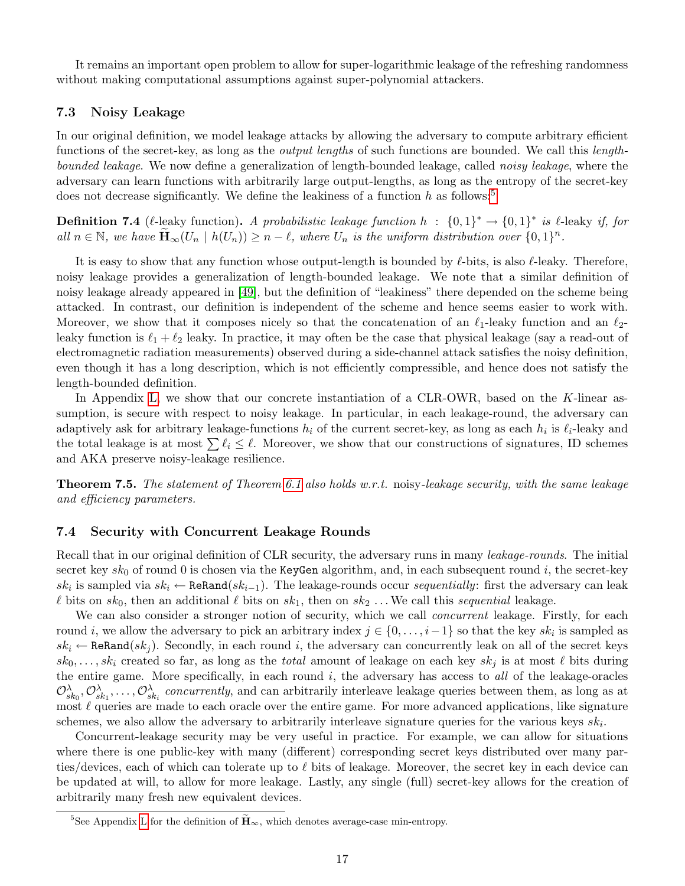It remains an important open problem to allow for super-logarithmic leakage of the refreshing randomness without making computational assumptions against super-polynomial attackers.

### 7.3 Noisy Leakage

In our original definition, we model leakage attacks by allowing the adversary to compute arbitrary efficient functions of the secret-key, as long as the *output lengths* of such functions are bounded. We call this *length-bounded leakage*. We now define a generalization of length-bounded leakage, called *noisy leakage*, where the adversary can learn functions with arbitrarily large output-lengths, as long as the entropy of the secret-key does not decrease significantly. We define the leakiness of a function $h$ as follows:[5]

**Definition 7.4** ($\ell$-leaky function)**.** *A probabilistic leakage function $h : \{0,1\}^* \to \{0,1\}^*$ is* $\ell$-leaky *if, for all $n \in \mathbb{N}$, we have $\widetilde{\mathbf{H}}_\infty(U_n \mid h(U_n)) \geq n - \ell$, where $U_n$ is the uniform distribution over $\{0,1\}^n$.*

It is easy to show that any function whose output-length is bounded by $\ell$-bits, is also $\ell$-leaky. Therefore, noisy leakage provides a generalization of length-bounded leakage. We note that a similar definition of noisy leakage already appeared in [49], but the definition of "leakiness" there depended on the scheme being attacked. In contrast, our definition is independent of the scheme and hence seems easier to work with. Moreover, we show that it composes nicely so that the concatenation of an $\ell_1$-leaky function and an $\ell_2$-leaky function is $\ell_1 + \ell_2$ leaky. In practice, it may often be the case that physical leakage (say a read-out of electromagnetic radiation measurements) observed during a side-channel attack satisfies the noisy definition, even though it has a long description, which is not efficiently compressible, and hence does not satisfy the length-bounded definition.

In Appendix L, we show that our concrete instantiation of a CLR-OWR, based on the $K$-linear assumption, is secure with respect to noisy leakage. In particular, in each leakage-round, the adversary can adaptively ask for arbitrary leakage-functions $h_i$ of the current secret-key, as long as each $h_i$ is $\ell_i$-leaky and the total leakage is at most $\sum \ell_i \leq \ell$. Moreover, we show that our constructions of signatures, ID schemes and AKA preserve noisy-leakage resilience.

**Theorem 7.5.** *The statement of Theorem 6.1 also holds w.r.t.* noisy*-leakage security, with the same leakage and efficiency parameters.*

### 7.4 Security with Concurrent Leakage Rounds

Recall that in our original definition of CLR security, the adversary runs in many *leakage-rounds*. The initial secret key $sk_0$ of round 0 is chosen via the `KeyGen` algorithm, and, in each subsequent round $i$, the secret-key $sk_i$ is sampled via $sk_i \leftarrow \texttt{ReRand}(sk_{i-1})$. The leakage-rounds occur *sequentially*: first the adversary can leak $\ell$ bits on $sk_0$, then an additional $\ell$ bits on $sk_1$, then on $sk_2$ ... We call this *sequential* leakage.

We can also consider a stronger notion of security, which we call *concurrent* leakage. Firstly, for each round $i$, we allow the adversary to pick an arbitrary index $j \in \{0, \ldots, i-1\}$ so that the key $sk_i$ is sampled as $sk_i \leftarrow \texttt{ReRand}(sk_j)$. Secondly, in each round $i$, the adversary can concurrently leak on all of the secret keys $sk_0, \ldots, sk_i$ created so far, as long as the *total* amount of leakage on each key $sk_j$ is at most $\ell$ bits during the entire game. More specifically, in each round $i$, the adversary has access to *all* of the leakage-oracles $\mathcal{O}^\lambda_{sk_0}, \mathcal{O}^\lambda_{sk_1}, \ldots, \mathcal{O}^\lambda_{sk_i}$ *concurrently*, and can arbitrarily interleave leakage queries between them, as long as at most $\ell$ queries are made to each oracle over the entire game. For more advanced applications, like signature schemes, we also allow the adversary to arbitrarily interleave signature queries for the various keys $sk_i$.

Concurrent-leakage security may be very useful in practice. For example, we can allow for situations where there is one public-key with many (different) corresponding secret keys distributed over many parties/devices, each of which can tolerate up to $\ell$ bits of leakage. Moreover, the secret key in each device can be updated at will, to allow for more leakage. Lastly, any single (full) secret-key allows for the creation of arbitrarily many fresh new equivalent devices.

[5]See Appendix L for the definition of $\widetilde{\mathbf{H}}_\infty$, which denotes average-case min-entropy.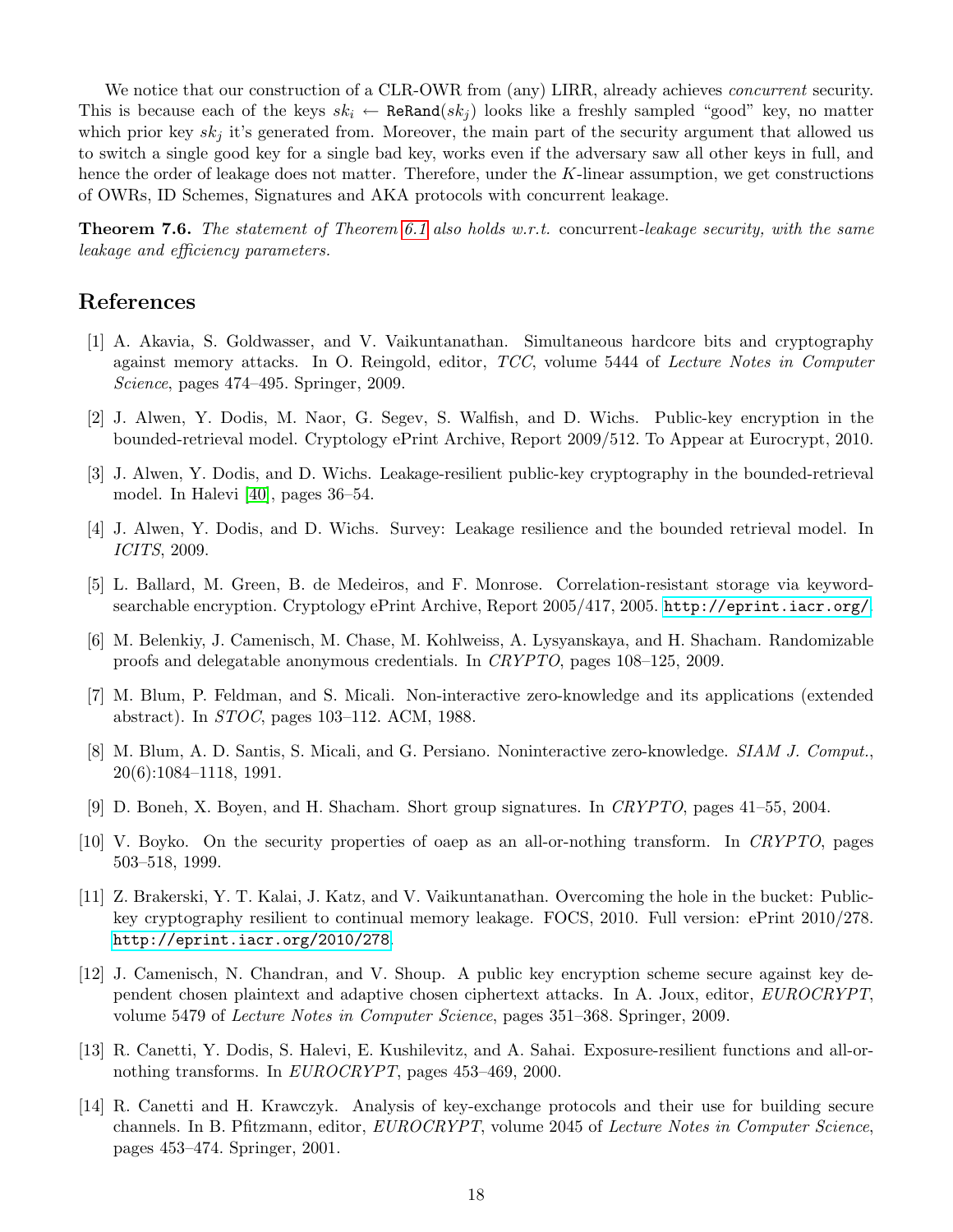We notice that our construction of a CLR-OWR from (any) LIRR, already achieves *concurrent* security. This is because each of the keys $sk_i \leftarrow \texttt{ReRand}(sk_j)$ looks like a freshly sampled "good" key, no matter which prior key $sk_j$ it's generated from. Moreover, the main part of the security argument that allowed us to switch a single good key for a single bad key, works even if the adversary saw all other keys in full, and hence the order of leakage does not matter. Therefore, under the $K$-linear assumption, we get constructions of OWRs, ID Schemes, Signatures and AKA protocols with concurrent leakage.

**Theorem 7.6.** *The statement of Theorem 6.1 also holds w.r.t.* concurrent*-leakage security, with the same leakage and efficiency parameters.*

# References

[1] A. Akavia, S. Goldwasser, and V. Vaikuntanathan. Simultaneous hardcore bits and cryptography against memory attacks. In O. Reingold, editor, *TCC*, volume 5444 of *Lecture Notes in Computer Science*, pages 474–495. Springer, 2009.

[2] J. Alwen, Y. Dodis, M. Naor, G. Segev, S. Walfish, and D. Wichs. Public-key encryption in the bounded-retrieval model. Cryptology ePrint Archive, Report 2009/512. To Appear at Eurocrypt, 2010.

[3] J. Alwen, Y. Dodis, and D. Wichs. Leakage-resilient public-key cryptography in the bounded-retrieval model. In Halevi [40], pages 36–54.

[4] J. Alwen, Y. Dodis, and D. Wichs. Survey: Leakage resilience and the bounded retrieval model. In *ICITS*, 2009.

[5] L. Ballard, M. Green, B. de Medeiros, and F. Monrose. Correlation-resistant storage via keyword-searchable encryption. Cryptology ePrint Archive, Report 2005/417, 2005. http://eprint.iacr.org/.

[6] M. Belenkiy, J. Camenisch, M. Chase, M. Kohlweiss, A. Lysyanskaya, and H. Shacham. Randomizable proofs and delegatable anonymous credentials. In *CRYPTO*, pages 108–125, 2009.

[7] M. Blum, P. Feldman, and S. Micali. Non-interactive zero-knowledge and its applications (extended abstract). In *STOC*, pages 103–112. ACM, 1988.

[8] M. Blum, A. D. Santis, S. Micali, and G. Persiano. Noninteractive zero-knowledge. *SIAM J. Comput.*, 20(6):1084–1118, 1991.

[9] D. Boneh, X. Boyen, and H. Shacham. Short group signatures. In *CRYPTO*, pages 41–55, 2004.

[10] V. Boyko. On the security properties of oaep as an all-or-nothing transform. In *CRYPTO*, pages 503–518, 1999.

[11] Z. Brakerski, Y. T. Kalai, J. Katz, and V. Vaikuntanathan. Overcoming the hole in the bucket: Public-key cryptography resilient to continual memory leakage. FOCS, 2010. Full version: ePrint 2010/278. http://eprint.iacr.org/2010/278.

[12] J. Camenisch, N. Chandran, and V. Shoup. A public key encryption scheme secure against key dependent chosen plaintext and adaptive chosen ciphertext attacks. In A. Joux, editor, *EUROCRYPT*, volume 5479 of *Lecture Notes in Computer Science*, pages 351–368. Springer, 2009.

[13] R. Canetti, Y. Dodis, S. Halevi, E. Kushilevitz, and A. Sahai. Exposure-resilient functions and all-or-nothing transforms. In *EUROCRYPT*, pages 453–469, 2000.

[14] R. Canetti and H. Krawczyk. Analysis of key-exchange protocols and their use for building secure channels. In B. Pfitzmann, editor, *EUROCRYPT*, volume 2045 of *Lecture Notes in Computer Science*, pages 453–474. Springer, 2001.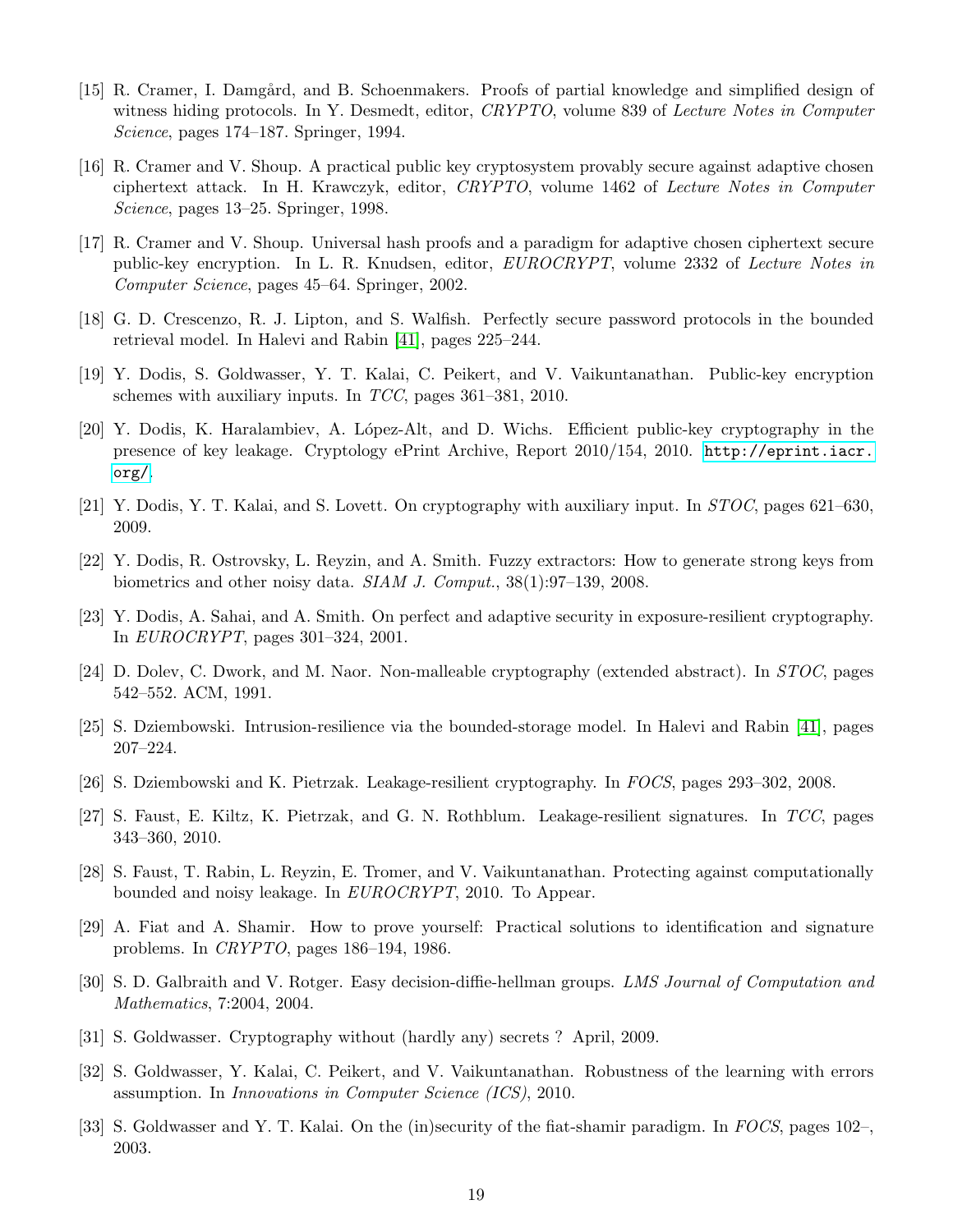[15] R. Cramer, I. Damgård, and B. Schoenmakers. Proofs of partial knowledge and simplified design of witness hiding protocols. In Y. Desmedt, editor, *CRYPTO*, volume 839 of *Lecture Notes in Computer Science*, pages 174–187. Springer, 1994.

[16] R. Cramer and V. Shoup. A practical public key cryptosystem provably secure against adaptive chosen ciphertext attack. In H. Krawczyk, editor, *CRYPTO*, volume 1462 of *Lecture Notes in Computer Science*, pages 13–25. Springer, 1998.

[17] R. Cramer and V. Shoup. Universal hash proofs and a paradigm for adaptive chosen ciphertext secure public-key encryption. In L. R. Knudsen, editor, *EUROCRYPT*, volume 2332 of *Lecture Notes in Computer Science*, pages 45–64. Springer, 2002.

[18] G. D. Crescenzo, R. J. Lipton, and S. Walfish. Perfectly secure password protocols in the bounded retrieval model. In Halevi and Rabin [41], pages 225–244.

[19] Y. Dodis, S. Goldwasser, Y. T. Kalai, C. Peikert, and V. Vaikuntanathan. Public-key encryption schemes with auxiliary inputs. In *TCC*, pages 361–381, 2010.

[20] Y. Dodis, K. Haralambiev, A. López-Alt, and D. Wichs. Efficient public-key cryptography in the presence of key leakage. Cryptology ePrint Archive, Report 2010/154, 2010. `http://eprint.iacr.org/`.

[21] Y. Dodis, Y. T. Kalai, and S. Lovett. On cryptography with auxiliary input. In *STOC*, pages 621–630, 2009.

[22] Y. Dodis, R. Ostrovsky, L. Reyzin, and A. Smith. Fuzzy extractors: How to generate strong keys from biometrics and other noisy data. *SIAM J. Comput.*, 38(1):97–139, 2008.

[23] Y. Dodis, A. Sahai, and A. Smith. On perfect and adaptive security in exposure-resilient cryptography. In *EUROCRYPT*, pages 301–324, 2001.

[24] D. Dolev, C. Dwork, and M. Naor. Non-malleable cryptography (extended abstract). In *STOC*, pages 542–552. ACM, 1991.

[25] S. Dziembowski. Intrusion-resilience via the bounded-storage model. In Halevi and Rabin [41], pages 207–224.

[26] S. Dziembowski and K. Pietrzak. Leakage-resilient cryptography. In *FOCS*, pages 293–302, 2008.

[27] S. Faust, E. Kiltz, K. Pietrzak, and G. N. Rothblum. Leakage-resilient signatures. In *TCC*, pages 343–360, 2010.

[28] S. Faust, T. Rabin, L. Reyzin, E. Tromer, and V. Vaikuntanathan. Protecting against computationally bounded and noisy leakage. In *EUROCRYPT*, 2010. To Appear.

[29] A. Fiat and A. Shamir. How to prove yourself: Practical solutions to identification and signature problems. In *CRYPTO*, pages 186–194, 1986.

[30] S. D. Galbraith and V. Rotger. Easy decision-diffie-hellman groups. *LMS Journal of Computation and Mathematics*, 7:2004, 2004.

[31] S. Goldwasser. Cryptography without (hardly any) secrets ? April, 2009.

[32] S. Goldwasser, Y. Kalai, C. Peikert, and V. Vaikuntanathan. Robustness of the learning with errors assumption. In *Innovations in Computer Science (ICS)*, 2010.

[33] S. Goldwasser and Y. T. Kalai. On the (in)security of the fiat-shamir paradigm. In *FOCS*, pages 102–, 2003.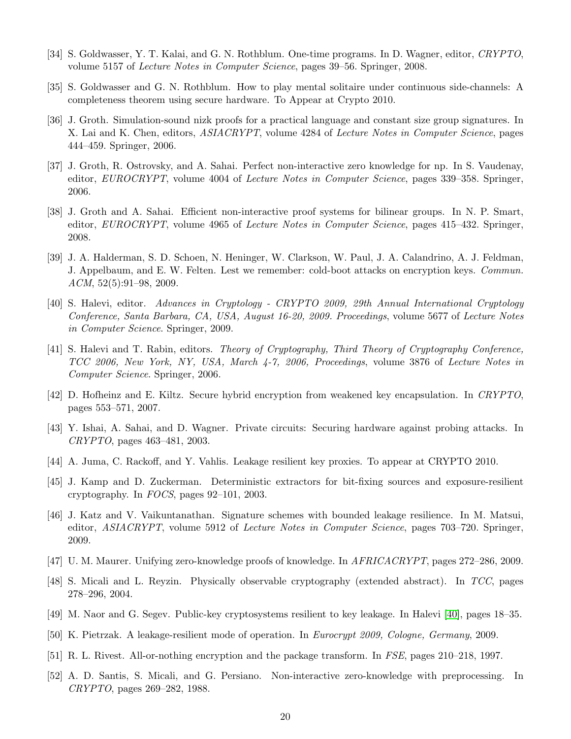[34] S. Goldwasser, Y. T. Kalai, and G. N. Rothblum. One-time programs. In D. Wagner, editor, *CRYPTO*, volume 5157 of *Lecture Notes in Computer Science*, pages 39–56. Springer, 2008.

[35] S. Goldwasser and G. N. Rothblum. How to play mental solitaire under continuous side-channels: A completeness theorem using secure hardware. To Appear at Crypto 2010.

[36] J. Groth. Simulation-sound nizk proofs for a practical language and constant size group signatures. In X. Lai and K. Chen, editors, *ASIACRYPT*, volume 4284 of *Lecture Notes in Computer Science*, pages 444–459. Springer, 2006.

[37] J. Groth, R. Ostrovsky, and A. Sahai. Perfect non-interactive zero knowledge for np. In S. Vaudenay, editor, *EUROCRYPT*, volume 4004 of *Lecture Notes in Computer Science*, pages 339–358. Springer, 2006.

[38] J. Groth and A. Sahai. Efficient non-interactive proof systems for bilinear groups. In N. P. Smart, editor, *EUROCRYPT*, volume 4965 of *Lecture Notes in Computer Science*, pages 415–432. Springer, 2008.

[39] J. A. Halderman, S. D. Schoen, N. Heninger, W. Clarkson, W. Paul, J. A. Calandrino, A. J. Feldman, J. Appelbaum, and E. W. Felten. Lest we remember: cold-boot attacks on encryption keys. *Commun. ACM*, 52(5):91–98, 2009.

[40] S. Halevi, editor. *Advances in Cryptology - CRYPTO 2009, 29th Annual International Cryptology Conference, Santa Barbara, CA, USA, August 16-20, 2009. Proceedings*, volume 5677 of *Lecture Notes in Computer Science*. Springer, 2009.

[41] S. Halevi and T. Rabin, editors. *Theory of Cryptography, Third Theory of Cryptography Conference, TCC 2006, New York, NY, USA, March 4-7, 2006, Proceedings*, volume 3876 of *Lecture Notes in Computer Science*. Springer, 2006.

[42] D. Hofheinz and E. Kiltz. Secure hybrid encryption from weakened key encapsulation. In *CRYPTO*, pages 553–571, 2007.

[43] Y. Ishai, A. Sahai, and D. Wagner. Private circuits: Securing hardware against probing attacks. In *CRYPTO*, pages 463–481, 2003.

[44] A. Juma, C. Rackoff, and Y. Vahlis. Leakage resilient key proxies. To appear at CRYPTO 2010.

[45] J. Kamp and D. Zuckerman. Deterministic extractors for bit-fixing sources and exposure-resilient cryptography. In *FOCS*, pages 92–101, 2003.

[46] J. Katz and V. Vaikuntanathan. Signature schemes with bounded leakage resilience. In M. Matsui, editor, *ASIACRYPT*, volume 5912 of *Lecture Notes in Computer Science*, pages 703–720. Springer, 2009.

[47] U. M. Maurer. Unifying zero-knowledge proofs of knowledge. In *AFRICACRYPT*, pages 272–286, 2009.

[48] S. Micali and L. Reyzin. Physically observable cryptography (extended abstract). In *TCC*, pages 278–296, 2004.

[49] M. Naor and G. Segev. Public-key cryptosystems resilient to key leakage. In Halevi [40], pages 18–35.

[50] K. Pietrzak. A leakage-resilient mode of operation. In *Eurocrypt 2009, Cologne, Germany*, 2009.

[51] R. L. Rivest. All-or-nothing encryption and the package transform. In *FSE*, pages 210–218, 1997.

[52] A. D. Santis, S. Micali, and G. Persiano. Non-interactive zero-knowledge with preprocessing. In *CRYPTO*, pages 269–282, 1988.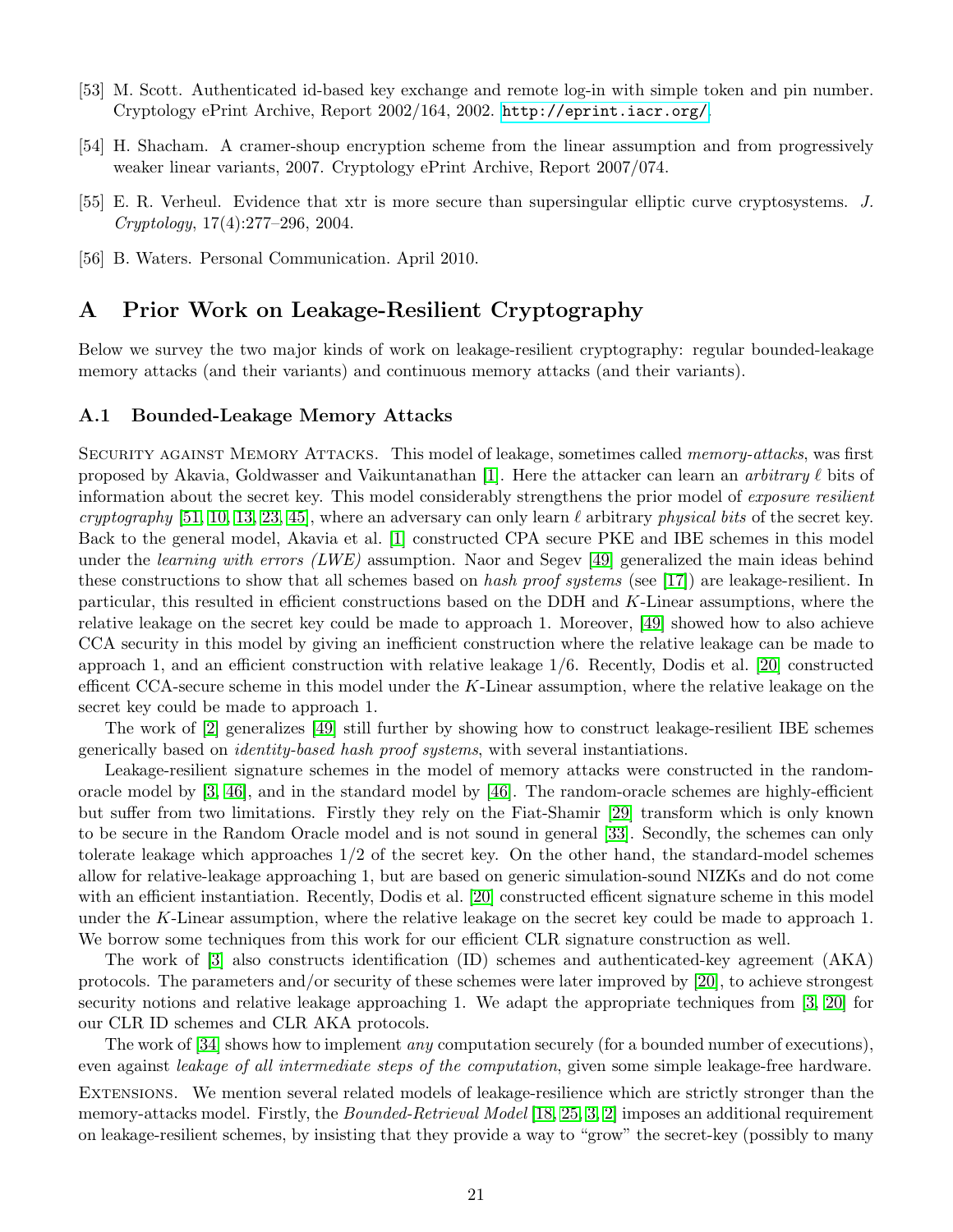[53] M. Scott. Authenticated id-based key exchange and remote log-in with simple token and pin number. Cryptology ePrint Archive, Report 2002/164, 2002. http://eprint.iacr.org/.

[54] H. Shacham. A cramer-shoup encryption scheme from the linear assumption and from progressively weaker linear variants, 2007. Cryptology ePrint Archive, Report 2007/074.

[55] E. R. Verheul. Evidence that xtr is more secure than supersingular elliptic curve cryptosystems. *J. Cryptology*, 17(4):277–296, 2004.

[56] B. Waters. Personal Communication. April 2010.

# A Prior Work on Leakage-Resilient Cryptography

Below we survey the two major kinds of work on leakage-resilient cryptography: regular bounded-leakage memory attacks (and their variants) and continuous memory attacks (and their variants).

## A.1 Bounded-Leakage Memory Attacks

Security against Memory Attacks. This model of leakage, sometimes called *memory-attacks*, was first proposed by Akavia, Goldwasser and Vaikuntanathan [1]. Here the attacker can learn an *arbitrary* $\ell$ bits of information about the secret key. This model considerably strengthens the prior model of *exposure resilient cryptography* [51, 10, 13, 23, 45], where an adversary can only learn $\ell$ arbitrary *physical bits* of the secret key. Back to the general model, Akavia et al. [1] constructed CPA secure PKE and IBE schemes in this model under the *learning with errors (LWE)* assumption. Naor and Segev [49] generalized the main ideas behind these constructions to show that all schemes based on *hash proof systems* (see [17]) are leakage-resilient. In particular, this resulted in efficient constructions based on the DDH and $K$-Linear assumptions, where the relative leakage on the secret key could be made to approach 1. Moreover, [49] showed how to also achieve CCA security in this model by giving an inefficient construction where the relative leakage can be made to approach 1, and an efficient construction with relative leakage 1/6. Recently, Dodis et al. [20] constructed efficent CCA-secure scheme in this model under the $K$-Linear assumption, where the relative leakage on the secret key could be made to approach 1.

The work of [2] generalizes [49] still further by showing how to construct leakage-resilient IBE schemes generically based on *identity-based hash proof systems*, with several instantiations.

Leakage-resilient signature schemes in the model of memory attacks were constructed in the random-oracle model by [3, 46], and in the standard model by [46]. The random-oracle schemes are highly-efficient but suffer from two limitations. Firstly they rely on the Fiat-Shamir [29] transform which is only known to be secure in the Random Oracle model and is not sound in general [33]. Secondly, the schemes can only tolerate leakage which approaches 1/2 of the secret key. On the other hand, the standard-model schemes allow for relative-leakage approaching 1, but are based on generic simulation-sound NIZKs and do not come with an efficient instantiation. Recently, Dodis et al. [20] constructed efficent signature scheme in this model under the $K$-Linear assumption, where the relative leakage on the secret key could be made to approach 1. We borrow some techniques from this work for our efficient CLR signature construction as well.

The work of [3] also constructs identification (ID) schemes and authenticated-key agreement (AKA) protocols. The parameters and/or security of these schemes were later improved by [20], to achieve strongest security notions and relative leakage approaching 1. We adapt the appropriate techniques from [3, 20] for our CLR ID schemes and CLR AKA protocols.

The work of [34] shows how to implement *any* computation securely (for a bounded number of executions), even against *leakage of all intermediate steps of the computation*, given some simple leakage-free hardware.

Extensions. We mention several related models of leakage-resilience which are strictly stronger than the memory-attacks model. Firstly, the *Bounded-Retrieval Model* [18, 25, 3, 2] imposes an additional requirement on leakage-resilient schemes, by insisting that they provide a way to "grow" the secret-key (possibly to many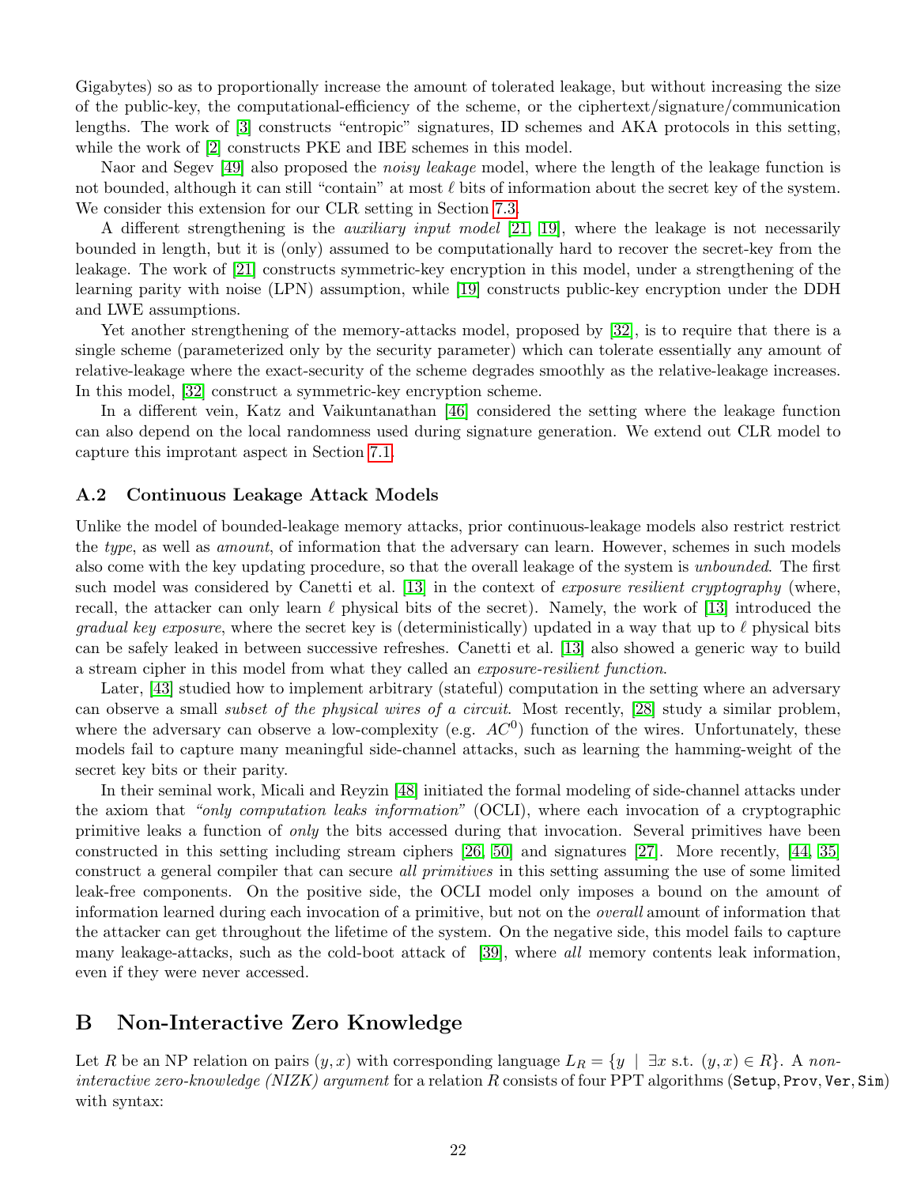Gigabytes) so as to proportionally increase the amount of tolerated leakage, but without increasing the size of the public-key, the computational-efficiency of the scheme, or the ciphertext/signature/communication lengths. The work of [3] constructs "entropic" signatures, ID schemes and AKA protocols in this setting, while the work of [2] constructs PKE and IBE schemes in this model.

Naor and Segev [49] also proposed the *noisy leakage* model, where the length of the leakage function is not bounded, although it can still "contain" at most $\ell$ bits of information about the secret key of the system. We consider this extension for our CLR setting in Section 7.3.

A different strengthening is the *auxiliary input model* [21, 19], where the leakage is not necessarily bounded in length, but it is (only) assumed to be computationally hard to recover the secret-key from the leakage. The work of [21] constructs symmetric-key encryption in this model, under a strengthening of the learning parity with noise (LPN) assumption, while [19] constructs public-key encryption under the DDH and LWE assumptions.

Yet another strengthening of the memory-attacks model, proposed by [32], is to require that there is a single scheme (parameterized only by the security parameter) which can tolerate essentially any amount of relative-leakage where the exact-security of the scheme degrades smoothly as the relative-leakage increases. In this model, [32] construct a symmetric-key encryption scheme.

In a different vein, Katz and Vaikuntanathan [46] considered the setting where the leakage function can also depend on the local randomness used during signature generation. We extend out CLR model to capture this improtant aspect in Section 7.1.

### A.2 Continuous Leakage Attack Models

Unlike the model of bounded-leakage memory attacks, prior continuous-leakage models also restrict restrict the *type*, as well as *amount*, of information that the adversary can learn. However, schemes in such models also come with the key updating procedure, so that the overall leakage of the system is *unbounded*. The first such model was considered by Canetti et al. [13] in the context of *exposure resilient cryptography* (where, recall, the attacker can only learn $\ell$ physical bits of the secret). Namely, the work of [13] introduced the *gradual key exposure*, where the secret key is (deterministically) updated in a way that up to $\ell$ physical bits can be safely leaked in between successive refreshes. Canetti et al. [13] also showed a generic way to build a stream cipher in this model from what they called an *exposure-resilient function*.

Later, [43] studied how to implement arbitrary (stateful) computation in the setting where an adversary can observe a small *subset of the physical wires of a circuit*. Most recently, [28] study a similar problem, where the adversary can observe a low-complexity (e.g. $AC^0$) function of the wires. Unfortunately, these models fail to capture many meaningful side-channel attacks, such as learning the hamming-weight of the secret key bits or their parity.

In their seminal work, Micali and Reyzin [48] initiated the formal modeling of side-channel attacks under the axiom that *"only computation leaks information"* (OCLI), where each invocation of a cryptographic primitive leaks a function of *only* the bits accessed during that invocation. Several primitives have been constructed in this setting including stream ciphers [26, 50] and signatures [27]. More recently, [44, 35] construct a general compiler that can secure *all primitives* in this setting assuming the use of some limited leak-free components. On the positive side, the OCLI model only imposes a bound on the amount of information learned during each invocation of a primitive, but not on the *overall* amount of information that the attacker can get throughout the lifetime of the system. On the negative side, this model fails to capture many leakage-attacks, such as the cold-boot attack of [39], where *all* memory contents leak information, even if they were never accessed.

## B Non-Interactive Zero Knowledge

Let $R$ be an NP relation on pairs $(y, x)$ with corresponding language $L_R = \{y \mid \exists x \text{ s.t. } (y, x) \in R\}$. A *non-interactive zero-knowledge (NIZK) argument* for a relation $R$ consists of four PPT algorithms ($\mathtt{Setup}, \mathtt{Prov}, \mathtt{Ver}, \mathtt{Sim}$) with syntax: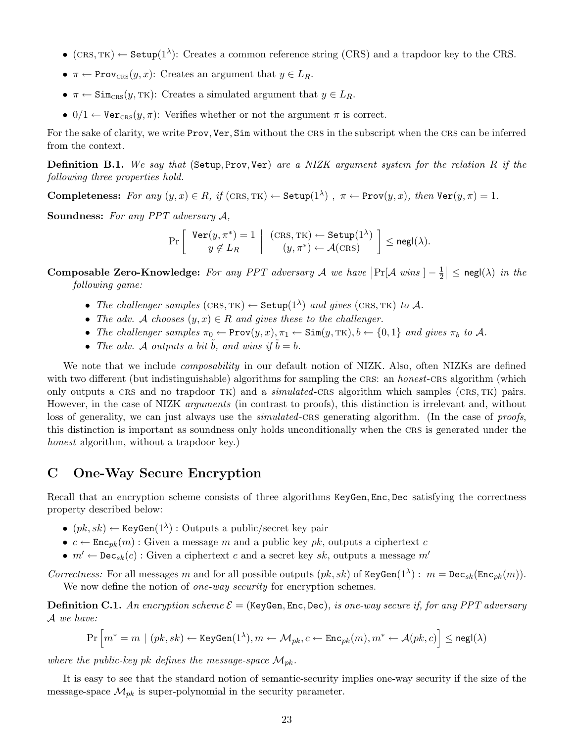- $(\text{CRS}, \text{TK}) \leftarrow \texttt{Setup}(1^\lambda)$: Creates a common reference string (CRS) and a trapdoor key to the CRS.
- $\pi \leftarrow \texttt{Prov}_{\text{CRS}}(y, x)$: Creates an argument that $y \in L_R$.
- $\pi \leftarrow \texttt{Sim}_{\text{CRS}}(y, \text{TK})$: Creates a simulated argument that $y \in L_R$.
- $0/1 \leftarrow \texttt{Ver}_{\text{CRS}}(y, \pi)$: Verifies whether or not the argument $\pi$ is correct.

For the sake of clarity, we write $\texttt{Prov}, \texttt{Ver}, \texttt{Sim}$ without the CRS in the subscript when the CRS can be inferred from the context.

**Definition B.1.** *We say that* $(\texttt{Setup}, \texttt{Prov}, \texttt{Ver})$ *are a NIZK argument system for the relation* $R$ *if the following three properties hold.*

**Completeness:** *For any* $(y, x) \in R$*, if* $(\text{CRS}, \text{TK}) \leftarrow \texttt{Setup}(1^\lambda)$ *,* $\pi \leftarrow \texttt{Prov}(y, x)$*, then* $\texttt{Ver}(y, \pi) = 1$*.*

**Soundness:** *For any PPT adversary* $\mathcal{A}$*,*

$$\Pr\left[\begin{array}{c} \texttt{Ver}(y, \pi^*) = 1 \\ y \notin L_R \end{array} \middle| \begin{array}{c} (\text{CRS}, \text{TK}) \leftarrow \texttt{Setup}(1^\lambda) \\ (y, \pi^*) \leftarrow \mathcal{A}(\text{CRS}) \end{array}\right] \leq \mathsf{negl}(\lambda).$$

**Composable Zero-Knowledge:** *For any PPT adversary* $\mathcal{A}$ *we have* $\left|\Pr[\mathcal{A} \text{ wins }] - \frac{1}{2}\right| \leq \mathsf{negl}(\lambda)$ *in the following game:*

- *The challenger samples* $(\text{CRS}, \text{TK}) \leftarrow \texttt{Setup}(1^\lambda)$ *and gives* $(\text{CRS}, \text{TK})$ *to* $\mathcal{A}$*.*
- *The adv.* $\mathcal{A}$ *chooses* $(y, x) \in R$ *and gives these to the challenger.*
- *The challenger samples* $\pi_0 \leftarrow \texttt{Prov}(y, x), \pi_1 \leftarrow \texttt{Sim}(y, \text{TK}), b \leftarrow \{0, 1\}$ *and gives* $\pi_b$ *to* $\mathcal{A}$*.*
- *The adv.* $\mathcal{A}$ *outputs a bit* $\tilde{b}$*, and wins if* $\tilde{b} = b$*.*

We note that we include *composability* in our default notion of NIZK. Also, often NIZKs are defined with two different (but indistinguishable) algorithms for sampling the CRS: an *honest*-CRS algorithm (which only outputs a CRS and no trapdoor TK) and a *simulated*-CRS algorithm which samples $(\text{CRS}, \text{TK})$ pairs. However, in the case of NIZK *arguments* (in contrast to proofs), this distinction is irrelevant and, without loss of generality, we can just always use the *simulated*-CRS generating algorithm. (In the case of *proofs*, this distinction is important as soundness only holds unconditionally when the CRS is generated under the *honest* algorithm, without a trapdoor key.)

# C One-Way Secure Encryption

Recall that an encryption scheme consists of three algorithms $\texttt{KeyGen}, \texttt{Enc}, \texttt{Dec}$ satisfying the correctness property described below:

- $(pk, sk) \leftarrow \texttt{KeyGen}(1^\lambda)$ : Outputs a public/secret key pair
- $c \leftarrow \texttt{Enc}_{pk}(m)$ : Given a message $m$ and a public key $pk$, outputs a ciphertext $c$
- $m' \leftarrow \texttt{Dec}_{sk}(c)$ : Given a ciphertext $c$ and a secret key $sk$, outputs a message $m'$

*Correctness:* For all messages $m$ and for all possible outputs $(pk, sk)$ of $\texttt{KeyGen}(1^\lambda)$ : $m = \texttt{Dec}_{sk}(\texttt{Enc}_{pk}(m))$.

We now define the notion of *one-way security* for encryption schemes.

**Definition C.1.** *An encryption scheme* $\mathcal{E} = (\texttt{KeyGen}, \texttt{Enc}, \texttt{Dec})$*, is one-way secure if, for any PPT adversary* $\mathcal{A}$ *we have:*

$$\Pr\left[m^* = m \mid (pk, sk) \leftarrow \texttt{KeyGen}(1^\lambda), m \leftarrow \mathcal{M}_{pk}, c \leftarrow \texttt{Enc}_{pk}(m), m^* \leftarrow \mathcal{A}(pk, c)\right] \leq \mathsf{negl}(\lambda)$$

*where the public-key* $pk$ *defines the message-space* $\mathcal{M}_{pk}$*.*

It is easy to see that the standard notion of semantic-security implies one-way security if the size of the message-space $\mathcal{M}_{pk}$ is super-polynomial in the security parameter.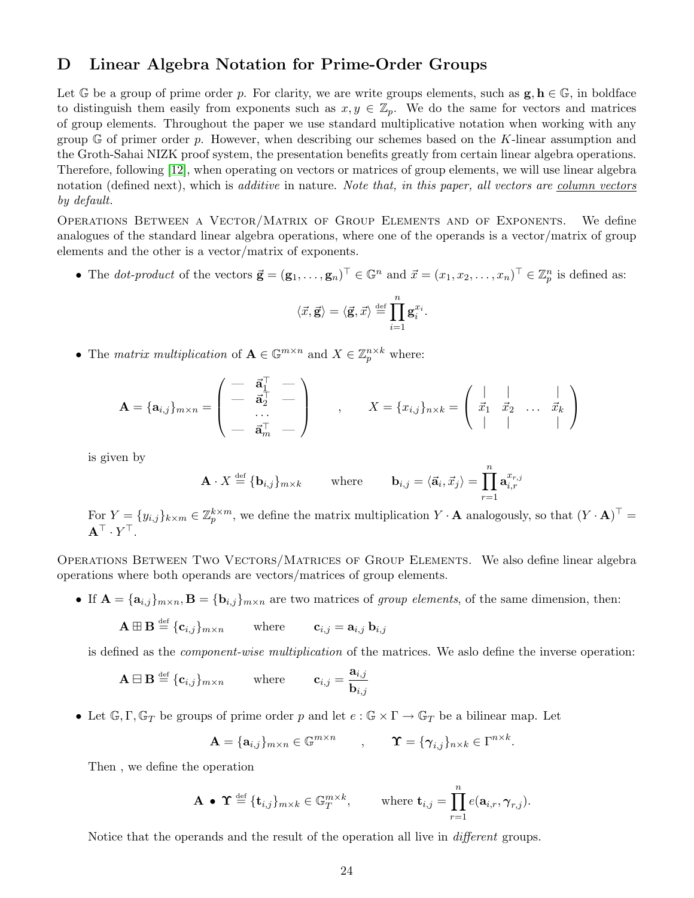## D Linear Algebra Notation for Prime-Order Groups

Let $\mathbb{G}$ be a group of prime order $p$. For clarity, we are write groups elements, such as $\mathbf{g}, \mathbf{h} \in \mathbb{G}$, in boldface to distinguish them easily from exponents such as $x, y \in \mathbb{Z}_p$. We do the same for vectors and matrices of group elements. Throughout the paper we use standard multiplicative notation when working with any group $\mathbb{G}$ of primer order $p$. However, when describing our schemes based on the $K$-linear assumption and the Groth-Sahai NIZK proof system, the presentation benefits greatly from certain linear algebra operations. Therefore, following [12], when operating on vectors or matrices of group elements, we will use linear algebra notation (defined next), which is *additive* in nature. *Note that, in this paper, all vectors are column vectors by default.*

Operations Between a Vector/Matrix of Group Elements and of Exponents. We define analogues of the standard linear algebra operations, where one of the operands is a vector/matrix of group elements and the other is a vector/matrix of exponents.

- The *dot-product* of the vectors $\vec{\mathbf{g}} = (\mathbf{g}_1, \dots, \mathbf{g}_n)^\top \in \mathbb{G}^n$ and $\vec{x} = (x_1, x_2, \dots, x_n)^\top \in \mathbb{Z}_p^n$ is defined as:

$$\langle \vec{x}, \vec{\mathbf{g}} \rangle = \langle \vec{\mathbf{g}}, \vec{x} \rangle \stackrel{\text{def}}{=} \prod_{i=1}^{n} \mathbf{g}_i^{x_i}.$$

- The *matrix multiplication* of $\mathbf{A} \in \mathbb{G}^{m \times n}$ and $X \in \mathbb{Z}_p^{n \times k}$ where:

$$\mathbf{A} = \{\mathbf{a}_{i,j}\}_{m \times n} = \begin{pmatrix} — & \vec{\mathbf{a}}_1^\top & — \\ — & \vec{\mathbf{a}}_2^\top & — \\ & \dots & \\ — & \vec{\mathbf{a}}_m^\top & — \end{pmatrix} \quad , \quad X = \{x_{i,j}\}_{n \times k} = \begin{pmatrix} | & | & & | \\ \vec{x}_1 & \vec{x}_2 & \dots & \vec{x}_k \\ | & | & & | \end{pmatrix}$$

  is given by

$$\mathbf{A} \cdot X \stackrel{\text{def}}{=} \{\mathbf{b}_{i,j}\}_{m \times k} \qquad \text{where} \qquad \mathbf{b}_{i,j} = \langle \vec{\mathbf{a}}_i, \vec{x}_j \rangle = \prod_{r=1}^{n} \mathbf{a}_{i,r}^{x_{r,j}}$$

  For $Y = \{y_{i,j}\}_{k \times m} \in \mathbb{Z}_p^{k \times m}$, we define the matrix multiplication $Y \cdot \mathbf{A}$ analogously, so that $(Y \cdot \mathbf{A})^\top = \mathbf{A}^\top \cdot Y^\top$.

Operations Between Two Vectors/Matrices of Group Elements. We also define linear algebra operations where both operands are vectors/matrices of group elements.

- If $\mathbf{A} = \{\mathbf{a}_{i,j}\}_{m \times n}, \mathbf{B} = \{\mathbf{b}_{i,j}\}_{m \times n}$ are two matrices of *group elements*, of the same dimension, then:

$$\mathbf{A} \boxplus \mathbf{B} \stackrel{\text{def}}{=} \{\mathbf{c}_{i,j}\}_{m \times n} \qquad \text{where} \qquad \mathbf{c}_{i,j} = \mathbf{a}_{i,j}\, \mathbf{b}_{i,j}$$

  is defined as the *component-wise multiplication* of the matrices. We aslo define the inverse operation:

$$\mathbf{A} \boxminus \mathbf{B} \stackrel{\text{def}}{=} \{\mathbf{c}_{i,j}\}_{m \times n} \qquad \text{where} \qquad \mathbf{c}_{i,j} = \frac{\mathbf{a}_{i,j}}{\mathbf{b}_{i,j}}$$

- Let $\mathbb{G}, \Gamma, \mathbb{G}_T$ be groups of prime order $p$ and let $e : \mathbb{G} \times \Gamma \rightarrow \mathbb{G}_T$ be a bilinear map. Let

$$\mathbf{A} = \{\mathbf{a}_{i,j}\}_{m \times n} \in \mathbb{G}^{m \times n} \qquad , \qquad \mathbf{\Upsilon} = \{\boldsymbol{\gamma}_{i,j}\}_{n \times k} \in \Gamma^{n \times k}.$$

  Then , we define the operation

$$\mathbf{A} \bullet \mathbf{\Upsilon} \stackrel{\text{def}}{=} \{\mathbf{t}_{i,j}\}_{m \times k} \in \mathbb{G}_T^{m \times k}, \qquad \text{where } \mathbf{t}_{i,j} = \prod_{r=1}^{n} e(\mathbf{a}_{i,r}, \boldsymbol{\gamma}_{r,j}).$$

  Notice that the operands and the result of the operation all live in *different* groups.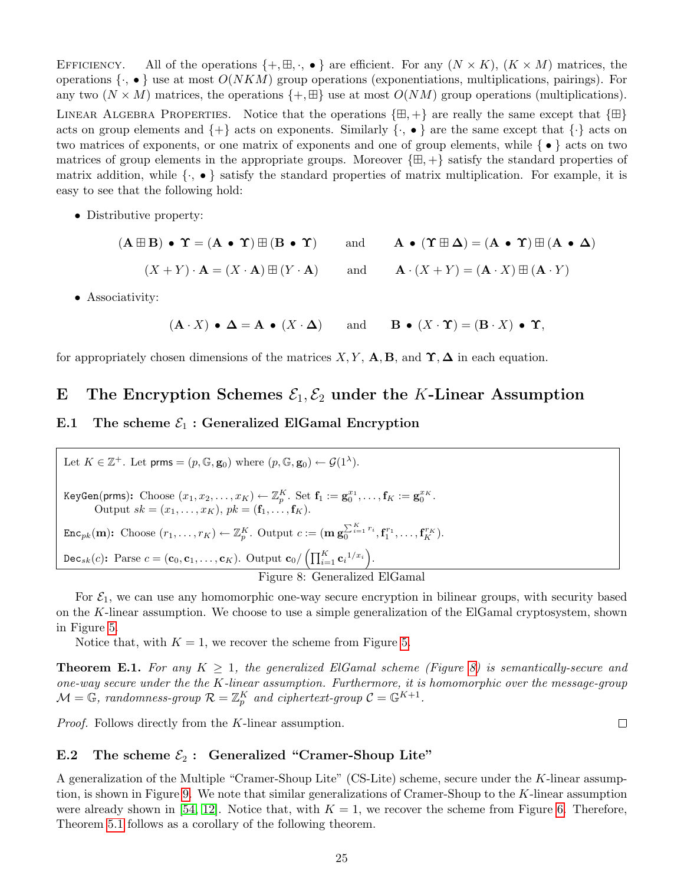**Efficiency.** All of the operations $\{+, \boxplus, \cdot, \bullet\}$ are efficient. For any $(N \times K)$, $(K \times M)$ matrices, the operations $\{\cdot, \bullet\}$ use at most $O(NKM)$ group operations (exponentiations, multiplications, pairings). For any two $(N \times M)$ matrices, the operations $\{+, \boxplus\}$ use at most $O(NM)$ group operations (multiplications).

**Linear Algebra Properties.** Notice that the operations $\{\boxplus, +\}$ are really the same except that $\{\boxplus\}$ acts on group elements and $\{+\}$ acts on exponents. Similarly $\{\cdot, \bullet\}$ are the same except that $\{\cdot\}$ acts on two matrices of exponents, or one matrix of exponents and one of group elements, while $\{\bullet\}$ acts on two matrices of group elements in the appropriate groups. Moreover $\{\boxplus, +\}$ satisfy the standard properties of matrix addition, while $\{\cdot, \bullet\}$ satisfy the standard properties of matrix multiplication. For example, it is easy to see that the following hold:

- Distributive property:

$$(\mathbf{A} \boxplus \mathbf{B}) \bullet \mathbf{\Upsilon} = (\mathbf{A} \bullet \mathbf{\Upsilon}) \boxplus (\mathbf{B} \bullet \mathbf{\Upsilon}) \quad \text{and} \quad \mathbf{A} \bullet (\mathbf{\Upsilon} \boxplus \mathbf{\Delta}) = (\mathbf{A} \bullet \mathbf{\Upsilon}) \boxplus (\mathbf{A} \bullet \mathbf{\Delta})$$

$$(X + Y) \cdot \mathbf{A} = (X \cdot \mathbf{A}) \boxplus (Y \cdot \mathbf{A}) \quad \text{and} \quad \mathbf{A} \cdot (X + Y) = (\mathbf{A} \cdot X) \boxplus (\mathbf{A} \cdot Y)$$

- Associativity:

$$(\mathbf{A} \cdot X) \bullet \mathbf{\Delta} = \mathbf{A} \bullet (X \cdot \mathbf{\Delta}) \quad \text{and} \quad \mathbf{B} \bullet (X \cdot \mathbf{\Upsilon}) = (\mathbf{B} \cdot X) \bullet \mathbf{\Upsilon},$$

for appropriately chosen dimensions of the matrices $X, Y$, $\mathbf{A}, \mathbf{B}$, and $\mathbf{\Upsilon}, \mathbf{\Delta}$ in each equation.

# E The Encryption Schemes $\mathcal{E}_1, \mathcal{E}_2$ under the $K$-Linear Assumption

## E.1 The scheme $\mathcal{E}_1$ : Generalized ElGamal Encryption

Let $K \in \mathbb{Z}^+$. Let $\mathsf{prms} = (p, \mathbb{G}, \mathbf{g}_0)$ where $(p, \mathbb{G}, \mathbf{g}_0) \leftarrow \mathcal{G}(1^\lambda)$.

$\mathtt{KeyGen}(\mathsf{prms})$**:** Choose $(x_1, x_2, \ldots, x_K) \leftarrow \mathbb{Z}_p^K$. Set $\mathbf{f}_1 := \mathbf{g}_0^{x_1}, \ldots, \mathbf{f}_K := \mathbf{g}_0^{x_K}$.
Output $sk = (x_1, \ldots, x_K)$, $pk = (\mathbf{f}_1, \ldots, \mathbf{f}_K)$.

$\mathtt{Enc}_{pk}(\mathbf{m})$**:** Choose $(r_1, \ldots, r_K) \leftarrow \mathbb{Z}_p^K$. Output $c := (\mathbf{m}\, \mathbf{g}_0^{\sum_{i=1}^K r_i}, \mathbf{f}_1^{r_1}, \ldots, \mathbf{f}_K^{r_K})$.

$\mathtt{Dec}_{sk}(c)$**:** Parse $c = (\mathbf{c}_0, \mathbf{c}_1, \ldots, \mathbf{c}_K)$. Output $\mathbf{c}_0 / \left(\prod_{i=1}^K \mathbf{c}_i^{1/x_i}\right)$.

Figure 8: Generalized ElGamal

For $\mathcal{E}_1$, we can use any homomorphic one-way secure encryption in bilinear groups, with security based on the $K$-linear assumption. We choose to use a simple generalization of the ElGamal cryptosystem, shown in Figure 5.

Notice that, with $K = 1$, we recover the scheme from Figure 5.

**Theorem E.1.** *For any $K \geq 1$, the generalized ElGamal scheme (Figure 8) is semantically-secure and one-way secure under the the $K$-linear assumption. Furthermore, it is homomorphic over the message-group $\mathcal{M} = \mathbb{G}$, randomness-group $\mathcal{R} = \mathbb{Z}_p^K$ and ciphertext-group $\mathcal{C} = \mathbb{G}^{K+1}$.*

*Proof.* Follows directly from the $K$-linear assumption. □

## E.2 The scheme $\mathcal{E}_2$ : Generalized "Cramer-Shoup Lite"

A generalization of the Multiple "Cramer-Shoup Lite" (CS-Lite) scheme, secure under the $K$-linear assumption, is shown in Figure 9. We note that similar generalizations of Cramer-Shoup to the $K$-linear assumption were already shown in [54, 12]. Notice that, with $K = 1$, we recover the scheme from Figure 6. Therefore, Theorem 5.1 follows as a corollary of the following theorem.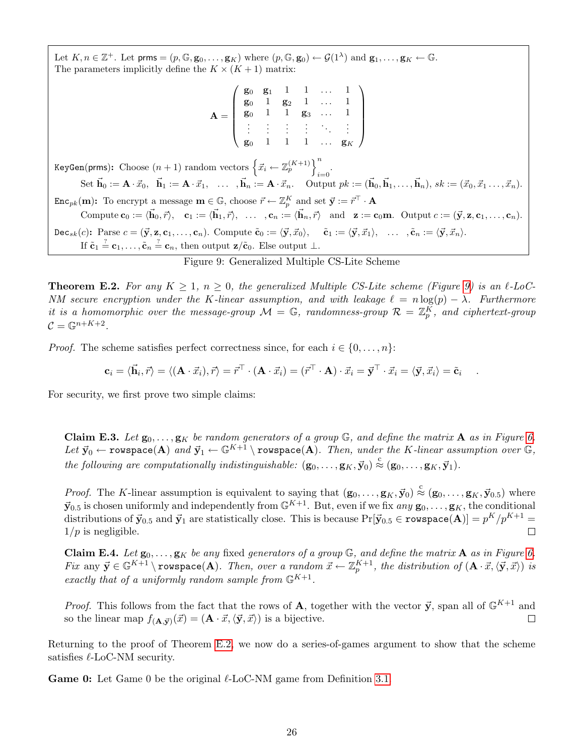Let $K, n \in \mathbb{Z}^+$. Let $\mathsf{prms} = (p, \mathbb{G}, \mathbf{g}_0, \ldots, \mathbf{g}_K)$ where $(p, \mathbb{G}, \mathbf{g}_0) \leftarrow \mathcal{G}(1^\lambda)$ and $\mathbf{g}_1, \ldots, \mathbf{g}_K \leftarrow \mathbb{G}$. The parameters implicitly define the $K \times (K+1)$ matrix:

$$\mathbf{A} = \begin{pmatrix} \mathbf{g}_0 & \mathbf{g}_1 & 1 & 1 & \ldots & 1 \\ \mathbf{g}_0 & 1 & \mathbf{g}_2 & 1 & \ldots & 1 \\ \mathbf{g}_0 & 1 & 1 & \mathbf{g}_3 & \ldots & 1 \\ \vdots & \vdots & \vdots & \vdots & \ddots & \vdots \\ \mathbf{g}_0 & 1 & 1 & 1 & \ldots & \mathbf{g}_K \end{pmatrix}$$

$\mathtt{KeyGen}(\mathsf{prms})$: Choose $(n+1)$ random vectors $\left\{ \vec{x}_i \leftarrow \mathbb{Z}_p^{(K+1)} \right\}_{i=0}^{n}$.
Set $\vec{\mathbf{h}}_0 := \mathbf{A} \cdot \vec{x}_0$, $\vec{\mathbf{h}}_1 := \mathbf{A} \cdot \vec{x}_1$, $\ldots$ , $\vec{\mathbf{h}}_n := \mathbf{A} \cdot \vec{x}_n$. Output $pk := (\vec{\mathbf{h}}_0, \vec{\mathbf{h}}_1, \ldots, \vec{\mathbf{h}}_n)$, $sk := (\vec{x}_0, \vec{x}_1 \ldots, \vec{x}_n)$.

$\mathtt{Enc}_{pk}(\mathbf{m})$: To encrypt a message $\mathbf{m} \in \mathbb{G}$, choose $\vec{r} \leftarrow \mathbb{Z}_p^K$ and set $\vec{\mathbf{y}} := \vec{r}^\top \cdot \mathbf{A}$
Compute $\mathbf{c}_0 := \langle \vec{\mathbf{h}}_0, \vec{r} \rangle$, $\mathbf{c}_1 := \langle \vec{\mathbf{h}}_1, \vec{r} \rangle$, $\ldots$ , $\mathbf{c}_n := \langle \vec{\mathbf{h}}_n, \vec{r} \rangle$ and $\mathbf{z} := \mathbf{c}_0 \mathbf{m}$. Output $c := (\vec{\mathbf{y}}, \mathbf{z}, \mathbf{c}_1, \ldots, \mathbf{c}_n)$.

$\mathtt{Dec}_{sk}(c)$: Parse $c = (\vec{\mathbf{y}}, \mathbf{z}, \mathbf{c}_1, \ldots, \mathbf{c}_n)$. Compute $\tilde{\mathbf{c}}_0 := \langle \vec{\mathbf{y}}, \vec{x}_0 \rangle$, $\tilde{\mathbf{c}}_1 := \langle \vec{\mathbf{y}}, \vec{x}_1 \rangle$, $\ldots$ , $\tilde{\mathbf{c}}_n := \langle \vec{\mathbf{y}}, \vec{x}_n \rangle$.
If $\tilde{\mathbf{c}}_1 \stackrel{?}{=} \mathbf{c}_1, \ldots, \tilde{\mathbf{c}}_n \stackrel{?}{=} \mathbf{c}_n$, then output $\mathbf{z}/\tilde{\mathbf{c}}_0$. Else output $\perp$.

Figure 9: Generalized Multiple CS-Lite Scheme

**Theorem E.2.** *For any $K \geq 1$, $n \geq 0$, the generalized Multiple CS-Lite scheme (Figure 9) is an $\ell$-LoC-NM secure encryption under the $K$-linear assumption, and with leakage $\ell = n \log(p) - \lambda$. Furthermore it is a homomorphic over the message-group $\mathcal{M} = \mathbb{G}$, randomness-group $\mathcal{R} = \mathbb{Z}_p^K$, and ciphertext-group $\mathcal{C} = \mathbb{G}^{n+K+2}$.*

*Proof.* The scheme satisfies perfect correctness since, for each $i \in \{0, \ldots, n\}$:

$$\mathbf{c}_i = \langle \vec{\mathbf{h}}_i, \vec{r} \rangle = \langle (\mathbf{A} \cdot \vec{x}_i), \vec{r} \rangle = \vec{r}^\top \cdot (\mathbf{A} \cdot \vec{x}_i) = (\vec{r}^\top \cdot \mathbf{A}) \cdot \vec{x}_i = \vec{\mathbf{y}}^\top \cdot \vec{x}_i = \langle \vec{\mathbf{y}}, \vec{x}_i \rangle = \tilde{\mathbf{c}}_i \quad .$$

For security, we first prove two simple claims:

**Claim E.3.** *Let $\mathbf{g}_0, \ldots, \mathbf{g}_K$ be random generators of a group $\mathbb{G}$, and define the matrix $\mathbf{A}$ as in Figure 6. Let $\vec{\mathbf{y}}_0 \leftarrow \mathtt{rowspace}(\mathbf{A})$ and $\vec{\mathbf{y}}_1 \leftarrow \mathbb{G}^{K+1} \setminus \mathtt{rowspace}(\mathbf{A})$. Then, under the $K$-linear assumption over $\mathbb{G}$, the following are computationally indistinguishable: $(\mathbf{g}_0, \ldots, \mathbf{g}_K, \vec{\mathbf{y}}_0) \stackrel{c}{\approx} (\mathbf{g}_0, \ldots, \mathbf{g}_K, \vec{\mathbf{y}}_1)$.*

*Proof.* The $K$-linear assumption is equivalent to saying that $(\mathbf{g}_0, \ldots, \mathbf{g}_K, \vec{\mathbf{y}}_0) \stackrel{c}{\approx} (\mathbf{g}_0, \ldots, \mathbf{g}_K, \vec{\mathbf{y}}_{0.5})$ where $\vec{\mathbf{y}}_{0.5}$ is chosen uniformly and independently from $\mathbb{G}^{K+1}$. But, even if we fix *any* $\mathbf{g}_0, \ldots, \mathbf{g}_K$, the conditional distributions of $\vec{\mathbf{y}}_{0.5}$ and $\vec{\mathbf{y}}_1$ are statistically close. This is because $\Pr[\vec{\mathbf{y}}_{0.5} \in \mathtt{rowspace}(\mathbf{A})] = p^K/p^{K+1} = 1/p$ is negligible. $\square$

**Claim E.4.** *Let $\mathbf{g}_0, \ldots, \mathbf{g}_K$ be any fixed generators of a group $\mathbb{G}$, and define the matrix $\mathbf{A}$ as in Figure 6. Fix any $\vec{\mathbf{y}} \in \mathbb{G}^{K+1} \setminus \mathtt{rowspace}(\mathbf{A})$. Then, over a random $\vec{x} \leftarrow \mathbb{Z}_p^{K+1}$, the distribution of $(\mathbf{A} \cdot \vec{x}, \langle \vec{\mathbf{y}}, \vec{x} \rangle)$ is exactly that of a uniformly random sample from $\mathbb{G}^{K+1}$.*

*Proof.* This follows from the fact that the rows of $\mathbf{A}$, together with the vector $\vec{\mathbf{y}}$, span all of $\mathbb{G}^{K+1}$ and so the linear map $f_{(\mathbf{A}, \vec{\mathbf{y}})}(\vec{x}) = (\mathbf{A} \cdot \vec{x}, \langle \vec{\mathbf{y}}, \vec{x} \rangle)$ is a bijective. $\square$

Returning to the proof of Theorem E.2, we now do a series-of-games argument to show that the scheme satisfies $\ell$-LoC-NM security.

**Game 0:** Let Game 0 be the original $\ell$-LoC-NM game from Definition 3.1.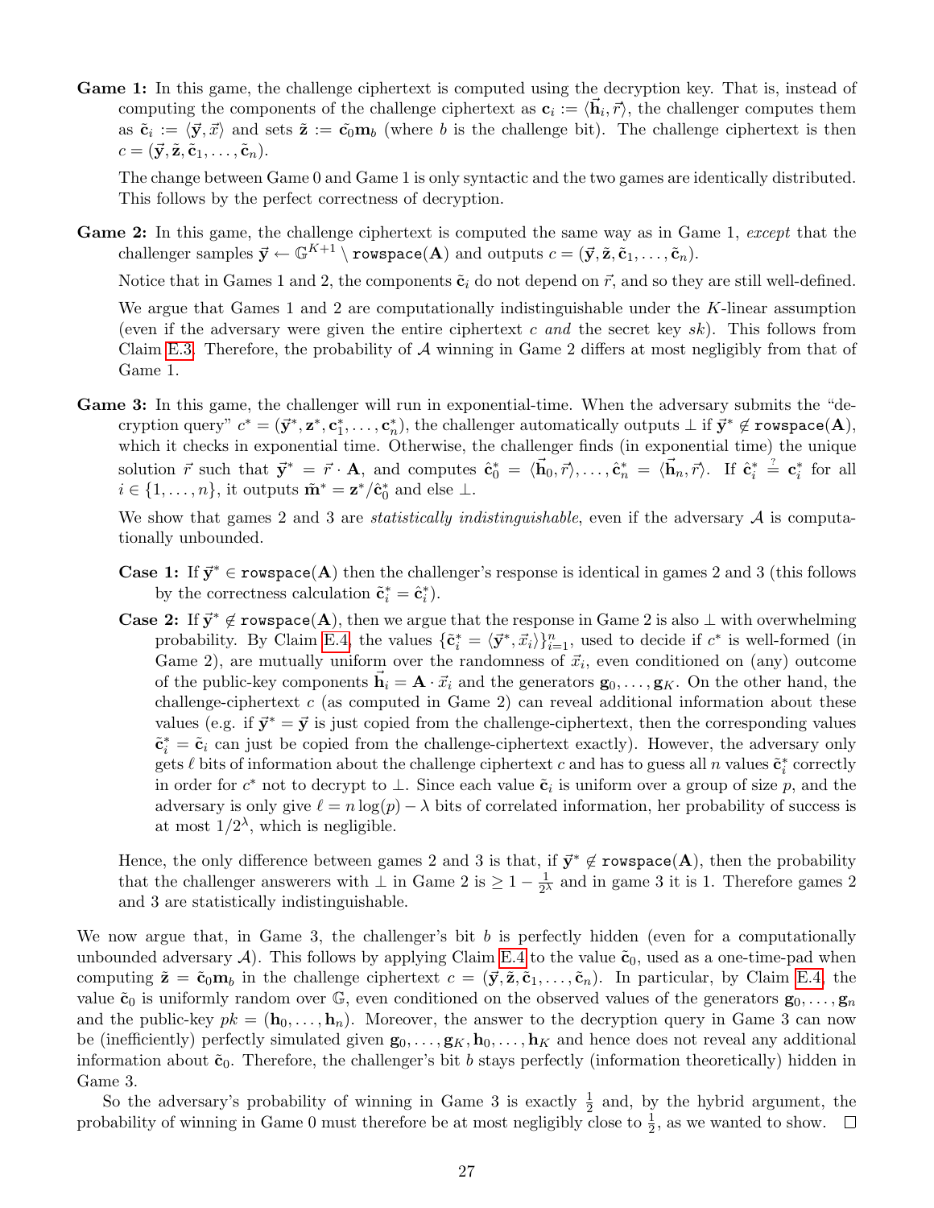**Game 1:** In this game, the challenge ciphertext is computed using the decryption key. That is, instead of computing the components of the challenge ciphertext as $\mathbf{c}_i := \langle \vec{\mathbf{h}}_i, \vec{r} \rangle$, the challenger computes them as $\tilde{\mathbf{c}}_i := \langle \vec{\mathbf{y}}, \vec{x} \rangle$ and sets $\tilde{\mathbf{z}} := \tilde{\mathbf{c}_0} \mathbf{m}_b$ (where $b$ is the challenge bit). The challenge ciphertext is then $c = (\vec{\mathbf{y}}, \tilde{\mathbf{z}}, \tilde{\mathbf{c}}_1, \ldots, \tilde{\mathbf{c}}_n)$.

The change between Game 0 and Game 1 is only syntactic and the two games are identically distributed. This follows by the perfect correctness of decryption.

**Game 2:** In this game, the challenge ciphertext is computed the same way as in Game 1, *except* that the challenger samples $\vec{\mathbf{y}} \leftarrow \mathbb{G}^{K+1} \setminus \texttt{rowspace}(\mathbf{A})$ and outputs $c = (\vec{\mathbf{y}}, \tilde{\mathbf{z}}, \tilde{\mathbf{c}}_1, \ldots, \tilde{\mathbf{c}}_n)$.

Notice that in Games 1 and 2, the components $\tilde{\mathbf{c}}_i$ do not depend on $\vec{r}$, and so they are still well-defined.

We argue that Games 1 and 2 are computationally indistinguishable under the $K$-linear assumption (even if the adversary were given the entire ciphertext $c$ *and* the secret key $sk$). This follows from Claim E.3. Therefore, the probability of $\mathcal{A}$ winning in Game 2 differs at most negligibly from that of Game 1.

**Game 3:** In this game, the challenger will run in exponential-time. When the adversary submits the "decryption query" $c^* = (\vec{\mathbf{y}}^*, \mathbf{z}^*, \mathbf{c}_1^*, \ldots, \mathbf{c}_n^*)$, the challenger automatically outputs $\perp$ if $\vec{\mathbf{y}}^* \notin \texttt{rowspace}(\mathbf{A})$, which it checks in exponential time. Otherwise, the challenger finds (in exponential time) the unique solution $\vec{r}$ such that $\vec{\mathbf{y}}^* = \vec{r} \cdot \mathbf{A}$, and computes $\hat{\mathbf{c}}_0^* = \langle \vec{\mathbf{h}}_0, \vec{r} \rangle, \ldots, \hat{\mathbf{c}}_n^* = \langle \vec{\mathbf{h}}_n, \vec{r} \rangle$. If $\hat{\mathbf{c}}_i^* \stackrel{?}{=} \mathbf{c}_i^*$ for all $i \in \{1, \ldots, n\}$, it outputs $\tilde{\mathbf{m}}^* = \mathbf{z}^* / \hat{\mathbf{c}}_0^*$ and else $\perp$.

We show that games 2 and 3 are *statistically indistinguishable*, even if the adversary $\mathcal{A}$ is computationally unbounded.

**Case 1:** If $\vec{\mathbf{y}}^* \in \texttt{rowspace}(\mathbf{A})$ then the challenger's response is identical in games 2 and 3 (this follows by the correctness calculation $\tilde{\mathbf{c}}_i^* = \hat{\mathbf{c}}_i^*$).

**Case 2:** If $\vec{\mathbf{y}}^* \notin \texttt{rowspace}(\mathbf{A})$, then we argue that the response in Game 2 is also $\perp$ with overwhelming probability. By Claim E.4, the values $\{\tilde{\mathbf{c}}_i^* = \langle \vec{\mathbf{y}}^*, \vec{x}_i \rangle\}_{i=1}^n$, used to decide if $c^*$ is well-formed (in Game 2), are mutually uniform over the randomness of $\vec{x}_i$, even conditioned on (any) outcome of the public-key components $\vec{\mathbf{h}}_i = \mathbf{A} \cdot \vec{x}_i$ and the generators $\mathbf{g}_0, \ldots, \mathbf{g}_K$. On the other hand, the challenge-ciphertext $c$ (as computed in Game 2) can reveal additional information about these values (e.g. if $\vec{\mathbf{y}}^* = \vec{\mathbf{y}}$ is just copied from the challenge-ciphertext, then the corresponding values $\tilde{\mathbf{c}}_i^* = \tilde{\mathbf{c}}_i$ can just be copied from the challenge-ciphertext exactly). However, the adversary only gets $\ell$ bits of information about the challenge ciphertext $c$ and has to guess all $n$ values $\tilde{\mathbf{c}}_i^*$ correctly in order for $c^*$ not to decrypt to $\perp$. Since each value $\tilde{\mathbf{c}}_i$ is uniform over a group of size $p$, and the adversary is only give $\ell = n\log(p) - \lambda$ bits of correlated information, her probability of success is at most $1/2^\lambda$, which is negligible.

Hence, the only difference between games 2 and 3 is that, if $\vec{\mathbf{y}}^* \notin \texttt{rowspace}(\mathbf{A})$, then the probability that the challenger answerers with $\perp$ in Game 2 is $\geq 1 - \frac{1}{2^\lambda}$ and in game 3 it is 1. Therefore games 2 and 3 are statistically indistinguishable.

We now argue that, in Game 3, the challenger's bit $b$ is perfectly hidden (even for a computationally unbounded adversary $\mathcal{A}$). This follows by applying Claim E.4 to the value $\tilde{\mathbf{c}}_0$, used as a one-time-pad when computing $\tilde{\mathbf{z}} = \tilde{\mathbf{c}}_0 \mathbf{m}_b$ in the challenge ciphertext $c = (\vec{\mathbf{y}}, \tilde{\mathbf{z}}, \tilde{\mathbf{c}}_1, \ldots, \tilde{\mathbf{c}}_n)$. In particular, by Claim E.4, the value $\tilde{\mathbf{c}}_0$ is uniformly random over $\mathbb{G}$, even conditioned on the observed values of the generators $\mathbf{g}_0, \ldots, \mathbf{g}_n$ and the public-key $pk = (\mathbf{h}_0, \ldots, \mathbf{h}_n)$. Moreover, the answer to the decryption query in Game 3 can now be (inefficiently) perfectly simulated given $\mathbf{g}_0, \ldots, \mathbf{g}_K, \mathbf{h}_0, \ldots, \mathbf{h}_K$ and hence does not reveal any additional information about $\tilde{\mathbf{c}}_0$. Therefore, the challenger's bit $b$ stays perfectly (information theoretically) hidden in Game 3.

So the adversary's probability of winning in Game 3 is exactly $\frac{1}{2}$ and, by the hybrid argument, the probability of winning in Game 0 must therefore be at most negligibly close to $\frac{1}{2}$, as we wanted to show. $\square$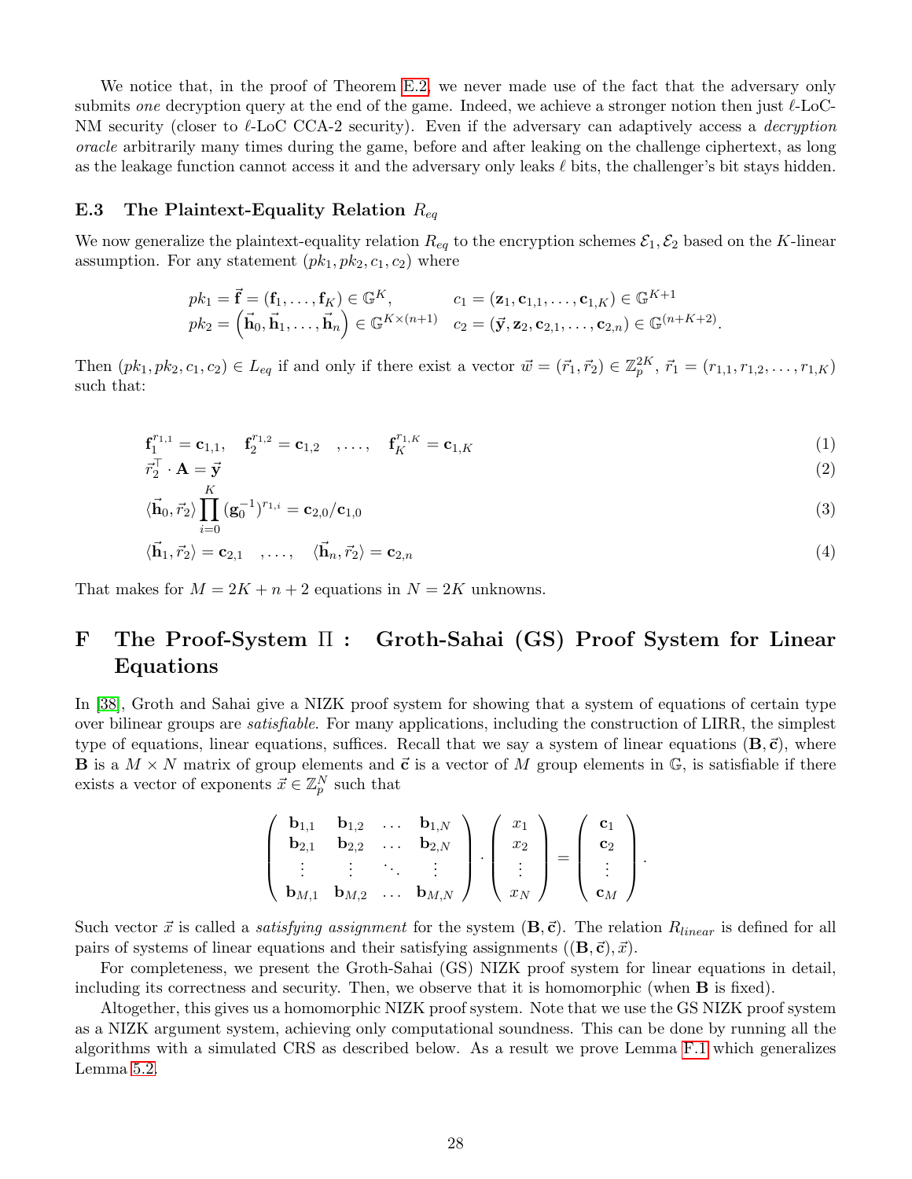We notice that, in the proof of Theorem E.2, we never made use of the fact that the adversary only submits *one* decryption query at the end of the game. Indeed, we achieve a stronger notion then just $\ell$-LoC-NM security (closer to $\ell$-LoC CCA-2 security). Even if the adversary can adaptively access a *decryption oracle* arbitrarily many times during the game, before and after leaking on the challenge ciphertext, as long as the leakage function cannot access it and the adversary only leaks $\ell$ bits, the challenger's bit stays hidden.

### E.3 The Plaintext-Equality Relation $R_{eq}$

We now generalize the plaintext-equality relation $R_{eq}$ to the encryption schemes $\mathcal{E}_1, \mathcal{E}_2$ based on the $K$-linear assumption. For any statement $(pk_1, pk_2, c_1, c_2)$ where

$$pk_1 = \vec{\mathbf{f}} = (\mathbf{f}_1, \ldots, \mathbf{f}_K) \in \mathbb{G}^K, \qquad c_1 = (\mathbf{z}_1, \mathbf{c}_{1,1}, \ldots, \mathbf{c}_{1,K}) \in \mathbb{G}^{K+1}$$
$$pk_2 = \left(\vec{\mathbf{h}}_0, \vec{\mathbf{h}}_1, \ldots, \vec{\mathbf{h}}_n\right) \in \mathbb{G}^{K\times(n+1)} \quad c_2 = (\vec{\mathbf{y}}, \mathbf{z}_2, \mathbf{c}_{2,1}, \ldots, \mathbf{c}_{2,n}) \in \mathbb{G}^{(n+K+2)}.$$

Then $(pk_1, pk_2, c_1, c_2) \in L_{eq}$ if and only if there exist a vector $\vec{w} = (\vec{r}_1, \vec{r}_2) \in \mathbb{Z}_p^{2K}$, $\vec{r}_1 = (r_{1,1}, r_{1,2}, \ldots, r_{1,K})$ such that:

$$\mathbf{f}_1^{r_{1,1}} = \mathbf{c}_{1,1}, \quad \mathbf{f}_2^{r_{1,2}} = \mathbf{c}_{1,2} \quad , \ldots, \quad \mathbf{f}_K^{r_{1,K}} = \mathbf{c}_{1,K} \tag{1}$$
$$\vec{r}_2^{\top} \cdot \mathbf{A} = \vec{\mathbf{y}} \tag{2}$$
$$\langle \vec{\mathbf{h}}_0, \vec{r}_2 \rangle \prod_{i=0}^{K} (\mathbf{g}_0^{-1})^{r_{1,i}} = \mathbf{c}_{2,0}/\mathbf{c}_{1,0} \tag{3}$$
$$\langle \vec{\mathbf{h}}_1, \vec{r}_2 \rangle = \mathbf{c}_{2,1} \quad , \ldots, \quad \langle \vec{\mathbf{h}}_n, \vec{r}_2 \rangle = \mathbf{c}_{2,n} \tag{4}$$

That makes for $M = 2K + n + 2$ equations in $N = 2K$ unknowns.

## F The Proof-System $\Pi$ : Groth-Sahai (GS) Proof System for Linear Equations

In [38], Groth and Sahai give a NIZK proof system for showing that a system of equations of certain type over bilinear groups are *satisfiable*. For many applications, including the construction of LIRR, the simplest type of equations, linear equations, suffices. Recall that we say a system of linear equations $(\mathbf{B}, \vec{\mathbf{c}})$, where $\mathbf{B}$ is a $M \times N$ matrix of group elements and $\vec{\mathbf{c}}$ is a vector of $M$ group elements in $\mathbb{G}$, is satisfiable if there exists a vector of exponents $\vec{x} \in \mathbb{Z}_p^N$ such that

$$\begin{pmatrix} \mathbf{b}_{1,1} & \mathbf{b}_{1,2} & \ldots & \mathbf{b}_{1,N} \\ \mathbf{b}_{2,1} & \mathbf{b}_{2,2} & \ldots & \mathbf{b}_{2,N} \\ \vdots & \vdots & \ddots & \vdots \\ \mathbf{b}_{M,1} & \mathbf{b}_{M,2} & \ldots & \mathbf{b}_{M,N} \end{pmatrix} \cdot \begin{pmatrix} x_1 \\ x_2 \\ \vdots \\ x_N \end{pmatrix} = \begin{pmatrix} \mathbf{c}_1 \\ \mathbf{c}_2 \\ \vdots \\ \mathbf{c}_M \end{pmatrix}.$$

Such vector $\vec{x}$ is called a *satisfying assignment* for the system $(\mathbf{B}, \vec{\mathbf{c}})$. The relation $R_{linear}$ is defined for all pairs of systems of linear equations and their satisfying assignments $((\mathbf{B}, \vec{\mathbf{c}}), \vec{x})$.

For completeness, we present the Groth-Sahai (GS) NIZK proof system for linear equations in detail, including its correctness and security. Then, we observe that it is homomorphic (when $\mathbf{B}$ is fixed).

Altogether, this gives us a homomorphic NIZK proof system. Note that we use the GS NIZK proof system as a NIZK argument system, achieving only computational soundness. This can be done by running all the algorithms with a simulated CRS as described below. As a result we prove Lemma F.1 which generalizes Lemma 5.2.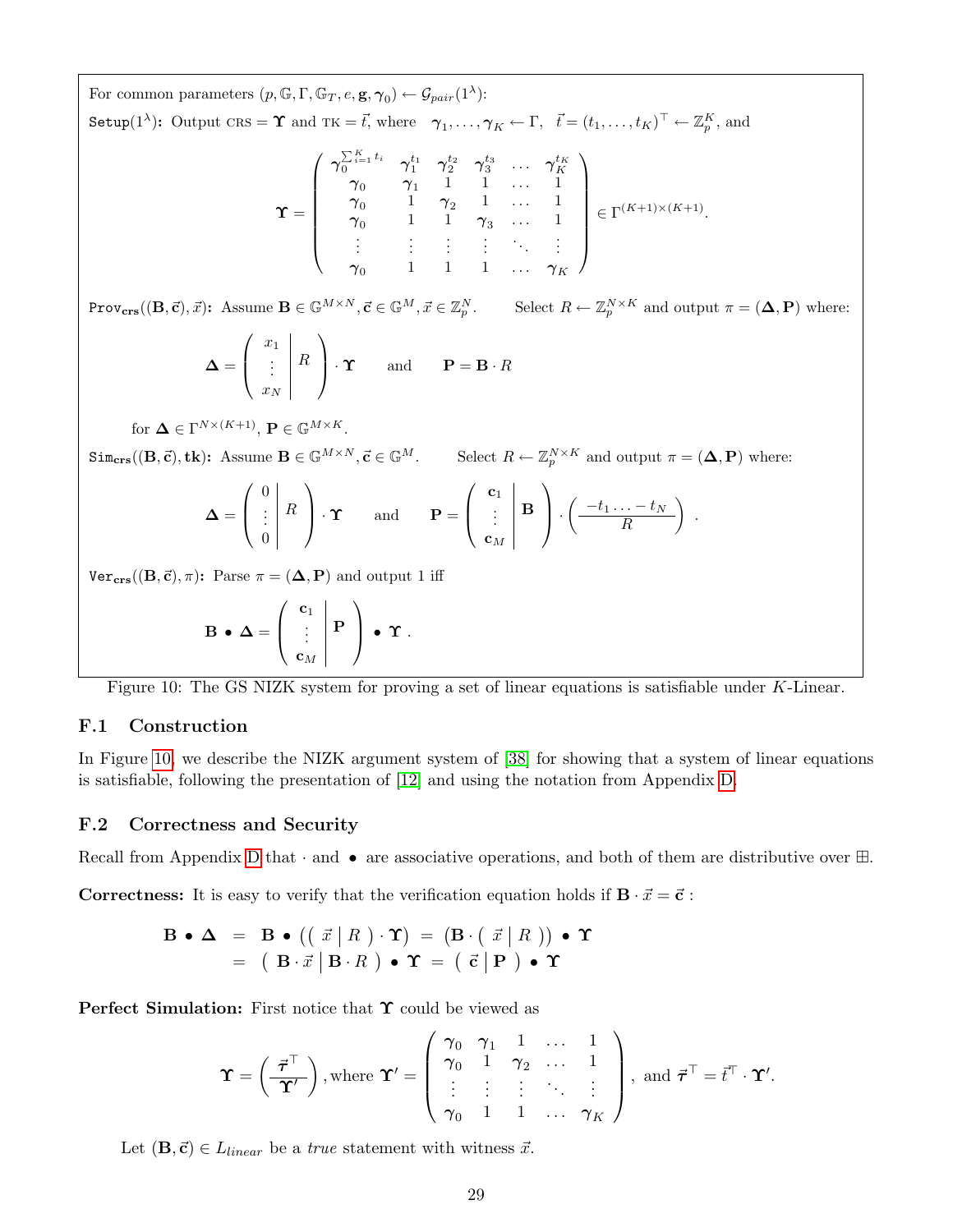For common parameters $(p, \mathbb{G}, \Gamma, \mathbb{G}_T, e, \mathbf{g}, \boldsymbol{\gamma}_0) \leftarrow \mathcal{G}_{pair}(1^\lambda)$:

$\texttt{Setup}(1^\lambda)$**:** Output $\text{CRS} = \boldsymbol{\Upsilon}$ and $\text{TK} = \vec{t}$, where $\boldsymbol{\gamma}_1, \ldots, \boldsymbol{\gamma}_K \leftarrow \Gamma$, $\vec{t} = (t_1, \ldots, t_K)^\top \leftarrow \mathbb{Z}_p^K$, and

$$\boldsymbol{\Upsilon} = \begin{pmatrix} \boldsymbol{\gamma}_0^{\sum_{i=1}^K t_i} & \boldsymbol{\gamma}_1^{t_1} & \boldsymbol{\gamma}_2^{t_2} & \boldsymbol{\gamma}_3^{t_3} & \ldots & \boldsymbol{\gamma}_K^{t_K} \\ \boldsymbol{\gamma}_0 & \boldsymbol{\gamma}_1 & 1 & 1 & \ldots & 1 \\ \boldsymbol{\gamma}_0 & 1 & \boldsymbol{\gamma}_2 & 1 & \ldots & 1 \\ \boldsymbol{\gamma}_0 & 1 & 1 & \boldsymbol{\gamma}_3 & \ldots & 1 \\ \vdots & \vdots & \vdots & \vdots & \ddots & \vdots \\ \boldsymbol{\gamma}_0 & 1 & 1 & 1 & \ldots & \boldsymbol{\gamma}_K \end{pmatrix} \in \Gamma^{(K+1)\times(K+1)}.$$

$\texttt{Prov}_{\textbf{crs}}((\mathbf{B}, \vec{\mathbf{c}}), \vec{x})$**:** Assume $\mathbf{B} \in \mathbb{G}^{M\times N}, \vec{\mathbf{c}} \in \mathbb{G}^M, \vec{x} \in \mathbb{Z}_p^N$. Select $R \leftarrow \mathbb{Z}_p^{N\times K}$ and output $\pi = (\boldsymbol{\Delta}, \mathbf{P})$ where:

$$\boldsymbol{\Delta} = \left( \begin{array}{c|c} x_1 & \\ \vdots & R \\ x_N & \end{array} \right) \cdot \boldsymbol{\Upsilon} \qquad \text{and} \qquad \mathbf{P} = \mathbf{B} \cdot R$$

for $\boldsymbol{\Delta} \in \Gamma^{N\times(K+1)}$, $\mathbf{P} \in \mathbb{G}^{M\times K}$.

$\texttt{Sim}_{\textbf{crs}}((\mathbf{B}, \vec{\mathbf{c}}), \textbf{tk})$**:** Assume $\mathbf{B} \in \mathbb{G}^{M\times N}, \vec{\mathbf{c}} \in \mathbb{G}^M$. Select $R \leftarrow \mathbb{Z}_p^{N\times K}$ and output $\pi = (\boldsymbol{\Delta}, \mathbf{P})$ where:

$$\boldsymbol{\Delta} = \left( \begin{array}{c|c} 0 & \\ \vdots & R \\ 0 & \end{array} \right) \cdot \boldsymbol{\Upsilon} \qquad \text{and} \qquad \mathbf{P} = \left( \begin{array}{c|c} \mathbf{c}_1 & \\ \vdots & \mathbf{B} \\ \mathbf{c}_M & \end{array} \right) \cdot \left( \frac{-t_1 \ldots - t_N}{R} \right).$$

$\texttt{Ver}_{\textbf{crs}}((\mathbf{B}, \vec{\mathbf{c}}), \pi)$**:** Parse $\pi = (\boldsymbol{\Delta}, \mathbf{P})$ and output 1 iff

$$\mathbf{B} \bullet \boldsymbol{\Delta} = \left( \begin{array}{c|c} \mathbf{c}_1 & \\ \vdots & \mathbf{P} \\ \mathbf{c}_M & \end{array} \right) \bullet \boldsymbol{\Upsilon}.$$

Figure 10: The GS NIZK system for proving a set of linear equations is satisfiable under $K$-Linear.

### F.1 Construction

In Figure 10, we describe the NIZK argument system of [38] for showing that a system of linear equations is satisfiable, following the presentation of [12] and using the notation from Appendix D.

### F.2 Correctness and Security

Recall from Appendix D that $\cdot$ and $\bullet$ are associative operations, and both of them are distributive over $\boxplus$.

**Correctness:** It is easy to verify that the verification equation holds if $\mathbf{B} \cdot \vec{x} = \vec{\mathbf{c}}$ :

$$\begin{aligned} \mathbf{B} \bullet \boldsymbol{\Delta} &= \mathbf{B} \bullet \left( \left( \begin{array}{c|c} \vec{x} & R \end{array} \right) \cdot \boldsymbol{\Upsilon} \right) = \left( \mathbf{B} \cdot \left( \begin{array}{c|c} \vec{x} & R \end{array} \right) \right) \bullet \boldsymbol{\Upsilon} \\ &= \left( \begin{array}{c|c} \mathbf{B} \cdot \vec{x} & \mathbf{B} \cdot R \end{array} \right) \bullet \boldsymbol{\Upsilon} = \left( \begin{array}{c|c} \vec{\mathbf{c}} & \mathbf{P} \end{array} \right) \bullet \boldsymbol{\Upsilon} \end{aligned}$$

**Perfect Simulation:** First notice that $\boldsymbol{\Upsilon}$ could be viewed as

$$\boldsymbol{\Upsilon} = \left( \frac{\vec{\boldsymbol{\tau}}^\top}{\boldsymbol{\Upsilon}'} \right), \text{where } \boldsymbol{\Upsilon}' = \begin{pmatrix} \boldsymbol{\gamma}_0 & \boldsymbol{\gamma}_1 & 1 & \ldots & 1 \\ \boldsymbol{\gamma}_0 & 1 & \boldsymbol{\gamma}_2 & \ldots & 1 \\ \vdots & \vdots & \vdots & \ddots & \vdots \\ \boldsymbol{\gamma}_0 & 1 & 1 & \ldots & \boldsymbol{\gamma}_K \end{pmatrix}, \text{ and } \vec{\boldsymbol{\tau}}^\top = \vec{t}^\top \cdot \boldsymbol{\Upsilon}'.$$

Let $(\mathbf{B}, \vec{\mathbf{c}}) \in L_{linear}$ be a *true* statement with witness $\vec{x}$.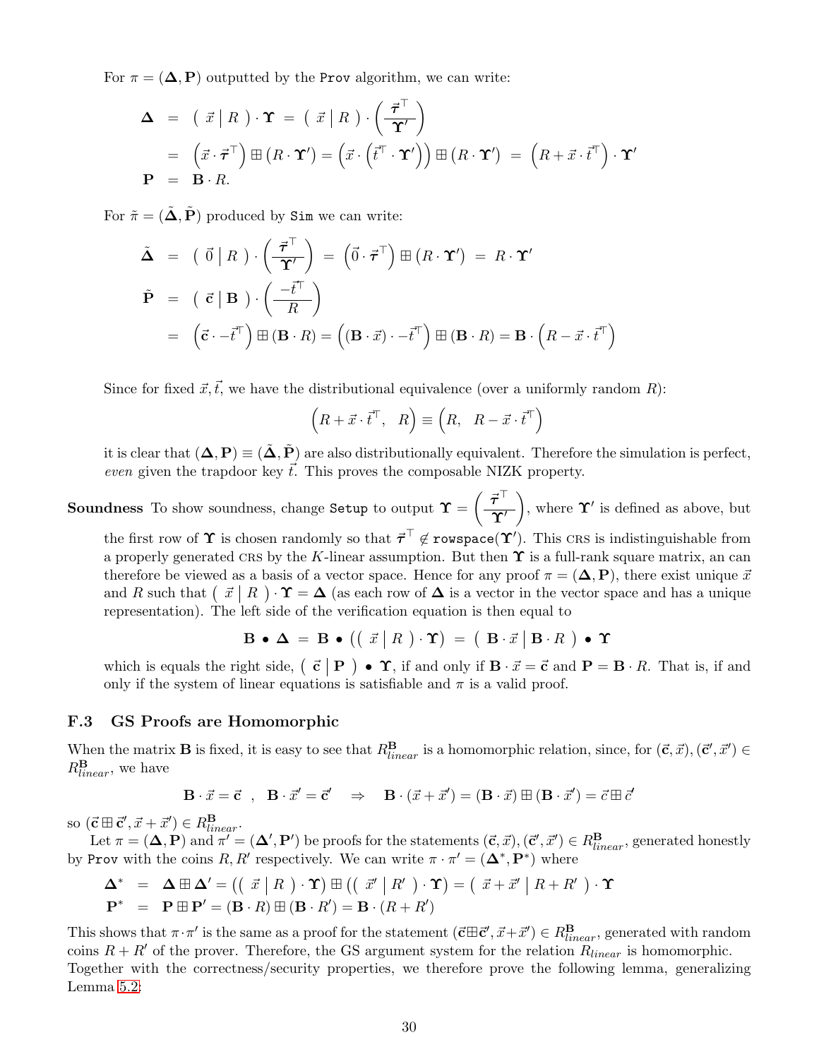For $\pi = (\mathbf{\Delta}, \mathbf{P})$ outputted by the `Prov` algorithm, we can write:

$$
\begin{aligned}
\mathbf{\Delta} &= \left(\ \vec{x} \mid R\ \right) \cdot \mathbf{\Upsilon} \;=\; \left(\ \vec{x} \mid R\ \right) \cdot \left( \frac{\vec{\boldsymbol{\tau}}^\top}{\mathbf{\Upsilon}'} \right) \\
&= \left( \vec{x} \cdot \vec{\boldsymbol{\tau}}^\top \right) \boxplus \left( R \cdot \mathbf{\Upsilon}' \right) = \left( \vec{x} \cdot \left( \vec{t}^\top \cdot \mathbf{\Upsilon}' \right) \right) \boxplus \left( R \cdot \mathbf{\Upsilon}' \right) \;=\; \left( R + \vec{x} \cdot \vec{t}^\top \right) \cdot \mathbf{\Upsilon}' \\
\mathbf{P} &= \mathbf{B} \cdot R.
\end{aligned}
$$

For $\tilde{\pi} = (\tilde{\mathbf{\Delta}}, \tilde{\mathbf{P}})$ produced by `Sim` we can write:

$$
\begin{aligned}
\tilde{\mathbf{\Delta}} &= \left(\ \vec{0} \mid R\ \right) \cdot \left( \frac{\vec{\boldsymbol{\tau}}^\top}{\mathbf{\Upsilon}'} \right) \;=\; \left( \vec{0} \cdot \vec{\boldsymbol{\tau}}^\top \right) \boxplus \left( R \cdot \mathbf{\Upsilon}' \right) \;=\; R \cdot \mathbf{\Upsilon}' \\
\tilde{\mathbf{P}} &= \left(\ \vec{\mathbf{c}} \mid \mathbf{B}\ \right) \cdot \left( \frac{-\vec{t}^\top}{R} \right) \\
&= \left( \vec{\mathbf{c}} \cdot -\vec{t}^\top \right) \boxplus \left( \mathbf{B} \cdot R \right) = \left( \left( \mathbf{B} \cdot \vec{x} \right) \cdot -\vec{t}^\top \right) \boxplus \left( \mathbf{B} \cdot R \right) = \mathbf{B} \cdot \left( R - \vec{x} \cdot \vec{t}^\top \right)
\end{aligned}
$$

Since for fixed $\vec{x}, \vec{t}$, we have the distributional equivalence (over a uniformly random $R$):

$$
\left( R + \vec{x} \cdot \vec{t}^\top, \quad R \right) \equiv \left( R, \quad R - \vec{x} \cdot \vec{t}^\top \right)
$$

it is clear that $(\mathbf{\Delta}, \mathbf{P}) \equiv (\tilde{\mathbf{\Delta}}, \tilde{\mathbf{P}})$ are also distributionally equivalent. Therefore the simulation is perfect, *even* given the trapdoor key $\vec{t}$. This proves the composable NIZK property.

**Soundness** To show soundness, change `Setup` to output $\mathbf{\Upsilon} = \left( \frac{\vec{\boldsymbol{\tau}}^\top}{\mathbf{\Upsilon}'} \right)$, where $\mathbf{\Upsilon}'$ is defined as above, but the first row of $\mathbf{\Upsilon}$ is chosen randomly so that $\vec{\boldsymbol{\tau}}^\top \notin \texttt{rowspace}(\mathbf{\Upsilon}')$. This CRS is indistinguishable from a properly generated CRS by the $K$-linear assumption. But then $\mathbf{\Upsilon}$ is a full-rank square matrix, an can therefore be viewed as a basis of a vector space. Hence for any proof $\pi = (\mathbf{\Delta}, \mathbf{P})$, there exist unique $\vec{x}$ and $R$ such that $\left(\ \vec{x} \mid R\ \right) \cdot \mathbf{\Upsilon} = \mathbf{\Delta}$ (as each row of $\mathbf{\Delta}$ is a vector in the vector space and has a unique representation). The left side of the verification equation is then equal to

$$
\mathbf{B} \bullet \mathbf{\Delta} \;=\; \mathbf{B} \bullet \left( \left(\ \vec{x} \mid R\ \right) \cdot \mathbf{\Upsilon} \right) \;=\; \left(\ \mathbf{B} \cdot \vec{x} \mid \mathbf{B} \cdot R\ \right) \bullet \mathbf{\Upsilon}
$$

which is equals the right side, $\left(\ \vec{\mathbf{c}} \mid \mathbf{P}\ \right) \bullet \mathbf{\Upsilon}$, if and only if $\mathbf{B} \cdot \vec{x} = \vec{\mathbf{c}}$ and $\mathbf{P} = \mathbf{B} \cdot R$. That is, if and only if the system of linear equations is satisfiable and $\pi$ is a valid proof.

### F.3 GS Proofs are Homomorphic

When the matrix $\mathbf{B}$ is fixed, it is easy to see that $R^{\mathbf{B}}_{linear}$ is a homomorphic relation, since, for $(\vec{\mathbf{c}}, \vec{x}), (\vec{\mathbf{c}}', \vec{x}') \in R^{\mathbf{B}}_{linear}$, we have

$$
\mathbf{B} \cdot \vec{x} = \vec{\mathbf{c}} \quad , \quad \mathbf{B} \cdot \vec{x}' = \vec{\mathbf{c}}' \quad \Rightarrow \quad \mathbf{B} \cdot (\vec{x} + \vec{x}') = (\mathbf{B} \cdot \vec{x}) \boxplus (\mathbf{B} \cdot \vec{x}') = \vec{c} \boxplus \vec{c}'
$$

so $(\vec{\mathbf{c}} \boxplus \vec{\mathbf{c}}', \vec{x} + \vec{x}') \in R^{\mathbf{B}}_{linear}$.

Let $\pi = (\mathbf{\Delta}, \mathbf{P})$ and $\pi' = (\mathbf{\Delta}', \mathbf{P}')$ be proofs for the statements $(\vec{\mathbf{c}}, \vec{x}), (\vec{\mathbf{c}}', \vec{x}') \in R^{\mathbf{B}}_{linear}$, generated honestly by `Prov` with the coins $R, R'$ respectively. We can write $\pi \cdot \pi' = (\mathbf{\Delta}^*, \mathbf{P}^*)$ where

$$
\begin{aligned}
\mathbf{\Delta}^* &= \mathbf{\Delta} \boxplus \mathbf{\Delta}' = \left( \left(\ \vec{x} \mid R\ \right) \cdot \mathbf{\Upsilon} \right) \boxplus \left( \left(\ \vec{x}' \mid R'\ \right) \cdot \mathbf{\Upsilon} \right) = \left(\ \vec{x} + \vec{x}' \mid R + R'\ \right) \cdot \mathbf{\Upsilon} \\
\mathbf{P}^* &= \mathbf{P} \boxplus \mathbf{P}' = (\mathbf{B} \cdot R) \boxplus (\mathbf{B} \cdot R') = \mathbf{B} \cdot (R + R')
\end{aligned}
$$

This shows that $\pi \cdot \pi'$ is the same as a proof for the statement $(\vec{\mathbf{c}} \boxplus \vec{\mathbf{c}}', \vec{x} + \vec{x}') \in R^{\mathbf{B}}_{linear}$, generated with random coins $R + R'$ of the prover. Therefore, the GS argument system for the relation $R_{linear}$ is homomorphic.
Together with the correctness/security properties, we therefore prove the following lemma, generalizing Lemma 5.2: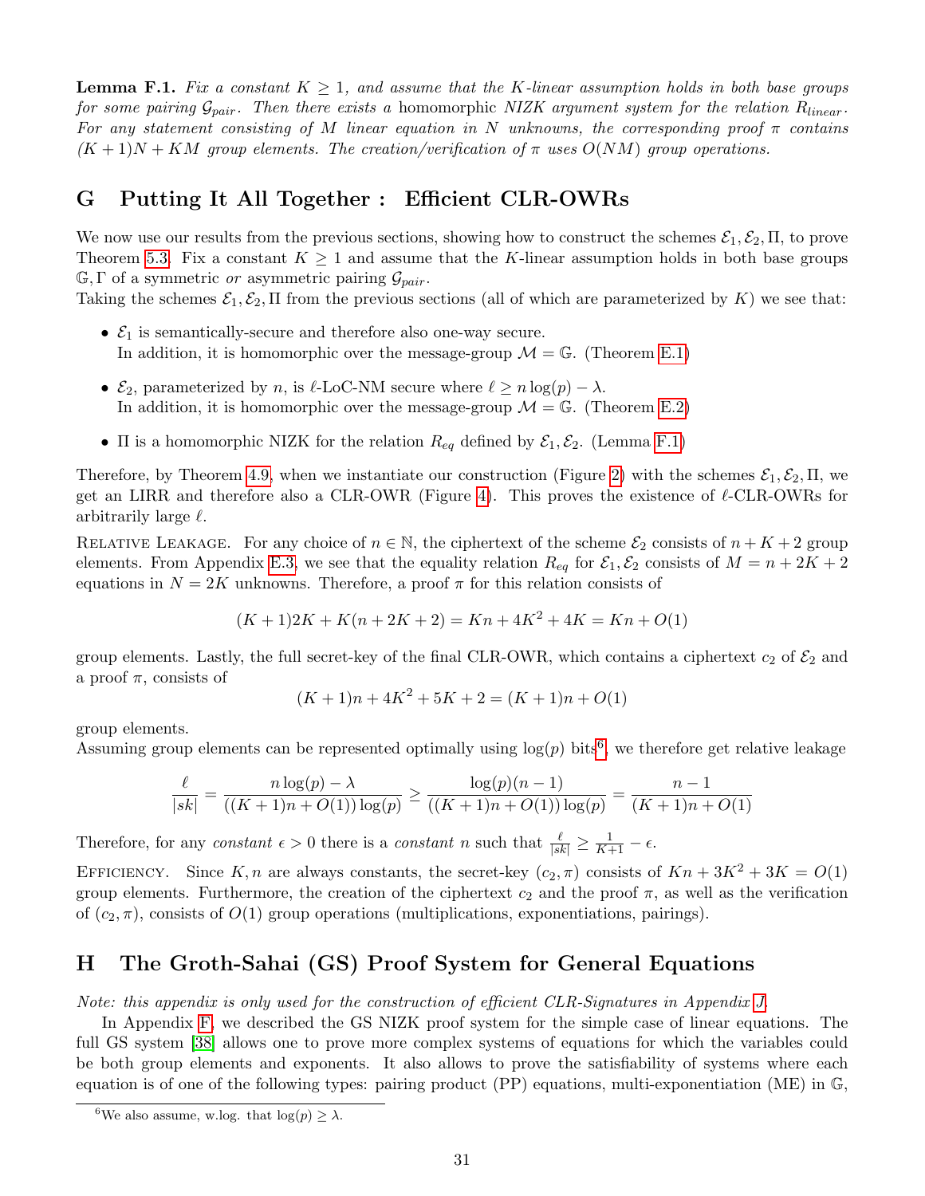**Lemma F.1.** *Fix a constant $K \geq 1$, and assume that the $K$-linear assumption holds in both base groups for some pairing $\mathcal{G}_{pair}$. Then there exists a* homomorphic *NIZK argument system for the relation $R_{linear}$. For any statement consisting of $M$ linear equation in $N$ unknowns, the corresponding proof $\pi$ contains $(K+1)N + KM$ group elements. The creation/verification of $\pi$ uses $O(NM)$ group operations.*

# G Putting It All Together : Efficient CLR-OWRs

We now use our results from the previous sections, showing how to construct the schemes $\mathcal{E}_1, \mathcal{E}_2, \Pi$, to prove Theorem 5.3. Fix a constant $K \geq 1$ and assume that the $K$-linear assumption holds in both base groups $\mathbb{G}, \Gamma$ of a symmetric *or* asymmetric pairing $\mathcal{G}_{pair}$.
Taking the schemes $\mathcal{E}_1, \mathcal{E}_2, \Pi$ from the previous sections (all of which are parameterized by $K$) we see that:

- $\mathcal{E}_1$ is semantically-secure and therefore also one-way secure.
  In addition, it is homomorphic over the message-group $\mathcal{M} = \mathbb{G}$. (Theorem E.1)
- $\mathcal{E}_2$, parameterized by $n$, is $\ell$-LoC-NM secure where $\ell \geq n \log(p) - \lambda$.
  In addition, it is homomorphic over the message-group $\mathcal{M} = \mathbb{G}$. (Theorem E.2)
- $\Pi$ is a homomorphic NIZK for the relation $R_{eq}$ defined by $\mathcal{E}_1, \mathcal{E}_2$. (Lemma F.1)

Therefore, by Theorem 4.9, when we instantiate our construction (Figure 2) with the schemes $\mathcal{E}_1, \mathcal{E}_2, \Pi$, we get an LIRR and therefore also a CLR-OWR (Figure 4). This proves the existence of $\ell$-CLR-OWRs for arbitrarily large $\ell$.

Relative Leakage. For any choice of $n \in \mathbb{N}$, the ciphertext of the scheme $\mathcal{E}_2$ consists of $n + K + 2$ group elements. From Appendix E.3, we see that the equality relation $R_{eq}$ for $\mathcal{E}_1, \mathcal{E}_2$ consists of $M = n + 2K + 2$ equations in $N = 2K$ unknowns. Therefore, a proof $\pi$ for this relation consists of

$$(K+1)2K + K(n + 2K + 2) = Kn + 4K^2 + 4K = Kn + O(1)$$

group elements. Lastly, the full secret-key of the final CLR-OWR, which contains a ciphertext $c_2$ of $\mathcal{E}_2$ and a proof $\pi$, consists of

$$(K+1)n + 4K^2 + 5K + 2 = (K+1)n + O(1)$$

group elements.
Assuming group elements can be represented optimally using $\log(p)$ bits[6], we therefore get relative leakage

$$\frac{\ell}{|sk|} = \frac{n \log(p) - \lambda}{((K+1)n + O(1)) \log(p)} \geq \frac{\log(p)(n-1)}{((K+1)n + O(1)) \log(p)} = \frac{n-1}{(K+1)n + O(1)}$$

Therefore, for any *constant* $\epsilon > 0$ there is a *constant* $n$ such that $\frac{\ell}{|sk|} \geq \frac{1}{K+1} - \epsilon$.

Efficiency. Since $K, n$ are always constants, the secret-key $(c_2, \pi)$ consists of $Kn + 3K^2 + 3K = O(1)$ group elements. Furthermore, the creation of the ciphertext $c_2$ and the proof $\pi$, as well as the verification of $(c_2, \pi)$, consists of $O(1)$ group operations (multiplications, exponentiations, pairings).

# H The Groth-Sahai (GS) Proof System for General Equations

*Note: this appendix is only used for the construction of efficient CLR-Signatures in Appendix J.*

In Appendix F, we described the GS NIZK proof system for the simple case of linear equations. The full GS system [38] allows one to prove more complex systems of equations for which the variables could be both group elements and exponents. It also allows to prove the satisfiability of systems where each equation is of one of the following types: pairing product (PP) equations, multi-exponentiation (ME) in $\mathbb{G}$,

[6] We also assume, w.log. that $\log(p) \geq \lambda$.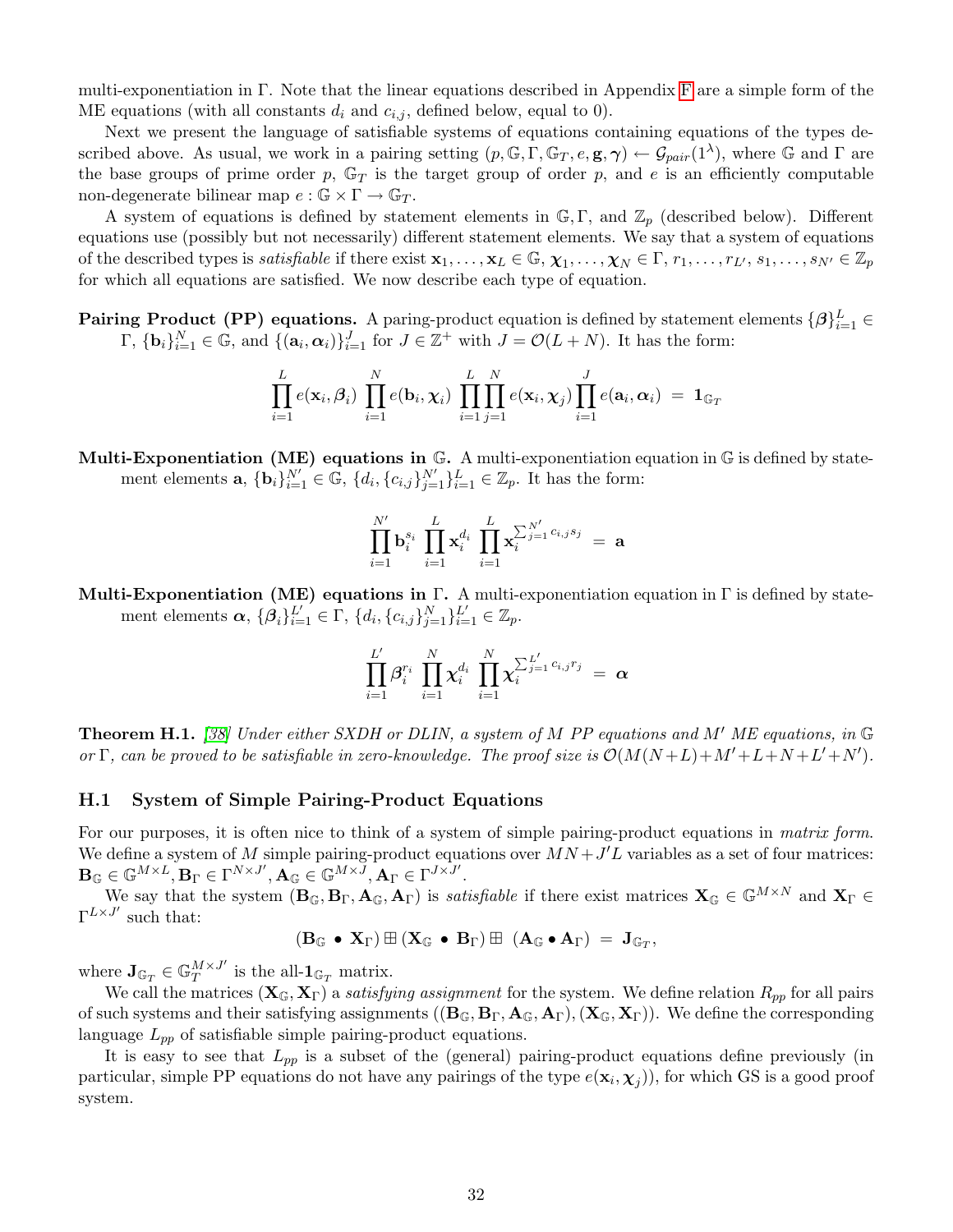multi-exponentiation in $\Gamma$. Note that the linear equations described in Appendix F are a simple form of the ME equations (with all constants $d_i$ and $c_{i,j}$, defined below, equal to 0).

Next we present the language of satisfiable systems of equations containing equations of the types described above. As usual, we work in a pairing setting $(p, \mathbb{G}, \Gamma, \mathbb{G}_T, e, \mathbf{g}, \boldsymbol{\gamma}) \leftarrow \mathcal{G}_{pair}(1^\lambda)$, where $\mathbb{G}$ and $\Gamma$ are the base groups of prime order $p$, $\mathbb{G}_T$ is the target group of order $p$, and $e$ is an efficiently computable non-degenerate bilinear map $e : \mathbb{G} \times \Gamma \rightarrow \mathbb{G}_T$.

A system of equations is defined by statement elements in $\mathbb{G}, \Gamma$, and $\mathbb{Z}_p$ (described below). Different equations use (possibly but not necessarily) different statement elements. We say that a system of equations of the described types is *satisfiable* if there exist $\mathbf{x}_1, \ldots, \mathbf{x}_L \in \mathbb{G}$, $\boldsymbol{\chi}_1, \ldots, \boldsymbol{\chi}_N \in \Gamma$, $r_1, \ldots, r_{L'}, s_1, \ldots, s_{N'} \in \mathbb{Z}_p$ for which all equations are satisfied. We now describe each type of equation.

**Pairing Product (PP) equations.** A paring-product equation is defined by statement elements $\{\boldsymbol{\beta}\}_{i=1}^{L} \in \Gamma$, $\{\mathbf{b}_i\}_{i=1}^{N} \in \mathbb{G}$, and $\{(\mathbf{a}_i, \boldsymbol{\alpha}_i)\}_{i=1}^{J}$ for $J \in \mathbb{Z}^+$ with $J = \mathcal{O}(L + N)$. It has the form:

$$\prod_{i=1}^{L} e(\mathbf{x}_i, \boldsymbol{\beta}_i) \prod_{i=1}^{N} e(\mathbf{b}_i, \boldsymbol{\chi}_i) \prod_{i=1}^{L}\prod_{j=1}^{N} e(\mathbf{x}_i, \boldsymbol{\chi}_j) \prod_{i=1}^{J} e(\mathbf{a}_i, \boldsymbol{\alpha}_i) \;=\; \mathbf{1}_{\mathbb{G}_T}$$

**Multi-Exponentiation (ME) equations in $\mathbb{G}$.** A multi-exponentiation equation in $\mathbb{G}$ is defined by statement elements $\mathbf{a}$, $\{\mathbf{b}_i\}_{i=1}^{N'} \in \mathbb{G}$, $\{d_i, \{c_{i,j}\}_{j=1}^{N'}\}_{i=1}^{L} \in \mathbb{Z}_p$. It has the form:

$$\prod_{i=1}^{N'} \mathbf{b}_i^{s_i} \prod_{i=1}^{L} \mathbf{x}_i^{d_i} \prod_{i=1}^{L} \mathbf{x}_i^{\sum_{j=1}^{N'} c_{i,j} s_j} \;=\; \mathbf{a}$$

**Multi-Exponentiation (ME) equations in $\Gamma$.** A multi-exponentiation equation in $\Gamma$ is defined by statement elements $\boldsymbol{\alpha}$, $\{\boldsymbol{\beta}_i\}_{i=1}^{L'} \in \Gamma$, $\{d_i, \{c_{i,j}\}_{j=1}^{N}\}_{i=1}^{L'} \in \mathbb{Z}_p$.

$$\prod_{i=1}^{L'} \boldsymbol{\beta}_i^{r_i} \prod_{i=1}^{N} \boldsymbol{\chi}_i^{d_i} \prod_{i=1}^{N} \boldsymbol{\chi}_i^{\sum_{j=1}^{L'} c_{i,j} r_j} \;=\; \boldsymbol{\alpha}$$

**Theorem H.1.** *[38] Under either SXDH or DLIN, a system of $M$ PP equations and $M'$ ME equations, in $\mathbb{G}$ or $\Gamma$, can be proved to be satisfiable in zero-knowledge. The proof size is $\mathcal{O}(M(N+L)+M'+L+N+L'+N')$.*

## H.1 System of Simple Pairing-Product Equations

For our purposes, it is often nice to think of a system of simple pairing-product equations in *matrix form.* We define a system of $M$ simple pairing-product equations over $MN + J'L$ variables as a set of four matrices: $\mathbf{B}_{\mathbb{G}} \in \mathbb{G}^{M \times L}, \mathbf{B}_{\Gamma} \in \Gamma^{N \times J'}, \mathbf{A}_{\mathbb{G}} \in \mathbb{G}^{M \times J}, \mathbf{A}_{\Gamma} \in \Gamma^{J \times J'}$.

We say that the system $(\mathbf{B}_{\mathbb{G}}, \mathbf{B}_{\Gamma}, \mathbf{A}_{\mathbb{G}}, \mathbf{A}_{\Gamma})$ is *satisfiable* if there exist matrices $\mathbf{X}_{\mathbb{G}} \in \mathbb{G}^{M \times N}$ and $\mathbf{X}_{\Gamma} \in \Gamma^{L \times J'}$ such that:

$$(\mathbf{B}_{\mathbb{G}} \bullet \mathbf{X}_{\Gamma}) \boxplus (\mathbf{X}_{\mathbb{G}} \bullet \mathbf{B}_{\Gamma}) \boxplus (\mathbf{A}_{\mathbb{G}} \bullet \mathbf{A}_{\Gamma}) \;=\; \mathbf{J}_{\mathbb{G}_T},$$

where $\mathbf{J}_{\mathbb{G}_T} \in \mathbb{G}_T^{M \times J'}$ is the all-$\mathbf{1}_{\mathbb{G}_T}$ matrix.

We call the matrices $(\mathbf{X}_{\mathbb{G}}, \mathbf{X}_{\Gamma})$ a *satisfying assignment* for the system. We define relation $R_{pp}$ for all pairs of such systems and their satisfying assignments $((\mathbf{B}_{\mathbb{G}}, \mathbf{B}_{\Gamma}, \mathbf{A}_{\mathbb{G}}, \mathbf{A}_{\Gamma}), (\mathbf{X}_{\mathbb{G}}, \mathbf{X}_{\Gamma}))$. We define the corresponding language $L_{pp}$ of satisfiable simple pairing-product equations.

It is easy to see that $L_{pp}$ is a subset of the (general) pairing-product equations define previously (in particular, simple PP equations do not have any pairings of the type $e(\mathbf{x}_i, \boldsymbol{\chi}_j)$), for which GS is a good proof system.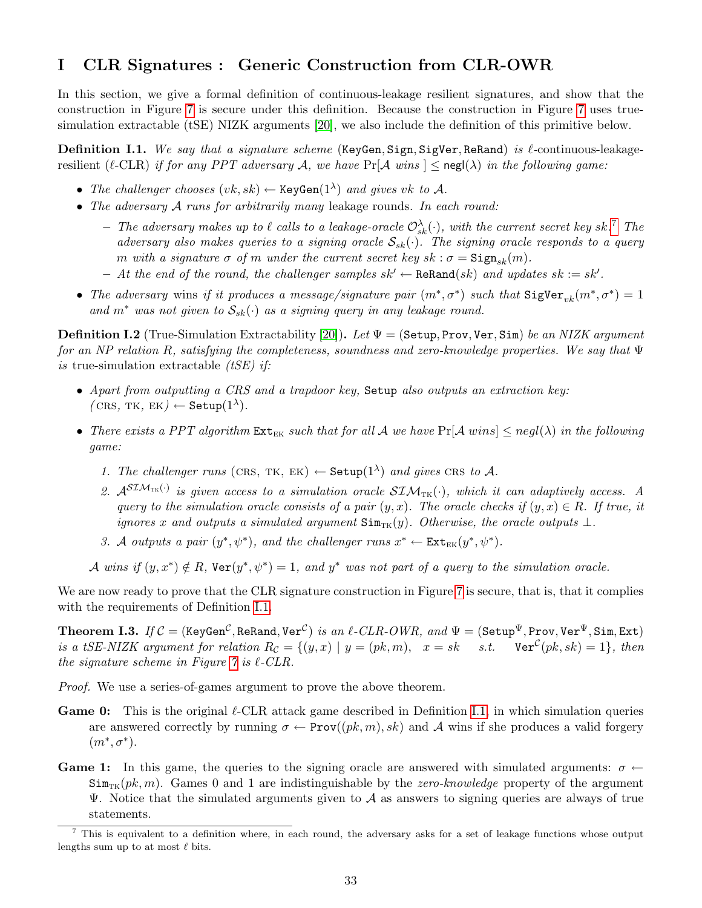# I CLR Signatures : Generic Construction from CLR-OWR

In this section, we give a formal definition of continuous-leakage resilient signatures, and show that the construction in Figure 7 is secure under this definition. Because the construction in Figure 7 uses true-simulation extractable (tSE) NIZK arguments [20], we also include the definition of this primitive below.

**Definition I.1.** *We say that a signature scheme* (KeyGen, Sign, SigVer, ReRand) *is $\ell$-continuous-leakage-resilient ($\ell$-CLR) if for any PPT adversary $\mathcal{A}$, we have $\Pr[\mathcal{A}\ wins\ ] \leq \mathsf{negl}(\lambda)$ in the following game:*

- *The challenger chooses $(vk, sk) \leftarrow \mathtt{KeyGen}(1^\lambda)$ and gives $vk$ to $\mathcal{A}$.*
- *The adversary $\mathcal{A}$ runs for arbitrarily many* leakage rounds*. In each round:*
  - *The adversary makes up to $\ell$ calls to a leakage-oracle $\mathcal{O}^{\lambda}_{sk}(\cdot)$, with the current secret key sk.*[7] *The adversary also makes queries to a signing oracle $\mathcal{S}_{sk}(\cdot)$. The signing oracle responds to a query $m$ with a signature $\sigma$ of $m$ under the current secret key $sk : \sigma = \mathtt{Sign}_{sk}(m)$.*
  - *At the end of the round, the challenger samples $sk' \leftarrow \mathtt{ReRand}(sk)$ and updates $sk := sk'$.*
- *The adversary* wins *if it produces a message/signature pair $(m^*, \sigma^*)$ such that $\mathtt{SigVer}_{vk}(m^*, \sigma^*) = 1$ and $m^*$ was not given to $\mathcal{S}_{sk}(\cdot)$ as a signing query in any leakage round.*

**Definition I.2** (True-Simulation Extractability [20])**.** *Let $\Psi = (\mathtt{Setup}, \mathtt{Prov}, \mathtt{Ver}, \mathtt{Sim})$ be an NIZK argument for an NP relation $R$, satisfying the completeness, soundness and zero-knowledge properties. We say that $\Psi$ is* true-simulation extractable *(tSE) if:*

- *Apart from outputting a CRS and a trapdoor key,* Setup *also outputs an extraction key: $(\text{CRS, TK, EK}) \leftarrow \mathtt{Setup}(1^\lambda)$.*
- *There exists a PPT algorithm $\mathtt{Ext}_{\text{EK}}$ such that for all $\mathcal{A}$ we have $\Pr[\mathcal{A}\ wins] \leq negl(\lambda)$ in the following game:*
  1. *The challenger runs $(\text{CRS, TK, EK}) \leftarrow \mathtt{Setup}(1^\lambda)$ and gives CRS to $\mathcal{A}$.*
  2. *$\mathcal{A}^{\mathcal{SIM}_{\text{TK}}(\cdot)}$ is given access to a simulation oracle $\mathcal{SIM}_{\text{TK}}(\cdot)$, which it can adaptively access. A query to the simulation oracle consists of a pair $(y, x)$. The oracle checks if $(y, x) \in R$. If true, it ignores $x$ and outputs a simulated argument $\mathtt{Sim}_{\text{TK}}(y)$. Otherwise, the oracle outputs $\perp$.*
  3. *$\mathcal{A}$ outputs a pair $(y^*, \psi^*)$, and the challenger runs $x^* \leftarrow \mathtt{Ext}_{\text{EK}}(y^*, \psi^*)$.*

  *$\mathcal{A}$ wins if $(y, x^*) \notin R$, $\mathtt{Ver}(y^*, \psi^*) = 1$, and $y^*$ was not part of a query to the simulation oracle.*

We are now ready to prove that the CLR signature construction in Figure 7 is secure, that is, that it complies with the requirements of Definition I.1.

**Theorem I.3.** *If $\mathcal{C} = (\mathtt{KeyGen}^{\mathcal{C}}, \mathtt{ReRand}, \mathtt{Ver}^{\mathcal{C}})$ is an $\ell$-CLR-OWR, and $\Psi = (\mathtt{Setup}^{\Psi}, \mathtt{Prov}, \mathtt{Ver}^{\Psi}, \mathtt{Sim}, \mathtt{Ext})$ is a tSE-NIZK argument for relation $R_{\mathcal{C}} = \{(y, x) \mid y = (pk, m),\ \ x = sk\ \ \ s.t.\ \ \ \mathtt{Ver}^{\mathcal{C}}(pk, sk) = 1\}$, then the signature scheme in Figure 7 is $\ell$-CLR.*

*Proof.* We use a series-of-games argument to prove the above theorem.

**Game 0:** This is the original $\ell$-CLR attack game described in Definition I.1, in which simulation queries are answered correctly by running $\sigma \leftarrow \mathtt{Prov}((pk, m), sk)$ and $\mathcal{A}$ wins if she produces a valid forgery $(m^*, \sigma^*)$.

**Game 1:** In this game, the queries to the signing oracle are answered with simulated arguments: $\sigma \leftarrow \mathtt{Sim}_{\text{TK}}(pk, m)$. Games 0 and 1 are indistinguishable by the *zero-knowledge* property of the argument $\Psi$. Notice that the simulated arguments given to $\mathcal{A}$ as answers to signing queries are always of true statements.

---

[7] This is equivalent to a definition where, in each round, the adversary asks for a set of leakage functions whose output lengths sum up to at most $\ell$ bits.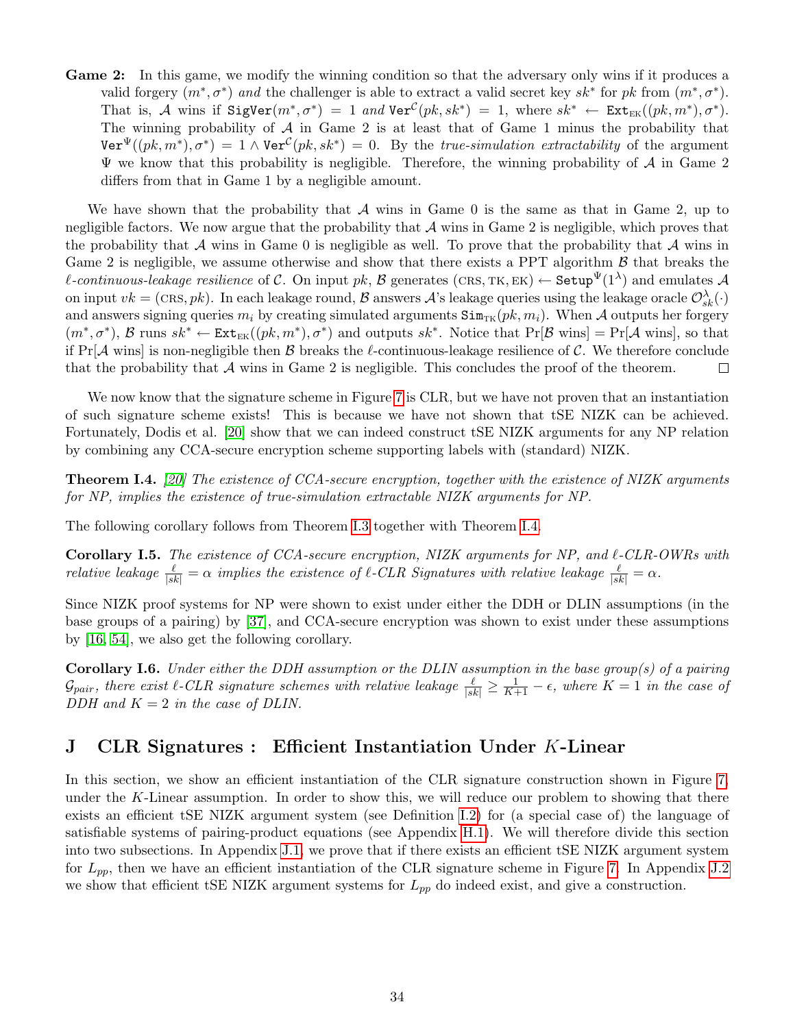**Game 2:** In this game, we modify the winning condition so that the adversary only wins if it produces a valid forgery $(m^*, \sigma^*)$ *and* the challenger is able to extract a valid secret key $sk^*$ for $pk$ from $(m^*, \sigma^*)$. That is, $\mathcal{A}$ wins if $\texttt{SigVer}(m^*, \sigma^*) = 1$ *and* $\texttt{Ver}^{\mathcal{C}}(pk, sk^*) = 1$, where $sk^* \leftarrow \texttt{Ext}_{\text{EK}}((pk, m^*), \sigma^*)$. The winning probability of $\mathcal{A}$ in Game 2 is at least that of Game 1 minus the probability that $\texttt{Ver}^{\Psi}((pk, m^*), \sigma^*) = 1 \wedge \texttt{Ver}^{\mathcal{C}}(pk, sk^*) = 0$. By the *true-simulation extractability* of the argument $\Psi$ we know that this probability is negligible. Therefore, the winning probability of $\mathcal{A}$ in Game 2 differs from that in Game 1 by a negligible amount.

We have shown that the probability that $\mathcal{A}$ wins in Game 0 is the same as that in Game 2, up to negligible factors. We now argue that the probability that $\mathcal{A}$ wins in Game 2 is negligible, which proves that the probability that $\mathcal{A}$ wins in Game 0 is negligible as well. To prove that the probability that $\mathcal{A}$ wins in Game 2 is negligible, we assume otherwise and show that there exists a PPT algorithm $\mathcal{B}$ that breaks the $\ell$*-continuous-leakage resilience* of $\mathcal{C}$. On input $pk$, $\mathcal{B}$ generates $(\text{CRS}, \text{TK}, \text{EK}) \leftarrow \texttt{Setup}^{\Psi}(1^{\lambda})$ and emulates $\mathcal{A}$ on input $vk = (\text{CRS}, pk)$. In each leakage round, $\mathcal{B}$ answers $\mathcal{A}$'s leakage queries using the leakage oracle $\mathcal{O}^{\lambda}_{sk}(\cdot)$ and answers signing queries $m_i$ by creating simulated arguments $\texttt{Sim}_{\text{TK}}(pk, m_i)$. When $\mathcal{A}$ outputs her forgery $(m^*, \sigma^*)$, $\mathcal{B}$ runs $sk^* \leftarrow \texttt{Ext}_{\text{EK}}((pk, m^*), \sigma^*)$ and outputs $sk^*$. Notice that $\Pr[\mathcal{B} \text{ wins}] = \Pr[\mathcal{A} \text{ wins}]$, so that if $\Pr[\mathcal{A} \text{ wins}]$ is non-negligible then $\mathcal{B}$ breaks the $\ell$-continuous-leakage resilience of $\mathcal{C}$. We therefore conclude that the probability that $\mathcal{A}$ wins in Game 2 is negligible. This concludes the proof of the theorem. □

We now know that the signature scheme in Figure 7 is CLR, but we have not proven that an instantiation of such signature scheme exists! This is because we have not shown that tSE NIZK can be achieved. Fortunately, Dodis et al. [20] show that we can indeed construct tSE NIZK arguments for any NP relation by combining any CCA-secure encryption scheme supporting labels with (standard) NIZK.

**Theorem I.4.** *[20] The existence of CCA-secure encryption, together with the existence of NIZK arguments for NP, implies the existence of true-simulation extractable NIZK arguments for NP.*

The following corollary follows from Theorem I.3 together with Theorem I.4.

**Corollary I.5.** *The existence of CCA-secure encryption, NIZK arguments for NP, and $\ell$-CLR-OWRs with relative leakage $\frac{\ell}{|sk|} = \alpha$ implies the existence of $\ell$-CLR Signatures with relative leakage $\frac{\ell}{|sk|} = \alpha$.*

Since NIZK proof systems for NP were shown to exist under either the DDH or DLIN assumptions (in the base groups of a pairing) by [37], and CCA-secure encryption was shown to exist under these assumptions by [16, 54], we also get the following corollary.

**Corollary I.6.** *Under either the DDH assumption or the DLIN assumption in the base group(s) of a pairing $\mathcal{G}_{pair}$, there exist $\ell$-CLR signature schemes with relative leakage $\frac{\ell}{|sk|} \geq \frac{1}{K+1} - \epsilon$, where $K = 1$ in the case of DDH and $K = 2$ in the case of DLIN.*

# J CLR Signatures : Efficient Instantiation Under $K$-Linear

In this section, we show an efficient instantiation of the CLR signature construction shown in Figure 7, under the $K$-Linear assumption. In order to show this, we will reduce our problem to showing that there exists an efficient tSE NIZK argument system (see Definition I.2) for (a special case of) the language of satisfiable systems of pairing-product equations (see Appendix H.1). We will therefore divide this section into two subsections. In Appendix J.1, we prove that if there exists an efficient tSE NIZK argument system for $L_{pp}$, then we have an efficient instantiation of the CLR signature scheme in Figure 7. In Appendix J.2 we show that efficient tSE NIZK argument systems for $L_{pp}$ do indeed exist, and give a construction.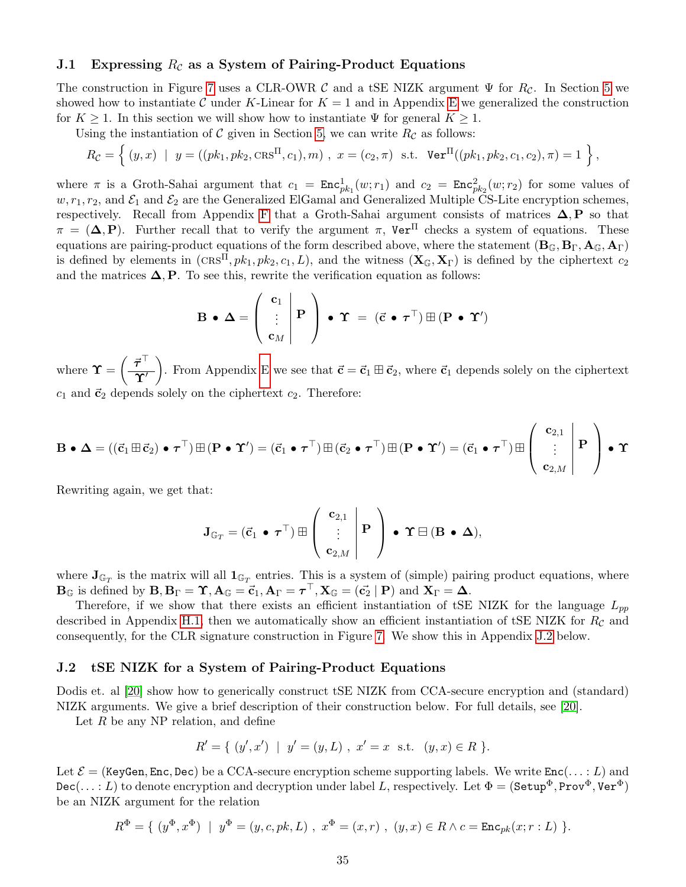### J.1 Expressing $R_{\mathcal{C}}$ as a System of Pairing-Product Equations

The construction in Figure 7 uses a CLR-OWR $\mathcal{C}$ and a tSE NIZK argument $\Psi$ for $R_{\mathcal{C}}$. In Section 5 we showed how to instantiate $\mathcal{C}$ under $K$-Linear for $K = 1$ and in Appendix E we generalized the construction for $K \geq 1$. In this section we will show how to instantiate $\Psi$ for general $K \geq 1$.

Using the instantiation of $\mathcal{C}$ given in Section 5, we can write $R_{\mathcal{C}}$ as follows:

$$R_{\mathcal{C}} = \left\{ (y, x) \ \mid \ y = ((pk_1, pk_2, \text{CRS}^{\Pi}, c_1), m) \ , \ x = (c_2, \pi) \ \text{ s.t. } \ \texttt{Ver}^{\Pi}((pk_1, pk_2, c_1, c_2), \pi) = 1 \right\},$$

where $\pi$ is a Groth-Sahai argument that $c_1 = \texttt{Enc}^1_{pk_1}(w; r_1)$ and $c_2 = \texttt{Enc}^2_{pk_2}(w; r_2)$ for some values of $w, r_1, r_2$, and $\mathcal{E}_1$ and $\mathcal{E}_2$ are the Generalized ElGamal and Generalized Multiple CS-Lite encryption schemes, respectively. Recall from Appendix F that a Groth-Sahai argument consists of matrices $\mathbf{\Delta}, \mathbf{P}$ so that $\pi = (\mathbf{\Delta}, \mathbf{P})$. Further recall that to verify the argument $\pi$, $\texttt{Ver}^{\Pi}$ checks a system of equations. These equations are pairing-product equations of the form described above, where the statement $(\mathbf{B}_{\mathbb{G}}, \mathbf{B}_{\Gamma}, \mathbf{A}_{\mathbb{G}}, \mathbf{A}_{\Gamma})$ is defined by elements in $(\text{CRS}^{\Pi}, pk_1, pk_2, c_1, L)$, and the witness $(\mathbf{X}_{\mathbb{G}}, \mathbf{X}_{\Gamma})$ is defined by the ciphertext $c_2$ and the matrices $\mathbf{\Delta}, \mathbf{P}$. To see this, rewrite the verification equation as follows:

$$\mathbf{B} \bullet \mathbf{\Delta} = \left( \begin{array}{c|c} \mathbf{c}_1 & \\ \vdots & \mathbf{P} \\ \mathbf{c}_M & \end{array} \right) \bullet \mathbf{\Upsilon} \ = \ (\vec{\mathbf{c}} \bullet \boldsymbol{\tau}^{\top}) \boxplus (\mathbf{P} \bullet \mathbf{\Upsilon}')$$

where $\mathbf{\Upsilon} = \left( \dfrac{\vec{\boldsymbol{\tau}}^{\top}}{\mathbf{\Upsilon}'} \right)$. From Appendix E we see that $\vec{\mathbf{c}} = \vec{\mathbf{c}}_1 \boxplus \vec{\mathbf{c}}_2$, where $\vec{\mathbf{c}}_1$ depends solely on the ciphertext $c_1$ and $\vec{\mathbf{c}}_2$ depends solely on the ciphertext $c_2$. Therefore:

$$\mathbf{B} \bullet \mathbf{\Delta} = ((\vec{\mathbf{c}}_1 \boxplus \vec{\mathbf{c}}_2) \bullet \boldsymbol{\tau}^{\top}) \boxplus (\mathbf{P} \bullet \mathbf{\Upsilon}') = (\vec{\mathbf{c}}_1 \bullet \boldsymbol{\tau}^{\top}) \boxplus (\vec{\mathbf{c}}_2 \bullet \boldsymbol{\tau}^{\top}) \boxplus (\mathbf{P} \bullet \mathbf{\Upsilon}') = (\vec{\mathbf{c}}_1 \bullet \boldsymbol{\tau}^{\top}) \boxplus \left( \begin{array}{c|c} \mathbf{c}_{2,1} & \\ \vdots & \mathbf{P} \\ \mathbf{c}_{2,M} & \end{array} \right) \bullet \mathbf{\Upsilon}$$

Rewriting again, we get that:

$$\mathbf{J}_{\mathbb{G}_T} = (\vec{\mathbf{c}}_1 \bullet \boldsymbol{\tau}^{\top}) \boxplus \left( \begin{array}{c|c} \mathbf{c}_{2,1} & \\ \vdots & \mathbf{P} \\ \mathbf{c}_{2,M} & \end{array} \right) \bullet \mathbf{\Upsilon} \boxminus (\mathbf{B} \bullet \mathbf{\Delta}),$$

where $\mathbf{J}_{\mathbb{G}_T}$ is the matrix will all $\mathbf{1}_{\mathbb{G}_T}$ entries. This is a system of (simple) pairing product equations, where $\mathbf{B}_{\mathbb{G}}$ is defined by $\mathbf{B}, \mathbf{B}_{\Gamma} = \mathbf{\Upsilon}, \mathbf{A}_{\mathbb{G}} = \vec{\mathbf{c}}_1, \mathbf{A}_{\Gamma} = \boldsymbol{\tau}^{\top}, \mathbf{X}_{\mathbb{G}} = (\vec{\mathbf{c}_2} \mid \mathbf{P})$ and $\mathbf{X}_{\Gamma} = \mathbf{\Delta}$.

Therefore, if we show that there exists an efficient instantiation of tSE NIZK for the language $L_{pp}$ described in Appendix H.1, then we automatically show an efficient instantiation of tSE NIZK for $R_{\mathcal{C}}$ and consequently, for the CLR signature construction in Figure 7. We show this in Appendix J.2 below.

### J.2 tSE NIZK for a System of Pairing-Product Equations

Dodis et. al [20] show how to generically construct tSE NIZK from CCA-secure encryption and (standard) NIZK arguments. We give a brief description of their construction below. For full details, see [20].

Let $R$ be any NP relation, and define

$$R' = \{ \ (y', x') \ \mid \ y' = (y, L) \ , \ x' = x \ \text{ s.t. } \ (y, x) \in R \ \}.$$

Let $\mathcal{E} = (\texttt{KeyGen}, \texttt{Enc}, \texttt{Dec})$ be a CCA-secure encryption scheme supporting labels. We write $\texttt{Enc}(\ldots : L)$ and $\texttt{Dec}(\ldots : L)$ to denote encryption and decryption under label $L$, respectively. Let $\Phi = (\texttt{Setup}^{\Phi}, \texttt{Prov}^{\Phi}, \texttt{Ver}^{\Phi})$ be an NIZK argument for the relation

$$R^{\Phi} = \{ \ (y^{\Phi}, x^{\Phi}) \ \mid \ y^{\Phi} = (y, c, pk, L) \ , \ x^{\Phi} = (x, r) \ , \ (y, x) \in R \wedge c = \texttt{Enc}_{pk}(x; r : L) \ \}.$$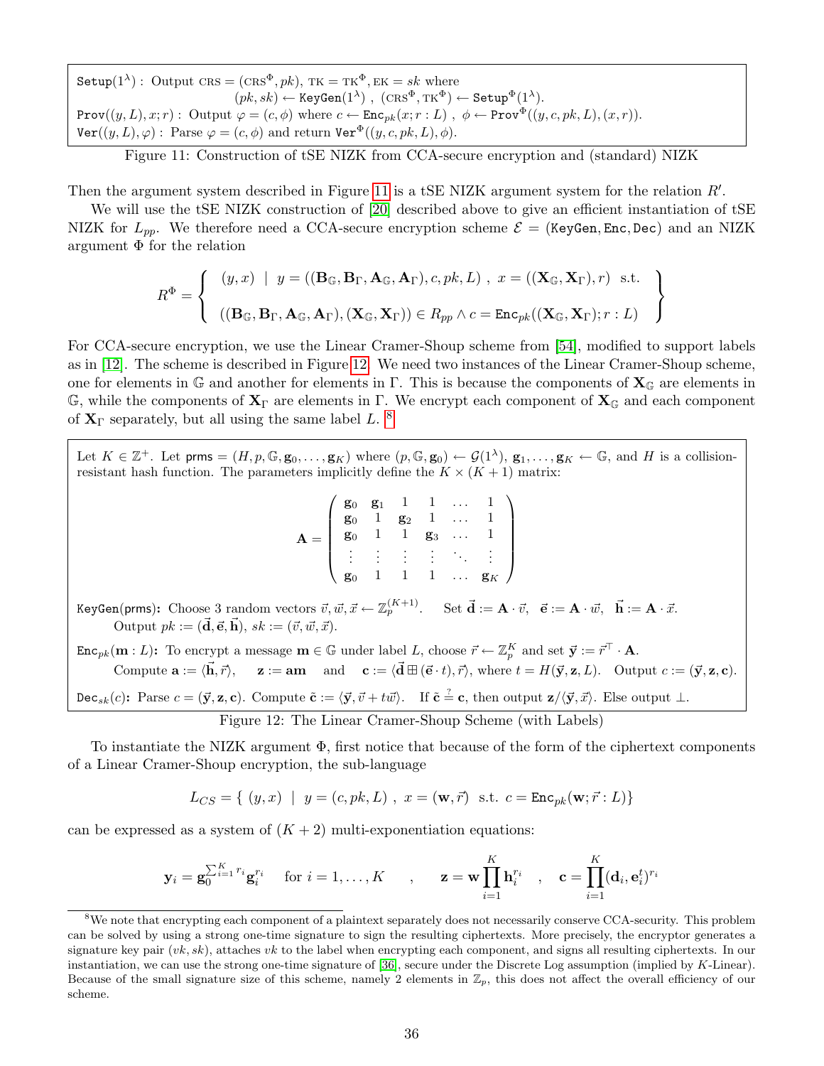$\texttt{Setup}(1^\lambda)$ : Output $\text{CRS} = (\text{CRS}^\Phi, pk)$, $\text{TK} = \text{TK}^\Phi$, $\text{EK} = sk$ where

$(pk, sk) \leftarrow \texttt{KeyGen}(1^\lambda)$ , $(\text{CRS}^\Phi, \text{TK}^\Phi) \leftarrow \texttt{Setup}^\Phi(1^\lambda)$.

$\texttt{Prov}((y, L), x; r)$ : Output $\varphi = (c, \phi)$ where $c \leftarrow \texttt{Enc}_{pk}(x; r : L)$ , $\phi \leftarrow \texttt{Prov}^\Phi((y, c, pk, L), (x, r))$.

$\texttt{Ver}((y, L), \varphi)$ : Parse $\varphi = (c, \phi)$ and return $\texttt{Ver}^\Phi((y, c, pk, L), \phi)$.

Figure 11: Construction of tSE NIZK from CCA-secure encryption and (standard) NIZK

Then the argument system described in Figure 11 is a tSE NIZK argument system for the relation $R'$.

We will use the tSE NIZK construction of [20] described above to give an efficient instantiation of tSE NIZK for $L_{pp}$. We therefore need a CCA-secure encryption scheme $\mathcal{E} = (\texttt{KeyGen}, \texttt{Enc}, \texttt{Dec})$ and an NIZK argument $\Phi$ for the relation

$$R^\Phi = \left\{ \begin{array}{l} (y, x) \;\mid\; y = ((\mathbf{B}_\mathbb{G}, \mathbf{B}_\Gamma, \mathbf{A}_\mathbb{G}, \mathbf{A}_\Gamma), c, pk, L) \;,\; x = ((\mathbf{X}_\mathbb{G}, \mathbf{X}_\Gamma), r) \;\text{ s.t.} \\ \\ ((\mathbf{B}_\mathbb{G}, \mathbf{B}_\Gamma, \mathbf{A}_\mathbb{G}, \mathbf{A}_\Gamma), (\mathbf{X}_\mathbb{G}, \mathbf{X}_\Gamma)) \in R_{pp} \wedge c = \texttt{Enc}_{pk}((\mathbf{X}_\mathbb{G}, \mathbf{X}_\Gamma); r : L) \end{array} \right\}$$

For CCA-secure encryption, we use the Linear Cramer-Shoup scheme from [54], modified to support labels as in [12]. The scheme is described in Figure 12. We need two instances of the Linear Cramer-Shoup scheme, one for elements in $\mathbb{G}$ and another for elements in $\Gamma$. This is because the components of $\mathbf{X}_\mathbb{G}$ are elements in $\mathbb{G}$, while the components of $\mathbf{X}_\Gamma$ are elements in $\Gamma$. We encrypt each component of $\mathbf{X}_\mathbb{G}$ and each component of $\mathbf{X}_\Gamma$ separately, but all using the same label $L$. [8]

Let $K \in \mathbb{Z}^+$. Let $\mathsf{prms} = (H, p, \mathbb{G}, \mathbf{g}_0, \ldots, \mathbf{g}_K)$ where $(p, \mathbb{G}, \mathbf{g}_0) \leftarrow \mathcal{G}(1^\lambda)$, $\mathbf{g}_1, \ldots, \mathbf{g}_K \leftarrow \mathbb{G}$, and $H$ is a collision-resistant hash function. The parameters implicitly define the $K \times (K+1)$ matrix:

$$\mathbf{A} = \begin{pmatrix} \mathbf{g}_0 & \mathbf{g}_1 & 1 & 1 & \ldots & 1 \\ \mathbf{g}_0 & 1 & \mathbf{g}_2 & 1 & \ldots & 1 \\ \mathbf{g}_0 & 1 & 1 & \mathbf{g}_3 & \ldots & 1 \\ \vdots & \vdots & \vdots & \vdots & \ddots & \vdots \\ \mathbf{g}_0 & 1 & 1 & 1 & \ldots & \mathbf{g}_K \end{pmatrix}$$

$\texttt{KeyGen}(\mathsf{prms})$**:** Choose 3 random vectors $\vec{v}, \vec{w}, \vec{x} \leftarrow \mathbb{Z}_p^{(K+1)}$. Set $\vec{\mathbf{d}} := \mathbf{A} \cdot \vec{v}$, $\vec{\mathbf{e}} := \mathbf{A} \cdot \vec{w}$, $\vec{\mathbf{h}} := \mathbf{A} \cdot \vec{x}$. Output $pk := (\vec{\mathbf{d}}, \vec{\mathbf{e}}, \vec{\mathbf{h}})$, $sk := (\vec{v}, \vec{w}, \vec{x})$.

$\texttt{Enc}_{pk}(\mathbf{m} : L)$**:** To encrypt a message $\mathbf{m} \in \mathbb{G}$ under label $L$, choose $\vec{r} \leftarrow \mathbb{Z}_p^K$ and set $\vec{\mathbf{y}} := \vec{r}^\top \cdot \mathbf{A}$. Compute $\mathbf{a} := \langle \vec{\mathbf{h}}, \vec{r} \rangle$, $\mathbf{z} := \mathbf{am}$ and $\mathbf{c} := \langle \vec{\mathbf{d}} \boxplus (\vec{\mathbf{e}} \cdot t), \vec{r} \rangle$, where $t = H(\vec{\mathbf{y}}, \mathbf{z}, L)$. Output $c := (\vec{\mathbf{y}}, \mathbf{z}, \mathbf{c})$.

$\texttt{Dec}_{sk}(c)$**:** Parse $c = (\vec{\mathbf{y}}, \mathbf{z}, \mathbf{c})$. Compute $\tilde{\mathbf{c}} := \langle \vec{\mathbf{y}}, \vec{v} + t\vec{w} \rangle$. If $\tilde{\mathbf{c}} \stackrel{?}{=} \mathbf{c}$, then output $\mathbf{z} / \langle \vec{\mathbf{y}}, \vec{x} \rangle$. Else output $\perp$.

Figure 12: The Linear Cramer-Shoup Scheme (with Labels)

To instantiate the NIZK argument $\Phi$, first notice that because of the form of the ciphertext components of a Linear Cramer-Shoup encryption, the sub-language

$$L_{CS} = \{\ (y, x) \;\mid\; y = (c, pk, L) \;,\; x = (\mathbf{w}, \vec{r}) \;\text{ s.t. } c = \texttt{Enc}_{pk}(\mathbf{w}; \vec{r} : L)\}$$

can be expressed as a system of $(K+2)$ multi-exponentiation equations:

$$\mathbf{y}_i = \mathbf{g}_0^{\sum_{i=1}^K r_i} \mathbf{g}_i^{r_i} \quad \text{for } i = 1, \ldots, K \qquad , \qquad \mathbf{z} = \mathbf{w} \prod_{i=1}^K \mathbf{h}_i^{r_i} \quad , \quad \mathbf{c} = \prod_{i=1}^K (\mathbf{d}_i, \mathbf{e}_i^t)^{r_i}$$

[8] We note that encrypting each component of a plaintext separately does not necessarily conserve CCA-security. This problem can be solved by using a strong one-time signature to sign the resulting ciphertexts. More precisely, the encryptor generates a signature key pair $(vk, sk)$, attaches $vk$ to the label when encrypting each component, and signs all resulting ciphertexts. In our instantiation, we can use the strong one-time signature of [36], secure under the Discrete Log assumption (implied by $K$-Linear). Because of the small signature size of this scheme, namely 2 elements in $\mathbb{Z}_p$, this does not affect the overall efficiency of our scheme.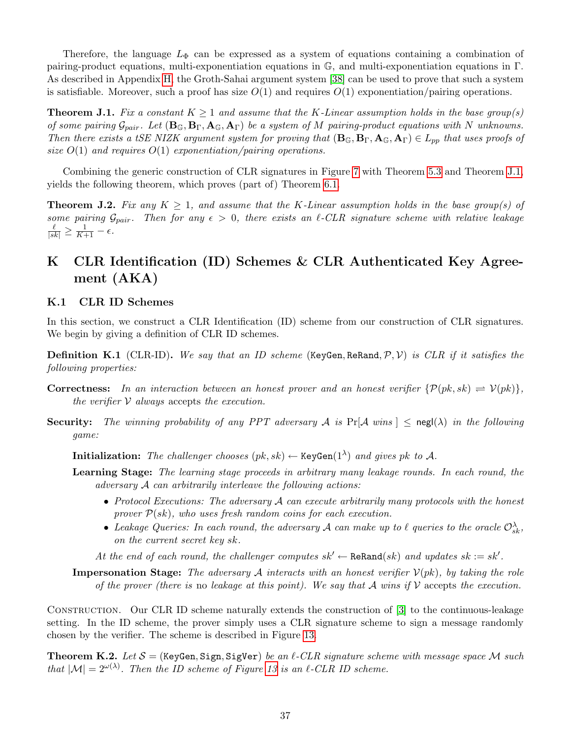Therefore, the language $L_\Phi$ can be expressed as a system of equations containing a combination of pairing-product equations, multi-exponentiation equations in $\mathbb{G}$, and multi-exponentiation equations in $\Gamma$. As described in Appendix H, the Groth-Sahai argument system [38] can be used to prove that such a system is satisfiable. Moreover, such a proof has size $O(1)$ and requires $O(1)$ exponentiation/pairing operations.

**Theorem J.1.** *Fix a constant $K \geq 1$ and assume that the $K$-Linear assumption holds in the base group(s) of some pairing $\mathcal{G}_{pair}$. Let $(\mathbf{B}_{\mathbb{G}}, \mathbf{B}_{\Gamma}, \mathbf{A}_{\mathbb{G}}, \mathbf{A}_{\Gamma})$ be a system of $M$ pairing-product equations with $N$ unknowns. Then there exists a tSE NIZK argument system for proving that $(\mathbf{B}_{\mathbb{G}}, \mathbf{B}_{\Gamma}, \mathbf{A}_{\mathbb{G}}, \mathbf{A}_{\Gamma}) \in L_{pp}$ that uses proofs of size $O(1)$ and requires $O(1)$ exponentiation/pairing operations.*

Combining the generic construction of CLR signatures in Figure 7 with Theorem 5.3 and Theorem J.1, yields the following theorem, which proves (part of) Theorem 6.1.

**Theorem J.2.** *Fix any $K \geq 1$, and assume that the $K$-Linear assumption holds in the base group(s) of some pairing $\mathcal{G}_{pair}$. Then for any $\epsilon > 0$, there exists an $\ell$-CLR signature scheme with relative leakage $\frac{\ell}{|sk|} \geq \frac{1}{K+1} - \epsilon$.*

# K CLR Identification (ID) Schemes & CLR Authenticated Key Agreement (AKA)

## K.1 CLR ID Schemes

In this section, we construct a CLR Identification (ID) scheme from our construction of CLR signatures. We begin by giving a definition of CLR ID schemes.

**Definition K.1** (CLR-ID)**.** *We say that an ID scheme $(\mathtt{KeyGen}, \mathtt{ReRand}, \mathcal{P}, \mathcal{V})$ is CLR if it satisfies the following properties:*

**Correctness:** *In an interaction between an honest prover and an honest verifier $\{\mathcal{P}(pk, sk) \rightleftharpoons \mathcal{V}(pk)\}$, the verifier $\mathcal{V}$ always* accepts *the execution.*

**Security:** *The winning probability of any PPT adversary $\mathcal{A}$ is $\Pr[\mathcal{A} \text{ wins}] \leq \mathsf{negl}(\lambda)$ in the following game:*

**Initialization:** *The challenger chooses $(pk, sk) \leftarrow \mathtt{KeyGen}(1^\lambda)$ and gives $pk$ to $\mathcal{A}$.*

**Learning Stage:** *The learning stage proceeds in arbitrary many leakage rounds. In each round, the adversary $\mathcal{A}$ can arbitrarily interleave the following actions:*

- *Protocol Executions: The adversary $\mathcal{A}$ can execute arbitrarily many protocols with the honest prover $\mathcal{P}(sk)$, who uses fresh random coins for each execution.*
- *Leakage Queries: In each round, the adversary $\mathcal{A}$ can make up to $\ell$ queries to the oracle $\mathcal{O}^\lambda_{sk}$, on the current secret key $sk$.*

*At the end of each round, the challenger computes $sk' \leftarrow \mathtt{ReRand}(sk)$ and updates $sk := sk'$.*

**Impersonation Stage:** *The adversary $\mathcal{A}$ interacts with an honest verifier $\mathcal{V}(pk)$, by taking the role of the prover (there is* no *leakage at this point). We say that $\mathcal{A}$ wins if $\mathcal{V}$* accepts *the execution.*

Construction. Our CLR ID scheme naturally extends the construction of [3] to the continuous-leakage setting. In the ID scheme, the prover simply uses a CLR signature scheme to sign a message randomly chosen by the verifier. The scheme is described in Figure 13.

**Theorem K.2.** *Let $\mathcal{S} = (\mathtt{KeyGen}, \mathtt{Sign}, \mathtt{SigVer})$ be an $\ell$-CLR signature scheme with message space $\mathcal{M}$ such that $|\mathcal{M}| = 2^{\omega(\lambda)}$. Then the ID scheme of Figure 13 is an $\ell$-CLR ID scheme.*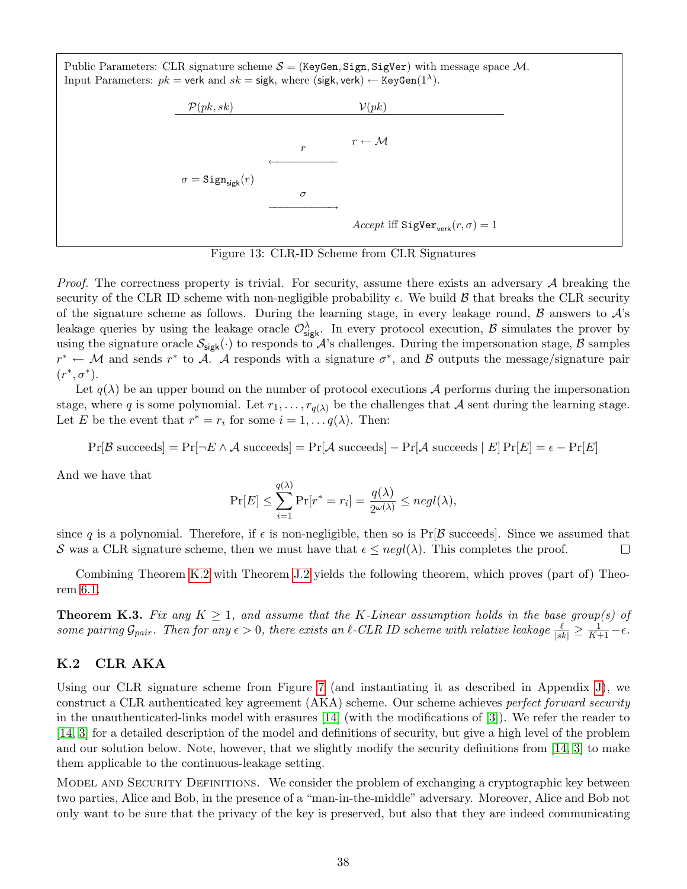Public Parameters: CLR signature scheme $\mathcal{S} = (\texttt{KeyGen}, \texttt{Sign}, \texttt{SigVer})$ with message space $\mathcal{M}$.
Input Parameters: $pk = \mathsf{verk}$ and $sk = \mathsf{sigk}$, where $(\mathsf{sigk}, \mathsf{verk}) \leftarrow \texttt{KeyGen}(1^\lambda)$.

| $\mathcal{P}(pk, sk)$ | | $\mathcal{V}(pk)$ |
|---|---|---|
| | | $r \leftarrow \mathcal{M}$ |
| | $\xleftarrow{\quad r \quad}$ | |
| $\sigma = \texttt{Sign}_{\mathsf{sigk}}(r)$ | | |
| | $\xrightarrow{\quad \sigma \quad}$ | |
| | | *Accept* iff $\texttt{SigVer}_{\mathsf{verk}}(r, \sigma) = 1$ |

Figure 13: CLR-ID Scheme from CLR Signatures

*Proof.* The correctness property is trivial. For security, assume there exists an adversary $\mathcal{A}$ breaking the security of the CLR ID scheme with non-negligible probability $\epsilon$. We build $\mathcal{B}$ that breaks the CLR security of the signature scheme as follows. During the learning stage, in every leakage round, $\mathcal{B}$ answers to $\mathcal{A}$'s leakage queries by using the leakage oracle $\mathcal{O}^\lambda_{\mathsf{sigk}}$. In every protocol execution, $\mathcal{B}$ simulates the prover by using the signature oracle $\mathcal{S}_{\mathsf{sigk}}(\cdot)$ to responds to $\mathcal{A}$'s challenges. During the impersonation stage, $\mathcal{B}$ samples $r^* \leftarrow \mathcal{M}$ and sends $r^*$ to $\mathcal{A}$. $\mathcal{A}$ responds with a signature $\sigma^*$, and $\mathcal{B}$ outputs the message/signature pair $(r^*, \sigma^*)$.

Let $q(\lambda)$ be an upper bound on the number of protocol executions $\mathcal{A}$ performs during the impersonation stage, where $q$ is some polynomial. Let $r_1, \ldots, r_{q(\lambda)}$ be the challenges that $\mathcal{A}$ sent during the learning stage. Let $E$ be the event that $r^* = r_i$ for some $i = 1, \ldots q(\lambda)$. Then:

$$\Pr[\mathcal{B} \text{ succeeds}] = \Pr[\neg E \wedge \mathcal{A} \text{ succeeds}] = \Pr[\mathcal{A} \text{ succeeds}] - \Pr[\mathcal{A} \text{ succeeds} \mid E] \Pr[E] = \epsilon - \Pr[E]$$

And we have that

$$\Pr[E] \leq \sum_{i=1}^{q(\lambda)} \Pr[r^* = r_i] = \frac{q(\lambda)}{2^{\omega(\lambda)}} \leq negl(\lambda),$$

since $q$ is a polynomial. Therefore, if $\epsilon$ is non-negligible, then so is $\Pr[\mathcal{B} \text{ succeeds}]$. Since we assumed that $\mathcal{S}$ was a CLR signature scheme, then we must have that $\epsilon \leq negl(\lambda)$. This completes the proof. $\square$

Combining Theorem K.2 with Theorem J.2 yields the following theorem, which proves (part of) Theorem 6.1.

**Theorem K.3.** *Fix any $K \geq 1$, and assume that the K-Linear assumption holds in the base group(s) of some pairing $\mathcal{G}_{pair}$. Then for any $\epsilon > 0$, there exists an $\ell$-CLR ID scheme with relative leakage $\frac{\ell}{|sk|} \geq \frac{1}{K+1} - \epsilon$.*

## K.2 CLR AKA

Using our CLR signature scheme from Figure 7 (and instantiating it as described in Appendix J), we construct a CLR authenticated key agreement (AKA) scheme. Our scheme achieves *perfect forward security* in the unauthenticated-links model with erasures [14] (with the modifications of [3]). We refer the reader to [14, 3] for a detailed description of the model and definitions of security, but give a high level of the problem and our solution below. Note, however, that we slightly modify the security definitions from [14, 3] to make them applicable to the continuous-leakage setting.

Model and Security Definitions. We consider the problem of exchanging a cryptographic key between two parties, Alice and Bob, in the presence of a "man-in-the-middle" adversary. Moreover, Alice and Bob not only want to be sure that the privacy of the key is preserved, but also that they are indeed communicating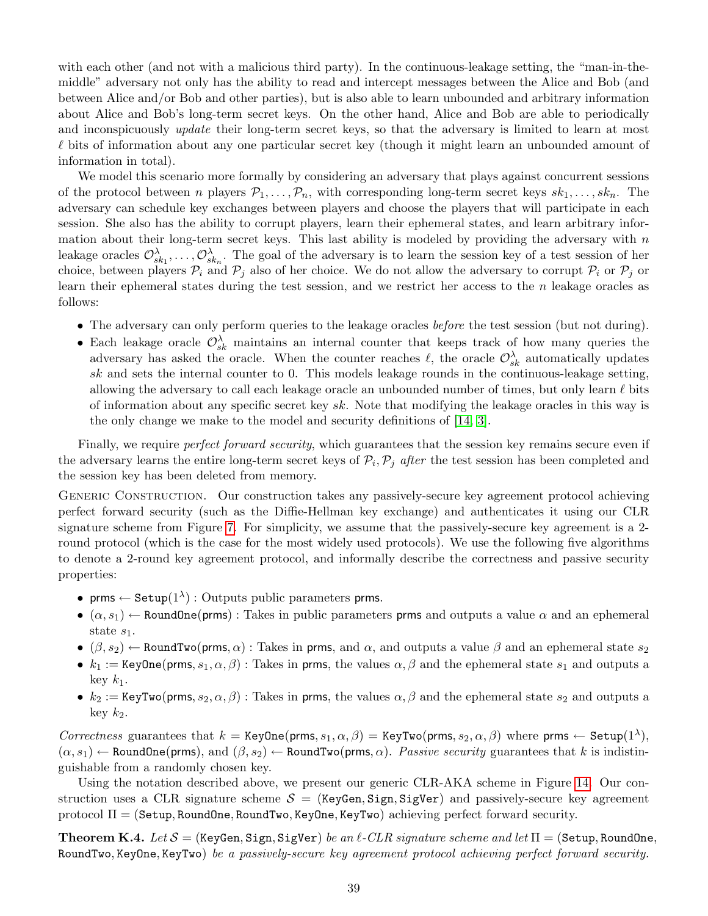with each other (and not with a malicious third party). In the continuous-leakage setting, the "man-in-the-middle" adversary not only has the ability to read and intercept messages between the Alice and Bob (and between Alice and/or Bob and other parties), but is also able to learn unbounded and arbitrary information about Alice and Bob's long-term secret keys. On the other hand, Alice and Bob are able to periodically and inconspicuously *update* their long-term secret keys, so that the adversary is limited to learn at most $\ell$ bits of information about any one particular secret key (though it might learn an unbounded amount of information in total).

We model this scenario more formally by considering an adversary that plays against concurrent sessions of the protocol between $n$ players $\mathcal{P}_1, \ldots, \mathcal{P}_n$, with corresponding long-term secret keys $sk_1, \ldots, sk_n$. The adversary can schedule key exchanges between players and choose the players that will participate in each session. She also has the ability to corrupt players, learn their ephemeral states, and learn arbitrary information about their long-term secret keys. This last ability is modeled by providing the adversary with $n$ leakage oracles $\mathcal{O}^{\lambda}_{sk_1}, \ldots, \mathcal{O}^{\lambda}_{sk_n}$. The goal of the adversary is to learn the session key of a test session of her choice, between players $\mathcal{P}_i$ and $\mathcal{P}_j$ also of her choice. We do not allow the adversary to corrupt $\mathcal{P}_i$ or $\mathcal{P}_j$ or learn their ephemeral states during the test session, and we restrict her access to the $n$ leakage oracles as follows:

- The adversary can only perform queries to the leakage oracles *before* the test session (but not during).
- Each leakage oracle $\mathcal{O}^{\lambda}_{sk}$ maintains an internal counter that keeps track of how many queries the adversary has asked the oracle. When the counter reaches $\ell$, the oracle $\mathcal{O}^{\lambda}_{sk}$ automatically updates $sk$ and sets the internal counter to 0. This models leakage rounds in the continuous-leakage setting, allowing the adversary to call each leakage oracle an unbounded number of times, but only learn $\ell$ bits of information about any specific secret key $sk$. Note that modifying the leakage oracles in this way is the only change we make to the model and security definitions of [14, 3].

Finally, we require *perfect forward security*, which guarantees that the session key remains secure even if the adversary learns the entire long-term secret keys of $\mathcal{P}_i, \mathcal{P}_j$ *after* the test session has been completed and the session key has been deleted from memory.

Generic Construction. Our construction takes any passively-secure key agreement protocol achieving perfect forward security (such as the Diffie-Hellman key exchange) and authenticates it using our CLR signature scheme from Figure 7. For simplicity, we assume that the passively-secure key agreement is a 2-round protocol (which is the case for the most widely used protocols). We use the following five algorithms to denote a 2-round key agreement protocol, and informally describe the correctness and passive security properties:

- $\mathsf{prms} \leftarrow \mathtt{Setup}(1^\lambda)$ : Outputs public parameters $\mathsf{prms}$.
- $(\alpha, s_1) \leftarrow \mathtt{RoundOne}(\mathsf{prms})$ : Takes in public parameters $\mathsf{prms}$ and outputs a value $\alpha$ and an ephemeral state $s_1$.
- $(\beta, s_2) \leftarrow \mathtt{RoundTwo}(\mathsf{prms}, \alpha)$ : Takes in $\mathsf{prms}$, and $\alpha$, and outputs a value $\beta$ and an ephemeral state $s_2$
- $k_1 := \mathtt{KeyOne}(\mathsf{prms}, s_1, \alpha, \beta)$ : Takes in $\mathsf{prms}$, the values $\alpha, \beta$ and the ephemeral state $s_1$ and outputs a key $k_1$.
- $k_2 := \mathtt{KeyTwo}(\mathsf{prms}, s_2, \alpha, \beta)$ : Takes in $\mathsf{prms}$, the values $\alpha, \beta$ and the ephemeral state $s_2$ and outputs a key $k_2$.

*Correctness* guarantees that $k = \mathtt{KeyOne}(\mathsf{prms}, s_1, \alpha, \beta) = \mathtt{KeyTwo}(\mathsf{prms}, s_2, \alpha, \beta)$ where $\mathsf{prms} \leftarrow \mathtt{Setup}(1^\lambda)$, $(\alpha, s_1) \leftarrow \mathtt{RoundOne}(\mathsf{prms})$, and $(\beta, s_2) \leftarrow \mathtt{RoundTwo}(\mathsf{prms}, \alpha)$. *Passive security* guarantees that $k$ is indistinguishable from a randomly chosen key.

Using the notation described above, we present our generic CLR-AKA scheme in Figure 14. Our construction uses a CLR signature scheme $\mathcal{S} = (\mathtt{KeyGen}, \mathtt{Sign}, \mathtt{SigVer})$ and passively-secure key agreement protocol $\Pi = (\mathtt{Setup}, \mathtt{RoundOne}, \mathtt{RoundTwo}, \mathtt{KeyOne}, \mathtt{KeyTwo})$ achieving perfect forward security.

**Theorem K.4.** *Let* $\mathcal{S} = (\mathtt{KeyGen}, \mathtt{Sign}, \mathtt{SigVer})$ *be an* $\ell$*-CLR signature scheme and let* $\Pi = (\mathtt{Setup}, \mathtt{RoundOne}, \mathtt{RoundTwo}, \mathtt{KeyOne}, \mathtt{KeyTwo})$ *be a passively-secure key agreement protocol achieving perfect forward security.*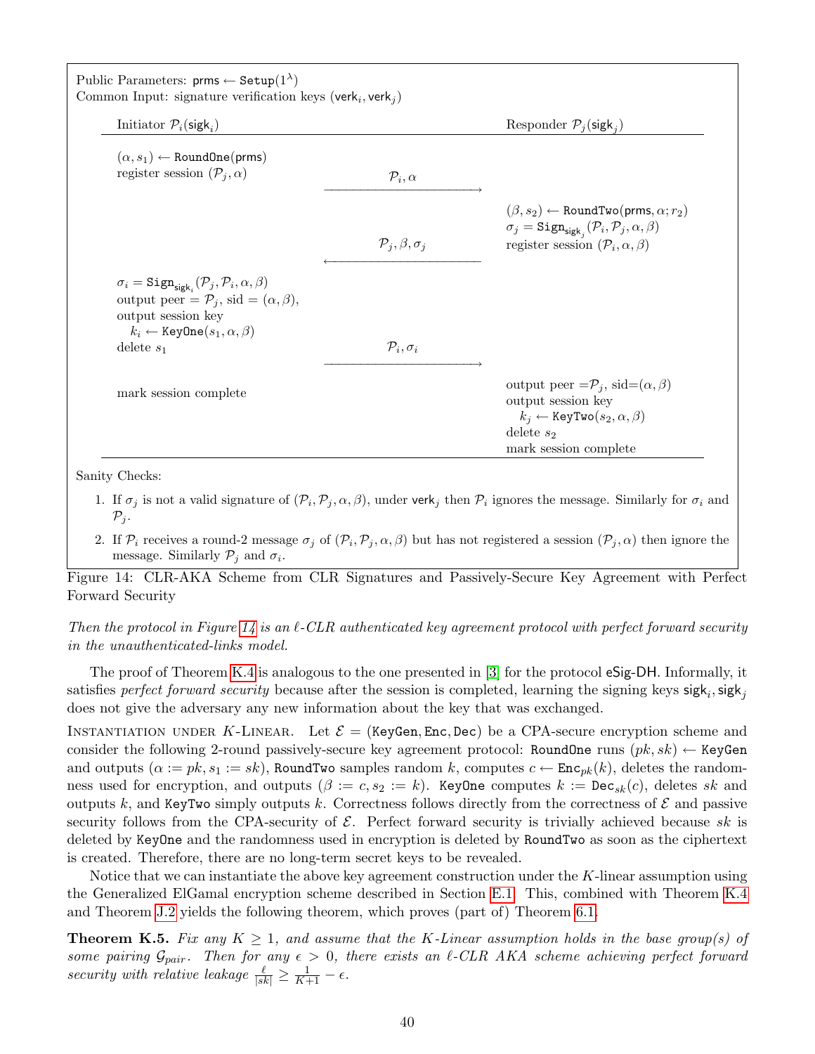Public Parameters: $\mathsf{prms} \leftarrow \mathtt{Setup}(1^\lambda)$
Common Input: signature verification keys $(\mathsf{verk}_i, \mathsf{verk}_j)$

| Initiator $\mathcal{P}_i(\mathsf{sigk}_i)$ | | Responder $\mathcal{P}_j(\mathsf{sigk}_j)$ |
|---|---|---|
| $(\alpha, s_1) \leftarrow \mathtt{RoundOne}(\mathsf{prms})$ <br> register session $(\mathcal{P}_j, \alpha)$ | $\xrightarrow{\quad \mathcal{P}_i, \alpha \quad}$ | |
| | $\xleftarrow{\quad \mathcal{P}_j, \beta, \sigma_j \quad}$ | $(\beta, s_2) \leftarrow \mathtt{RoundTwo}(\mathsf{prms}, \alpha; r_2)$ <br> $\sigma_j = \mathtt{Sign}_{\mathsf{sigk}_j}(\mathcal{P}_i, \mathcal{P}_j, \alpha, \beta)$ <br> register session $(\mathcal{P}_i, \alpha, \beta)$ |
| $\sigma_i = \mathtt{Sign}_{\mathsf{sigk}_i}(\mathcal{P}_j, \mathcal{P}_i, \alpha, \beta)$ <br> output peer $= \mathcal{P}_j$, sid $= (\alpha, \beta)$, <br> output session key <br> $k_i \leftarrow \mathtt{KeyOne}(s_1, \alpha, \beta)$ <br> delete $s_1$ | $\xrightarrow{\quad \mathcal{P}_i, \sigma_i \quad}$ | |
| mark session complete | | output peer $=\mathcal{P}_j$, sid$=(\alpha, \beta)$ <br> output session key <br> $k_j \leftarrow \mathtt{KeyTwo}(s_2, \alpha, \beta)$ <br> delete $s_2$ <br> mark session complete |

Sanity Checks:

1. If $\sigma_j$ is not a valid signature of $(\mathcal{P}_i, \mathcal{P}_j, \alpha, \beta)$, under $\mathsf{verk}_j$ then $\mathcal{P}_i$ ignores the message. Similarly for $\sigma_i$ and $\mathcal{P}_j$.
2. If $\mathcal{P}_i$ receives a round-2 message $\sigma_j$ of $(\mathcal{P}_i, \mathcal{P}_j, \alpha, \beta)$ but has not registered a session $(\mathcal{P}_j, \alpha)$ then ignore the message. Similarly $\mathcal{P}_j$ and $\sigma_i$.

Figure 14: CLR-AKA Scheme from CLR Signatures and Passively-Secure Key Agreement with Perfect Forward Security

*Then the protocol in Figure 14 is an $\ell$-CLR authenticated key agreement protocol with perfect forward security in the unauthenticated-links model.*

The proof of Theorem K.4 is analogous to the one presented in [3] for the protocol eSig-DH. Informally, it satisfies *perfect forward security* because after the session is completed, learning the signing keys $\mathsf{sigk}_i, \mathsf{sigk}_j$ does not give the adversary any new information about the key that was exchanged.

Instantiation under $K$-Linear. Let $\mathcal{E} = (\mathtt{KeyGen}, \mathtt{Enc}, \mathtt{Dec})$ be a CPA-secure encryption scheme and consider the following 2-round passively-secure key agreement protocol: $\mathtt{RoundOne}$ runs $(pk, sk) \leftarrow \mathtt{KeyGen}$ and outputs $(\alpha := pk, s_1 := sk)$, $\mathtt{RoundTwo}$ samples random $k$, computes $c \leftarrow \mathtt{Enc}_{pk}(k)$, deletes the randomness used for encryption, and outputs $(\beta := c, s_2 := k)$. $\mathtt{KeyOne}$ computes $k := \mathtt{Dec}_{sk}(c)$, deletes $sk$ and outputs $k$, and $\mathtt{KeyTwo}$ simply outputs $k$. Correctness follows directly from the correctness of $\mathcal{E}$ and passive security follows from the CPA-security of $\mathcal{E}$. Perfect forward security is trivially achieved because $sk$ is deleted by $\mathtt{KeyOne}$ and the randomness used in encryption is deleted by $\mathtt{RoundTwo}$ as soon as the ciphertext is created. Therefore, there are no long-term secret keys to be revealed.

Notice that we can instantiate the above key agreement construction under the $K$-linear assumption using the Generalized ElGamal encryption scheme described in Section E.1. This, combined with Theorem K.4 and Theorem J.2 yields the following theorem, which proves (part of) Theorem 6.1.

**Theorem K.5.** *Fix any $K \geq 1$, and assume that the $K$-Linear assumption holds in the base group(s) of some pairing $\mathcal{G}_{pair}$. Then for any $\epsilon > 0$, there exists an $\ell$-CLR AKA scheme achieving perfect forward security with relative leakage $\frac{\ell}{|sk|} \geq \frac{1}{K+1} - \epsilon$.*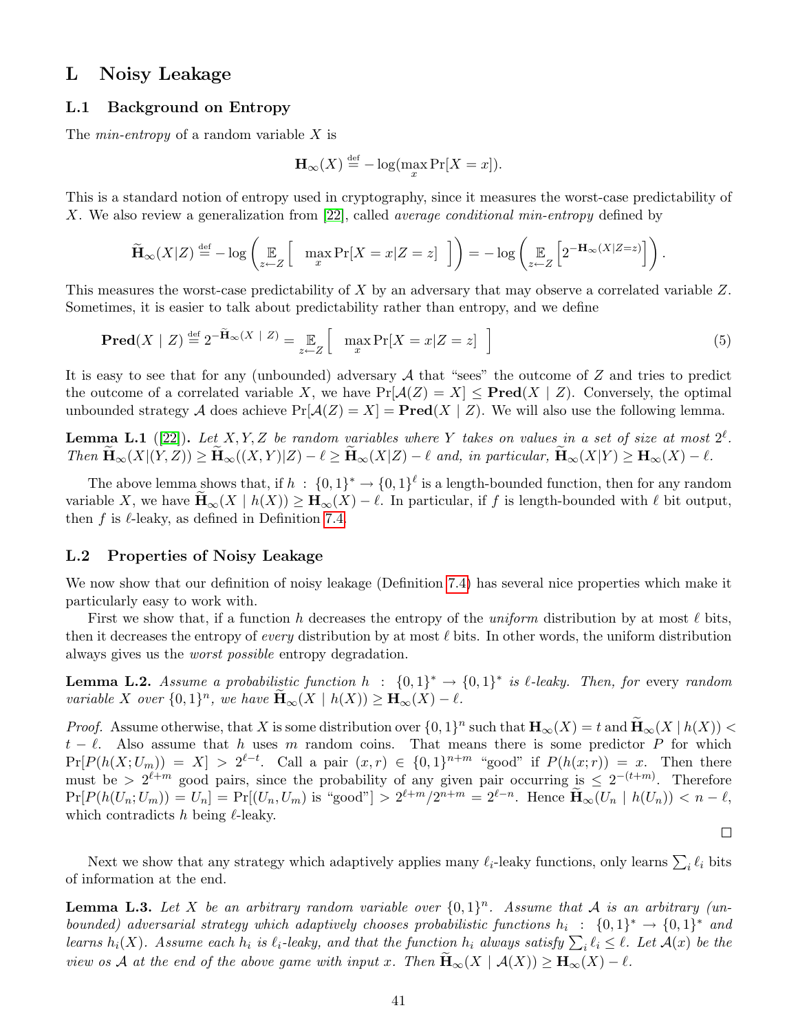## L Noisy Leakage

### L.1 Background on Entropy

The *min-entropy* of a random variable $X$ is

$$\mathbf{H}_\infty(X) \stackrel{\text{def}}{=} -\log(\max_x \Pr[X = x]).$$

This is a standard notion of entropy used in cryptography, since it measures the worst-case predictability of $X$. We also review a generalization from [22], called *average conditional min-entropy* defined by

$$\widetilde{\mathbf{H}}_\infty(X|Z) \stackrel{\text{def}}{=} -\log\left( \mathop{\mathbb{E}}_{z \leftarrow Z}\left[ \ \max_x \Pr[X = x | Z = z] \ \right] \right) = -\log\left( \mathop{\mathbb{E}}_{z \leftarrow Z}\left[ 2^{-\mathbf{H}_\infty(X|Z=z)} \right] \right).$$

This measures the worst-case predictability of $X$ by an adversary that may observe a correlated variable $Z$. Sometimes, it is easier to talk about predictability rather than entropy, and we define

$$\mathbf{Pred}(X \mid Z) \stackrel{\text{def}}{=} 2^{-\widetilde{\mathbf{H}}_\infty(X \mid Z)} = \mathop{\mathbb{E}}_{z \leftarrow Z}\left[ \ \max_x \Pr[X = x | Z = z] \ \right] \tag{5}$$

It is easy to see that for any (unbounded) adversary $\mathcal{A}$ that "sees" the outcome of $Z$ and tries to predict the outcome of a correlated variable $X$, we have $\Pr[\mathcal{A}(Z) = X] \le \mathbf{Pred}(X \mid Z)$. Conversely, the optimal unbounded strategy $\mathcal{A}$ does achieve $\Pr[\mathcal{A}(Z) = X] = \mathbf{Pred}(X \mid Z)$. We will also use the following lemma.

**Lemma L.1** ([22]). *Let $X, Y, Z$ be random variables where $Y$ takes on values in a set of size at most $2^\ell$. Then $\widetilde{\mathbf{H}}_\infty(X|(Y,Z)) \ge \widetilde{\mathbf{H}}_\infty((X,Y)|Z) - \ell \ge \widetilde{\mathbf{H}}_\infty(X|Z) - \ell$ and, in particular, $\widetilde{\mathbf{H}}_\infty(X|Y) \ge \mathbf{H}_\infty(X) - \ell$.*

The above lemma shows that, if $h : \{0,1\}^* \to \{0,1\}^\ell$ is a length-bounded function, then for any random variable $X$, we have $\widetilde{\mathbf{H}}_\infty(X \mid h(X)) \ge \mathbf{H}_\infty(X) - \ell$. In particular, if $f$ is length-bounded with $\ell$ bit output, then $f$ is $\ell$-leaky, as defined in Definition 7.4.

### L.2 Properties of Noisy Leakage

We now show that our definition of noisy leakage (Definition 7.4) has several nice properties which make it particularly easy to work with.

First we show that, if a function $h$ decreases the entropy of the *uniform* distribution by at most $\ell$ bits, then it decreases the entropy of *every* distribution by at most $\ell$ bits. In other words, the uniform distribution always gives us the *worst possible* entropy degradation.

**Lemma L.2.** *Assume a probabilistic function $h : \{0,1\}^* \to \{0,1\}^*$ is $\ell$-leaky. Then, for* every *random variable $X$ over $\{0,1\}^n$, we have $\widetilde{\mathbf{H}}_\infty(X \mid h(X)) \ge \mathbf{H}_\infty(X) - \ell$.*

*Proof.* Assume otherwise, that $X$ is some distribution over $\{0,1\}^n$ such that $\mathbf{H}_\infty(X) = t$ and $\widetilde{\mathbf{H}}_\infty(X \mid h(X)) < t - \ell$. Also assume that $h$ uses $m$ random coins. That means there is some predictor $P$ for which $\Pr[P(h(X; U_m)) = X] > 2^{\ell - t}$. Call a pair $(x, r) \in \{0,1\}^{n+m}$ "good" if $P(h(x; r)) = x$. Then there must be $> 2^{\ell+m}$ good pairs, since the probability of any given pair occurring is $\le 2^{-(t+m)}$. Therefore $\Pr[P(h(U_n; U_m)) = U_n] = \Pr[(U_n, U_m) \text{ is "good"}] > 2^{\ell+m}/2^{n+m} = 2^{\ell - n}$. Hence $\widetilde{\mathbf{H}}_\infty(U_n \mid h(U_n)) < n - \ell$, which contradicts $h$ being $\ell$-leaky.

□

Next we show that any strategy which adaptively applies many $\ell_i$-leaky functions, only learns $\sum_i \ell_i$ bits of information at the end.

**Lemma L.3.** *Let $X$ be an arbitrary random variable over $\{0,1\}^n$. Assume that $\mathcal{A}$ is an arbitrary (unbounded) adversarial strategy which adaptively chooses probabilistic functions $h_i : \{0,1\}^* \to \{0,1\}^*$ and learns $h_i(X)$. Assume each $h_i$ is $\ell_i$-leaky, and that the function $h_i$ always satisfy $\sum_i \ell_i \le \ell$. Let $\mathcal{A}(x)$ be the view os $\mathcal{A}$ at the end of the above game with input $x$. Then $\widetilde{\mathbf{H}}_\infty(X \mid \mathcal{A}(X)) \ge \mathbf{H}_\infty(X) - \ell$.*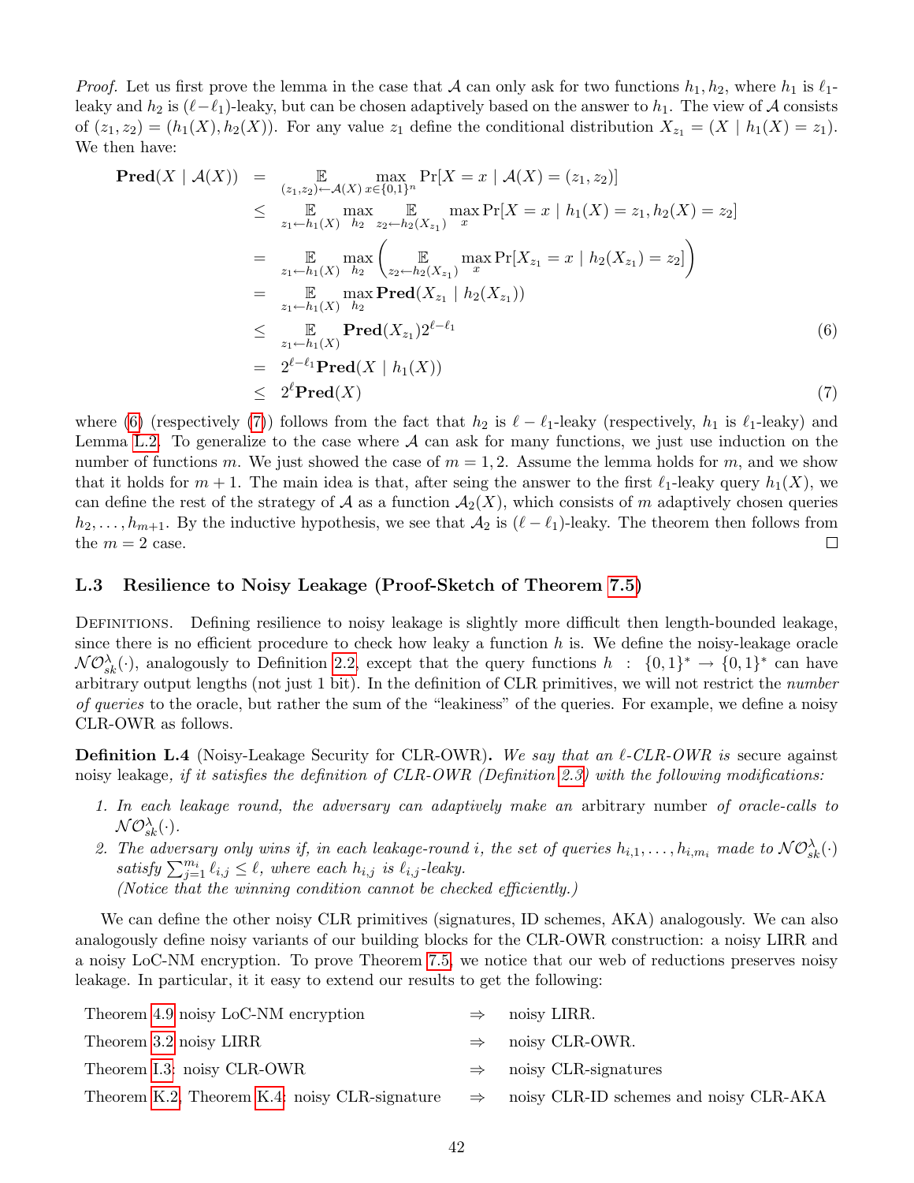*Proof.* Let us first prove the lemma in the case that $\mathcal{A}$ can only ask for two functions $h_1, h_2$, where $h_1$ is $\ell_1$-leaky and $h_2$ is $(\ell - \ell_1)$-leaky, but can be chosen adaptively based on the answer to $h_1$. The view of $\mathcal{A}$ consists of $(z_1, z_2) = (h_1(X), h_2(X))$. For any value $z_1$ define the conditional distribution $X_{z_1} = (X \mid h_1(X) = z_1)$. We then have:

$$
\begin{aligned}
\mathbf{Pred}(X \mid \mathcal{A}(X)) &= \mathop{\mathbb{E}}_{(z_1,z_2)\leftarrow \mathcal{A}(X)} \max_{x \in \{0,1\}^n} \Pr[X = x \mid \mathcal{A}(X) = (z_1, z_2)] \\
&\leq \mathop{\mathbb{E}}_{z_1 \leftarrow h_1(X)} \max_{h_2} \mathop{\mathbb{E}}_{z_2 \leftarrow h_2(X_{z_1})} \max_x \Pr[X = x \mid h_1(X) = z_1, h_2(X) = z_2] \\
&= \mathop{\mathbb{E}}_{z_1 \leftarrow h_1(X)} \max_{h_2} \left( \mathop{\mathbb{E}}_{z_2 \leftarrow h_2(X_{z_1})} \max_x \Pr[X_{z_1} = x \mid h_2(X_{z_1}) = z_2] \right) \\
&= \mathop{\mathbb{E}}_{z_1 \leftarrow h_1(X)} \max_{h_2} \mathbf{Pred}(X_{z_1} \mid h_2(X_{z_1})) \\
&\leq \mathop{\mathbb{E}}_{z_1 \leftarrow h_1(X)} \mathbf{Pred}(X_{z_1}) 2^{\ell - \ell_1} \qquad (6) \\
&= 2^{\ell - \ell_1} \mathbf{Pred}(X \mid h_1(X)) \\
&\leq 2^{\ell} \mathbf{Pred}(X) \qquad (7)
\end{aligned}
$$

where (6) (respectively (7)) follows from the fact that $h_2$ is $\ell - \ell_1$-leaky (respectively, $h_1$ is $\ell_1$-leaky) and Lemma L.2. To generalize to the case where $\mathcal{A}$ can ask for many functions, we just use induction on the number of functions $m$. We just showed the case of $m = 1, 2$. Assume the lemma holds for $m$, and we show that it holds for $m + 1$. The main idea is that, after seing the answer to the first $\ell_1$-leaky query $h_1(X)$, we can define the rest of the strategy of $\mathcal{A}$ as a function $\mathcal{A}_2(X)$, which consists of $m$ adaptively chosen queries $h_2, \ldots, h_{m+1}$. By the inductive hypothesis, we see that $\mathcal{A}_2$ is $(\ell - \ell_1)$-leaky. The theorem then follows from the $m = 2$ case. □

### L.3 Resilience to Noisy Leakage (Proof-Sketch of Theorem 7.5)

Definitions. Defining resilience to noisy leakage is slightly more difficult then length-bounded leakage, since there is no efficient procedure to check how leaky a function $h$ is. We define the noisy-leakage oracle $\mathcal{NO}^{\lambda}_{sk}(\cdot)$, analogously to Definition 2.2, except that the query functions $h : \{0,1\}^* \to \{0,1\}^*$ can have arbitrary output lengths (not just 1 bit). In the definition of CLR primitives, we will not restrict the *number of queries* to the oracle, but rather the sum of the "leakiness" of the queries. For example, we define a noisy CLR-OWR as follows.

**Definition L.4** (Noisy-Leakage Security for CLR-OWR)**.** *We say that an $\ell$-CLR-OWR is* secure against noisy leakage*, if it satisfies the definition of CLR-OWR (Definition 2.3) with the following modifications:*

1. *In each leakage round, the adversary can adaptively make an* arbitrary number *of oracle-calls to $\mathcal{NO}^{\lambda}_{sk}(\cdot)$.*
2. *The adversary only wins if, in each leakage-round $i$, the set of queries $h_{i,1}, \ldots, h_{i,m_i}$ made to $\mathcal{NO}^{\lambda}_{sk}(\cdot)$ satisfy $\sum_{j=1}^{m_i} \ell_{i,j} \leq \ell$, where each $h_{i,j}$ is $\ell_{i,j}$-leaky.*
   *(Notice that the winning condition cannot be checked efficiently.)*

We can define the other noisy CLR primitives (signatures, ID schemes, AKA) analogously. We can also analogously define noisy variants of our building blocks for the CLR-OWR construction: a noisy LIRR and a noisy LoC-NM encryption. To prove Theorem 7.5, we notice that our web of reductions preserves noisy leakage. In particular, it it easy to extend our results to get the following:

| | | |
|---|---|---|
| Theorem 4.9 noisy LoC-NM encryption | ⇒ | noisy LIRR. |
| Theorem 3.2 noisy LIRR | ⇒ | noisy CLR-OWR. |
| Theorem I.3: noisy CLR-OWR | ⇒ | noisy CLR-signatures |
| Theorem K.2, Theorem K.4: noisy CLR-signature | ⇒ | noisy CLR-ID schemes and noisy CLR-AKA |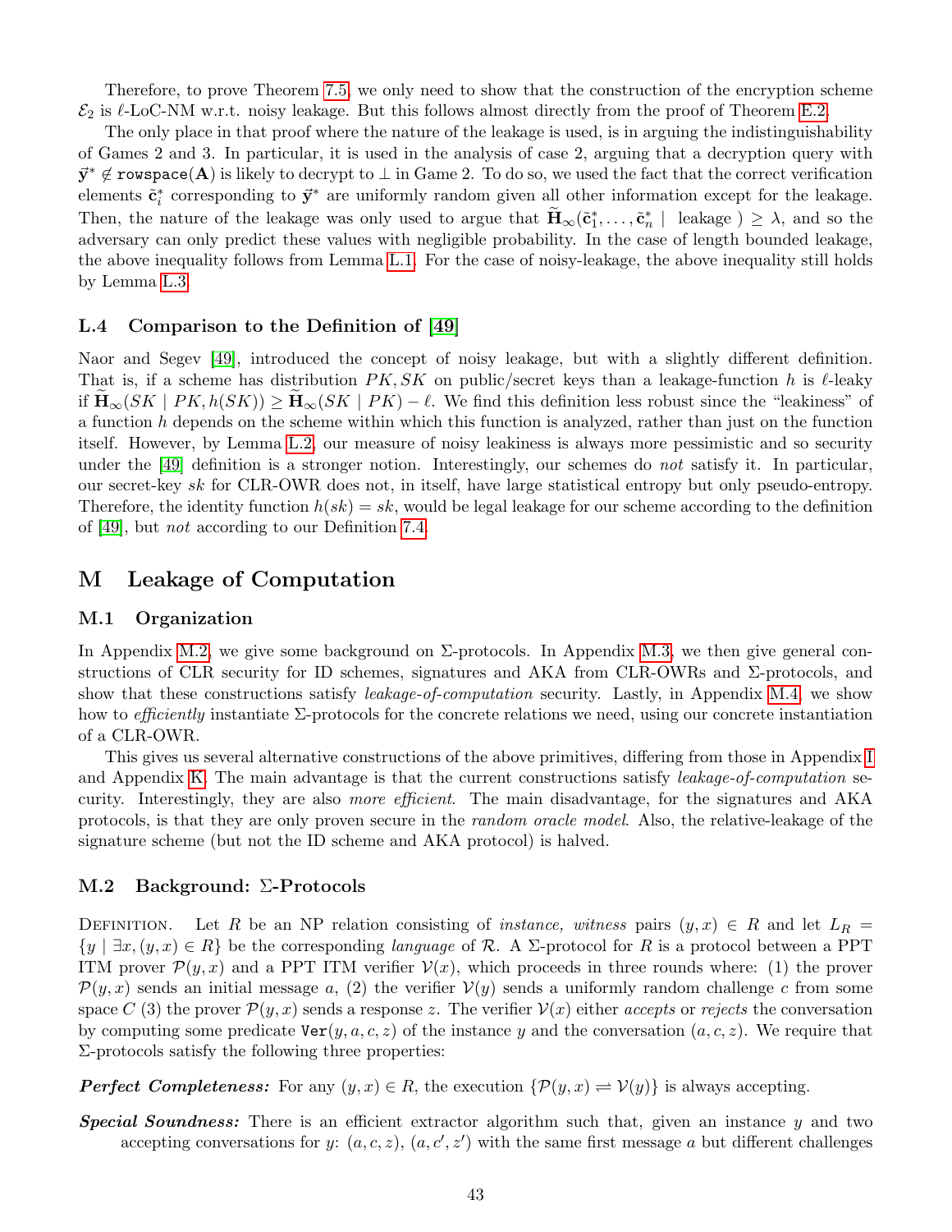Therefore, to prove Theorem 7.5, we only need to show that the construction of the encryption scheme $\mathcal{E}_2$ is $\ell$-LoC-NM w.r.t. noisy leakage. But this follows almost directly from the proof of Theorem E.2.

The only place in that proof where the nature of the leakage is used, is in arguing the indistinguishability of Games 2 and 3. In particular, it is used in the analysis of case 2, arguing that a decryption query with $\vec{\mathbf{y}}^* \notin \texttt{rowspace}(\mathbf{A})$ is likely to decrypt to $\perp$ in Game 2. To do so, we used the fact that the correct verification elements $\tilde{\mathbf{c}}_i^*$ corresponding to $\vec{\mathbf{y}}^*$ are uniformly random given all other information except for the leakage. Then, the nature of the leakage was only used to argue that $\widetilde{\mathbf{H}}_\infty(\tilde{\mathbf{c}}_1^*, \ldots, \tilde{\mathbf{c}}_n^* \mid \text{ leakage }) \geq \lambda$, and so the adversary can only predict these values with negligible probability. In the case of length bounded leakage, the above inequality follows from Lemma L.1. For the case of noisy-leakage, the above inequality still holds by Lemma L.3.

### L.4 Comparison to the Definition of [49]

Naor and Segev [49], introduced the concept of noisy leakage, but with a slightly different definition. That is, if a scheme has distribution $PK, SK$ on public/secret keys than a leakage-function $h$ is $\ell$-leaky if $\widetilde{\mathbf{H}}_\infty(SK \mid PK, h(SK)) \geq \widetilde{\mathbf{H}}_\infty(SK \mid PK) - \ell$. We find this definition less robust since the "leakiness" of a function $h$ depends on the scheme within which this function is analyzed, rather than just on the function itself. However, by Lemma L.2, our measure of noisy leakiness is always more pessimistic and so security under the [49] definition is a stronger notion. Interestingly, our schemes do *not* satisfy it. In particular, our secret-key $sk$ for CLR-OWR does not, in itself, have large statistical entropy but only pseudo-entropy. Therefore, the identity function $h(sk) = sk$, would be legal leakage for our scheme according to the definition of [49], but *not* according to our Definition 7.4.

## M Leakage of Computation

### M.1 Organization

In Appendix M.2, we give some background on $\Sigma$-protocols. In Appendix M.3, we then give general constructions of CLR security for ID schemes, signatures and AKA from CLR-OWRs and $\Sigma$-protocols, and show that these constructions satisfy *leakage-of-computation* security. Lastly, in Appendix M.4, we show how to *efficiently* instantiate $\Sigma$-protocols for the concrete relations we need, using our concrete instantiation of a CLR-OWR.

This gives us several alternative constructions of the above primitives, differing from those in Appendix I and Appendix K. The main advantage is that the current constructions satisfy *leakage-of-computation* security. Interestingly, they are also *more efficient*. The main disadvantage, for the signatures and AKA protocols, is that they are only proven secure in the *random oracle model*. Also, the relative-leakage of the signature scheme (but not the ID scheme and AKA protocol) is halved.

### M.2 Background: $\Sigma$-Protocols

Definition. Let $R$ be an NP relation consisting of *instance, witness* pairs $(y, x) \in R$ and let $L_R = \{y \mid \exists x, (y, x) \in R\}$ be the corresponding *language* of $\mathcal{R}$. A $\Sigma$-protocol for $R$ is a protocol between a PPT ITM prover $\mathcal{P}(y, x)$ and a PPT ITM verifier $\mathcal{V}(x)$, which proceeds in three rounds where: (1) the prover $\mathcal{P}(y, x)$ sends an initial message $a$, (2) the verifier $\mathcal{V}(y)$ sends a uniformly random challenge $c$ from some space $C$ (3) the prover $\mathcal{P}(y, x)$ sends a response $z$. The verifier $\mathcal{V}(x)$ either *accepts* or *rejects* the conversation by computing some predicate $\texttt{Ver}(y, a, c, z)$ of the instance $y$ and the conversation $(a, c, z)$. We require that $\Sigma$-protocols satisfy the following three properties:

***Perfect Completeness:*** For any $(y, x) \in R$, the execution $\{\mathcal{P}(y, x) \rightleftharpoons \mathcal{V}(y)\}$ is always accepting.

***Special Soundness:*** There is an efficient extractor algorithm such that, given an instance $y$ and two accepting conversations for $y$: $(a, c, z)$, $(a, c', z')$ with the same first message $a$ but different challenges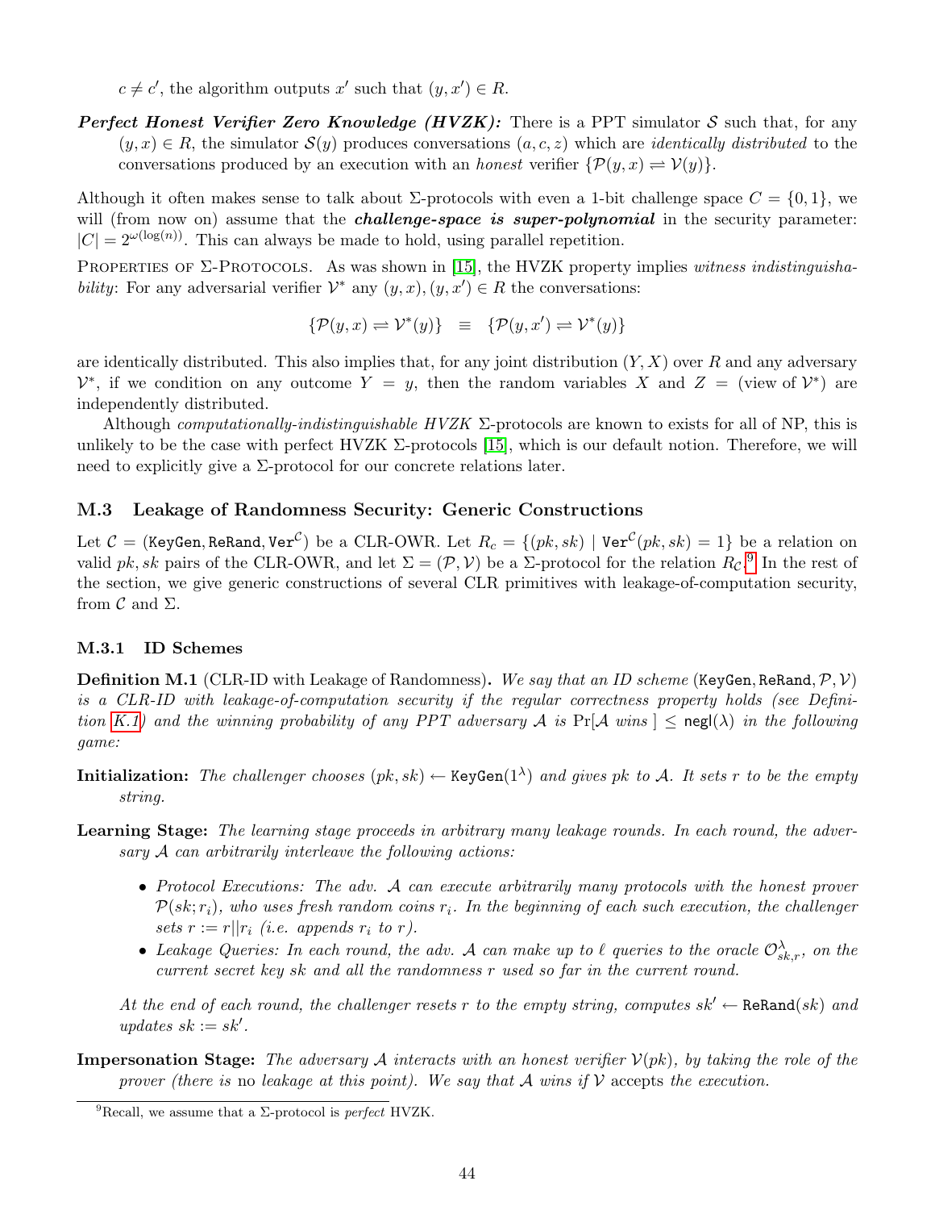$c \neq c'$, the algorithm outputs $x'$ such that $(y, x') \in R$.

***Perfect Honest Verifier Zero Knowledge (HVZK):*** There is a PPT simulator $\mathcal{S}$ such that, for any $(y, x) \in R$, the simulator $\mathcal{S}(y)$ produces conversations $(a, c, z)$ which are *identically distributed* to the conversations produced by an execution with an *honest* verifier $\{\mathcal{P}(y, x) \rightleftharpoons \mathcal{V}(y)\}$.

Although it often makes sense to talk about $\Sigma$-protocols with even a 1-bit challenge space $C = \{0, 1\}$, we will (from now on) assume that the ***challenge-space is super-polynomial*** in the security parameter: $|C| = 2^{\omega(\log(n))}$. This can always be made to hold, using parallel repetition.

PROPERTIES OF $\Sigma$-PROTOCOLS. As was shown in [15], the HVZK property implies *witness indistinguishability*: For any adversarial verifier $\mathcal{V}^*$ any $(y, x), (y, x') \in R$ the conversations:

$$\{\mathcal{P}(y, x) \rightleftharpoons \mathcal{V}^*(y)\} \quad \equiv \quad \{\mathcal{P}(y, x') \rightleftharpoons \mathcal{V}^*(y)\}$$

are identically distributed. This also implies that, for any joint distribution $(Y, X)$ over $R$ and any adversary $\mathcal{V}^*$, if we condition on any outcome $Y = y$, then the random variables $X$ and $Z$ = (view of $\mathcal{V}^*$) are independently distributed.

Although *computationally-indistinguishable HVZK* $\Sigma$-protocols are known to exists for all of NP, this is unlikely to be the case with perfect HVZK $\Sigma$-protocols [15], which is our default notion. Therefore, we will need to explicitly give a $\Sigma$-protocol for our concrete relations later.

### M.3 Leakage of Randomness Security: Generic Constructions

Let $\mathcal{C} = (\texttt{KeyGen}, \texttt{ReRand}, \texttt{Ver}^{\mathcal{C}})$ be a CLR-OWR. Let $R_c = \{(pk, sk) \mid \texttt{Ver}^{\mathcal{C}}(pk, sk) = 1\}$ be a relation on valid $pk, sk$ pairs of the CLR-OWR, and let $\Sigma = (\mathcal{P}, \mathcal{V})$ be a $\Sigma$-protocol for the relation $R_{\mathcal{C}}$.[9] In the rest of the section, we give generic constructions of several CLR primitives with leakage-of-computation security, from $\mathcal{C}$ and $\Sigma$.

#### M.3.1 ID Schemes

**Definition M.1** (CLR-ID with Leakage of Randomness)**.** *We say that an ID scheme* $(\texttt{KeyGen}, \texttt{ReRand}, \mathcal{P}, \mathcal{V})$ *is a CLR-ID with leakage-of-computation security if the regular correctness property holds (see Definition K.1) and the winning probability of any PPT adversary* $\mathcal{A}$ *is* $\Pr[\mathcal{A} \text{ wins }] \leq \mathsf{negl}(\lambda)$ *in the following game:*

**Initialization:** *The challenger chooses* $(pk, sk) \leftarrow \texttt{KeyGen}(1^\lambda)$ *and gives* $pk$ *to* $\mathcal{A}$*. It sets* $r$ *to be the empty string.*

**Learning Stage:** *The learning stage proceeds in arbitrary many leakage rounds. In each round, the adversary* $\mathcal{A}$ *can arbitrarily interleave the following actions:*

- *Protocol Executions: The adv.* $\mathcal{A}$ *can execute arbitrarily many protocols with the honest prover* $\mathcal{P}(sk; r_i)$*, who uses fresh random coins* $r_i$*. In the beginning of each such execution, the challenger sets* $r := r || r_i$ *(i.e. appends* $r_i$ *to* $r$*).*
- *Leakage Queries: In each round, the adv.* $\mathcal{A}$ *can make up to* $\ell$ *queries to the oracle* $\mathcal{O}^{\lambda}_{sk,r}$*, on the current secret key* $sk$ *and all the randomness* $r$ *used so far in the current round.*

*At the end of each round, the challenger resets* $r$ *to the empty string, computes* $sk' \leftarrow \texttt{ReRand}(sk)$ *and updates* $sk := sk'$*.*

**Impersonation Stage:** *The adversary* $\mathcal{A}$ *interacts with an honest verifier* $\mathcal{V}(pk)$*, by taking the role of the prover (there is* no *leakage at this point). We say that* $\mathcal{A}$ *wins if* $\mathcal{V}$ accepts *the execution.*

[9] Recall, we assume that a $\Sigma$-protocol is *perfect* HVZK.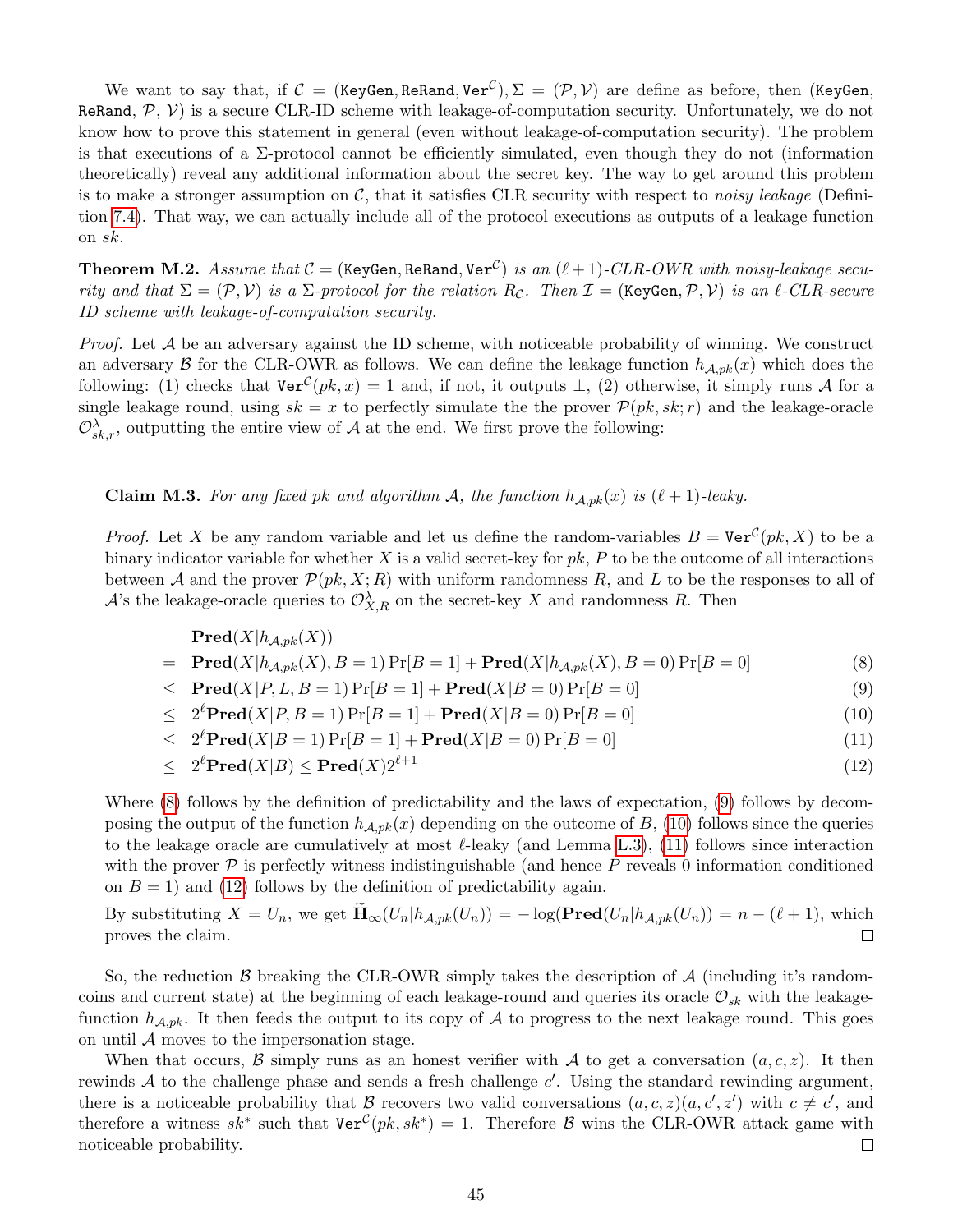We want to say that, if $\mathcal{C} = (\texttt{KeyGen}, \texttt{ReRand}, \texttt{Ver}^{\mathcal{C}}), \Sigma = (\mathcal{P}, \mathcal{V})$ are define as before, then ($\texttt{KeyGen}$, $\texttt{ReRand}$, $\mathcal{P}$, $\mathcal{V}$) is a secure CLR-ID scheme with leakage-of-computation security. Unfortunately, we do not know how to prove this statement in general (even without leakage-of-computation security). The problem is that executions of a $\Sigma$-protocol cannot be efficiently simulated, even though they do not (information theoretically) reveal any additional information about the secret key. The way to get around this problem is to make a stronger assumption on $\mathcal{C}$, that it satisfies CLR security with respect to *noisy leakage* (Definition 7.4). That way, we can actually include all of the protocol executions as outputs of a leakage function on $sk$.

**Theorem M.2.** *Assume that $\mathcal{C} = (\texttt{KeyGen}, \texttt{ReRand}, \texttt{Ver}^{\mathcal{C}})$ is an $(\ell+1)$-CLR-OWR with noisy-leakage security and that $\Sigma = (\mathcal{P}, \mathcal{V})$ is a $\Sigma$-protocol for the relation $R_{\mathcal{C}}$. Then $\mathcal{I} = (\texttt{KeyGen}, \mathcal{P}, \mathcal{V})$ is an $\ell$-CLR-secure ID scheme with leakage-of-computation security.*

*Proof.* Let $\mathcal{A}$ be an adversary against the ID scheme, with noticeable probability of winning. We construct an adversary $\mathcal{B}$ for the CLR-OWR as follows. We can define the leakage function $h_{\mathcal{A},pk}(x)$ which does the following: (1) checks that $\texttt{Ver}^{\mathcal{C}}(pk, x) = 1$ and, if not, it outputs $\perp$, (2) otherwise, it simply runs $\mathcal{A}$ for a single leakage round, using $sk = x$ to perfectly simulate the the prover $\mathcal{P}(pk, sk; r)$ and the leakage-oracle $\mathcal{O}^{\lambda}_{sk,r}$, outputting the entire view of $\mathcal{A}$ at the end. We first prove the following:

**Claim M.3.** *For any fixed $pk$ and algorithm $\mathcal{A}$, the function $h_{\mathcal{A},pk}(x)$ is $(\ell+1)$-leaky.*

*Proof.* Let $X$ be any random variable and let us define the random-variables $B = \texttt{Ver}^{\mathcal{C}}(pk, X)$ to be a binary indicator variable for whether $X$ is a valid secret-key for $pk$, $P$ to be the outcome of all interactions between $\mathcal{A}$ and the prover $\mathcal{P}(pk, X; R)$ with uniform randomness $R$, and $L$ to be the responses to all of $\mathcal{A}$'s the leakage-oracle queries to $\mathcal{O}^{\lambda}_{X,R}$ on the secret-key $X$ and randomness $R$. Then

$$
\begin{aligned}
& \mathbf{Pred}(X|h_{\mathcal{A},pk}(X)) \\
= \;& \mathbf{Pred}(X|h_{\mathcal{A},pk}(X), B=1)\Pr[B=1] + \mathbf{Pred}(X|h_{\mathcal{A},pk}(X), B=0)\Pr[B=0] && (8)\\
\leq \;& \mathbf{Pred}(X|P, L, B=1)\Pr[B=1] + \mathbf{Pred}(X|B=0)\Pr[B=0] && (9)\\
\leq \;& 2^{\ell}\mathbf{Pred}(X|P, B=1)\Pr[B=1] + \mathbf{Pred}(X|B=0)\Pr[B=0] && (10)\\
\leq \;& 2^{\ell}\mathbf{Pred}(X|B=1)\Pr[B=1] + \mathbf{Pred}(X|B=0)\Pr[B=0] && (11)\\
\leq \;& 2^{\ell}\mathbf{Pred}(X|B) \leq \mathbf{Pred}(X)2^{\ell+1} && (12)
\end{aligned}
$$

Where (8) follows by the definition of predictability and the laws of expectation, (9) follows by decomposing the output of the function $h_{\mathcal{A},pk}(x)$ depending on the outcome of $B$, (10) follows since the queries to the leakage oracle are cumulatively at most $\ell$-leaky (and Lemma L.3), (11) follows since interaction with the prover $\mathcal{P}$ is perfectly witness indistinguishable (and hence $P$ reveals 0 information conditioned on $B = 1$) and (12) follows by the definition of predictability again.

By substituting $X = U_n$, we get $\widetilde{\mathbf{H}}_{\infty}(U_n|h_{\mathcal{A},pk}(U_n)) = -\log(\mathbf{Pred}(U_n|h_{\mathcal{A},pk}(U_n)) = n - (\ell+1)$, which proves the claim. ◻

So, the reduction $\mathcal{B}$ breaking the CLR-OWR simply takes the description of $\mathcal{A}$ (including it's random-coins and current state) at the beginning of each leakage-round and queries its oracle $\mathcal{O}_{sk}$ with the leakage-function $h_{\mathcal{A},pk}$. It then feeds the output to its copy of $\mathcal{A}$ to progress to the next leakage round. This goes on until $\mathcal{A}$ moves to the impersonation stage.

When that occurs, $\mathcal{B}$ simply runs as an honest verifier with $\mathcal{A}$ to get a conversation $(a, c, z)$. It then rewinds $\mathcal{A}$ to the challenge phase and sends a fresh challenge $c'$. Using the standard rewinding argument, there is a noticeable probability that $\mathcal{B}$ recovers two valid conversations $(a, c, z)(a, c', z')$ with $c \neq c'$, and therefore a witness $sk^*$ such that $\texttt{Ver}^{\mathcal{C}}(pk, sk^*) = 1$. Therefore $\mathcal{B}$ wins the CLR-OWR attack game with noticeable probability. ◻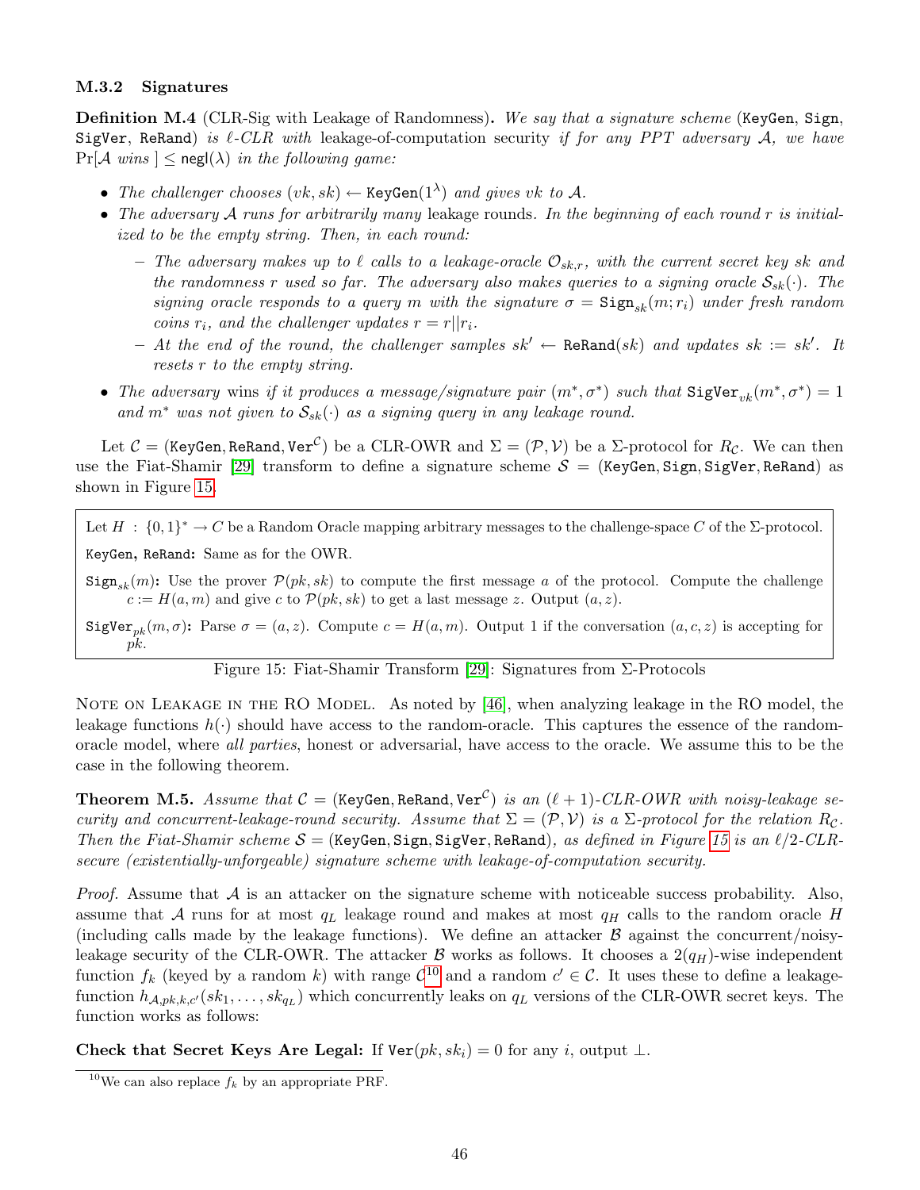### M.3.2 Signatures

**Definition M.4** (CLR-Sig with Leakage of Randomness)**.** *We say that a signature scheme* (KeyGen, Sign, SigVer, ReRand) *is $\ell$-CLR with* leakage-of-computation security *if for any PPT adversary $\mathcal{A}$, we have* $\Pr[\mathcal{A} \text{ wins }] \leq \mathsf{negl}(\lambda)$ *in the following game:*

- *The challenger chooses $(vk, sk) \leftarrow \mathtt{KeyGen}(1^\lambda)$ and gives $vk$ to $\mathcal{A}$.*
- *The adversary $\mathcal{A}$ runs for arbitrarily many* leakage rounds*. In the beginning of each round $r$ is initialized to be the empty string. Then, in each round:*
  - *The adversary makes up to $\ell$ calls to a leakage-oracle $\mathcal{O}_{sk,r}$, with the current secret key $sk$ and the randomness $r$ used so far. The adversary also makes queries to a signing oracle $\mathcal{S}_{sk}(\cdot)$. The signing oracle responds to a query $m$ with the signature $\sigma = \mathtt{Sign}_{sk}(m; r_i)$ under fresh random coins $r_i$, and the challenger updates $r = r || r_i$.*
  - *At the end of the round, the challenger samples $sk' \leftarrow \mathtt{ReRand}(sk)$ and updates $sk := sk'$. It resets $r$ to the empty string.*
- *The adversary* wins *if it produces a message/signature pair $(m^*, \sigma^*)$ such that $\mathtt{SigVer}_{vk}(m^*, \sigma^*) = 1$ and $m^*$ was not given to $\mathcal{S}_{sk}(\cdot)$ as a signing query in any leakage round.*

Let $\mathcal{C} = (\mathtt{KeyGen}, \mathtt{ReRand}, \mathtt{Ver}^{\mathcal{C}})$ be a CLR-OWR and $\Sigma = (\mathcal{P}, \mathcal{V})$ be a $\Sigma$-protocol for $R_{\mathcal{C}}$. We can then use the Fiat-Shamir [29] transform to define a signature scheme $\mathcal{S} = (\mathtt{KeyGen}, \mathtt{Sign}, \mathtt{SigVer}, \mathtt{ReRand})$ as shown in Figure 15.

> Let $H : \{0,1\}^* \rightarrow C$ be a Random Oracle mapping arbitrary messages to the challenge-space $C$ of the $\Sigma$-protocol.
>
> **KeyGen, ReRand:** Same as for the OWR.
>
> **$\mathtt{Sign}_{sk}(m)$:** Use the prover $\mathcal{P}(pk, sk)$ to compute the first message $a$ of the protocol. Compute the challenge $c := H(a, m)$ and give $c$ to $\mathcal{P}(pk, sk)$ to get a last message $z$. Output $(a, z)$.
>
> **$\mathtt{SigVer}_{pk}(m, \sigma)$:** Parse $\sigma = (a, z)$. Compute $c = H(a, m)$. Output 1 if the conversation $(a, c, z)$ is accepting for $pk$.

Figure 15: Fiat-Shamir Transform [29]: Signatures from $\Sigma$-Protocols

Note on Leakage in the RO Model. As noted by [46], when analyzing leakage in the RO model, the leakage functions $h(\cdot)$ should have access to the random-oracle. This captures the essence of the random-oracle model, where *all parties*, honest or adversarial, have access to the oracle. We assume this to be the case in the following theorem.

**Theorem M.5.** *Assume that $\mathcal{C} = (\mathtt{KeyGen}, \mathtt{ReRand}, \mathtt{Ver}^{\mathcal{C}})$ is an $(\ell+1)$-CLR-OWR with noisy-leakage security and concurrent-leakage-round security. Assume that $\Sigma = (\mathcal{P}, \mathcal{V})$ is a $\Sigma$-protocol for the relation $R_{\mathcal{C}}$. Then the Fiat-Shamir scheme $\mathcal{S} = (\mathtt{KeyGen}, \mathtt{Sign}, \mathtt{SigVer}, \mathtt{ReRand})$, as defined in Figure 15 is an $\ell/2$-CLR-secure (existentially-unforgeable) signature scheme with leakage-of-computation security.*

*Proof.* Assume that $\mathcal{A}$ is an attacker on the signature scheme with noticeable success probability. Also, assume that $\mathcal{A}$ runs for at most $q_L$ leakage round and makes at most $q_H$ calls to the random oracle $H$ (including calls made by the leakage functions). We define an attacker $\mathcal{B}$ against the concurrent/noisy-leakage security of the CLR-OWR. The attacker $\mathcal{B}$ works as follows. It chooses a $2(q_H)$-wise independent function $f_k$ (keyed by a random $k$) with range $\mathcal{C}$[10] and a random $c' \in \mathcal{C}$. It uses these to define a leakage-function $h_{\mathcal{A},pk,k,c'}(sk_1, \ldots, sk_{q_L})$ which concurrently leaks on $q_L$ versions of the CLR-OWR secret keys. The function works as follows:

**Check that Secret Keys Are Legal:** If $\mathtt{Ver}(pk, sk_i) = 0$ for any $i$, output $\perp$.

[10] We can also replace $f_k$ by an appropriate PRF.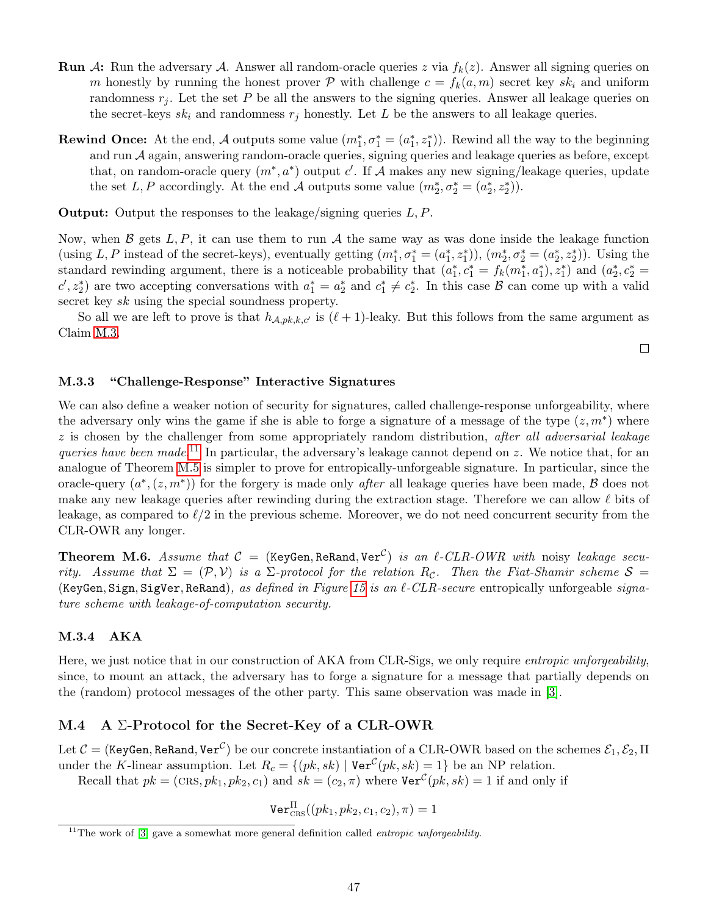**Run $\mathcal{A}$:** Run the adversary $\mathcal{A}$. Answer all random-oracle queries $z$ via $f_k(z)$. Answer all signing queries on $m$ honestly by running the honest prover $\mathcal{P}$ with challenge $c = f_k(a, m)$ secret key $sk_i$ and uniform randomness $r_j$. Let the set $P$ be all the answers to the signing queries. Answer all leakage queries on the secret-keys $sk_i$ and randomness $r_j$ honestly. Let $L$ be the answers to all leakage queries.

**Rewind Once:** At the end, $\mathcal{A}$ outputs some value $(m_1^*, \sigma_1^* = (a_1^*, z_1^*))$. Rewind all the way to the beginning and run $\mathcal{A}$ again, answering random-oracle queries, signing queries and leakage queries as before, except that, on random-oracle query $(m^*, a^*)$ output $c'$. If $\mathcal{A}$ makes any new signing/leakage queries, update the set $L, P$ accordingly. At the end $\mathcal{A}$ outputs some value $(m_2^*, \sigma_2^* = (a_2^*, z_2^*))$.

**Output:** Output the responses to the leakage/signing queries $L, P$.

Now, when $\mathcal{B}$ gets $L, P$, it can use them to run $\mathcal{A}$ the same way as was done inside the leakage function (using $L, P$ instead of the secret-keys), eventually getting $(m_1^*, \sigma_1^* = (a_1^*, z_1^*))$, $(m_2^*, \sigma_2^* = (a_2^*, z_2^*))$. Using the standard rewinding argument, there is a noticeable probability that $(a_1^*, c_1^* = f_k(m_1^*, a_1^*), z_1^*)$ and $(a_2^*, c_2^* = c', z_2^*)$ are two accepting conversations with $a_1^* = a_2^*$ and $c_1^* \neq c_2^*$. In this case $\mathcal{B}$ can come up with a valid secret key $sk$ using the special soundness property.

So all we are left to prove is that $h_{\mathcal{A}, pk, k, c'}$ is $(\ell + 1)$-leaky. But this follows from the same argument as Claim M.3. □

### M.3.3 "Challenge-Response" Interactive Signatures

We can also define a weaker notion of security for signatures, called challenge-response unforgeability, where the adversary only wins the game if she is able to forge a signature of a message of the type $(z, m^*)$ where $z$ is chosen by the challenger from some appropriately random distribution, *after all adversarial leakage queries have been made.*[11] In particular, the adversary's leakage cannot depend on $z$. We notice that, for an analogue of Theorem M.5 is simpler to prove for entropically-unforgeable signature. In particular, since the oracle-query $(a^*, (z, m^*))$ for the forgery is made only *after* all leakage queries have been made, $\mathcal{B}$ does not make any new leakage queries after rewinding during the extraction stage. Therefore we can allow $\ell$ bits of leakage, as compared to $\ell/2$ in the previous scheme. Moreover, we do not need concurrent security from the CLR-OWR any longer.

**Theorem M.6.** *Assume that $\mathcal{C} = (\mathtt{KeyGen}, \mathtt{ReRand}, \mathtt{Ver}^{\mathcal{C}})$ is an $\ell$-CLR-OWR with* noisy *leakage security. Assume that $\Sigma = (\mathcal{P}, \mathcal{V})$ is a $\Sigma$-protocol for the relation $R_{\mathcal{C}}$. Then the Fiat-Shamir scheme $\mathcal{S} = (\mathtt{KeyGen}, \mathtt{Sign}, \mathtt{SigVer}, \mathtt{ReRand})$, as defined in Figure 15 is an $\ell$-CLR-secure* entropically unforgeable *signature scheme with leakage-of-computation security.*

### M.3.4 AKA

Here, we just notice that in our construction of AKA from CLR-Sigs, we only require *entropic unforgeability*, since, to mount an attack, the adversary has to forge a signature for a message that partially depends on the (random) protocol messages of the other party. This same observation was made in [3].

## M.4 A $\Sigma$-Protocol for the Secret-Key of a CLR-OWR

Let $\mathcal{C} = (\mathtt{KeyGen}, \mathtt{ReRand}, \mathtt{Ver}^{\mathcal{C}})$ be our concrete instantiation of a CLR-OWR based on the schemes $\mathcal{E}_1, \mathcal{E}_2, \Pi$ under the $K$-linear assumption. Let $R_c = \{(pk, sk) \mid \mathtt{Ver}^{\mathcal{C}}(pk, sk) = 1\}$ be an NP relation.

Recall that $pk = (\text{CRS}, pk_1, pk_2, c_1)$ and $sk = (c_2, \pi)$ where $\mathtt{Ver}^{\mathcal{C}}(pk, sk) = 1$ if and only if

$$\mathtt{Ver}^{\Pi}_{\text{CRS}}((pk_1, pk_2, c_1, c_2), \pi) = 1$$

[11] The work of [3] gave a somewhat more general definition called *entropic unforgeability.*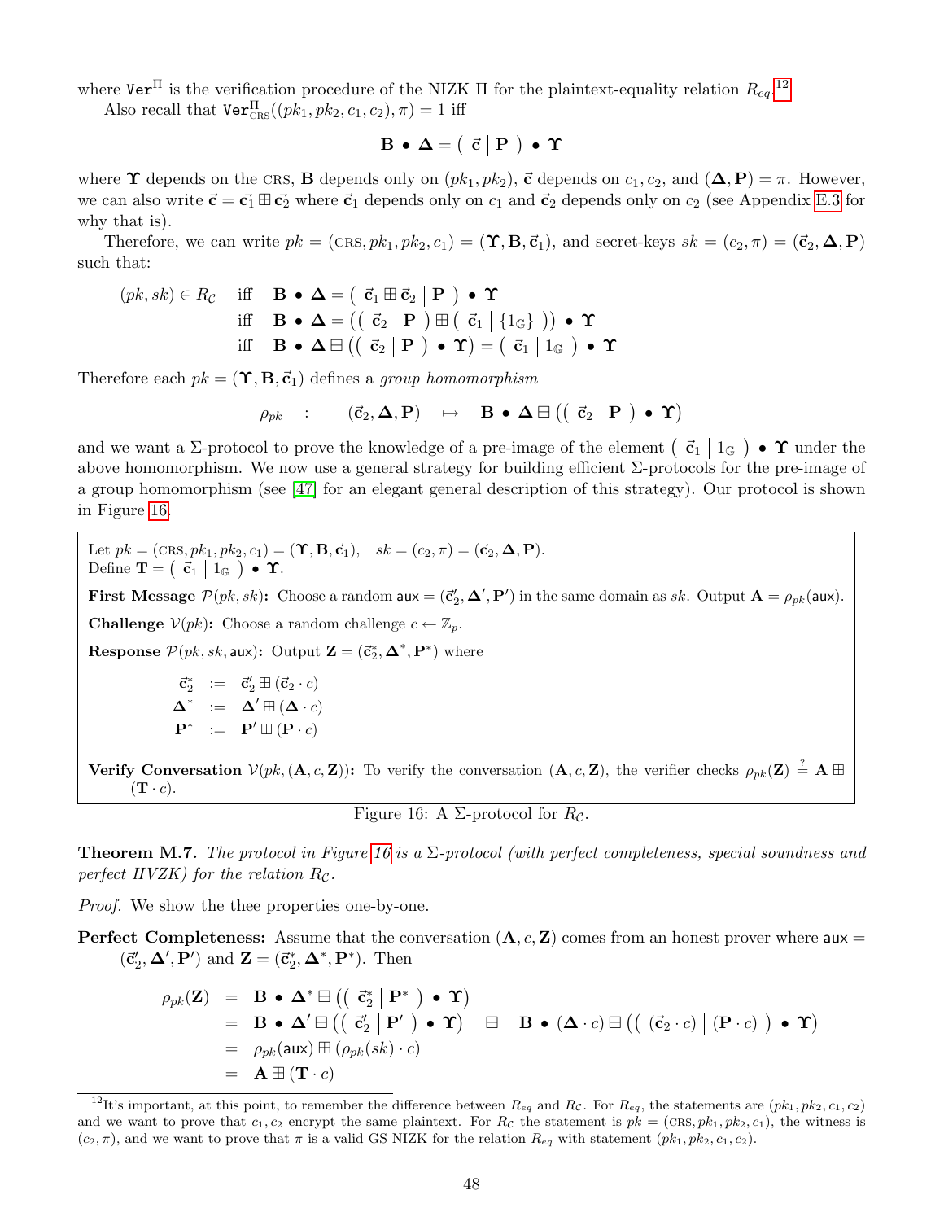where $\mathsf{Ver}^{\Pi}$ is the verification procedure of the NIZK $\Pi$ for the plaintext-equality relation $R_{eq}$.[12]

Also recall that $\mathsf{Ver}^{\Pi}_{\text{CRS}}((pk_1, pk_2, c_1, c_2), \pi) = 1$ iff

$$\mathbf{B} \bullet \mathbf{\Delta} = \left( \; \vec{\mathbf{c}} \; \middle| \; \mathbf{P} \; \right) \bullet \mathbf{\Upsilon}$$

where $\mathbf{\Upsilon}$ depends on the CRS, $\mathbf{B}$ depends only on $(pk_1, pk_2)$, $\vec{\mathbf{c}}$ depends on $c_1, c_2$, and $(\mathbf{\Delta}, \mathbf{P}) = \pi$. However, we can also write $\vec{\mathbf{c}} = \vec{\mathbf{c}}_1 \boxplus \vec{\mathbf{c}}_2$ where $\vec{\mathbf{c}}_1$ depends only on $c_1$ and $\vec{\mathbf{c}}_2$ depends only on $c_2$ (see Appendix E.3 for why that is).

Therefore, we can write $pk = (\text{CRS}, pk_1, pk_2, c_1) = (\mathbf{\Upsilon}, \mathbf{B}, \vec{\mathbf{c}}_1)$, and secret-keys $sk = (c_2, \pi) = (\vec{\mathbf{c}}_2, \mathbf{\Delta}, \mathbf{P})$ such that:

$$\begin{aligned}
(pk, sk) \in R_{\mathcal{C}} \quad & \text{iff} \quad \mathbf{B} \bullet \mathbf{\Delta} = \left( \; \vec{\mathbf{c}}_1 \boxplus \vec{\mathbf{c}}_2 \; \middle| \; \mathbf{P} \; \right) \bullet \mathbf{\Upsilon} \\
& \text{iff} \quad \mathbf{B} \bullet \mathbf{\Delta} = \left( \left( \; \vec{\mathbf{c}}_2 \; \middle| \; \mathbf{P} \; \right) \boxplus \left( \; \vec{\mathbf{c}}_1 \; \middle| \; \{1_{\mathbb{G}}\} \; \right) \right) \bullet \mathbf{\Upsilon} \\
& \text{iff} \quad \mathbf{B} \bullet \mathbf{\Delta} \boxminus \left( \left( \; \vec{\mathbf{c}}_2 \; \middle| \; \mathbf{P} \; \right) \bullet \mathbf{\Upsilon} \right) = \left( \; \vec{\mathbf{c}}_1 \; \middle| \; 1_{\mathbb{G}} \; \right) \bullet \mathbf{\Upsilon}
\end{aligned}$$

Therefore each $pk = (\mathbf{\Upsilon}, \mathbf{B}, \vec{\mathbf{c}}_1)$ defines a *group homomorphism*

$$\rho_{pk} \quad : \quad (\vec{\mathbf{c}}_2, \mathbf{\Delta}, \mathbf{P}) \quad \mapsto \quad \mathbf{B} \bullet \mathbf{\Delta} \boxminus \left( \left( \; \vec{\mathbf{c}}_2 \; \middle| \; \mathbf{P} \; \right) \bullet \mathbf{\Upsilon} \right)$$

and we want a $\Sigma$-protocol to prove the knowledge of a pre-image of the element $\left( \; \vec{\mathbf{c}}_1 \; \middle| \; 1_{\mathbb{G}} \; \right) \bullet \mathbf{\Upsilon}$ under the above homomorphism. We now use a general strategy for building efficient $\Sigma$-protocols for the pre-image of a group homomorphism (see [47] for an elegant general description of this strategy). Our protocol is shown in Figure 16.

> Let $pk = (\text{CRS}, pk_1, pk_2, c_1) = (\mathbf{\Upsilon}, \mathbf{B}, \vec{\mathbf{c}}_1)$, $\quad sk = (c_2, \pi) = (\vec{\mathbf{c}}_2, \mathbf{\Delta}, \mathbf{P})$.
> Define $\mathbf{T} = \left( \; \vec{\mathbf{c}}_1 \; \middle| \; 1_{\mathbb{G}} \; \right) \bullet \mathbf{\Upsilon}$.
>
> **First Message $\mathcal{P}(pk, sk)$:** Choose a random $\mathsf{aux} = (\vec{\mathbf{c}}_2', \mathbf{\Delta}', \mathbf{P}')$ in the same domain as $sk$. Output $\mathbf{A} = \rho_{pk}(\mathsf{aux})$.
>
> **Challenge $\mathcal{V}(pk)$:** Choose a random challenge $c \leftarrow \mathbb{Z}_p$.
>
> **Response $\mathcal{P}(pk, sk, \mathsf{aux})$:** Output $\mathbf{Z} = (\vec{\mathbf{c}}_2^*, \mathbf{\Delta}^*, \mathbf{P}^*)$ where
>
> $$\begin{aligned} \vec{\mathbf{c}}_2^* &:= \vec{\mathbf{c}}_2' \boxplus (\vec{\mathbf{c}}_2 \cdot c) \\ \mathbf{\Delta}^* &:= \mathbf{\Delta}' \boxplus (\mathbf{\Delta} \cdot c) \\ \mathbf{P}^* &:= \mathbf{P}' \boxplus (\mathbf{P} \cdot c) \end{aligned}$$
>
> **Verify Conversation $\mathcal{V}(pk, (\mathbf{A}, c, \mathbf{Z}))$:** To verify the conversation $(\mathbf{A}, c, \mathbf{Z})$, the verifier checks $\rho_{pk}(\mathbf{Z}) \stackrel{?}{=} \mathbf{A} \boxplus (\mathbf{T} \cdot c)$.

Figure 16: A $\Sigma$-protocol for $R_{\mathcal{C}}$.

**Theorem M.7.** *The protocol in Figure 16 is a $\Sigma$-protocol (with perfect completeness, special soundness and perfect HVZK) for the relation $R_{\mathcal{C}}$.*

*Proof.* We show the thee properties one-by-one.

**Perfect Completeness:** Assume that the conversation $(\mathbf{A}, c, \mathbf{Z})$ comes from an honest prover where $\mathsf{aux} = (\vec{\mathbf{c}}_2', \mathbf{\Delta}', \mathbf{P}')$ and $\mathbf{Z} = (\vec{\mathbf{c}}_2^*, \mathbf{\Delta}^*, \mathbf{P}^*)$. Then

$$\begin{aligned}
\rho_{pk}(\mathbf{Z}) &= \mathbf{B} \bullet \mathbf{\Delta}^* \boxminus \left( \left( \; \vec{\mathbf{c}}_2^* \; \middle| \; \mathbf{P}^* \; \right) \bullet \mathbf{\Upsilon} \right) \\
&= \mathbf{B} \bullet \mathbf{\Delta}' \boxminus \left( \left( \; \vec{\mathbf{c}}_2' \; \middle| \; \mathbf{P}' \; \right) \bullet \mathbf{\Upsilon} \right) \quad \boxplus \quad \mathbf{B} \bullet (\mathbf{\Delta} \cdot c) \boxminus \left( \left( \; (\vec{\mathbf{c}}_2 \cdot c) \; \middle| \; (\mathbf{P} \cdot c) \; \right) \bullet \mathbf{\Upsilon} \right) \\
&= \rho_{pk}(\mathsf{aux}) \boxplus (\rho_{pk}(sk) \cdot c) \\
&= \mathbf{A} \boxplus (\mathbf{T} \cdot c)
\end{aligned}$$

[12] It's important, at this point, to remember the difference between $R_{eq}$ and $R_{\mathcal{C}}$. For $R_{eq}$, the statements are $(pk_1, pk_2, c_1, c_2)$ and we want to prove that $c_1, c_2$ encrypt the same plaintext. For $R_{\mathcal{C}}$ the statement is $pk = (\text{CRS}, pk_1, pk_2, c_1)$, the witness is $(c_2, \pi)$, and we want to prove that $\pi$ is a valid GS NIZK for the relation $R_{eq}$ with statement $(pk_1, pk_2, c_1, c_2)$.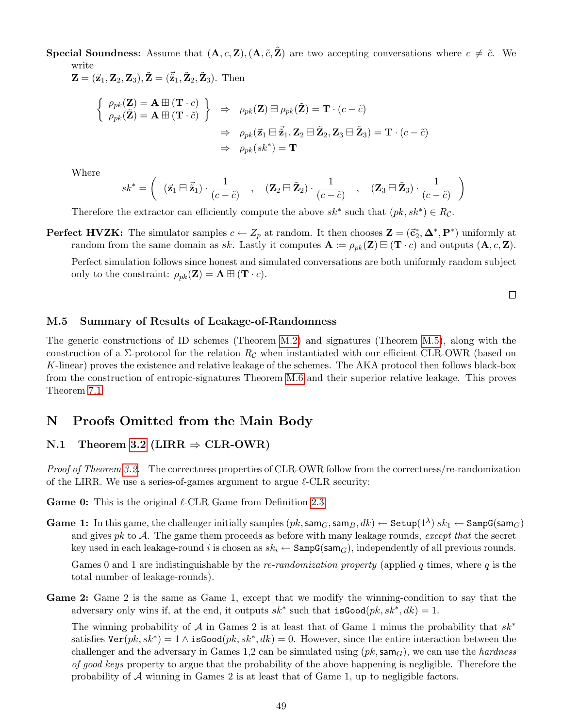**Special Soundness:** Assume that $(\mathbf{A}, c, \mathbf{Z}), (\mathbf{A}, \tilde{c}, \tilde{\mathbf{Z}})$ are two accepting conversations where $c \neq \tilde{c}$. We write
$\mathbf{Z} = (\vec{\mathbf{z}}_1, \mathbf{Z}_2, \mathbf{Z}_3), \tilde{\mathbf{Z}} = (\tilde{\vec{\mathbf{z}}}_1, \tilde{\mathbf{Z}}_2, \tilde{\mathbf{Z}}_3)$. Then

$$\left\{ \begin{array}{l} \rho_{pk}(\mathbf{Z}) = \mathbf{A} \boxplus (\mathbf{T} \cdot c) \\ \rho_{pk}(\tilde{\mathbf{Z}}) = \mathbf{A} \boxplus (\mathbf{T} \cdot \tilde{c}) \end{array} \right\} \begin{array}{l} \Rightarrow \quad \rho_{pk}(\mathbf{Z}) \boxminus \rho_{pk}(\tilde{\mathbf{Z}}) = \mathbf{T} \cdot (c - \tilde{c}) \\ \Rightarrow \quad \rho_{pk}(\vec{\mathbf{z}}_1 \boxminus \tilde{\vec{\mathbf{z}}}_1, \mathbf{Z}_2 \boxminus \tilde{\mathbf{Z}}_2, \mathbf{Z}_3 \boxminus \tilde{\mathbf{Z}}_3) = \mathbf{T} \cdot (c - \tilde{c}) \\ \Rightarrow \quad \rho_{pk}(sk^*) = \mathbf{T} \end{array}$$

Where

$$sk^* = \left( \quad (\vec{\mathbf{z}}_1 \boxminus \tilde{\vec{\mathbf{z}}}_1) \cdot \frac{1}{(c - \tilde{c})} \quad , \quad (\mathbf{Z}_2 \boxminus \tilde{\mathbf{Z}}_2) \cdot \frac{1}{(c - \tilde{c})} \quad , \quad (\mathbf{Z}_3 \boxminus \tilde{\mathbf{Z}}_3) \cdot \frac{1}{(c - \tilde{c})} \quad \right)$$

Therefore the extractor can efficiently compute the above $sk^*$ such that $(pk, sk^*) \in R_{\mathcal{C}}$.

**Perfect HVZK:** The simulator samples $c \leftarrow Z_p$ at random. It then chooses $\mathbf{Z} = (\vec{\mathbf{c}}_2^*, \mathbf{\Delta}^*, \mathbf{P}^*)$ uniformly at random from the same domain as $sk$. Lastly it computes $\mathbf{A} := \rho_{pk}(\mathbf{Z}) \boxminus (\mathbf{T} \cdot c)$ and outputs $(\mathbf{A}, c, \mathbf{Z})$.

Perfect simulation follows since honest and simulated conversations are both uniformly random subject only to the constraint: $\rho_{pk}(\mathbf{Z}) = \mathbf{A} \boxplus (\mathbf{T} \cdot c)$.

□

### M.5 Summary of Results of Leakage-of-Randomness

The generic constructions of ID schemes (Theorem M.2) and signatures (Theorem M.5), along with the construction of a Σ-protocol for the relation $R_{\mathcal{C}}$ when instantiated with our efficient CLR-OWR (based on $K$-linear) proves the existence and relative leakage of the schemes. The AKA protocol then follows black-box from the construction of entropic-signatures Theorem M.6 and their superior relative leakage. This proves Theorem 7.1.

## N Proofs Omitted from the Main Body

### N.1 Theorem 3.2 (LIRR ⇒ CLR-OWR)

*Proof of Theorem 3.2.* The correctness properties of CLR-OWR follow from the correctness/re-randomization of the LIRR. We use a series-of-games argument to argue $\ell$-CLR security:

**Game 0:** This is the original $\ell$-CLR Game from Definition 2.3.

**Game 1:** In this game, the challenger initially samples $(pk, \mathsf{sam}_G, \mathsf{sam}_B, dk) \leftarrow \mathtt{Setup}(1^\lambda)$ $sk_1 \leftarrow \mathtt{SampG}(\mathsf{sam}_G)$ and gives $pk$ to $\mathcal{A}$. The game them proceeds as before with many leakage rounds, *except that* the secret key used in each leakage-round $i$ is chosen as $sk_i \leftarrow \mathtt{SampG}(\mathsf{sam}_G)$, independently of all previous rounds.

Games 0 and 1 are indistinguishable by the *re-randomization property* (applied $q$ times, where $q$ is the total number of leakage-rounds).

**Game 2:** Game 2 is the same as Game 1, except that we modify the winning-condition to say that the adversary only wins if, at the end, it outputs $sk^*$ such that $\mathtt{isGood}(pk, sk^*, dk) = 1$.

The winning probability of $\mathcal{A}$ in Games 2 is at least that of Game 1 minus the probability that $sk^*$ satisfies $\mathtt{Ver}(pk, sk^*) = 1 \wedge \mathtt{isGood}(pk, sk^*, dk) = 0$. However, since the entire interaction between the challenger and the adversary in Games 1,2 can be simulated using $(pk, \mathsf{sam}_G)$, we can use the *hardness of good keys* property to argue that the probability of the above happening is negligible. Therefore the probability of $\mathcal{A}$ winning in Games 2 is at least that of Game 1, up to negligible factors.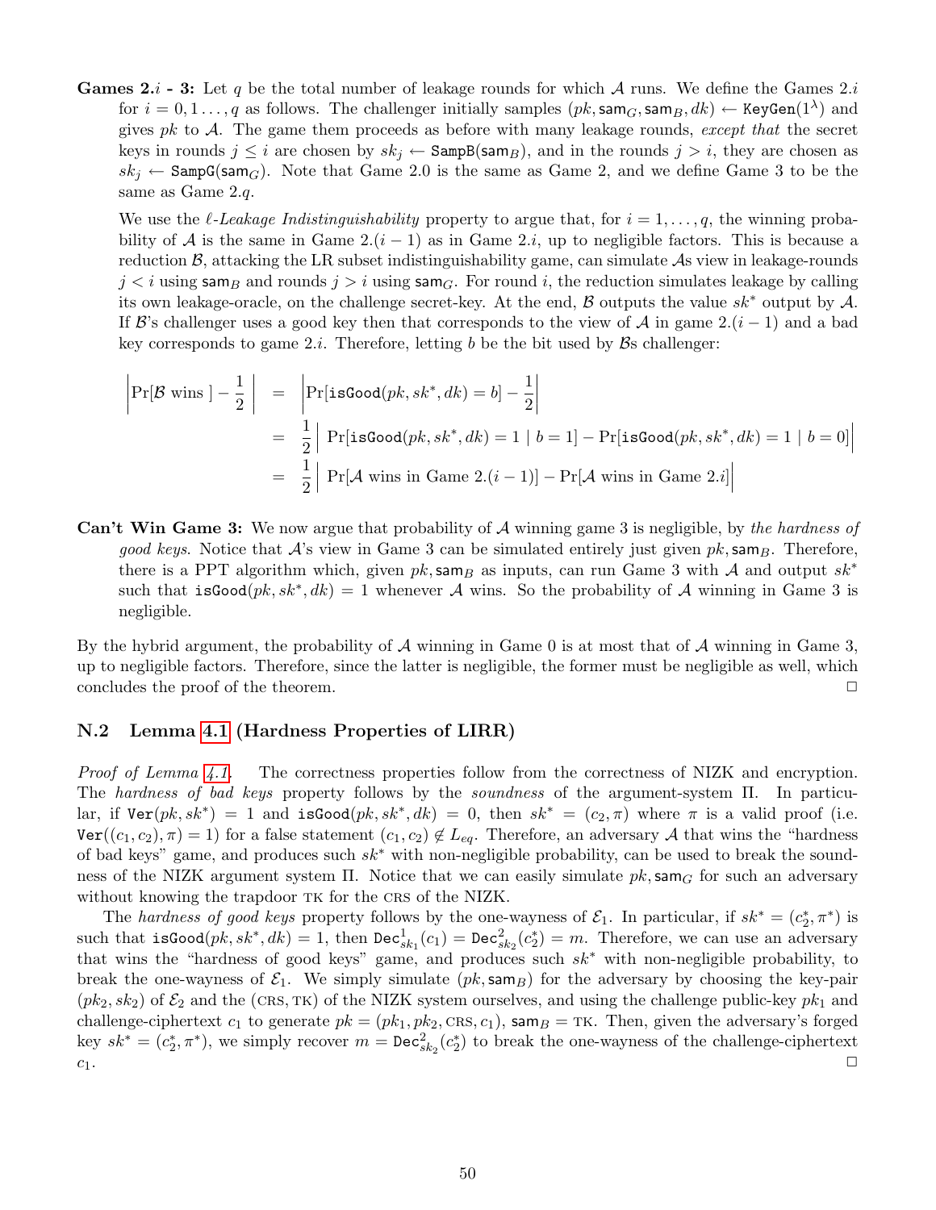**Games 2.$i$ - 3:** Let $q$ be the total number of leakage rounds for which $\mathcal{A}$ runs. We define the Games 2.$i$ for $i = 0, 1 \ldots, q$ as follows. The challenger initially samples $(pk, \mathsf{sam}_G, \mathsf{sam}_B, dk) \leftarrow \texttt{KeyGen}(1^\lambda)$ and gives $pk$ to $\mathcal{A}$. The game them proceeds as before with many leakage rounds, *except that* the secret keys in rounds $j \leq i$ are chosen by $sk_j \leftarrow \mathsf{SampB}(\mathsf{sam}_B)$, and in the rounds $j > i$, they are chosen as $sk_j \leftarrow \mathsf{SampG}(\mathsf{sam}_G)$. Note that Game 2.0 is the same as Game 2, and we define Game 3 to be the same as Game 2.$q$.

We use the *$\ell$-Leakage Indistinguishability* property to argue that, for $i = 1, \ldots, q$, the winning probability of $\mathcal{A}$ is the same in Game 2.$(i-1)$ as in Game 2.$i$, up to negligible factors. This is because a reduction $\mathcal{B}$, attacking the LR subset indistinguishability game, can simulate $\mathcal{A}$s view in leakage-rounds $j < i$ using $\mathsf{sam}_B$ and rounds $j > i$ using $\mathsf{sam}_G$. For round $i$, the reduction simulates leakage by calling its own leakage-oracle, on the challenge secret-key. At the end, $\mathcal{B}$ outputs the value $sk^*$ output by $\mathcal{A}$. If $\mathcal{B}$'s challenger uses a good key then that corresponds to the view of $\mathcal{A}$ in game 2.$(i-1)$ and a bad key corresponds to game 2.$i$. Therefore, letting $b$ be the bit used by $\mathcal{B}$s challenger:

$$\begin{aligned}
\left|\Pr[\mathcal{B} \text{ wins }] - \frac{1}{2}\right| &= \left|\Pr[\texttt{isGood}(pk, sk^*, dk) = b] - \frac{1}{2}\right| \\
&= \frac{1}{2}\Big|\Pr[\texttt{isGood}(pk, sk^*, dk) = 1 \mid b = 1] - \Pr[\texttt{isGood}(pk, sk^*, dk) = 1 \mid b = 0]\Big| \\
&= \frac{1}{2}\Big|\Pr[\mathcal{A} \text{ wins in Game } 2.(i-1)] - \Pr[\mathcal{A} \text{ wins in Game } 2.i]\Big|
\end{aligned}$$

**Can't Win Game 3:** We now argue that probability of $\mathcal{A}$ winning game 3 is negligible, by *the hardness of good keys*. Notice that $\mathcal{A}$'s view in Game 3 can be simulated entirely just given $pk, \mathsf{sam}_B$. Therefore, there is a PPT algorithm which, given $pk, \mathsf{sam}_B$ as inputs, can run Game 3 with $\mathcal{A}$ and output $sk^*$ such that $\texttt{isGood}(pk, sk^*, dk) = 1$ whenever $\mathcal{A}$ wins. So the probability of $\mathcal{A}$ winning in Game 3 is negligible.

By the hybrid argument, the probability of $\mathcal{A}$ winning in Game 0 is at most that of $\mathcal{A}$ winning in Game 3, up to negligible factors. Therefore, since the latter is negligible, the former must be negligible as well, which concludes the proof of the theorem. □

## N.2 Lemma 4.1 (Hardness Properties of LIRR)

*Proof of Lemma 4.1.* The correctness properties follow from the correctness of NIZK and encryption. The *hardness of bad keys* property follows by the *soundness* of the argument-system $\Pi$. In particular, if $\texttt{Ver}(pk, sk^*) = 1$ and $\texttt{isGood}(pk, sk^*, dk) = 0$, then $sk^* = (c_2, \pi)$ where $\pi$ is a valid proof (i.e. $\texttt{Ver}((c_1, c_2), \pi) = 1$) for a false statement $(c_1, c_2) \notin L_{eq}$. Therefore, an adversary $\mathcal{A}$ that wins the "hardness of bad keys" game, and produces such $sk^*$ with non-negligible probability, can be used to break the soundness of the NIZK argument system $\Pi$. Notice that we can easily simulate $pk, \mathsf{sam}_G$ for such an adversary without knowing the trapdoor TK for the CRS of the NIZK.

The *hardness of good keys* property follows by the one-wayness of $\mathcal{E}_1$. In particular, if $sk^* = (c_2^*, \pi^*)$ is such that $\texttt{isGood}(pk, sk^*, dk) = 1$, then $\texttt{Dec}^1_{sk_1}(c_1) = \texttt{Dec}^2_{sk_2}(c_2^*) = m$. Therefore, we can use an adversary that wins the "hardness of good keys" game, and produces such $sk^*$ with non-negligible probability, to break the one-wayness of $\mathcal{E}_1$. We simply simulate $(pk, \mathsf{sam}_B)$ for the adversary by choosing the key-pair $(pk_2, sk_2)$ of $\mathcal{E}_2$ and the (CRS, TK) of the NIZK system ourselves, and using the challenge public-key $pk_1$ and challenge-ciphertext $c_1$ to generate $pk = (pk_1, pk_2, \text{CRS}, c_1)$, $\mathsf{sam}_B = \text{TK}$. Then, given the adversary's forged key $sk^* = (c_2^*, \pi^*)$, we simply recover $m = \texttt{Dec}^2_{sk_2}(c_2^*)$ to break the one-wayness of the challenge-ciphertext $c_1$. □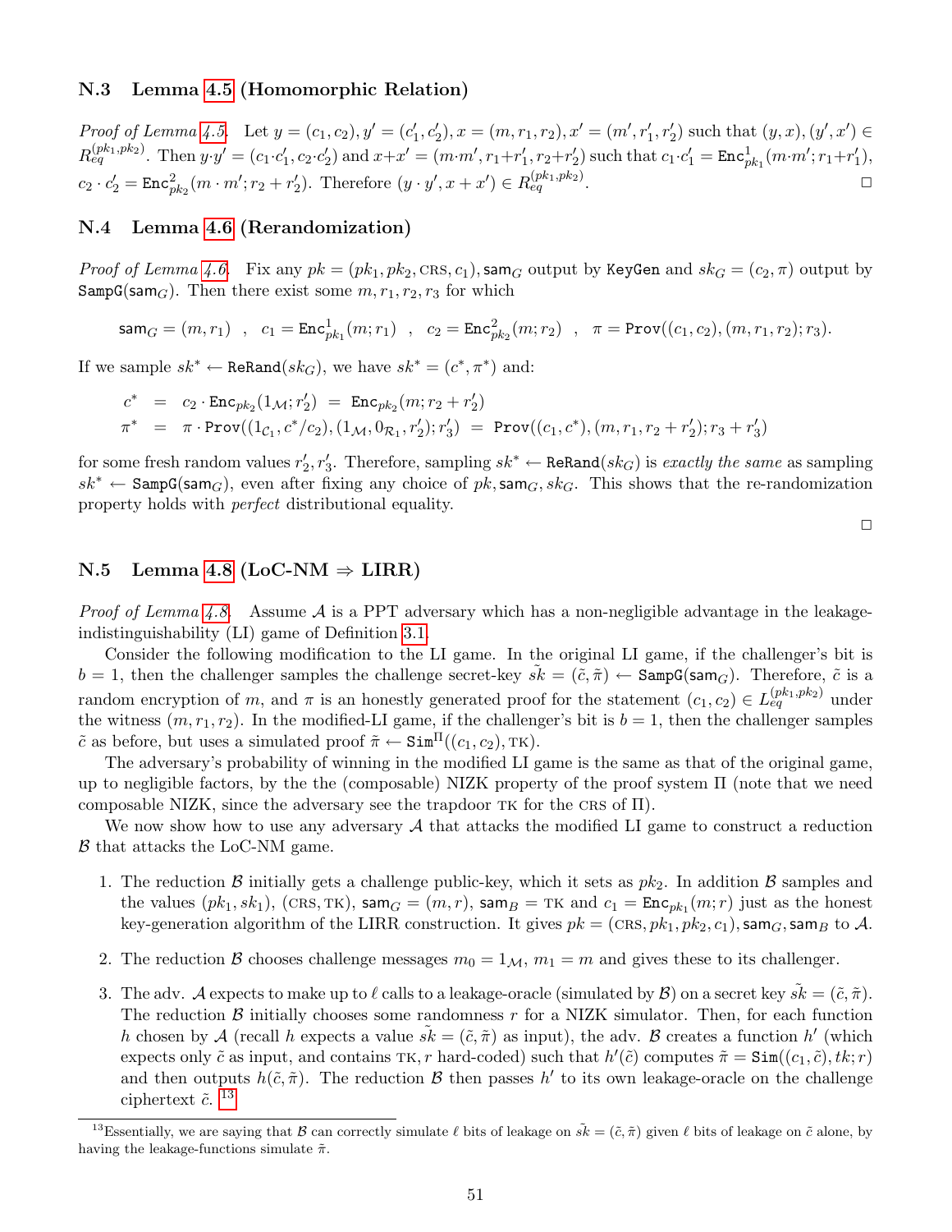### N.3 Lemma 4.5 (Homomorphic Relation)

*Proof of Lemma 4.5.* Let $y = (c_1, c_2), y' = (c_1', c_2'), x = (m, r_1, r_2), x' = (m', r_1', r_2')$ such that $(y, x), (y', x') \in R_{eq}^{(pk_1, pk_2)}$. Then $y \cdot y' = (c_1 \cdot c_1', c_2 \cdot c_2')$ and $x + x' = (m \cdot m', r_1 + r_1', r_2 + r_2')$ such that $c_1 \cdot c_1' = \mathtt{Enc}^1_{pk_1}(m \cdot m'; r_1 + r_1')$, $c_2 \cdot c_2' = \mathtt{Enc}^2_{pk_2}(m \cdot m'; r_2 + r_2')$. Therefore $(y \cdot y', x + x') \in R_{eq}^{(pk_1, pk_2)}$. □

### N.4 Lemma 4.6 (Rerandomization)

*Proof of Lemma 4.6.* Fix any $pk = (pk_1, pk_2, \text{CRS}, c_1), \mathsf{sam}_G$ output by $\mathtt{KeyGen}$ and $sk_G = (c_2, \pi)$ output by $\mathtt{SampG}(\mathsf{sam}_G)$. Then there exist some $m, r_1, r_2, r_3$ for which

$$\mathsf{sam}_G = (m, r_1) \quad , \quad c_1 = \mathtt{Enc}^1_{pk_1}(m; r_1) \quad , \quad c_2 = \mathtt{Enc}^2_{pk_2}(m; r_2) \quad , \quad \pi = \mathtt{Prov}((c_1, c_2), (m, r_1, r_2); r_3).$$

If we sample $sk^* \leftarrow \mathtt{ReRand}(sk_G)$, we have $sk^* = (c^*, \pi^*)$ and:

$$\begin{aligned} c^* &= c_2 \cdot \mathtt{Enc}_{pk_2}(1_{\mathcal{M}}; r_2') = \mathtt{Enc}_{pk_2}(m; r_2 + r_2') \\ \pi^* &= \pi \cdot \mathtt{Prov}((1_{\mathcal{C}_1}, c^*/c_2), (1_{\mathcal{M}}, 0_{\mathcal{R}_1}, r_2'); r_3') = \mathtt{Prov}((c_1, c^*), (m, r_1, r_2 + r_2'); r_3 + r_3') \end{aligned}$$

for some fresh random values $r_2', r_3'$. Therefore, sampling $sk^* \leftarrow \mathtt{ReRand}(sk_G)$ is *exactly the same* as sampling $sk^* \leftarrow \mathtt{SampG}(\mathsf{sam}_G)$, even after fixing any choice of $pk, \mathsf{sam}_G, sk_G$. This shows that the re-randomization property holds with *perfect* distributional equality.

□

### N.5 Lemma 4.8 (LoC-NM ⇒ LIRR)

*Proof of Lemma 4.8.* Assume $\mathcal{A}$ is a PPT adversary which has a non-negligible advantage in the leakage-indistinguishability (LI) game of Definition 3.1.

Consider the following modification to the LI game. In the original LI game, if the challenger's bit is $b = 1$, then the challenger samples the challenge secret-key $\tilde{sk} = (\tilde{c}, \tilde{\pi}) \leftarrow \mathtt{SampG}(\mathsf{sam}_G)$. Therefore, $\tilde{c}$ is a random encryption of $m$, and $\pi$ is an honestly generated proof for the statement $(c_1, c_2) \in L_{eq}^{(pk_1, pk_2)}$ under the witness $(m, r_1, r_2)$. In the modified-LI game, if the challenger's bit is $b = 1$, then the challenger samples $\tilde{c}$ as before, but uses a simulated proof $\tilde{\pi} \leftarrow \mathtt{Sim}^{\Pi}((c_1, c_2), \text{TK})$.

The adversary's probability of winning in the modified LI game is the same as that of the original game, up to negligible factors, by the the (composable) NIZK property of the proof system $\Pi$ (note that we need composable NIZK, since the adversary see the trapdoor TK for the CRS of $\Pi$).

We now show how to use any adversary $\mathcal{A}$ that attacks the modified LI game to construct a reduction $\mathcal{B}$ that attacks the LoC-NM game.

1. The reduction $\mathcal{B}$ initially gets a challenge public-key, which it sets as $pk_2$. In addition $\mathcal{B}$ samples and the values $(pk_1, sk_1)$, $(\text{CRS}, \text{TK})$, $\mathsf{sam}_G = (m, r)$, $\mathsf{sam}_B = \text{TK}$ and $c_1 = \mathtt{Enc}_{pk_1}(m; r)$ just as the honest key-generation algorithm of the LIRR construction. It gives $pk = (\text{CRS}, pk_1, pk_2, c_1), \mathsf{sam}_G, \mathsf{sam}_B$ to $\mathcal{A}$.
2. The reduction $\mathcal{B}$ chooses challenge messages $m_0 = 1_{\mathcal{M}}$, $m_1 = m$ and gives these to its challenger.
3. The adv. $\mathcal{A}$ expects to make up to $\ell$ calls to a leakage-oracle (simulated by $\mathcal{B}$) on a secret key $\tilde{sk} = (\tilde{c}, \tilde{\pi})$. The reduction $\mathcal{B}$ initially chooses some randomness $r$ for a NIZK simulator. Then, for each function $h$ chosen by $\mathcal{A}$ (recall $h$ expects a value $\tilde{sk} = (\tilde{c}, \tilde{\pi})$ as input), the adv. $\mathcal{B}$ creates a function $h'$ (which expects only $\tilde{c}$ as input, and contains $\text{TK}, r$ hard-coded) such that $h'(\tilde{c})$ computes $\tilde{\pi} = \mathtt{Sim}((c_1, \tilde{c}), tk; r)$ and then outputs $h(\tilde{c}, \tilde{\pi})$. The reduction $\mathcal{B}$ then passes $h'$ to its own leakage-oracle on the challenge ciphertext $\tilde{c}$. [13]

---

[13] Essentially, we are saying that $\mathcal{B}$ can correctly simulate $\ell$ bits of leakage on $\tilde{sk} = (\tilde{c}, \tilde{\pi})$ given $\ell$ bits of leakage on $\tilde{c}$ alone, by having the leakage-functions simulate $\tilde{\pi}$.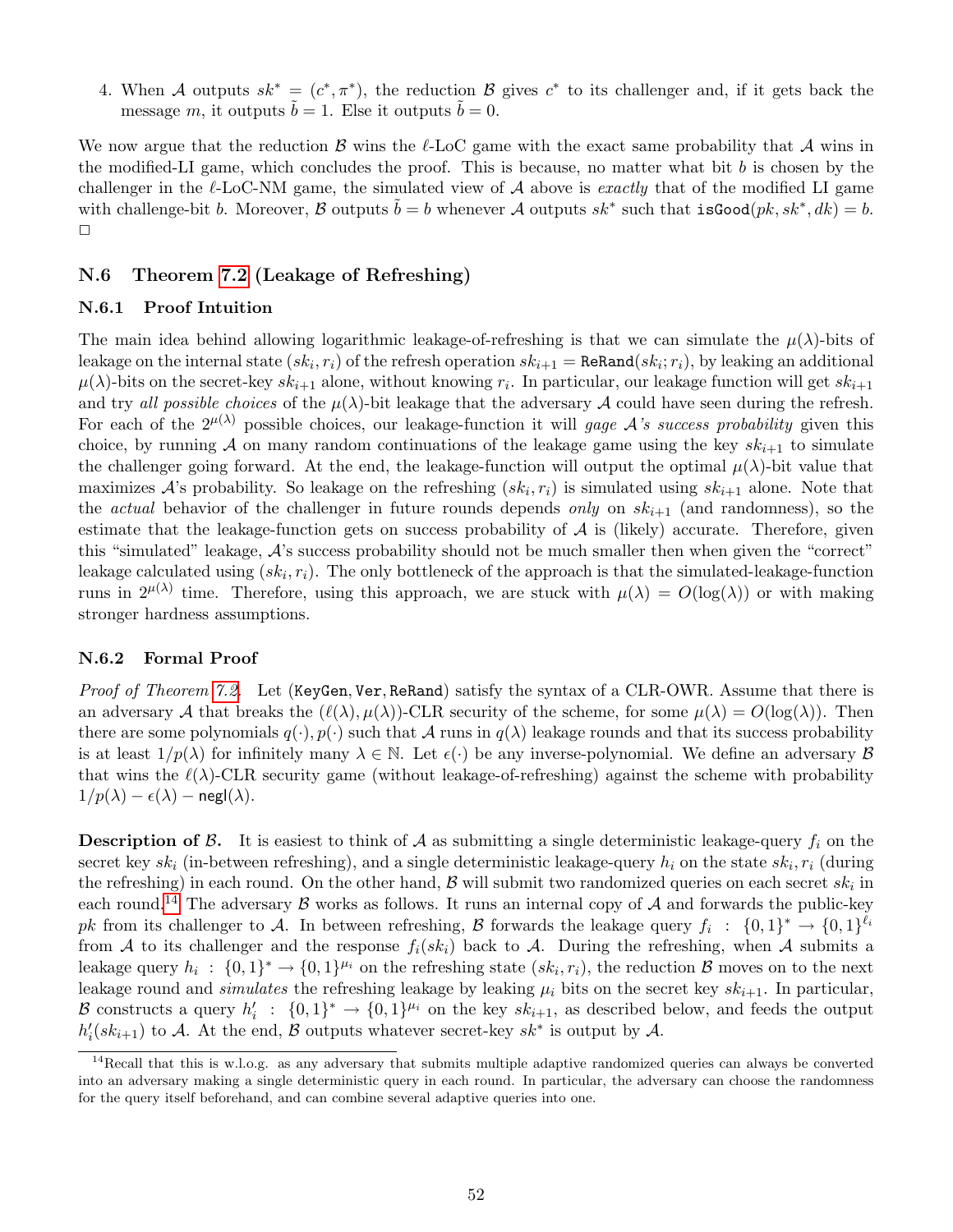4. When $\mathcal{A}$ outputs $sk^* = (c^*, \pi^*)$, the reduction $\mathcal{B}$ gives $c^*$ to its challenger and, if it gets back the message $m$, it outputs $\tilde{b} = 1$. Else it outputs $\tilde{b} = 0$.

We now argue that the reduction $\mathcal{B}$ wins the $\ell$-LoC game with the exact same probability that $\mathcal{A}$ wins in the modified-LI game, which concludes the proof. This is because, no matter what bit $b$ is chosen by the challenger in the $\ell$-LoC-NM game, the simulated view of $\mathcal{A}$ above is *exactly* that of the modified LI game with challenge-bit $b$. Moreover, $\mathcal{B}$ outputs $\tilde{b} = b$ whenever $\mathcal{A}$ outputs $sk^*$ such that $\mathtt{isGood}(pk, sk^*, dk) = b$. $\square$

## N.6 Theorem 7.2 (Leakage of Refreshing)

### N.6.1 Proof Intuition

The main idea behind allowing logarithmic leakage-of-refreshing is that we can simulate the $\mu(\lambda)$-bits of leakage on the internal state $(sk_i, r_i)$ of the refresh operation $sk_{i+1} = \mathtt{ReRand}(sk_i; r_i)$, by leaking an additional $\mu(\lambda)$-bits on the secret-key $sk_{i+1}$ alone, without knowing $r_i$. In particular, our leakage function will get $sk_{i+1}$ and try *all possible choices* of the $\mu(\lambda)$-bit leakage that the adversary $\mathcal{A}$ could have seen during the refresh. For each of the $2^{\mu(\lambda)}$ possible choices, our leakage-function it will *gage $\mathcal{A}$'s success probability* given this choice, by running $\mathcal{A}$ on many random continuations of the leakage game using the key $sk_{i+1}$ to simulate the challenger going forward. At the end, the leakage-function will output the optimal $\mu(\lambda)$-bit value that maximizes $\mathcal{A}$'s probability. So leakage on the refreshing $(sk_i, r_i)$ is simulated using $sk_{i+1}$ alone. Note that the *actual* behavior of the challenger in future rounds depends *only* on $sk_{i+1}$ (and randomness), so the estimate that the leakage-function gets on success probability of $\mathcal{A}$ is (likely) accurate. Therefore, given this "simulated" leakage, $\mathcal{A}$'s success probability should not be much smaller then when given the "correct" leakage calculated using $(sk_i, r_i)$. The only bottleneck of the approach is that the simulated-leakage-function runs in $2^{\mu(\lambda)}$ time. Therefore, using this approach, we are stuck with $\mu(\lambda) = O(\log(\lambda))$ or with making stronger hardness assumptions.

### N.6.2 Formal Proof

*Proof of Theorem 7.2.* Let $(\mathtt{KeyGen}, \mathtt{Ver}, \mathtt{ReRand})$ satisfy the syntax of a CLR-OWR. Assume that there is an adversary $\mathcal{A}$ that breaks the $(\ell(\lambda), \mu(\lambda))$-CLR security of the scheme, for some $\mu(\lambda) = O(\log(\lambda))$. Then there are some polynomials $q(\cdot), p(\cdot)$ such that $\mathcal{A}$ runs in $q(\lambda)$ leakage rounds and that its success probability is at least $1/p(\lambda)$ for infinitely many $\lambda \in \mathbb{N}$. Let $\epsilon(\cdot)$ be any inverse-polynomial. We define an adversary $\mathcal{B}$ that wins the $\ell(\lambda)$-CLR security game (without leakage-of-refreshing) against the scheme with probability $1/p(\lambda) - \epsilon(\lambda) - \mathsf{negl}(\lambda)$.

**Description of $\mathcal{B}$.** It is easiest to think of $\mathcal{A}$ as submitting a single deterministic leakage-query $f_i$ on the secret key $sk_i$ (in-between refreshing), and a single deterministic leakage-query $h_i$ on the state $sk_i, r_i$ (during the refreshing) in each round. On the other hand, $\mathcal{B}$ will submit two randomized queries on each secret $sk_i$ in each round.[14] The adversary $\mathcal{B}$ works as follows. It runs an internal copy of $\mathcal{A}$ and forwards the public-key $pk$ from its challenger to $\mathcal{A}$. In between refreshing, $\mathcal{B}$ forwards the leakage query $f_i : \{0,1\}^* \rightarrow \{0,1\}^{\ell_i}$ from $\mathcal{A}$ to its challenger and the response $f_i(sk_i)$ back to $\mathcal{A}$. During the refreshing, when $\mathcal{A}$ submits a leakage query $h_i : \{0,1\}^* \rightarrow \{0,1\}^{\mu_i}$ on the refreshing state $(sk_i, r_i)$, the reduction $\mathcal{B}$ moves on to the next leakage round and *simulates* the refreshing leakage by leaking $\mu_i$ bits on the secret key $sk_{i+1}$. In particular, $\mathcal{B}$ constructs a query $h'_i : \{0,1\}^* \rightarrow \{0,1\}^{\mu_i}$ on the key $sk_{i+1}$, as described below, and feeds the output $h'_i(sk_{i+1})$ to $\mathcal{A}$. At the end, $\mathcal{B}$ outputs whatever secret-key $sk^*$ is output by $\mathcal{A}$.

[14] Recall that this is w.l.o.g. as any adversary that submits multiple adaptive randomized queries can always be converted into an adversary making a single deterministic query in each round. In particular, the adversary can choose the randomness for the query itself beforehand, and can combine several adaptive queries into one.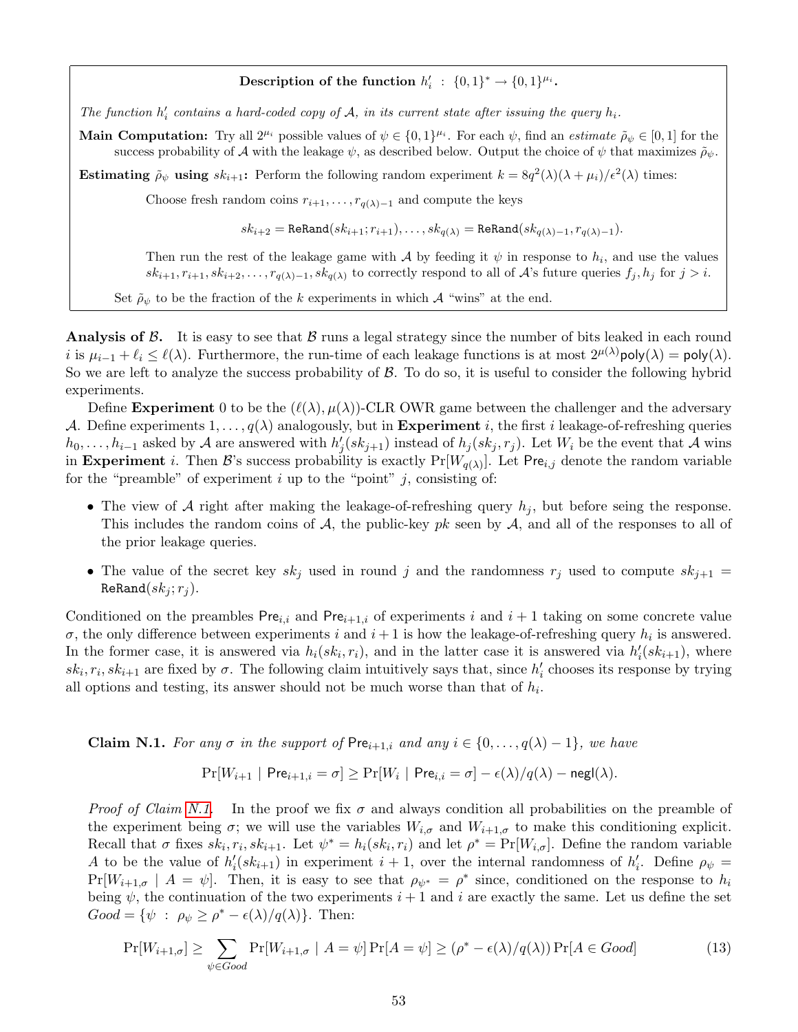**Description of the function $h'_i : \{0,1\}^* \to \{0,1\}^{\mu_i}$.**

*The function $h'_i$ contains a hard-coded copy of $\mathcal{A}$, in its current state after issuing the query $h_i$.*

**Main Computation:** Try all $2^{\mu_i}$ possible values of $\psi \in \{0,1\}^{\mu_i}$. For each $\psi$, find an *estimate* $\tilde{\rho}_\psi \in [0,1]$ for the success probability of $\mathcal{A}$ with the leakage $\psi$, as described below. Output the choice of $\psi$ that maximizes $\tilde{\rho}_\psi$.

**Estimating $\tilde{\rho}_\psi$ using $sk_{i+1}$:** Perform the following random experiment $k = 8q^2(\lambda)(\lambda + \mu_i)/\epsilon^2(\lambda)$ times:

Choose fresh random coins $r_{i+1}, \ldots, r_{q(\lambda)-1}$ and compute the keys

$$sk_{i+2} = \texttt{ReRand}(sk_{i+1}; r_{i+1}), \ldots, sk_{q(\lambda)} = \texttt{ReRand}(sk_{q(\lambda)-1}, r_{q(\lambda)-1}).$$

Then run the rest of the leakage game with $\mathcal{A}$ by feeding it $\psi$ in response to $h_i$, and use the values $sk_{i+1}, r_{i+1}, sk_{i+2}, \ldots, r_{q(\lambda)-1}, sk_{q(\lambda)}$ to correctly respond to all of $\mathcal{A}$'s future queries $f_j, h_j$ for $j > i$.

Set $\tilde{\rho}_\psi$ to be the fraction of the $k$ experiments in which $\mathcal{A}$ "wins" at the end.

**Analysis of $\mathcal{B}$.** It is easy to see that $\mathcal{B}$ runs a legal strategy since the number of bits leaked in each round $i$ is $\mu_{i-1} + \ell_i \le \ell(\lambda)$. Furthermore, the run-time of each leakage functions is at most $2^{\mu(\lambda)}\mathsf{poly}(\lambda) = \mathsf{poly}(\lambda)$. So we are left to analyze the success probability of $\mathcal{B}$. To do so, it is useful to consider the following hybrid experiments.

Define **Experiment** 0 to be the $(\ell(\lambda), \mu(\lambda))$-CLR OWR game between the challenger and the adversary $\mathcal{A}$. Define experiments $1, \ldots, q(\lambda)$ analogously, but in **Experiment** $i$, the first $i$ leakage-of-refreshing queries $h_0, \ldots, h_{i-1}$ asked by $\mathcal{A}$ are answered with $h'_j(sk_{j+1})$ instead of $h_j(sk_j, r_j)$. Let $W_i$ be the event that $\mathcal{A}$ wins in **Experiment** $i$. Then $\mathcal{B}$'s success probability is exactly $\Pr[W_{q(\lambda)}]$. Let $\mathsf{Pre}_{i,j}$ denote the random variable for the "preamble" of experiment $i$ up to the "point" $j$, consisting of:

- The view of $\mathcal{A}$ right after making the leakage-of-refreshing query $h_j$, but before seing the response. This includes the random coins of $\mathcal{A}$, the public-key $pk$ seen by $\mathcal{A}$, and all of the responses to all of the prior leakage queries.
- The value of the secret key $sk_j$ used in round $j$ and the randomness $r_j$ used to compute $sk_{j+1} = \texttt{ReRand}(sk_j; r_j)$.

Conditioned on the preambles $\mathsf{Pre}_{i,i}$ and $\mathsf{Pre}_{i+1,i}$ of experiments $i$ and $i+1$ taking on some concrete value $\sigma$, the only difference between experiments $i$ and $i+1$ is how the leakage-of-refreshing query $h_i$ is answered. In the former case, it is answered via $h_i(sk_i, r_i)$, and in the latter case it is answered via $h'_i(sk_{i+1})$, where $sk_i, r_i, sk_{i+1}$ are fixed by $\sigma$. The following claim intuitively says that, since $h'_i$ chooses its response by trying all options and testing, its answer should not be much worse than that of $h_i$.

**Claim N.1.** *For any $\sigma$ in the support of $\mathsf{Pre}_{i+1,i}$ and any $i \in \{0, \ldots, q(\lambda) - 1\}$, we have*

$$\Pr[W_{i+1} \mid \mathsf{Pre}_{i+1,i} = \sigma] \ge \Pr[W_i \mid \mathsf{Pre}_{i,i} = \sigma] - \epsilon(\lambda)/q(\lambda) - \mathsf{negl}(\lambda).$$

*Proof of Claim N.1.* In the proof we fix $\sigma$ and always condition all probabilities on the preamble of the experiment being $\sigma$; we will use the variables $W_{i,\sigma}$ and $W_{i+1,\sigma}$ to make this conditioning explicit. Recall that $\sigma$ fixes $sk_i, r_i, sk_{i+1}$. Let $\psi^* = h_i(sk_i, r_i)$ and let $\rho^* = \Pr[W_{i,\sigma}]$. Define the random variable $A$ to be the value of $h'_i(sk_{i+1})$ in experiment $i+1$, over the internal randomness of $h'_i$. Define $\rho_\psi = \Pr[W_{i+1,\sigma} \mid A = \psi]$. Then, it is easy to see that $\rho_{\psi^*} = \rho^*$ since, conditioned on the response to $h_i$ being $\psi$, the continuation of the two experiments $i+1$ and $i$ are exactly the same. Let us define the set $\mathit{Good} = \{\psi \,:\, \rho_\psi \ge \rho^* - \epsilon(\lambda)/q(\lambda)\}$. Then:

$$\Pr[W_{i+1,\sigma}] \ge \sum_{\psi \in \mathit{Good}} \Pr[W_{i+1,\sigma} \mid A = \psi] \Pr[A = \psi] \ge (\rho^* - \epsilon(\lambda)/q(\lambda)) \Pr[A \in \mathit{Good}] \tag{13}$$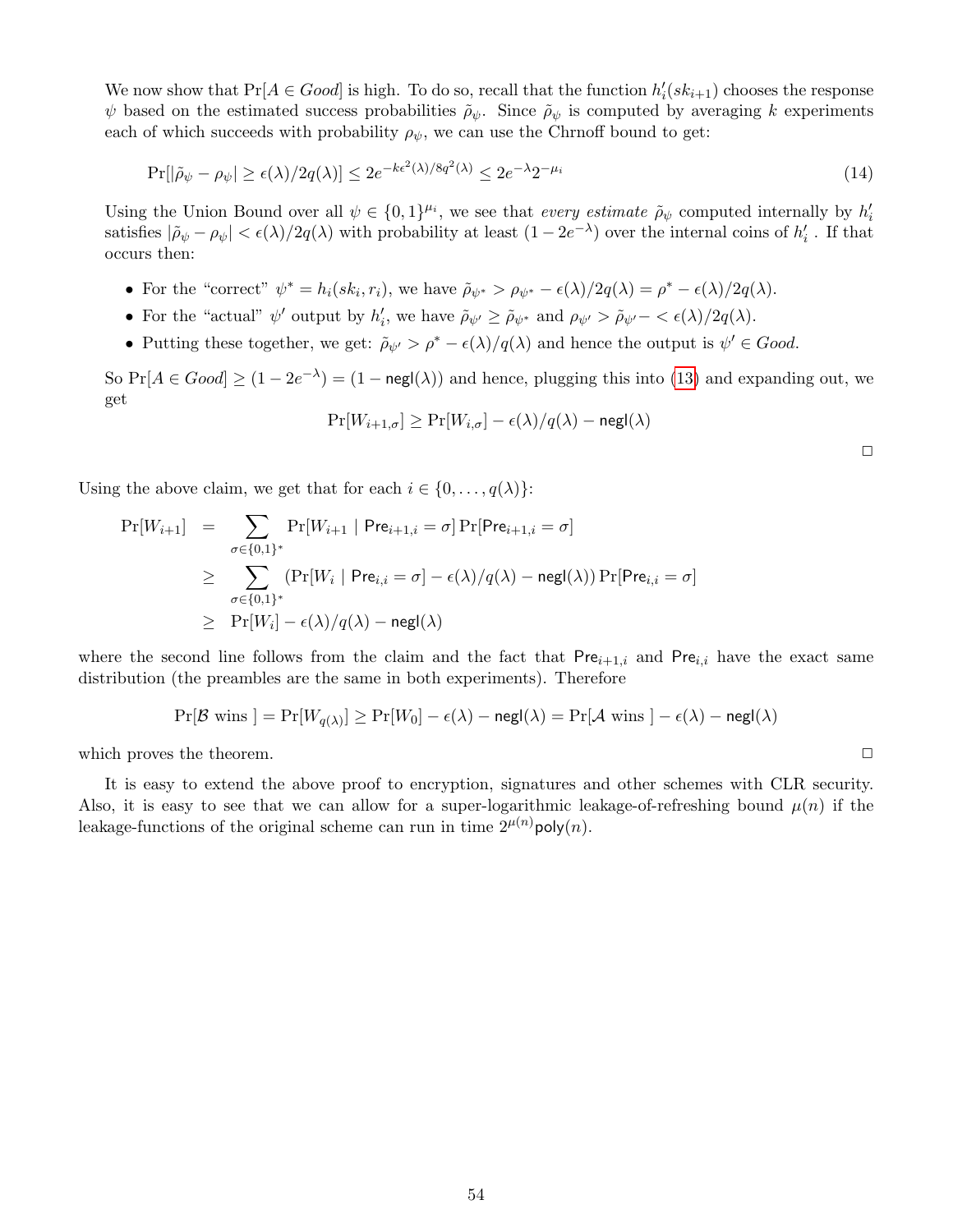We now show that $\Pr[A \in \mathit{Good}]$ is high. To do so, recall that the function $h'_i(sk_{i+1})$ chooses the response $\psi$ based on the estimated success probabilities $\tilde{\rho}_\psi$. Since $\tilde{\rho}_\psi$ is computed by averaging $k$ experiments each of which succeeds with probability $\rho_\psi$, we can use the Chrnoff bound to get:

$$\Pr[|\tilde{\rho}_\psi - \rho_\psi| \geq \epsilon(\lambda)/2q(\lambda)] \leq 2e^{-k\epsilon^2(\lambda)/8q^2(\lambda)} \leq 2e^{-\lambda}2^{-\mu_i} \tag{14}$$

Using the Union Bound over all $\psi \in \{0,1\}^{\mu_i}$, we see that *every estimate* $\tilde{\rho}_\psi$ computed internally by $h'_i$ satisfies $|\tilde{\rho}_\psi - \rho_\psi| < \epsilon(\lambda)/2q(\lambda)$ with probability at least $(1 - 2e^{-\lambda})$ over the internal coins of $h'_i$ . If that occurs then:

- For the "correct" $\psi^* = h_i(sk_i, r_i)$, we have $\tilde{\rho}_{\psi^*} > \rho_{\psi^*} - \epsilon(\lambda)/2q(\lambda) = \rho^* - \epsilon(\lambda)/2q(\lambda)$.
- For the "actual" $\psi'$ output by $h'_i$, we have $\tilde{\rho}_{\psi'} \geq \tilde{\rho}_{\psi^*}$ and $\rho_{\psi'} > \tilde{\rho}_{\psi'} - < \epsilon(\lambda)/2q(\lambda)$.
- Putting these together, we get: $\tilde{\rho}_{\psi'} > \rho^* - \epsilon(\lambda)/q(\lambda)$ and hence the output is $\psi' \in \mathit{Good}$.

So $\Pr[A \in \mathit{Good}] \geq (1 - 2e^{-\lambda}) = (1 - \mathsf{negl}(\lambda))$ and hence, plugging this into (13) and expanding out, we get

$$\Pr[W_{i+1,\sigma}] \geq \Pr[W_{i,\sigma}] - \epsilon(\lambda)/q(\lambda) - \mathsf{negl}(\lambda)$$

□

Using the above claim, we get that for each $i \in \{0, \ldots, q(\lambda)\}$:

$$\begin{aligned}
\Pr[W_{i+1}] &= \sum_{\sigma \in \{0,1\}^*} \Pr[W_{i+1} \mid \mathsf{Pre}_{i+1,i} = \sigma] \Pr[\mathsf{Pre}_{i+1,i} = \sigma] \\
&\geq \sum_{\sigma \in \{0,1\}^*} (\Pr[W_i \mid \mathsf{Pre}_{i,i} = \sigma] - \epsilon(\lambda)/q(\lambda) - \mathsf{negl}(\lambda)) \Pr[\mathsf{Pre}_{i,i} = \sigma] \\
&\geq \Pr[W_i] - \epsilon(\lambda)/q(\lambda) - \mathsf{negl}(\lambda)
\end{aligned}$$

where the second line follows from the claim and the fact that $\mathsf{Pre}_{i+1,i}$ and $\mathsf{Pre}_{i,i}$ have the exact same distribution (the preambles are the same in both experiments). Therefore

$$\Pr[\mathcal{B} \text{ wins }] = \Pr[W_{q(\lambda)}] \geq \Pr[W_0] - \epsilon(\lambda) - \mathsf{negl}(\lambda) = \Pr[\mathcal{A} \text{ wins }] - \epsilon(\lambda) - \mathsf{negl}(\lambda)$$

which proves the theorem. □

It is easy to extend the above proof to encryption, signatures and other schemes with CLR security. Also, it is easy to see that we can allow for a super-logarithmic leakage-of-refreshing bound $\mu(n)$ if the leakage-functions of the original scheme can run in time $2^{\mu(n)}\mathsf{poly}(n)$.